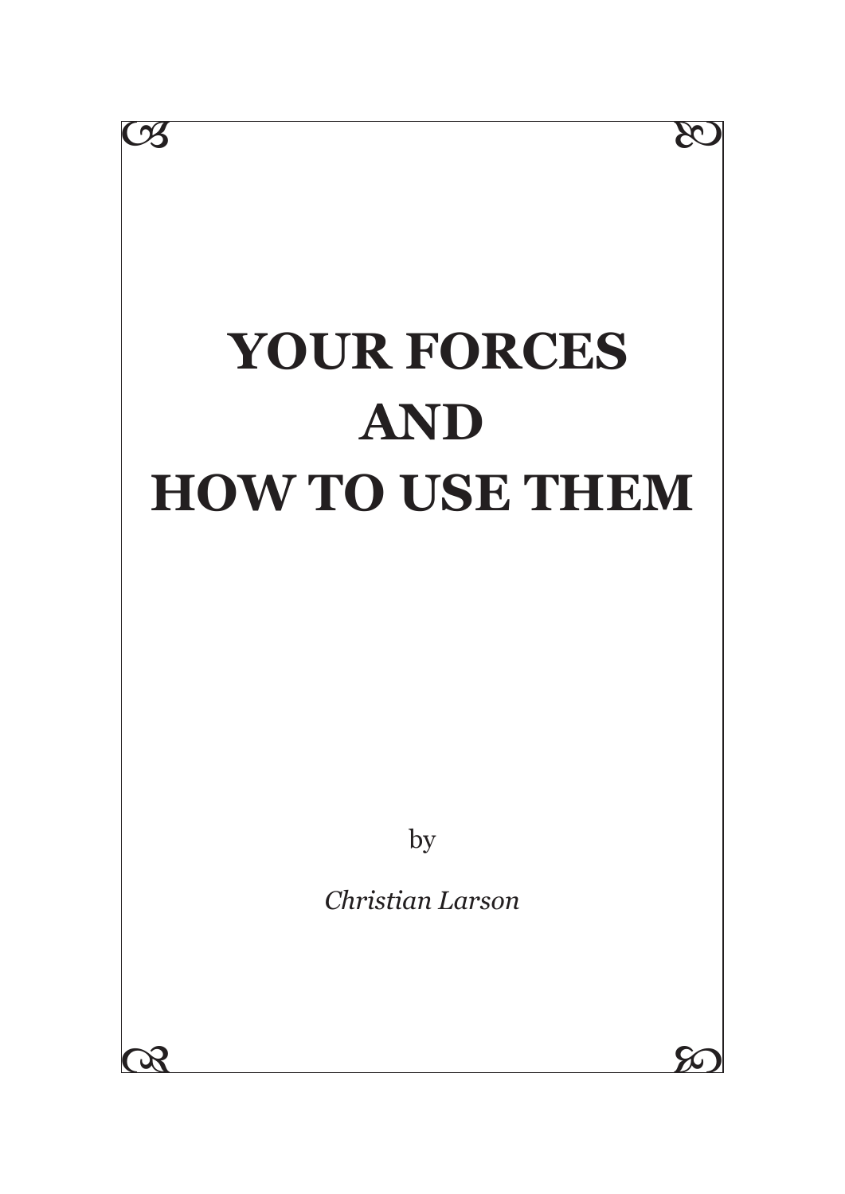# YOUR FORCES AND HOW TO USE THEM

by

*Christian Larson*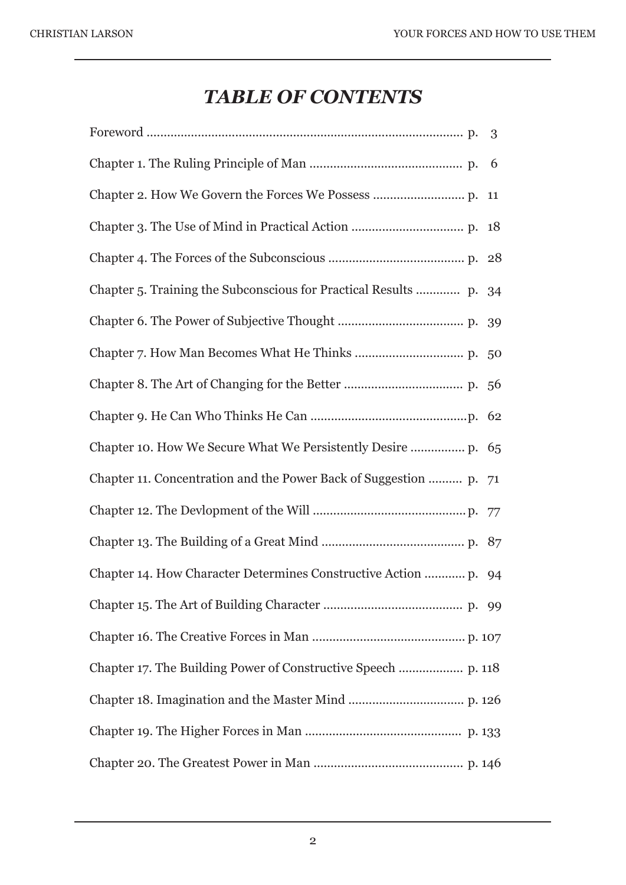# *TABLE OF CONTENTS*

Foreword ........................................................................................ p. 3

Chapter 1. The Ruling Principle of Man ............................................ p. 6

Chapter 2. How We Govern the Forces We Possess .......................... p. 11

Chapter 3. The Use of Mind in Practical Action ................................ p. 18

Chapter 4. The Forces of the Subconscious ....................................... p. 28

Chapter 5. Training the Subconscious for Practical Results ............ p. 34

Chapter 6. The Power of Subjective Thought .................................... p. 39

Chapter 7. How Man Becomes What He Thinks ............................... p. 50

Chapter 8. The Art of Changing for the Better .................................. p. 56

Chapter 9. He Can Who Thinks He Can .............................................p. 62

Chapter 10. How We Secure What We Persistently Desire ............... p. 65

Chapter 11. Concentration and the Power Back of Suggestion .......... p. 71

Chapter 12. The Devlopment of the Will ............................................p. 77

Chapter 13. The Building of a Great Mind .......................................... p. 87

Chapter 14. How Character Determines Constructive Action ........... p. 94

Chapter 15. The Art of Building Character ........................................ p. 99

Chapter 16. The Creative Forces in Man ............................................ p. 107

Chapter 17. The Building Power of Constructive Speech .................. p. 118

Chapter 18. Imagination and the Master Mind ................................. p. 126

Chapter 19. The Higher Forces in Man ............................................. p. 133

Chapter 20. The Greatest Power in Man ........................................... p. 146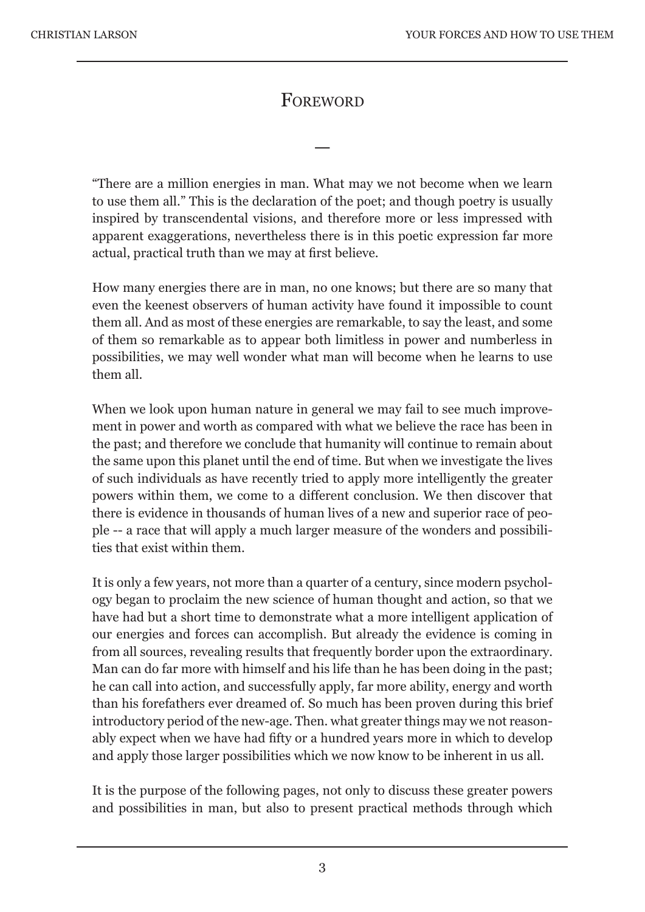# Foreword

—

"There are a million energies in man. What may we not become when we learn to use them all." This is the declaration of the poet; and though poetry is usually inspired by transcendental visions, and therefore more or less impressed with apparent exaggerations, nevertheless there is in this poetic expression far more actual, practical truth than we may at first believe.

How many energies there are in man, no one knows; but there are so many that even the keenest observers of human activity have found it impossible to count them all. And as most of these energies are remarkable, to say the least, and some of them so remarkable as to appear both limitless in power and numberless in possibilities, we may well wonder what man will become when he learns to use them all.

When we look upon human nature in general we may fail to see much improvement in power and worth as compared with what we believe the race has been in the past; and therefore we conclude that humanity will continue to remain about the same upon this planet until the end of time. But when we investigate the lives of such individuals as have recently tried to apply more intelligently the greater powers within them, we come to a different conclusion. We then discover that there is evidence in thousands of human lives of a new and superior race of people -- a race that will apply a much larger measure of the wonders and possibilities that exist within them.

It is only a few years, not more than a quarter of a century, since modern psychology began to proclaim the new science of human thought and action, so that we have had but a short time to demonstrate what a more intelligent application of our energies and forces can accomplish. But already the evidence is coming in from all sources, revealing results that frequently border upon the extraordinary. Man can do far more with himself and his life than he has been doing in the past; he can call into action, and successfully apply, far more ability, energy and worth than his forefathers ever dreamed of. So much has been proven during this brief introductory period of the new-age. Then. what greater things may we not reasonably expect when we have had fifty or a hundred years more in which to develop and apply those larger possibilities which we now know to be inherent in us all.

It is the purpose of the following pages, not only to discuss these greater powers and possibilities in man, but also to present practical methods through which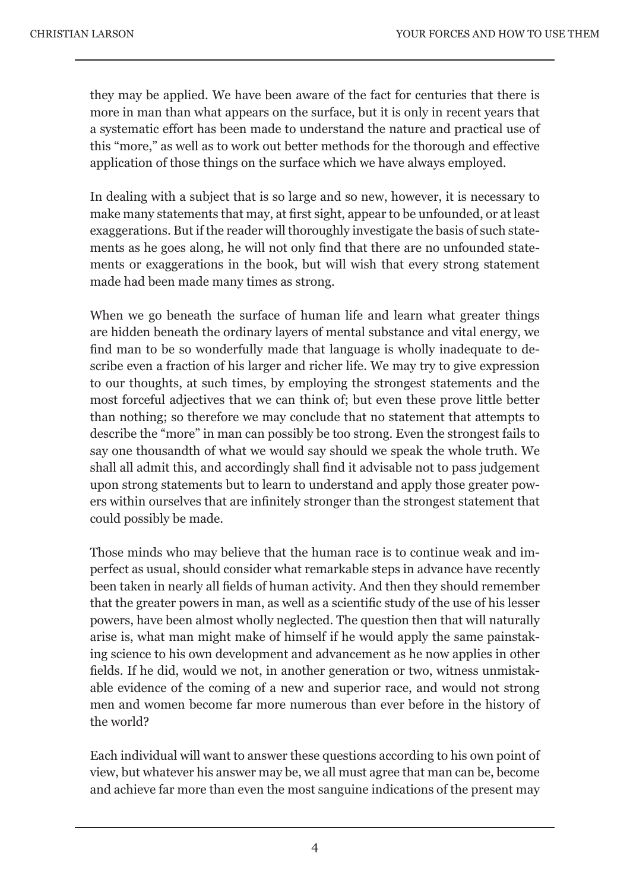they may be applied. We have been aware of the fact for centuries that there is more in man than what appears on the surface, but it is only in recent years that a systematic effort has been made to understand the nature and practical use of this "more," as well as to work out better methods for the thorough and effective application of those things on the surface which we have always employed.

In dealing with a subject that is so large and so new, however, it is necessary to make many statements that may, at first sight, appear to be unfounded, or at least exaggerations. But if the reader will thoroughly investigate the basis of such statements as he goes along, he will not only find that there are no unfounded statements or exaggerations in the book, but will wish that every strong statement made had been made many times as strong.

When we go beneath the surface of human life and learn what greater things are hidden beneath the ordinary layers of mental substance and vital energy, we find man to be so wonderfully made that language is wholly inadequate to describe even a fraction of his larger and richer life. We may try to give expression to our thoughts, at such times, by employing the strongest statements and the most forceful adjectives that we can think of; but even these prove little better than nothing; so therefore we may conclude that no statement that attempts to describe the "more" in man can possibly be too strong. Even the strongest fails to say one thousandth of what we would say should we speak the whole truth. We shall all admit this, and accordingly shall find it advisable not to pass judgement upon strong statements but to learn to understand and apply those greater powers within ourselves that are infinitely stronger than the strongest statement that could possibly be made.

Those minds who may believe that the human race is to continue weak and imperfect as usual, should consider what remarkable steps in advance have recently been taken in nearly all fields of human activity. And then they should remember that the greater powers in man, as well as a scientific study of the use of his lesser powers, have been almost wholly neglected. The question then that will naturally arise is, what man might make of himself if he would apply the same painstaking science to his own development and advancement as he now applies in other fields. If he did, would we not, in another generation or two, witness unmistakable evidence of the coming of a new and superior race, and would not strong men and women become far more numerous than ever before in the history of the world?

Each individual will want to answer these questions according to his own point of view, but whatever his answer may be, we all must agree that man can be, become and achieve far more than even the most sanguine indications of the present may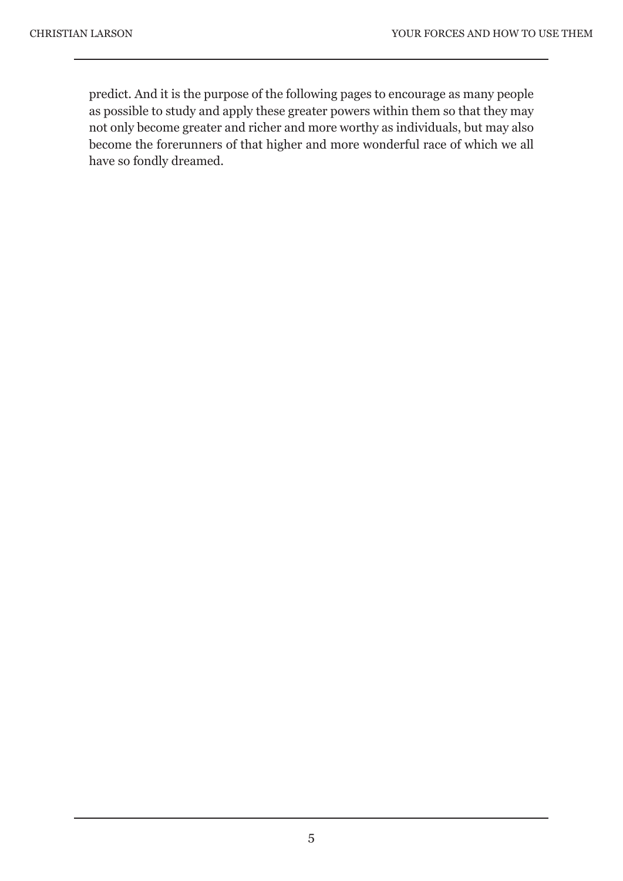predict. And it is the purpose of the following pages to encourage as many people as possible to study and apply these greater powers within them so that they may not only become greater and richer and more worthy as individuals, but may also become the forerunners of that higher and more wonderful race of which we all have so fondly dreamed.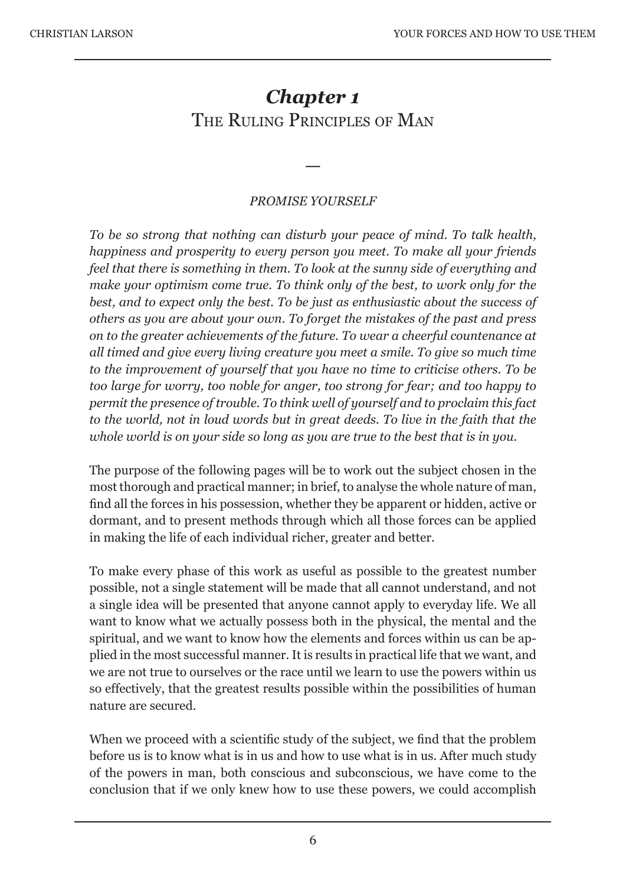# *Chapter 1*
## The Ruling Principles of Man

—

*PROMISE YOURSELF*

*To be so strong that nothing can disturb your peace of mind. To talk health, happiness and prosperity to every person you meet. To make all your friends feel that there is something in them. To look at the sunny side of everything and make your optimism come true. To think only of the best, to work only for the best, and to expect only the best. To be just as enthusiastic about the success of others as you are about your own. To forget the mistakes of the past and press on to the greater achievements of the future. To wear a cheerful countenance at all timed and give every living creature you meet a smile. To give so much time to the improvement of yourself that you have no time to criticise others. To be too large for worry, too noble for anger, too strong for fear; and too happy to permit the presence of trouble. To think well of yourself and to proclaim this fact to the world, not in loud words but in great deeds. To live in the faith that the whole world is on your side so long as you are true to the best that is in you.*

The purpose of the following pages will be to work out the subject chosen in the most thorough and practical manner; in brief, to analyse the whole nature of man, find all the forces in his possession, whether they be apparent or hidden, active or dormant, and to present methods through which all those forces can be applied in making the life of each individual richer, greater and better.

To make every phase of this work as useful as possible to the greatest number possible, not a single statement will be made that all cannot understand, and not a single idea will be presented that anyone cannot apply to everyday life. We all want to know what we actually possess both in the physical, the mental and the spiritual, and we want to know how the elements and forces within us can be applied in the most successful manner. It is results in practical life that we want, and we are not true to ourselves or the race until we learn to use the powers within us so effectively, that the greatest results possible within the possibilities of human nature are secured.

When we proceed with a scientific study of the subject, we find that the problem before us is to know what is in us and how to use what is in us. After much study of the powers in man, both conscious and subconscious, we have come to the conclusion that if we only knew how to use these powers, we could accomplish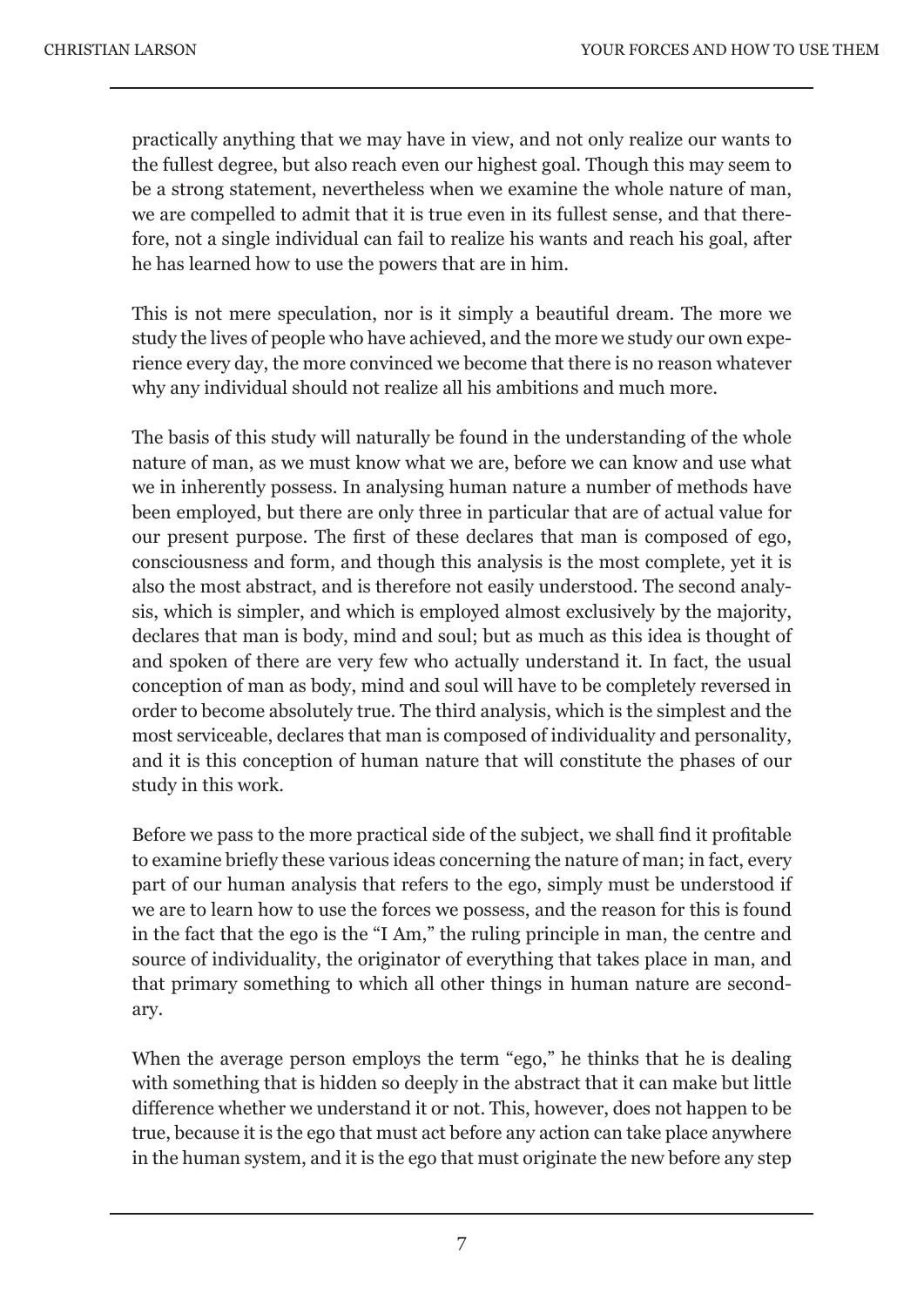practically anything that we may have in view, and not only realize our wants to the fullest degree, but also reach even our highest goal. Though this may seem to be a strong statement, nevertheless when we examine the whole nature of man, we are compelled to admit that it is true even in its fullest sense, and that therefore, not a single individual can fail to realize his wants and reach his goal, after he has learned how to use the powers that are in him.

This is not mere speculation, nor is it simply a beautiful dream. The more we study the lives of people who have achieved, and the more we study our own experience every day, the more convinced we become that there is no reason whatever why any individual should not realize all his ambitions and much more.

The basis of this study will naturally be found in the understanding of the whole nature of man, as we must know what we are, before we can know and use what we in inherently possess. In analysing human nature a number of methods have been employed, but there are only three in particular that are of actual value for our present purpose. The first of these declares that man is composed of ego, consciousness and form, and though this analysis is the most complete, yet it is also the most abstract, and is therefore not easily understood. The second analysis, which is simpler, and which is employed almost exclusively by the majority, declares that man is body, mind and soul; but as much as this idea is thought of and spoken of there are very few who actually understand it. In fact, the usual conception of man as body, mind and soul will have to be completely reversed in order to become absolutely true. The third analysis, which is the simplest and the most serviceable, declares that man is composed of individuality and personality, and it is this conception of human nature that will constitute the phases of our study in this work.

Before we pass to the more practical side of the subject, we shall find it profitable to examine briefly these various ideas concerning the nature of man; in fact, every part of our human analysis that refers to the ego, simply must be understood if we are to learn how to use the forces we possess, and the reason for this is found in the fact that the ego is the "I Am," the ruling principle in man, the centre and source of individuality, the originator of everything that takes place in man, and that primary something to which all other things in human nature are secondary.

When the average person employs the term "ego," he thinks that he is dealing with something that is hidden so deeply in the abstract that it can make but little difference whether we understand it or not. This, however, does not happen to be true, because it is the ego that must act before any action can take place anywhere in the human system, and it is the ego that must originate the new before any step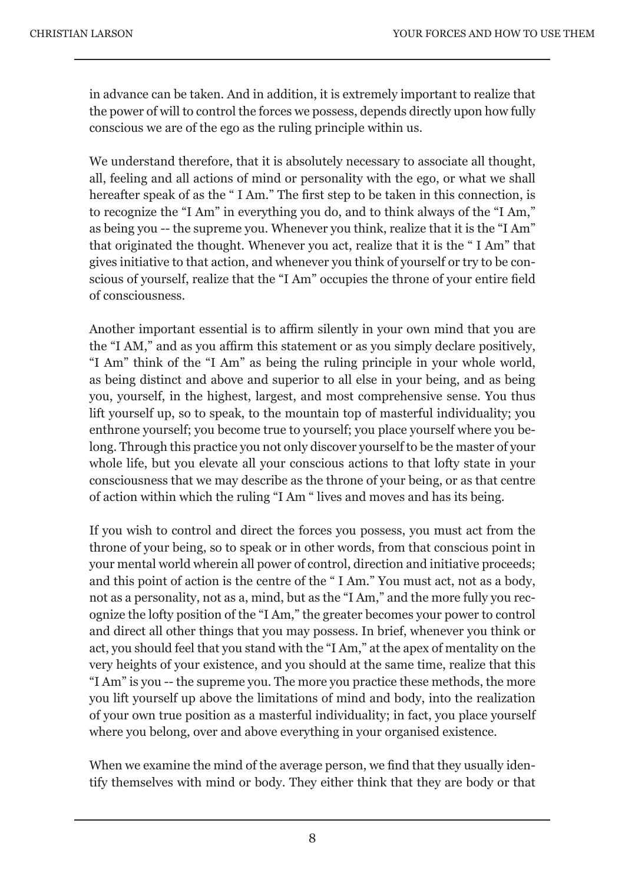in advance can be taken. And in addition, it is extremely important to realize that the power of will to control the forces we possess, depends directly upon how fully conscious we are of the ego as the ruling principle within us.

We understand therefore, that it is absolutely necessary to associate all thought, all, feeling and all actions of mind or personality with the ego, or what we shall hereafter speak of as the " I Am." The first step to be taken in this connection, is to recognize the "I Am" in everything you do, and to think always of the "I Am," as being you -- the supreme you. Whenever you think, realize that it is the "I Am" that originated the thought. Whenever you act, realize that it is the " I Am" that gives initiative to that action, and whenever you think of yourself or try to be conscious of yourself, realize that the "I Am" occupies the throne of your entire field of consciousness.

Another important essential is to affirm silently in your own mind that you are the "I AM," and as you affirm this statement or as you simply declare positively, "I Am" think of the "I Am" as being the ruling principle in your whole world, as being distinct and above and superior to all else in your being, and as being you, yourself, in the highest, largest, and most comprehensive sense. You thus lift yourself up, so to speak, to the mountain top of masterful individuality; you enthrone yourself; you become true to yourself; you place yourself where you belong. Through this practice you not only discover yourself to be the master of your whole life, but you elevate all your conscious actions to that lofty state in your consciousness that we may describe as the throne of your being, or as that centre of action within which the ruling "I Am " lives and moves and has its being.

If you wish to control and direct the forces you possess, you must act from the throne of your being, so to speak or in other words, from that conscious point in your mental world wherein all power of control, direction and initiative proceeds; and this point of action is the centre of the " I Am." You must act, not as a body, not as a personality, not as a, mind, but as the "I Am," and the more fully you recognize the lofty position of the "I Am," the greater becomes your power to control and direct all other things that you may possess. In brief, whenever you think or act, you should feel that you stand with the "I Am," at the apex of mentality on the very heights of your existence, and you should at the same time, realize that this "I Am" is you -- the supreme you. The more you practice these methods, the more you lift yourself up above the limitations of mind and body, into the realization of your own true position as a masterful individuality; in fact, you place yourself where you belong, over and above everything in your organised existence.

When we examine the mind of the average person, we find that they usually identify themselves with mind or body. They either think that they are body or that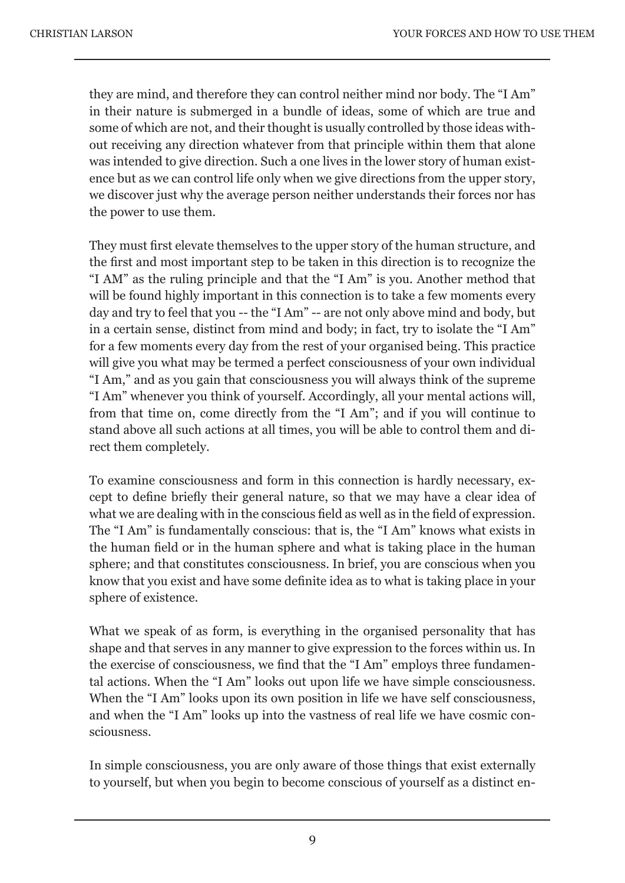they are mind, and therefore they can control neither mind nor body. The "I Am" in their nature is submerged in a bundle of ideas, some of which are true and some of which are not, and their thought is usually controlled by those ideas without receiving any direction whatever from that principle within them that alone was intended to give direction. Such a one lives in the lower story of human existence but as we can control life only when we give directions from the upper story, we discover just why the average person neither understands their forces nor has the power to use them.

They must first elevate themselves to the upper story of the human structure, and the first and most important step to be taken in this direction is to recognize the "I AM" as the ruling principle and that the "I Am" is you. Another method that will be found highly important in this connection is to take a few moments every day and try to feel that you -- the "I Am" -- are not only above mind and body, but in a certain sense, distinct from mind and body; in fact, try to isolate the "I Am" for a few moments every day from the rest of your organised being. This practice will give you what may be termed a perfect consciousness of your own individual "I Am," and as you gain that consciousness you will always think of the supreme "I Am" whenever you think of yourself. Accordingly, all your mental actions will, from that time on, come directly from the "I Am"; and if you will continue to stand above all such actions at all times, you will be able to control them and direct them completely.

To examine consciousness and form in this connection is hardly necessary, except to define briefly their general nature, so that we may have a clear idea of what we are dealing with in the conscious field as well as in the field of expression. The "I Am" is fundamentally conscious: that is, the "I Am" knows what exists in the human field or in the human sphere and what is taking place in the human sphere; and that constitutes consciousness. In brief, you are conscious when you know that you exist and have some definite idea as to what is taking place in your sphere of existence.

What we speak of as form, is everything in the organised personality that has shape and that serves in any manner to give expression to the forces within us. In the exercise of consciousness, we find that the "I Am" employs three fundamental actions. When the "I Am" looks out upon life we have simple consciousness. When the "I Am" looks upon its own position in life we have self consciousness, and when the "I Am" looks up into the vastness of real life we have cosmic consciousness.

In simple consciousness, you are only aware of those things that exist externally to yourself, but when you begin to become conscious of yourself as a distinct en-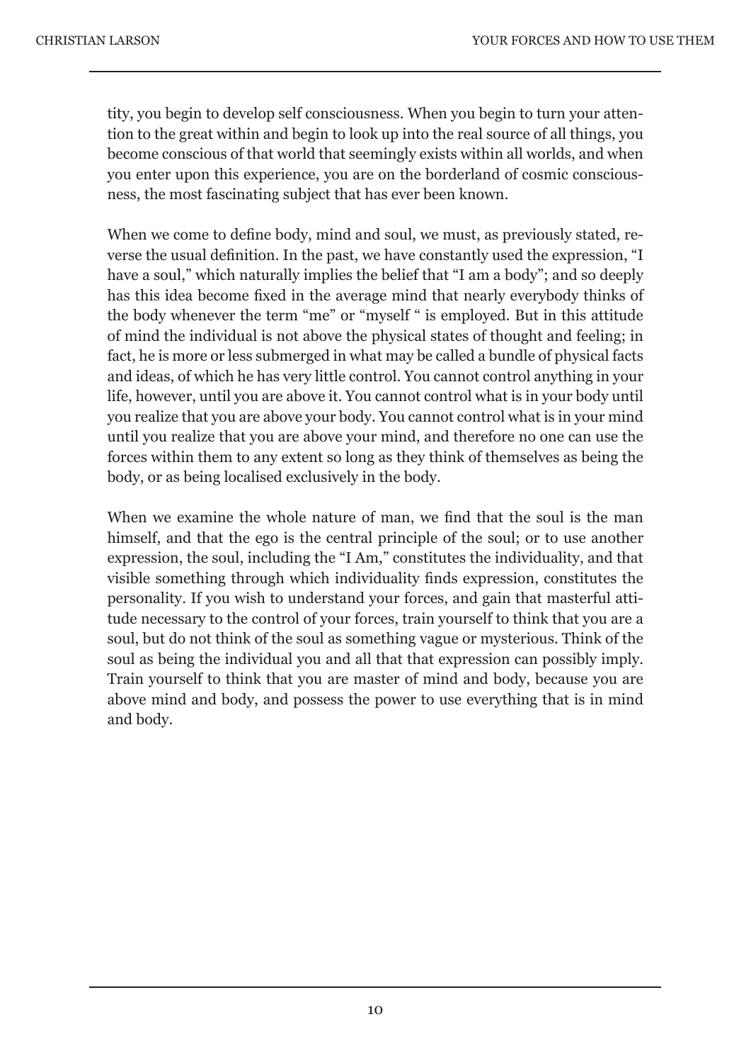tity, you begin to develop self consciousness. When you begin to turn your attention to the great within and begin to look up into the real source of all things, you become conscious of that world that seemingly exists within all worlds, and when you enter upon this experience, you are on the borderland of cosmic consciousness, the most fascinating subject that has ever been known.

When we come to define body, mind and soul, we must, as previously stated, reverse the usual definition. In the past, we have constantly used the expression, "I have a soul," which naturally implies the belief that "I am a body"; and so deeply has this idea become fixed in the average mind that nearly everybody thinks of the body whenever the term "me" or "myself " is employed. But in this attitude of mind the individual is not above the physical states of thought and feeling; in fact, he is more or less submerged in what may be called a bundle of physical facts and ideas, of which he has very little control. You cannot control anything in your life, however, until you are above it. You cannot control what is in your body until you realize that you are above your body. You cannot control what is in your mind until you realize that you are above your mind, and therefore no one can use the forces within them to any extent so long as they think of themselves as being the body, or as being localised exclusively in the body.

When we examine the whole nature of man, we find that the soul is the man himself, and that the ego is the central principle of the soul; or to use another expression, the soul, including the "I Am," constitutes the individuality, and that visible something through which individuality finds expression, constitutes the personality. If you wish to understand your forces, and gain that masterful attitude necessary to the control of your forces, train yourself to think that you are a soul, but do not think of the soul as something vague or mysterious. Think of the soul as being the individual you and all that that expression can possibly imply. Train yourself to think that you are master of mind and body, because you are above mind and body, and possess the power to use everything that is in mind and body.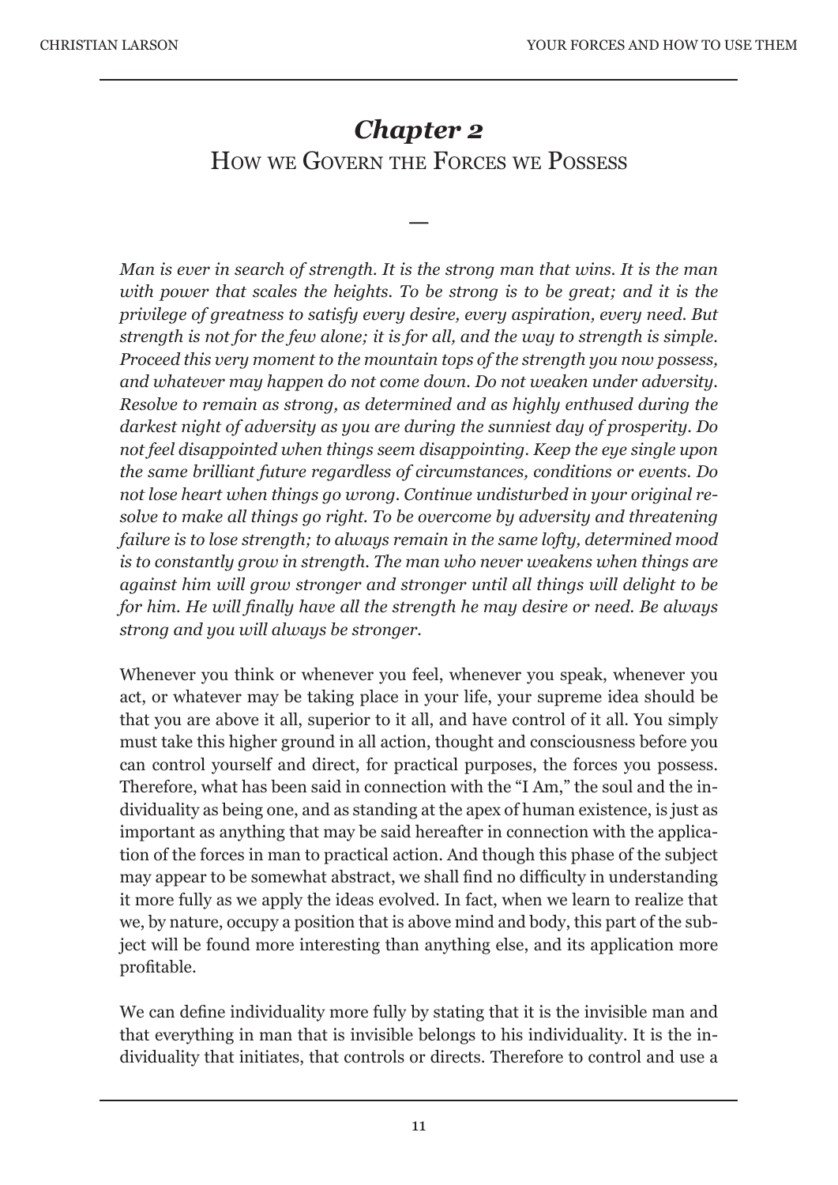# *Chapter 2*
## How we Govern the Forces we Possess

—

*Man is ever in search of strength. It is the strong man that wins. It is the man with power that scales the heights. To be strong is to be great; and it is the privilege of greatness to satisfy every desire, every aspiration, every need. But strength is not for the few alone; it is for all, and the way to strength is simple. Proceed this very moment to the mountain tops of the strength you now possess, and whatever may happen do not come down. Do not weaken under adversity. Resolve to remain as strong, as determined and as highly enthused during the darkest night of adversity as you are during the sunniest day of prosperity. Do not feel disappointed when things seem disappointing. Keep the eye single upon the same brilliant future regardless of circumstances, conditions or events. Do not lose heart when things go wrong. Continue undisturbed in your original resolve to make all things go right. To be overcome by adversity and threatening failure is to lose strength; to always remain in the same lofty, determined mood is to constantly grow in strength. The man who never weakens when things are against him will grow stronger and stronger until all things will delight to be for him. He will finally have all the strength he may desire or need. Be always strong and you will always be stronger.*

Whenever you think or whenever you feel, whenever you speak, whenever you act, or whatever may be taking place in your life, your supreme idea should be that you are above it all, superior to it all, and have control of it all. You simply must take this higher ground in all action, thought and consciousness before you can control yourself and direct, for practical purposes, the forces you possess. Therefore, what has been said in connection with the "I Am," the soul and the individuality as being one, and as standing at the apex of human existence, is just as important as anything that may be said hereafter in connection with the application of the forces in man to practical action. And though this phase of the subject may appear to be somewhat abstract, we shall find no difficulty in understanding it more fully as we apply the ideas evolved. In fact, when we learn to realize that we, by nature, occupy a position that is above mind and body, this part of the subject will be found more interesting than anything else, and its application more profitable.

We can define individuality more fully by stating that it is the invisible man and that everything in man that is invisible belongs to his individuality. It is the individuality that initiates, that controls or directs. Therefore to control and use a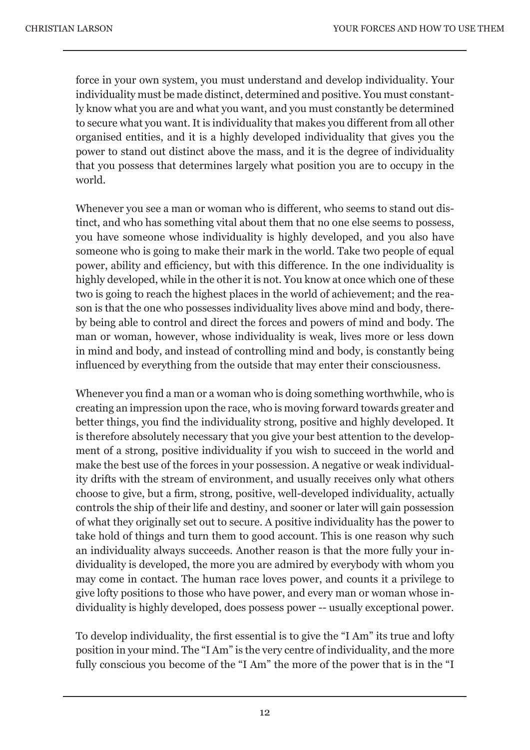force in your own system, you must understand and develop individuality. Your individuality must be made distinct, determined and positive. You must constantly know what you are and what you want, and you must constantly be determined to secure what you want. It is individuality that makes you different from all other organised entities, and it is a highly developed individuality that gives you the power to stand out distinct above the mass, and it is the degree of individuality that you possess that determines largely what position you are to occupy in the world.

Whenever you see a man or woman who is different, who seems to stand out distinct, and who has something vital about them that no one else seems to possess, you have someone whose individuality is highly developed, and you also have someone who is going to make their mark in the world. Take two people of equal power, ability and efficiency, but with this difference. In the one individuality is highly developed, while in the other it is not. You know at once which one of these two is going to reach the highest places in the world of achievement; and the reason is that the one who possesses individuality lives above mind and body, thereby being able to control and direct the forces and powers of mind and body. The man or woman, however, whose individuality is weak, lives more or less down in mind and body, and instead of controlling mind and body, is constantly being influenced by everything from the outside that may enter their consciousness.

Whenever you find a man or a woman who is doing something worthwhile, who is creating an impression upon the race, who is moving forward towards greater and better things, you find the individuality strong, positive and highly developed. It is therefore absolutely necessary that you give your best attention to the development of a strong, positive individuality if you wish to succeed in the world and make the best use of the forces in your possession. A negative or weak individuality drifts with the stream of environment, and usually receives only what others choose to give, but a firm, strong, positive, well-developed individuality, actually controls the ship of their life and destiny, and sooner or later will gain possession of what they originally set out to secure. A positive individuality has the power to take hold of things and turn them to good account. This is one reason why such an individuality always succeeds. Another reason is that the more fully your individuality is developed, the more you are admired by everybody with whom you may come in contact. The human race loves power, and counts it a privilege to give lofty positions to those who have power, and every man or woman whose individuality is highly developed, does possess power -- usually exceptional power.

To develop individuality, the first essential is to give the "I Am" its true and lofty position in your mind. The "I Am" is the very centre of individuality, and the more fully conscious you become of the "I Am" the more of the power that is in the "I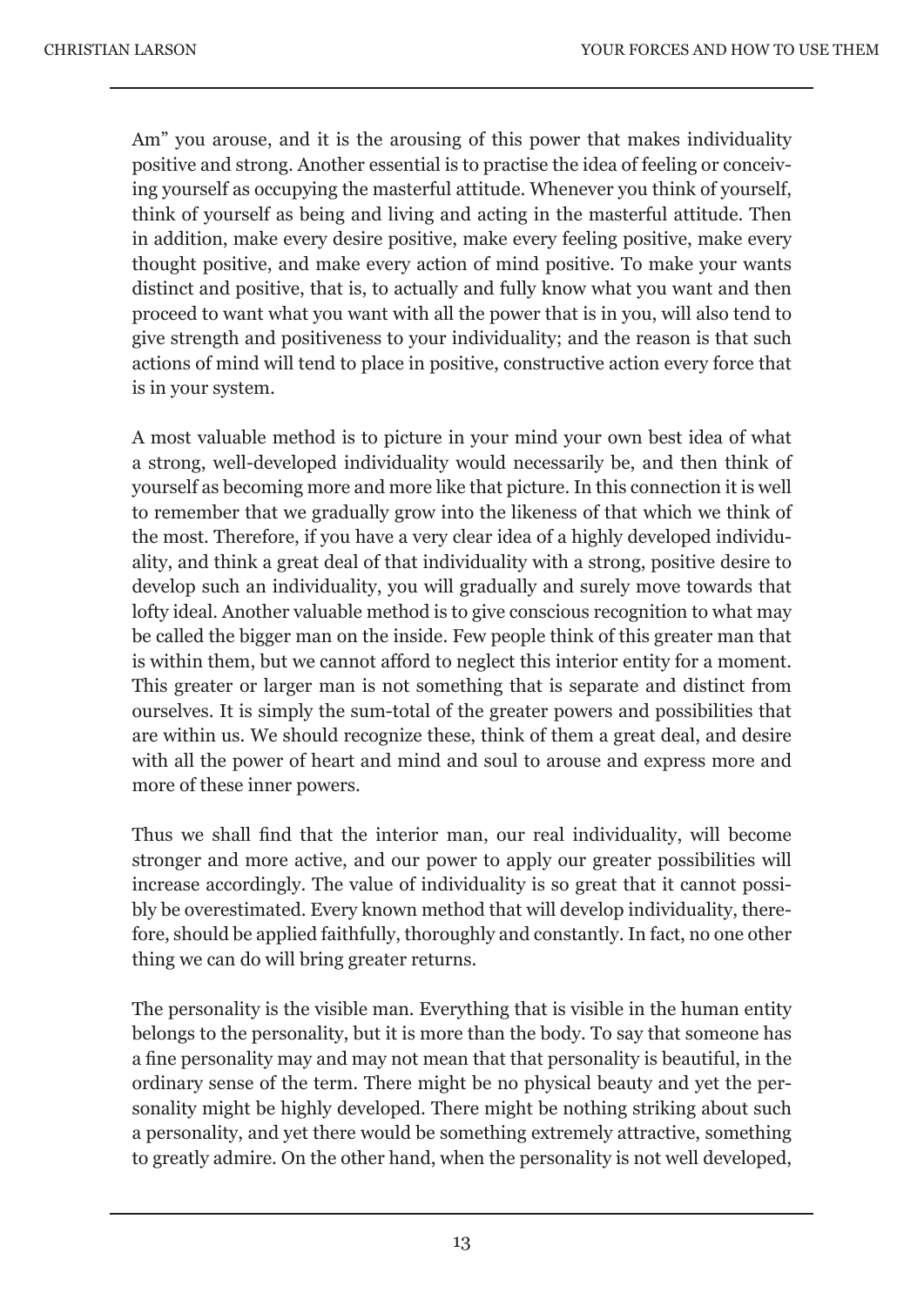Am" you arouse, and it is the arousing of this power that makes individuality positive and strong. Another essential is to practise the idea of feeling or conceiving yourself as occupying the masterful attitude. Whenever you think of yourself, think of yourself as being and living and acting in the masterful attitude. Then in addition, make every desire positive, make every feeling positive, make every thought positive, and make every action of mind positive. To make your wants distinct and positive, that is, to actually and fully know what you want and then proceed to want what you want with all the power that is in you, will also tend to give strength and positiveness to your individuality; and the reason is that such actions of mind will tend to place in positive, constructive action every force that is in your system.

A most valuable method is to picture in your mind your own best idea of what a strong, well-developed individuality would necessarily be, and then think of yourself as becoming more and more like that picture. In this connection it is well to remember that we gradually grow into the likeness of that which we think of the most. Therefore, if you have a very clear idea of a highly developed individuality, and think a great deal of that individuality with a strong, positive desire to develop such an individuality, you will gradually and surely move towards that lofty ideal. Another valuable method is to give conscious recognition to what may be called the bigger man on the inside. Few people think of this greater man that is within them, but we cannot afford to neglect this interior entity for a moment. This greater or larger man is not something that is separate and distinct from ourselves. It is simply the sum-total of the greater powers and possibilities that are within us. We should recognize these, think of them a great deal, and desire with all the power of heart and mind and soul to arouse and express more and more of these inner powers.

Thus we shall find that the interior man, our real individuality, will become stronger and more active, and our power to apply our greater possibilities will increase accordingly. The value of individuality is so great that it cannot possibly be overestimated. Every known method that will develop individuality, therefore, should be applied faithfully, thoroughly and constantly. In fact, no one other thing we can do will bring greater returns.

The personality is the visible man. Everything that is visible in the human entity belongs to the personality, but it is more than the body. To say that someone has a fine personality may and may not mean that that personality is beautiful, in the ordinary sense of the term. There might be no physical beauty and yet the personality might be highly developed. There might be nothing striking about such a personality, and yet there would be something extremely attractive, something to greatly admire. On the other hand, when the personality is not well developed,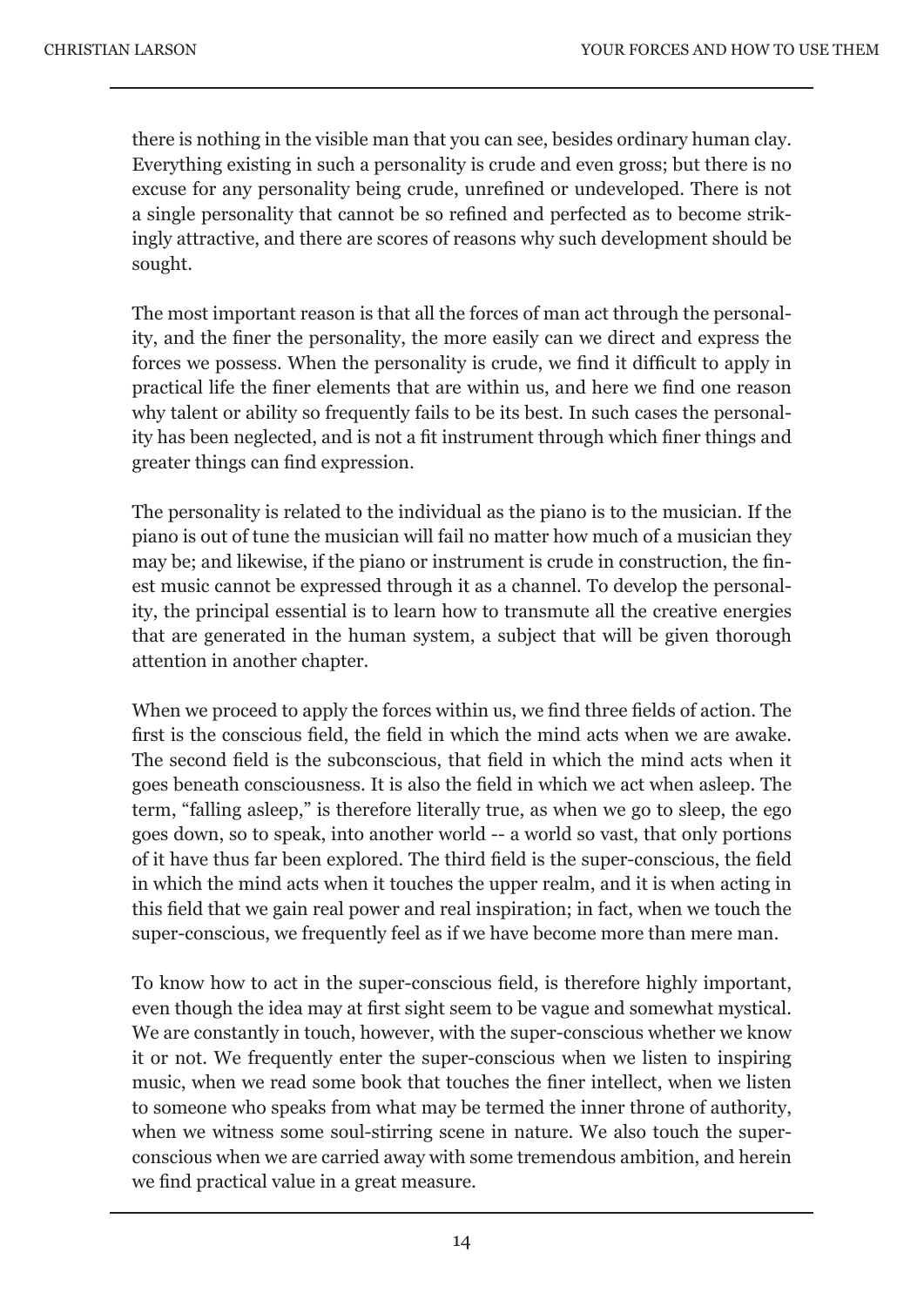there is nothing in the visible man that you can see, besides ordinary human clay. Everything existing in such a personality is crude and even gross; but there is no excuse for any personality being crude, unrefined or undeveloped. There is not a single personality that cannot be so refined and perfected as to become strikingly attractive, and there are scores of reasons why such development should be sought.

The most important reason is that all the forces of man act through the personality, and the finer the personality, the more easily can we direct and express the forces we possess. When the personality is crude, we find it difficult to apply in practical life the finer elements that are within us, and here we find one reason why talent or ability so frequently fails to be its best. In such cases the personality has been neglected, and is not a fit instrument through which finer things and greater things can find expression.

The personality is related to the individual as the piano is to the musician. If the piano is out of tune the musician will fail no matter how much of a musician they may be; and likewise, if the piano or instrument is crude in construction, the finest music cannot be expressed through it as a channel. To develop the personality, the principal essential is to learn how to transmute all the creative energies that are generated in the human system, a subject that will be given thorough attention in another chapter.

When we proceed to apply the forces within us, we find three fields of action. The first is the conscious field, the field in which the mind acts when we are awake. The second field is the subconscious, that field in which the mind acts when it goes beneath consciousness. It is also the field in which we act when asleep. The term, "falling asleep," is therefore literally true, as when we go to sleep, the ego goes down, so to speak, into another world -- a world so vast, that only portions of it have thus far been explored. The third field is the super-conscious, the field in which the mind acts when it touches the upper realm, and it is when acting in this field that we gain real power and real inspiration; in fact, when we touch the super-conscious, we frequently feel as if we have become more than mere man.

To know how to act in the super-conscious field, is therefore highly important, even though the idea may at first sight seem to be vague and somewhat mystical. We are constantly in touch, however, with the super-conscious whether we know it or not. We frequently enter the super-conscious when we listen to inspiring music, when we read some book that touches the finer intellect, when we listen to someone who speaks from what may be termed the inner throne of authority, when we witness some soul-stirring scene in nature. We also touch the super-conscious when we are carried away with some tremendous ambition, and herein we find practical value in a great measure.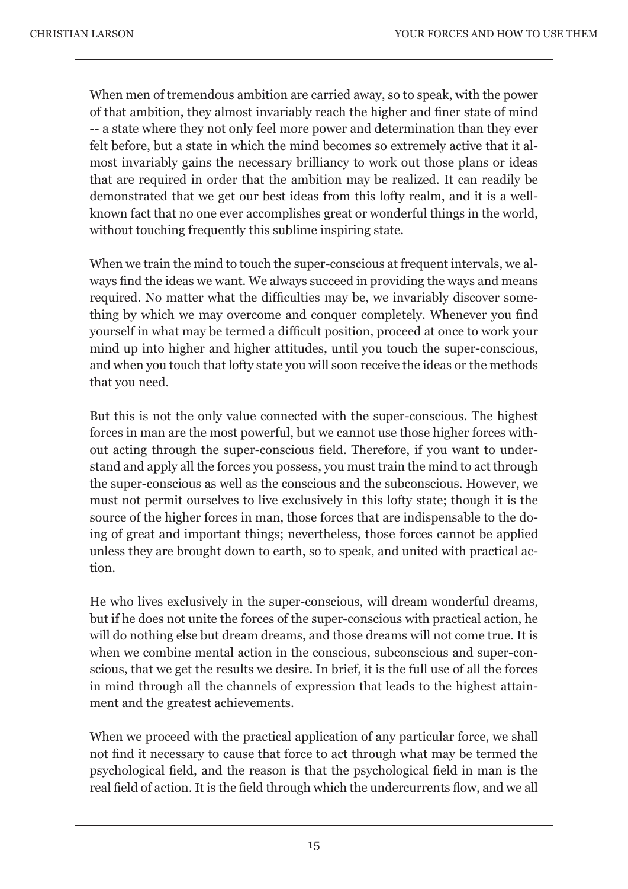When men of tremendous ambition are carried away, so to speak, with the power of that ambition, they almost invariably reach the higher and finer state of mind -- a state where they not only feel more power and determination than they ever felt before, but a state in which the mind becomes so extremely active that it almost invariably gains the necessary brilliancy to work out those plans or ideas that are required in order that the ambition may be realized. It can readily be demonstrated that we get our best ideas from this lofty realm, and it is a well-known fact that no one ever accomplishes great or wonderful things in the world, without touching frequently this sublime inspiring state.

When we train the mind to touch the super-conscious at frequent intervals, we always find the ideas we want. We always succeed in providing the ways and means required. No matter what the difficulties may be, we invariably discover something by which we may overcome and conquer completely. Whenever you find yourself in what may be termed a difficult position, proceed at once to work your mind up into higher and higher attitudes, until you touch the super-conscious, and when you touch that lofty state you will soon receive the ideas or the methods that you need.

But this is not the only value connected with the super-conscious. The highest forces in man are the most powerful, but we cannot use those higher forces without acting through the super-conscious field. Therefore, if you want to understand and apply all the forces you possess, you must train the mind to act through the super-conscious as well as the conscious and the subconscious. However, we must not permit ourselves to live exclusively in this lofty state; though it is the source of the higher forces in man, those forces that are indispensable to the doing of great and important things; nevertheless, those forces cannot be applied unless they are brought down to earth, so to speak, and united with practical action.

He who lives exclusively in the super-conscious, will dream wonderful dreams, but if he does not unite the forces of the super-conscious with practical action, he will do nothing else but dream dreams, and those dreams will not come true. It is when we combine mental action in the conscious, subconscious and super-conscious, that we get the results we desire. In brief, it is the full use of all the forces in mind through all the channels of expression that leads to the highest attainment and the greatest achievements.

When we proceed with the practical application of any particular force, we shall not find it necessary to cause that force to act through what may be termed the psychological field, and the reason is that the psychological field in man is the real field of action. It is the field through which the undercurrents flow, and we all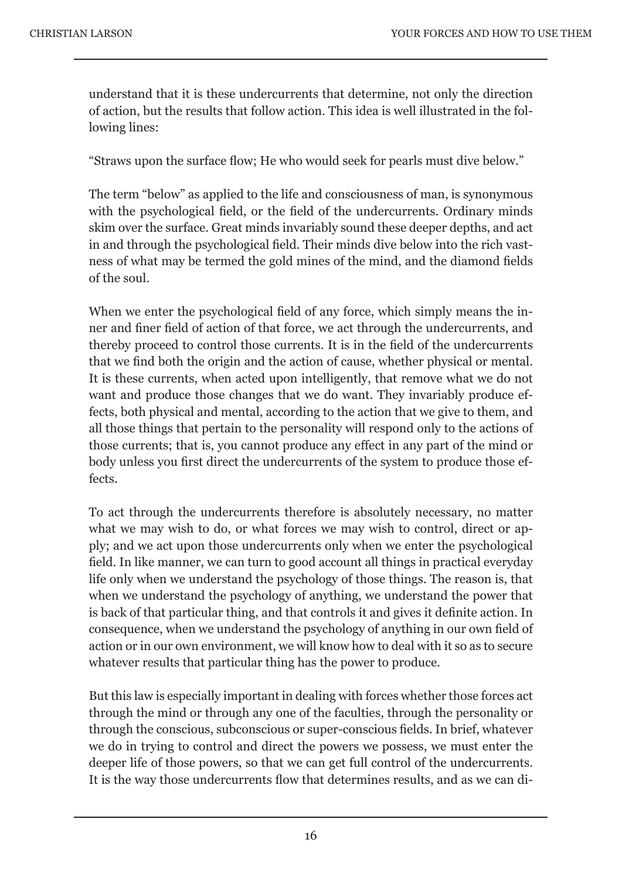understand that it is these undercurrents that determine, not only the direction of action, but the results that follow action. This idea is well illustrated in the following lines:

"Straws upon the surface flow; He who would seek for pearls must dive below."

The term "below" as applied to the life and consciousness of man, is synonymous with the psychological field, or the field of the undercurrents. Ordinary minds skim over the surface. Great minds invariably sound these deeper depths, and act in and through the psychological field. Their minds dive below into the rich vastness of what may be termed the gold mines of the mind, and the diamond fields of the soul.

When we enter the psychological field of any force, which simply means the inner and finer field of action of that force, we act through the undercurrents, and thereby proceed to control those currents. It is in the field of the undercurrents that we find both the origin and the action of cause, whether physical or mental. It is these currents, when acted upon intelligently, that remove what we do not want and produce those changes that we do want. They invariably produce effects, both physical and mental, according to the action that we give to them, and all those things that pertain to the personality will respond only to the actions of those currents; that is, you cannot produce any effect in any part of the mind or body unless you first direct the undercurrents of the system to produce those effects.

To act through the undercurrents therefore is absolutely necessary, no matter what we may wish to do, or what forces we may wish to control, direct or apply; and we act upon those undercurrents only when we enter the psychological field. In like manner, we can turn to good account all things in practical everyday life only when we understand the psychology of those things. The reason is, that when we understand the psychology of anything, we understand the power that is back of that particular thing, and that controls it and gives it definite action. In consequence, when we understand the psychology of anything in our own field of action or in our own environment, we will know how to deal with it so as to secure whatever results that particular thing has the power to produce.

But this law is especially important in dealing with forces whether those forces act through the mind or through any one of the faculties, through the personality or through the conscious, subconscious or super-conscious fields. In brief, whatever we do in trying to control and direct the powers we possess, we must enter the deeper life of those powers, so that we can get full control of the undercurrents. It is the way those undercurrents flow that determines results, and as we can di-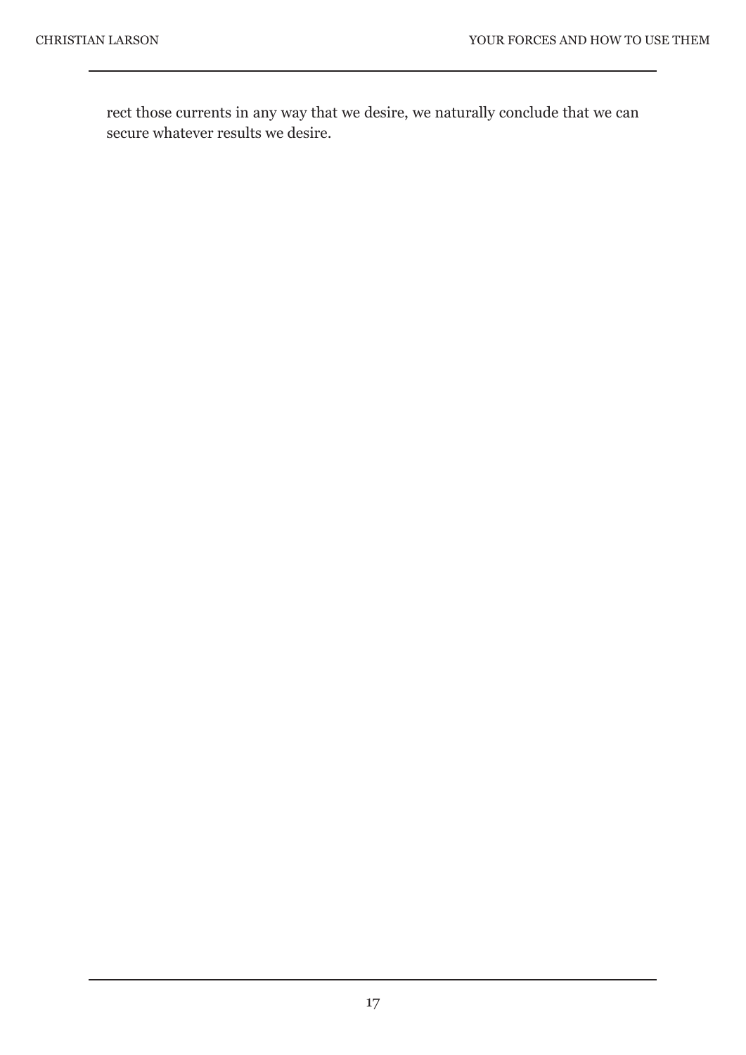rect those currents in any way that we desire, we naturally conclude that we can secure whatever results we desire.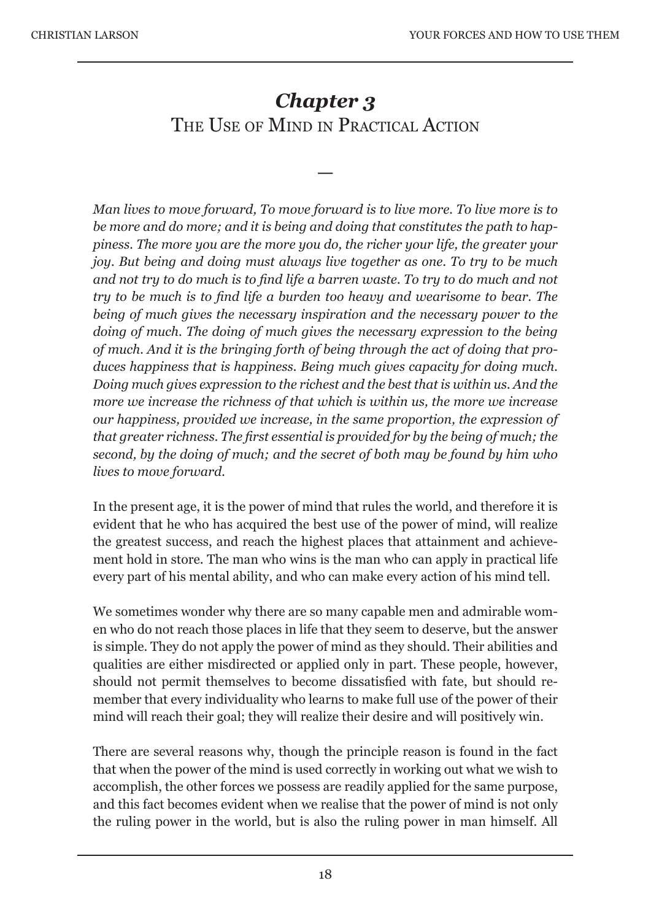# *Chapter 3*
## The Use of Mind in Practical Action

—

*Man lives to move forward, To move forward is to live more. To live more is to be more and do more; and it is being and doing that constitutes the path to happiness. The more you are the more you do, the richer your life, the greater your joy. But being and doing must always live together as one. To try to be much and not try to do much is to find life a barren waste. To try to do much and not try to be much is to find life a burden too heavy and wearisome to bear. The being of much gives the necessary inspiration and the necessary power to the doing of much. The doing of much gives the necessary expression to the being of much. And it is the bringing forth of being through the act of doing that produces happiness that is happiness. Being much gives capacity for doing much. Doing much gives expression to the richest and the best that is within us. And the more we increase the richness of that which is within us, the more we increase our happiness, provided we increase, in the same proportion, the expression of that greater richness. The first essential is provided for by the being of much; the second, by the doing of much; and the secret of both may be found by him who lives to move forward.*

In the present age, it is the power of mind that rules the world, and therefore it is evident that he who has acquired the best use of the power of mind, will realize the greatest success, and reach the highest places that attainment and achievement hold in store. The man who wins is the man who can apply in practical life every part of his mental ability, and who can make every action of his mind tell.

We sometimes wonder why there are so many capable men and admirable women who do not reach those places in life that they seem to deserve, but the answer is simple. They do not apply the power of mind as they should. Their abilities and qualities are either misdirected or applied only in part. These people, however, should not permit themselves to become dissatisfied with fate, but should remember that every individuality who learns to make full use of the power of their mind will reach their goal; they will realize their desire and will positively win.

There are several reasons why, though the principle reason is found in the fact that when the power of the mind is used correctly in working out what we wish to accomplish, the other forces we possess are readily applied for the same purpose, and this fact becomes evident when we realise that the power of mind is not only the ruling power in the world, but is also the ruling power in man himself. All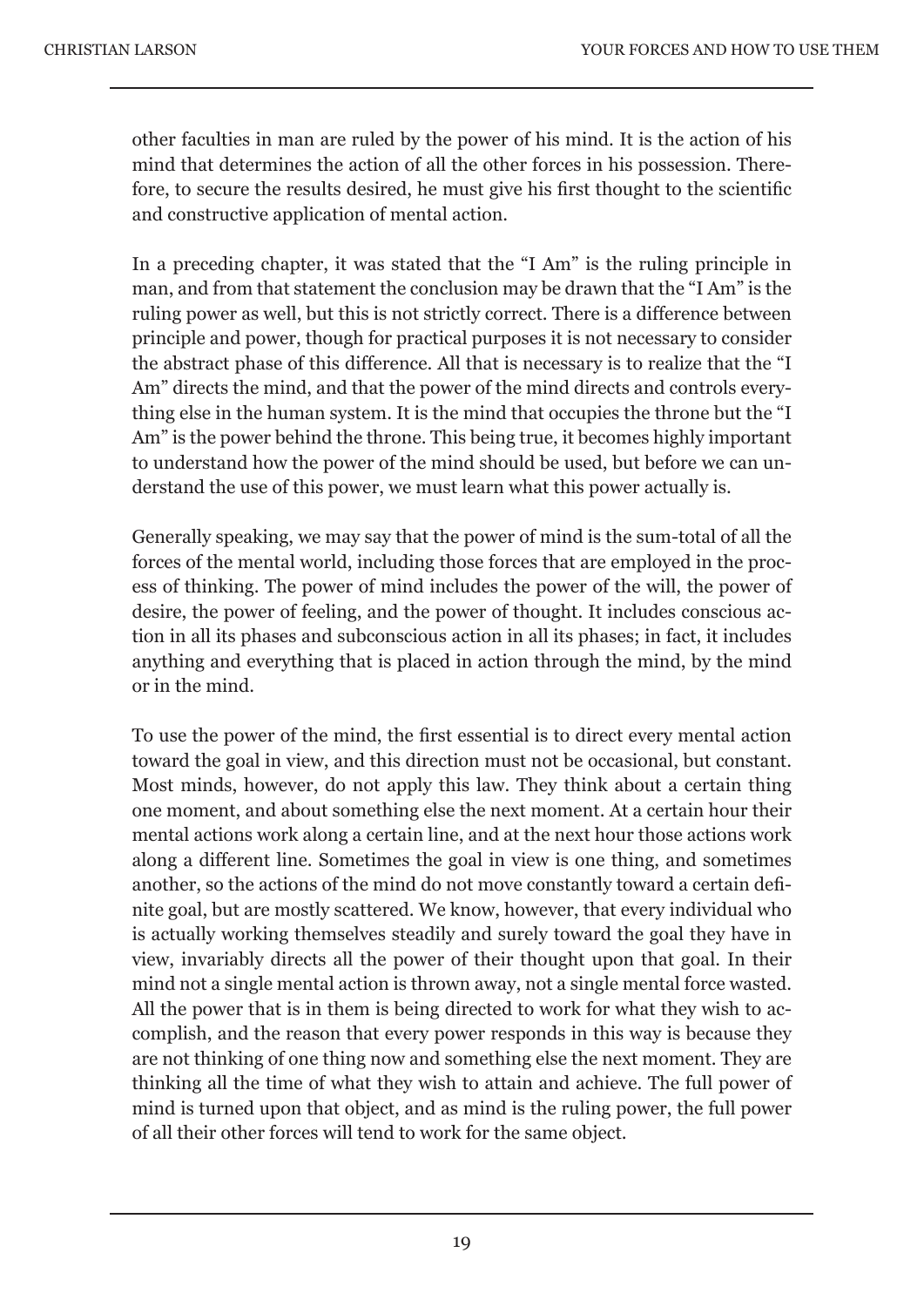other faculties in man are ruled by the power of his mind. It is the action of his mind that determines the action of all the other forces in his possession. Therefore, to secure the results desired, he must give his first thought to the scientific and constructive application of mental action.

In a preceding chapter, it was stated that the "I Am" is the ruling principle in man, and from that statement the conclusion may be drawn that the "I Am" is the ruling power as well, but this is not strictly correct. There is a difference between principle and power, though for practical purposes it is not necessary to consider the abstract phase of this difference. All that is necessary is to realize that the "I Am" directs the mind, and that the power of the mind directs and controls everything else in the human system. It is the mind that occupies the throne but the "I Am" is the power behind the throne. This being true, it becomes highly important to understand how the power of the mind should be used, but before we can understand the use of this power, we must learn what this power actually is.

Generally speaking, we may say that the power of mind is the sum-total of all the forces of the mental world, including those forces that are employed in the process of thinking. The power of mind includes the power of the will, the power of desire, the power of feeling, and the power of thought. It includes conscious action in all its phases and subconscious action in all its phases; in fact, it includes anything and everything that is placed in action through the mind, by the mind or in the mind.

To use the power of the mind, the first essential is to direct every mental action toward the goal in view, and this direction must not be occasional, but constant. Most minds, however, do not apply this law. They think about a certain thing one moment, and about something else the next moment. At a certain hour their mental actions work along a certain line, and at the next hour those actions work along a different line. Sometimes the goal in view is one thing, and sometimes another, so the actions of the mind do not move constantly toward a certain definite goal, but are mostly scattered. We know, however, that every individual who is actually working themselves steadily and surely toward the goal they have in view, invariably directs all the power of their thought upon that goal. In their mind not a single mental action is thrown away, not a single mental force wasted. All the power that is in them is being directed to work for what they wish to accomplish, and the reason that every power responds in this way is because they are not thinking of one thing now and something else the next moment. They are thinking all the time of what they wish to attain and achieve. The full power of mind is turned upon that object, and as mind is the ruling power, the full power of all their other forces will tend to work for the same object.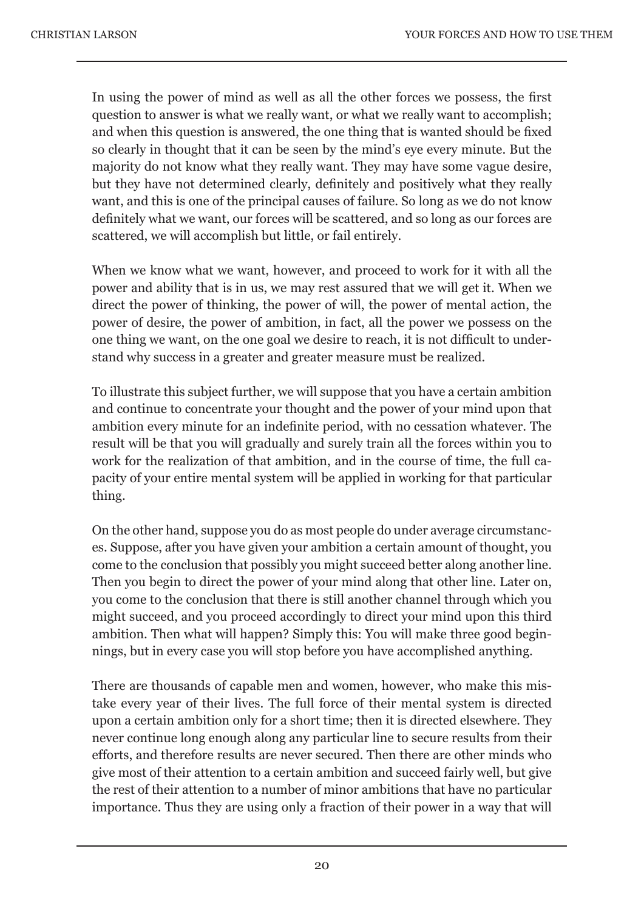In using the power of mind as well as all the other forces we possess, the first question to answer is what we really want, or what we really want to accomplish; and when this question is answered, the one thing that is wanted should be fixed so clearly in thought that it can be seen by the mind's eye every minute. But the majority do not know what they really want. They may have some vague desire, but they have not determined clearly, definitely and positively what they really want, and this is one of the principal causes of failure. So long as we do not know definitely what we want, our forces will be scattered, and so long as our forces are scattered, we will accomplish but little, or fail entirely.

When we know what we want, however, and proceed to work for it with all the power and ability that is in us, we may rest assured that we will get it. When we direct the power of thinking, the power of will, the power of mental action, the power of desire, the power of ambition, in fact, all the power we possess on the one thing we want, on the one goal we desire to reach, it is not difficult to understand why success in a greater and greater measure must be realized.

To illustrate this subject further, we will suppose that you have a certain ambition and continue to concentrate your thought and the power of your mind upon that ambition every minute for an indefinite period, with no cessation whatever. The result will be that you will gradually and surely train all the forces within you to work for the realization of that ambition, and in the course of time, the full capacity of your entire mental system will be applied in working for that particular thing.

On the other hand, suppose you do as most people do under average circumstances. Suppose, after you have given your ambition a certain amount of thought, you come to the conclusion that possibly you might succeed better along another line. Then you begin to direct the power of your mind along that other line. Later on, you come to the conclusion that there is still another channel through which you might succeed, and you proceed accordingly to direct your mind upon this third ambition. Then what will happen? Simply this: You will make three good beginnings, but in every case you will stop before you have accomplished anything.

There are thousands of capable men and women, however, who make this mistake every year of their lives. The full force of their mental system is directed upon a certain ambition only for a short time; then it is directed elsewhere. They never continue long enough along any particular line to secure results from their efforts, and therefore results are never secured. Then there are other minds who give most of their attention to a certain ambition and succeed fairly well, but give the rest of their attention to a number of minor ambitions that have no particular importance. Thus they are using only a fraction of their power in a way that will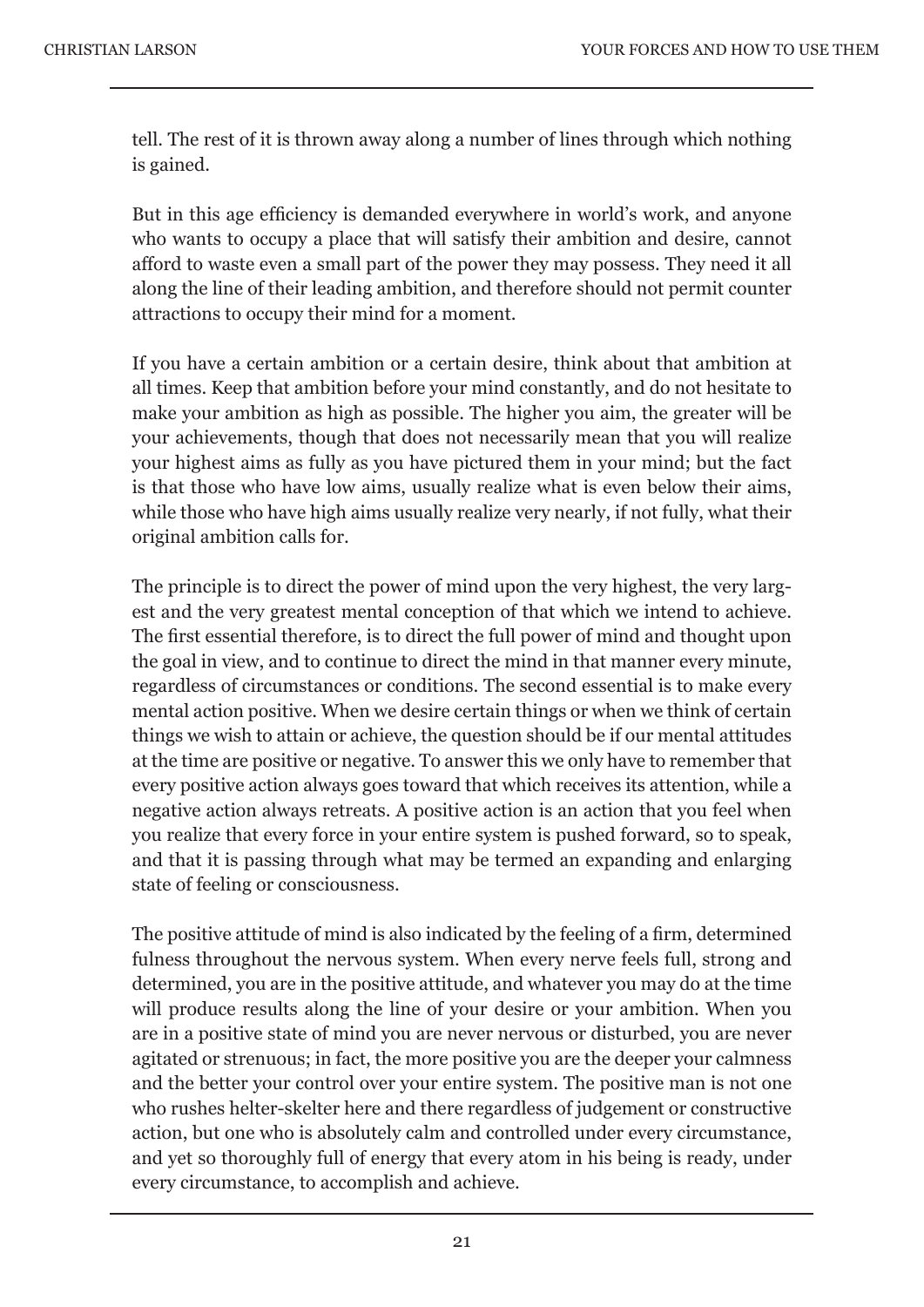tell. The rest of it is thrown away along a number of lines through which nothing is gained.

But in this age efficiency is demanded everywhere in world's work, and anyone who wants to occupy a place that will satisfy their ambition and desire, cannot afford to waste even a small part of the power they may possess. They need it all along the line of their leading ambition, and therefore should not permit counter attractions to occupy their mind for a moment.

If you have a certain ambition or a certain desire, think about that ambition at all times. Keep that ambition before your mind constantly, and do not hesitate to make your ambition as high as possible. The higher you aim, the greater will be your achievements, though that does not necessarily mean that you will realize your highest aims as fully as you have pictured them in your mind; but the fact is that those who have low aims, usually realize what is even below their aims, while those who have high aims usually realize very nearly, if not fully, what their original ambition calls for.

The principle is to direct the power of mind upon the very highest, the very largest and the very greatest mental conception of that which we intend to achieve. The first essential therefore, is to direct the full power of mind and thought upon the goal in view, and to continue to direct the mind in that manner every minute, regardless of circumstances or conditions. The second essential is to make every mental action positive. When we desire certain things or when we think of certain things we wish to attain or achieve, the question should be if our mental attitudes at the time are positive or negative. To answer this we only have to remember that every positive action always goes toward that which receives its attention, while a negative action always retreats. A positive action is an action that you feel when you realize that every force in your entire system is pushed forward, so to speak, and that it is passing through what may be termed an expanding and enlarging state of feeling or consciousness.

The positive attitude of mind is also indicated by the feeling of a firm, determined fulness throughout the nervous system. When every nerve feels full, strong and determined, you are in the positive attitude, and whatever you may do at the time will produce results along the line of your desire or your ambition. When you are in a positive state of mind you are never nervous or disturbed, you are never agitated or strenuous; in fact, the more positive you are the deeper your calmness and the better your control over your entire system. The positive man is not one who rushes helter-skelter here and there regardless of judgement or constructive action, but one who is absolutely calm and controlled under every circumstance, and yet so thoroughly full of energy that every atom in his being is ready, under every circumstance, to accomplish and achieve.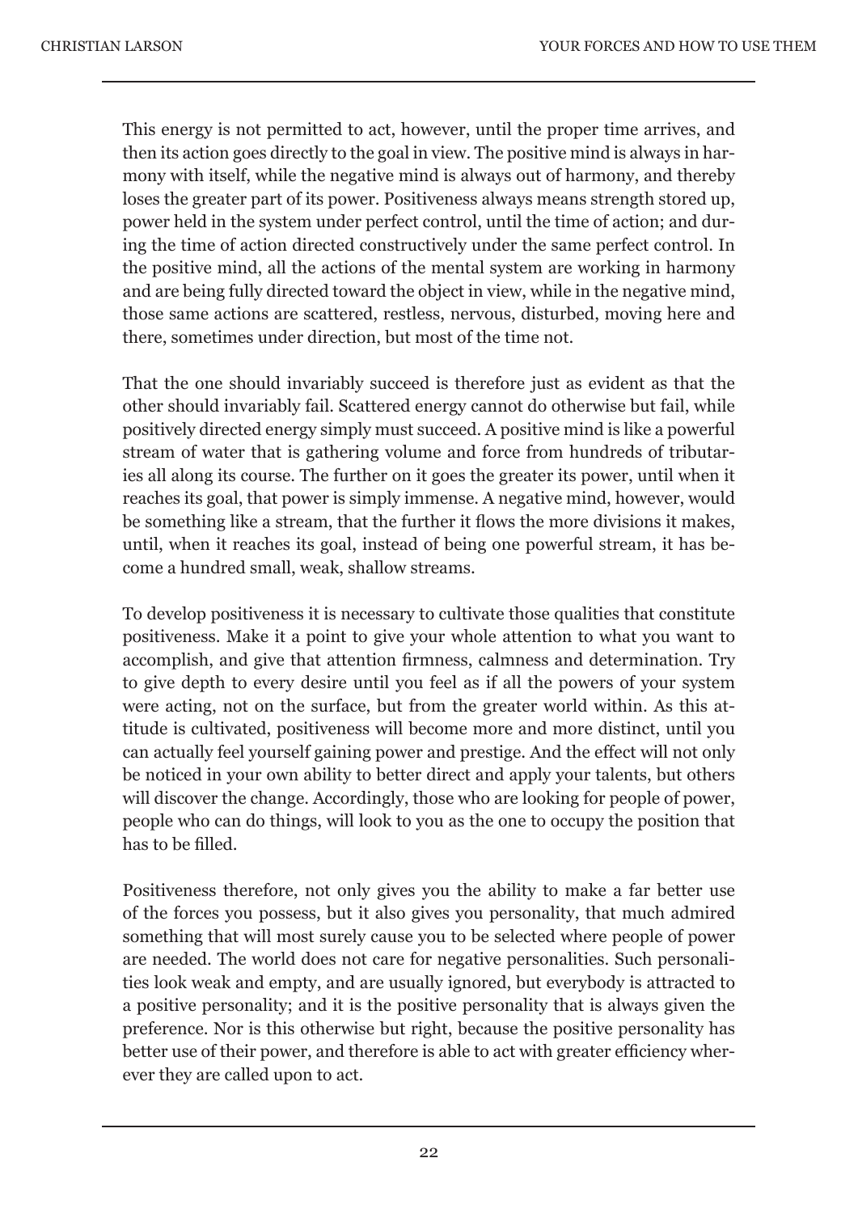This energy is not permitted to act, however, until the proper time arrives, and then its action goes directly to the goal in view. The positive mind is always in harmony with itself, while the negative mind is always out of harmony, and thereby loses the greater part of its power. Positiveness always means strength stored up, power held in the system under perfect control, until the time of action; and during the time of action directed constructively under the same perfect control. In the positive mind, all the actions of the mental system are working in harmony and are being fully directed toward the object in view, while in the negative mind, those same actions are scattered, restless, nervous, disturbed, moving here and there, sometimes under direction, but most of the time not.

That the one should invariably succeed is therefore just as evident as that the other should invariably fail. Scattered energy cannot do otherwise but fail, while positively directed energy simply must succeed. A positive mind is like a powerful stream of water that is gathering volume and force from hundreds of tributaries all along its course. The further on it goes the greater its power, until when it reaches its goal, that power is simply immense. A negative mind, however, would be something like a stream, that the further it flows the more divisions it makes, until, when it reaches its goal, instead of being one powerful stream, it has become a hundred small, weak, shallow streams.

To develop positiveness it is necessary to cultivate those qualities that constitute positiveness. Make it a point to give your whole attention to what you want to accomplish, and give that attention firmness, calmness and determination. Try to give depth to every desire until you feel as if all the powers of your system were acting, not on the surface, but from the greater world within. As this attitude is cultivated, positiveness will become more and more distinct, until you can actually feel yourself gaining power and prestige. And the effect will not only be noticed in your own ability to better direct and apply your talents, but others will discover the change. Accordingly, those who are looking for people of power, people who can do things, will look to you as the one to occupy the position that has to be filled.

Positiveness therefore, not only gives you the ability to make a far better use of the forces you possess, but it also gives you personality, that much admired something that will most surely cause you to be selected where people of power are needed. The world does not care for negative personalities. Such personalities look weak and empty, and are usually ignored, but everybody is attracted to a positive personality; and it is the positive personality that is always given the preference. Nor is this otherwise but right, because the positive personality has better use of their power, and therefore is able to act with greater efficiency wherever they are called upon to act.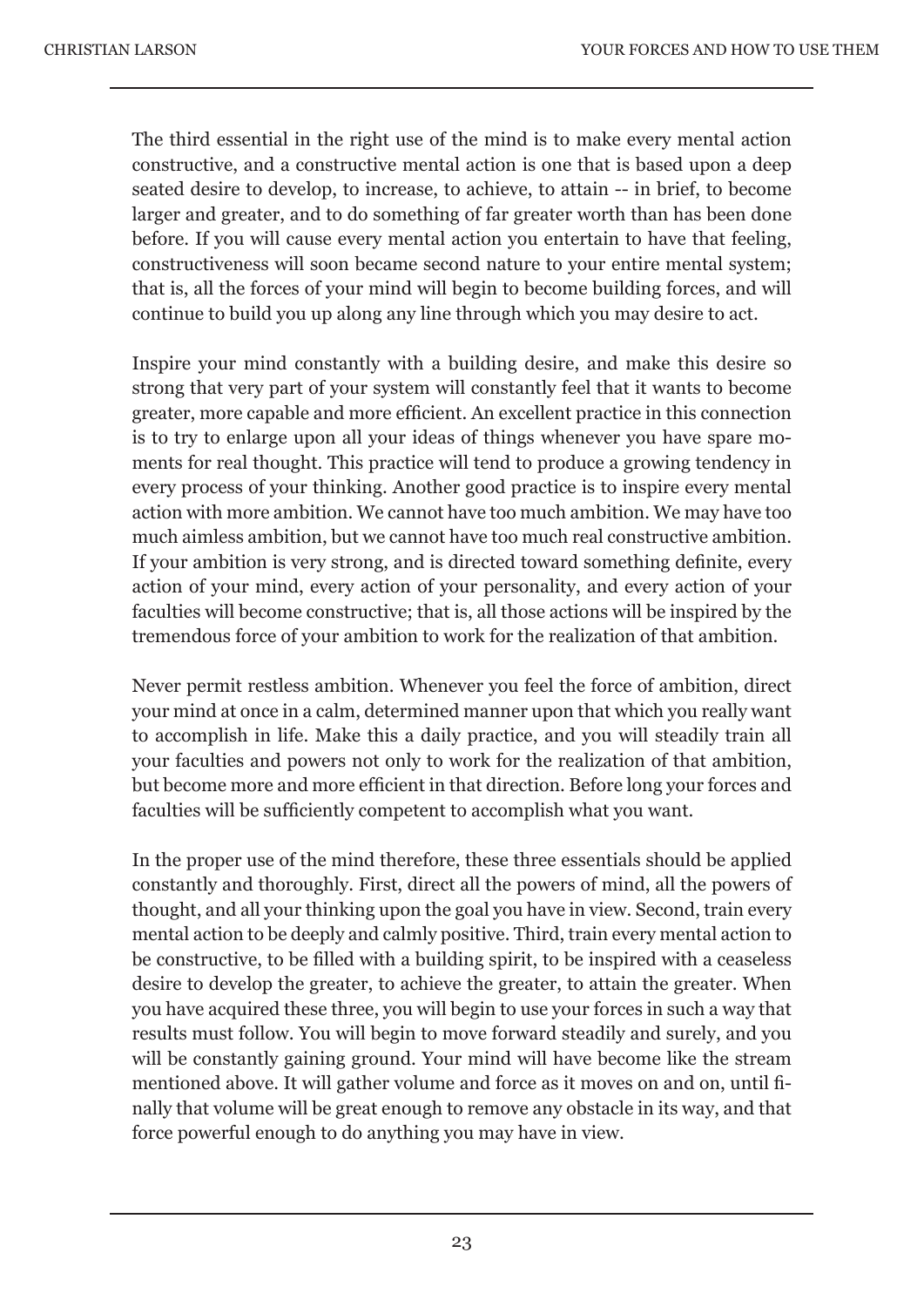The third essential in the right use of the mind is to make every mental action constructive, and a constructive mental action is one that is based upon a deep seated desire to develop, to increase, to achieve, to attain -- in brief, to become larger and greater, and to do something of far greater worth than has been done before. If you will cause every mental action you entertain to have that feeling, constructiveness will soon became second nature to your entire mental system; that is, all the forces of your mind will begin to become building forces, and will continue to build you up along any line through which you may desire to act.

Inspire your mind constantly with a building desire, and make this desire so strong that very part of your system will constantly feel that it wants to become greater, more capable and more efficient. An excellent practice in this connection is to try to enlarge upon all your ideas of things whenever you have spare moments for real thought. This practice will tend to produce a growing tendency in every process of your thinking. Another good practice is to inspire every mental action with more ambition. We cannot have too much ambition. We may have too much aimless ambition, but we cannot have too much real constructive ambition. If your ambition is very strong, and is directed toward something definite, every action of your mind, every action of your personality, and every action of your faculties will become constructive; that is, all those actions will be inspired by the tremendous force of your ambition to work for the realization of that ambition.

Never permit restless ambition. Whenever you feel the force of ambition, direct your mind at once in a calm, determined manner upon that which you really want to accomplish in life. Make this a daily practice, and you will steadily train all your faculties and powers not only to work for the realization of that ambition, but become more and more efficient in that direction. Before long your forces and faculties will be sufficiently competent to accomplish what you want.

In the proper use of the mind therefore, these three essentials should be applied constantly and thoroughly. First, direct all the powers of mind, all the powers of thought, and all your thinking upon the goal you have in view. Second, train every mental action to be deeply and calmly positive. Third, train every mental action to be constructive, to be filled with a building spirit, to be inspired with a ceaseless desire to develop the greater, to achieve the greater, to attain the greater. When you have acquired these three, you will begin to use your forces in such a way that results must follow. You will begin to move forward steadily and surely, and you will be constantly gaining ground. Your mind will have become like the stream mentioned above. It will gather volume and force as it moves on and on, until finally that volume will be great enough to remove any obstacle in its way, and that force powerful enough to do anything you may have in view.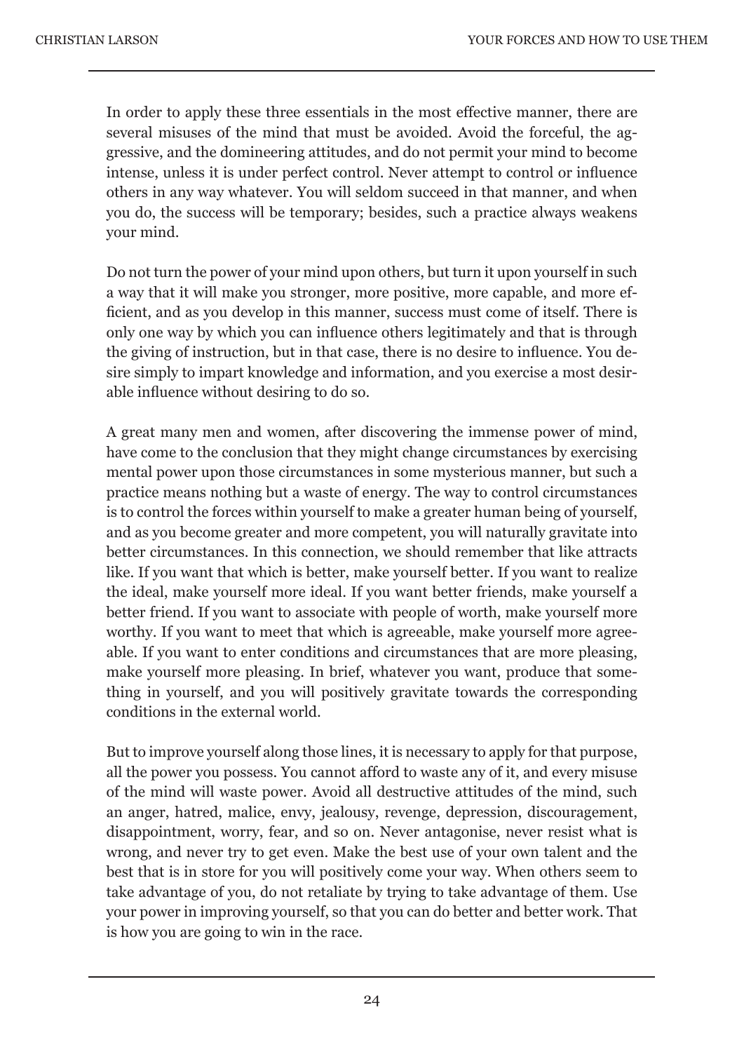In order to apply these three essentials in the most effective manner, there are several misuses of the mind that must be avoided. Avoid the forceful, the aggressive, and the domineering attitudes, and do not permit your mind to become intense, unless it is under perfect control. Never attempt to control or influence others in any way whatever. You will seldom succeed in that manner, and when you do, the success will be temporary; besides, such a practice always weakens your mind.

Do not turn the power of your mind upon others, but turn it upon yourself in such a way that it will make you stronger, more positive, more capable, and more efficient, and as you develop in this manner, success must come of itself. There is only one way by which you can influence others legitimately and that is through the giving of instruction, but in that case, there is no desire to influence. You desire simply to impart knowledge and information, and you exercise a most desirable influence without desiring to do so.

A great many men and women, after discovering the immense power of mind, have come to the conclusion that they might change circumstances by exercising mental power upon those circumstances in some mysterious manner, but such a practice means nothing but a waste of energy. The way to control circumstances is to control the forces within yourself to make a greater human being of yourself, and as you become greater and more competent, you will naturally gravitate into better circumstances. In this connection, we should remember that like attracts like. If you want that which is better, make yourself better. If you want to realize the ideal, make yourself more ideal. If you want better friends, make yourself a better friend. If you want to associate with people of worth, make yourself more worthy. If you want to meet that which is agreeable, make yourself more agreeable. If you want to enter conditions and circumstances that are more pleasing, make yourself more pleasing. In brief, whatever you want, produce that something in yourself, and you will positively gravitate towards the corresponding conditions in the external world.

But to improve yourself along those lines, it is necessary to apply for that purpose, all the power you possess. You cannot afford to waste any of it, and every misuse of the mind will waste power. Avoid all destructive attitudes of the mind, such an anger, hatred, malice, envy, jealousy, revenge, depression, discouragement, disappointment, worry, fear, and so on. Never antagonise, never resist what is wrong, and never try to get even. Make the best use of your own talent and the best that is in store for you will positively come your way. When others seem to take advantage of you, do not retaliate by trying to take advantage of them. Use your power in improving yourself, so that you can do better and better work. That is how you are going to win in the race.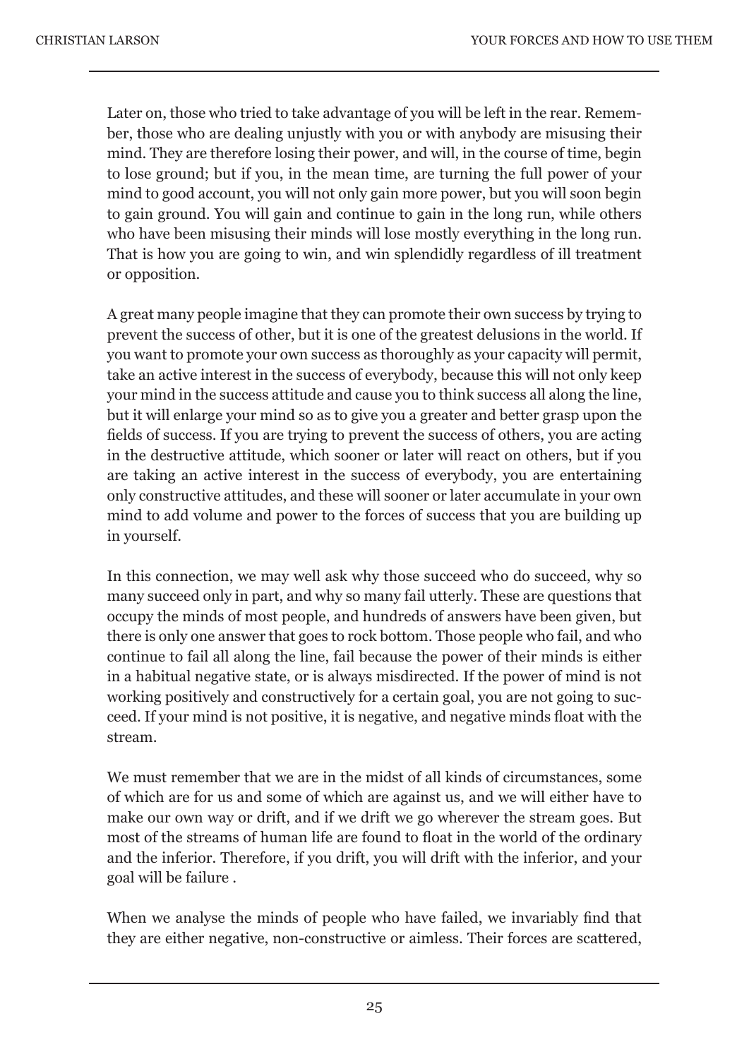Later on, those who tried to take advantage of you will be left in the rear. Remember, those who are dealing unjustly with you or with anybody are misusing their mind. They are therefore losing their power, and will, in the course of time, begin to lose ground; but if you, in the mean time, are turning the full power of your mind to good account, you will not only gain more power, but you will soon begin to gain ground. You will gain and continue to gain in the long run, while others who have been misusing their minds will lose mostly everything in the long run. That is how you are going to win, and win splendidly regardless of ill treatment or opposition.

A great many people imagine that they can promote their own success by trying to prevent the success of other, but it is one of the greatest delusions in the world. If you want to promote your own success as thoroughly as your capacity will permit, take an active interest in the success of everybody, because this will not only keep your mind in the success attitude and cause you to think success all along the line, but it will enlarge your mind so as to give you a greater and better grasp upon the fields of success. If you are trying to prevent the success of others, you are acting in the destructive attitude, which sooner or later will react on others, but if you are taking an active interest in the success of everybody, you are entertaining only constructive attitudes, and these will sooner or later accumulate in your own mind to add volume and power to the forces of success that you are building up in yourself.

In this connection, we may well ask why those succeed who do succeed, why so many succeed only in part, and why so many fail utterly. These are questions that occupy the minds of most people, and hundreds of answers have been given, but there is only one answer that goes to rock bottom. Those people who fail, and who continue to fail all along the line, fail because the power of their minds is either in a habitual negative state, or is always misdirected. If the power of mind is not working positively and constructively for a certain goal, you are not going to succeed. If your mind is not positive, it is negative, and negative minds float with the stream.

We must remember that we are in the midst of all kinds of circumstances, some of which are for us and some of which are against us, and we will either have to make our own way or drift, and if we drift we go wherever the stream goes. But most of the streams of human life are found to float in the world of the ordinary and the inferior. Therefore, if you drift, you will drift with the inferior, and your goal will be failure .

When we analyse the minds of people who have failed, we invariably find that they are either negative, non-constructive or aimless. Their forces are scattered,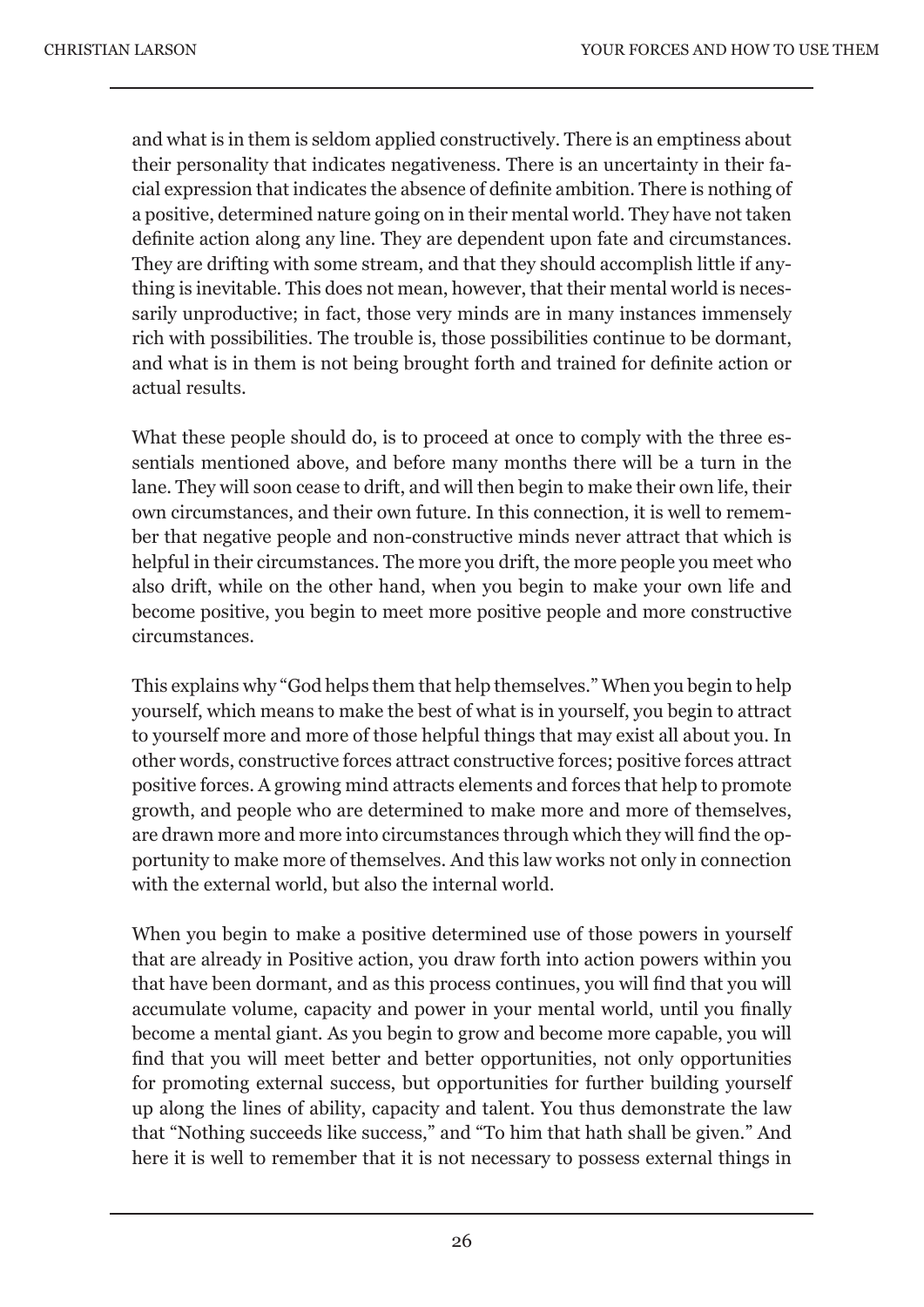and what is in them is seldom applied constructively. There is an emptiness about their personality that indicates negativeness. There is an uncertainty in their facial expression that indicates the absence of definite ambition. There is nothing of a positive, determined nature going on in their mental world. They have not taken definite action along any line. They are dependent upon fate and circumstances. They are drifting with some stream, and that they should accomplish little if anything is inevitable. This does not mean, however, that their mental world is necessarily unproductive; in fact, those very minds are in many instances immensely rich with possibilities. The trouble is, those possibilities continue to be dormant, and what is in them is not being brought forth and trained for definite action or actual results.

What these people should do, is to proceed at once to comply with the three essentials mentioned above, and before many months there will be a turn in the lane. They will soon cease to drift, and will then begin to make their own life, their own circumstances, and their own future. In this connection, it is well to remember that negative people and non-constructive minds never attract that which is helpful in their circumstances. The more you drift, the more people you meet who also drift, while on the other hand, when you begin to make your own life and become positive, you begin to meet more positive people and more constructive circumstances.

This explains why "God helps them that help themselves." When you begin to help yourself, which means to make the best of what is in yourself, you begin to attract to yourself more and more of those helpful things that may exist all about you. In other words, constructive forces attract constructive forces; positive forces attract positive forces. A growing mind attracts elements and forces that help to promote growth, and people who are determined to make more and more of themselves, are drawn more and more into circumstances through which they will find the opportunity to make more of themselves. And this law works not only in connection with the external world, but also the internal world.

When you begin to make a positive determined use of those powers in yourself that are already in Positive action, you draw forth into action powers within you that have been dormant, and as this process continues, you will find that you will accumulate volume, capacity and power in your mental world, until you finally become a mental giant. As you begin to grow and become more capable, you will find that you will meet better and better opportunities, not only opportunities for promoting external success, but opportunities for further building yourself up along the lines of ability, capacity and talent. You thus demonstrate the law that "Nothing succeeds like success," and "To him that hath shall be given." And here it is well to remember that it is not necessary to possess external things in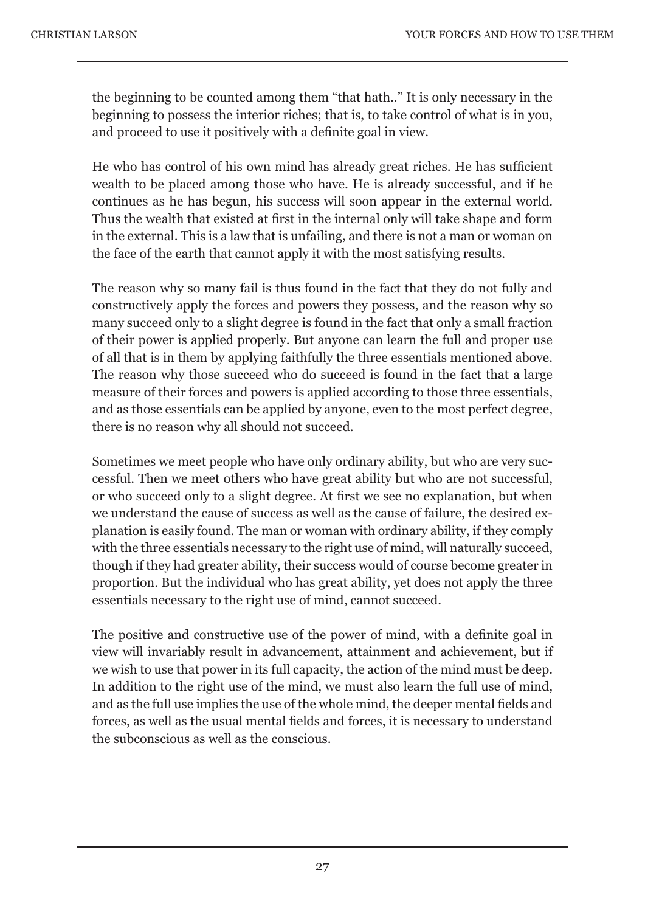the beginning to be counted among them "that hath.." It is only necessary in the beginning to possess the interior riches; that is, to take control of what is in you, and proceed to use it positively with a definite goal in view.

He who has control of his own mind has already great riches. He has sufficient wealth to be placed among those who have. He is already successful, and if he continues as he has begun, his success will soon appear in the external world. Thus the wealth that existed at first in the internal only will take shape and form in the external. This is a law that is unfailing, and there is not a man or woman on the face of the earth that cannot apply it with the most satisfying results.

The reason why so many fail is thus found in the fact that they do not fully and constructively apply the forces and powers they possess, and the reason why so many succeed only to a slight degree is found in the fact that only a small fraction of their power is applied properly. But anyone can learn the full and proper use of all that is in them by applying faithfully the three essentials mentioned above. The reason why those succeed who do succeed is found in the fact that a large measure of their forces and powers is applied according to those three essentials, and as those essentials can be applied by anyone, even to the most perfect degree, there is no reason why all should not succeed.

Sometimes we meet people who have only ordinary ability, but who are very successful. Then we meet others who have great ability but who are not successful, or who succeed only to a slight degree. At first we see no explanation, but when we understand the cause of success as well as the cause of failure, the desired explanation is easily found. The man or woman with ordinary ability, if they comply with the three essentials necessary to the right use of mind, will naturally succeed, though if they had greater ability, their success would of course become greater in proportion. But the individual who has great ability, yet does not apply the three essentials necessary to the right use of mind, cannot succeed.

The positive and constructive use of the power of mind, with a definite goal in view will invariably result in advancement, attainment and achievement, but if we wish to use that power in its full capacity, the action of the mind must be deep. In addition to the right use of the mind, we must also learn the full use of mind, and as the full use implies the use of the whole mind, the deeper mental fields and forces, as well as the usual mental fields and forces, it is necessary to understand the subconscious as well as the conscious.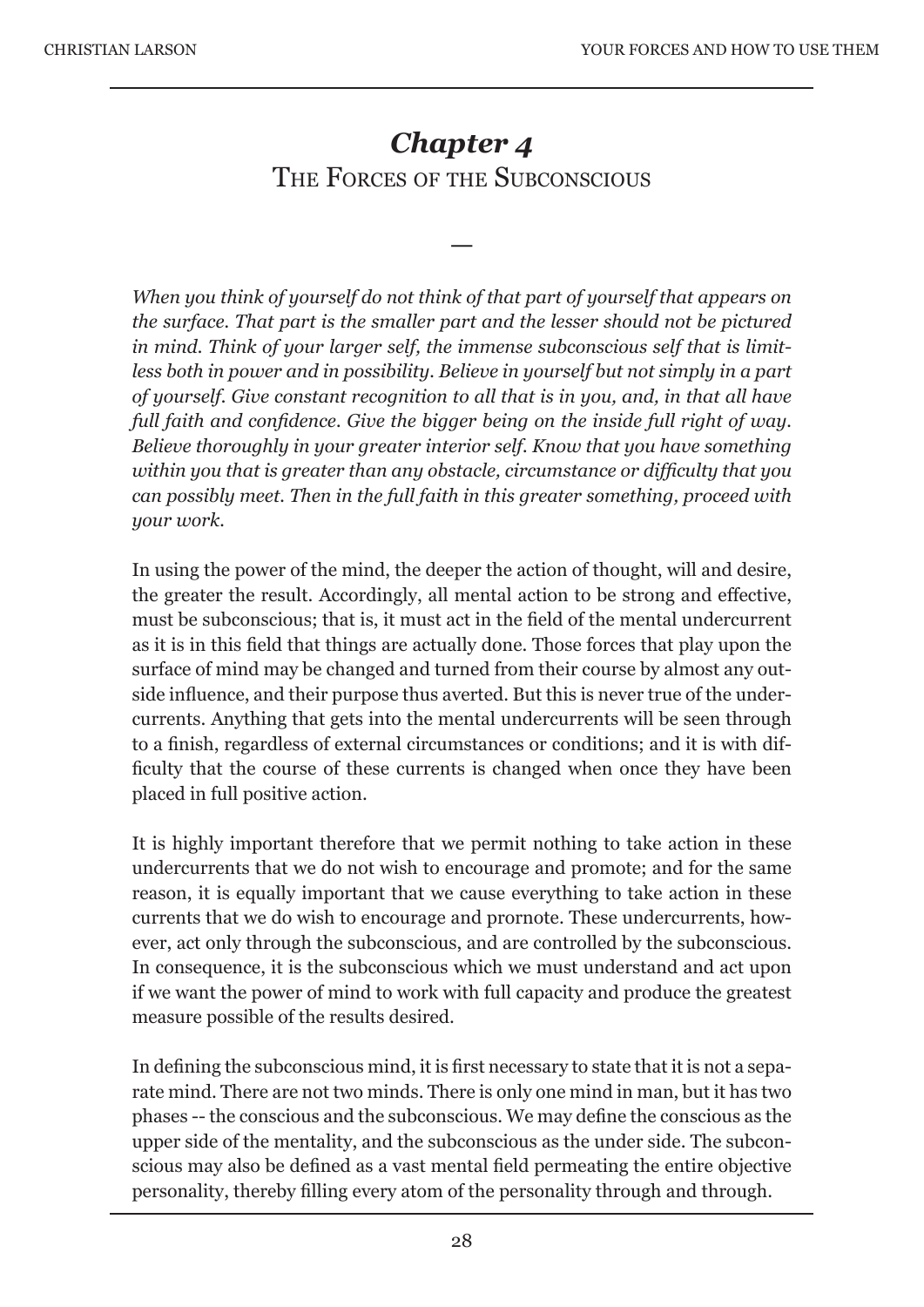# *Chapter 4*
## The Forces of the Subconscious

—

*When you think of yourself do not think of that part of yourself that appears on the surface. That part is the smaller part and the lesser should not be pictured in mind. Think of your larger self, the immense subconscious self that is limitless both in power and in possibility. Believe in yourself but not simply in a part of yourself. Give constant recognition to all that is in you, and, in that all have full faith and confidence. Give the bigger being on the inside full right of way. Believe thoroughly in your greater interior self. Know that you have something within you that is greater than any obstacle, circumstance or difficulty that you can possibly meet. Then in the full faith in this greater something, proceed with your work.*

In using the power of the mind, the deeper the action of thought, will and desire, the greater the result. Accordingly, all mental action to be strong and effective, must be subconscious; that is, it must act in the field of the mental undercurrent as it is in this field that things are actually done. Those forces that play upon the surface of mind may be changed and turned from their course by almost any outside influence, and their purpose thus averted. But this is never true of the undercurrents. Anything that gets into the mental undercurrents will be seen through to a finish, regardless of external circumstances or conditions; and it is with difficulty that the course of these currents is changed when once they have been placed in full positive action.

It is highly important therefore that we permit nothing to take action in these undercurrents that we do not wish to encourage and promote; and for the same reason, it is equally important that we cause everything to take action in these currents that we do wish to encourage and prornote. These undercurrents, however, act only through the subconscious, and are controlled by the subconscious. In consequence, it is the subconscious which we must understand and act upon if we want the power of mind to work with full capacity and produce the greatest measure possible of the results desired.

In defining the subconscious mind, it is first necessary to state that it is not a separate mind. There are not two minds. There is only one mind in man, but it has two phases -- the conscious and the subconscious. We may define the conscious as the upper side of the mentality, and the subconscious as the under side. The subconscious may also be defined as a vast mental field permeating the entire objective personality, thereby filling every atom of the personality through and through.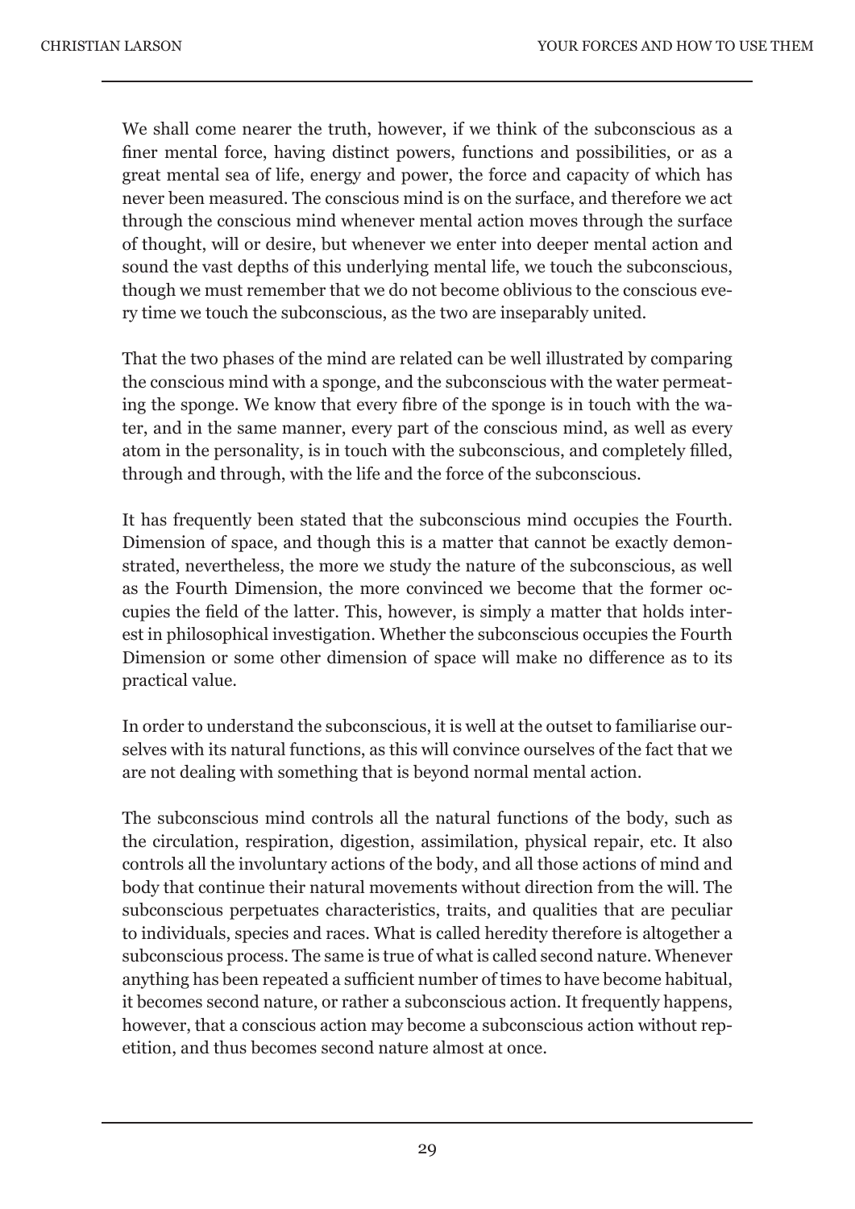We shall come nearer the truth, however, if we think of the subconscious as a finer mental force, having distinct powers, functions and possibilities, or as a great mental sea of life, energy and power, the force and capacity of which has never been measured. The conscious mind is on the surface, and therefore we act through the conscious mind whenever mental action moves through the surface of thought, will or desire, but whenever we enter into deeper mental action and sound the vast depths of this underlying mental life, we touch the subconscious, though we must remember that we do not become oblivious to the conscious every time we touch the subconscious, as the two are inseparably united.

That the two phases of the mind are related can be well illustrated by comparing the conscious mind with a sponge, and the subconscious with the water permeating the sponge. We know that every fibre of the sponge is in touch with the water, and in the same manner, every part of the conscious mind, as well as every atom in the personality, is in touch with the subconscious, and completely filled, through and through, with the life and the force of the subconscious.

It has frequently been stated that the subconscious mind occupies the Fourth. Dimension of space, and though this is a matter that cannot be exactly demonstrated, nevertheless, the more we study the nature of the subconscious, as well as the Fourth Dimension, the more convinced we become that the former occupies the field of the latter. This, however, is simply a matter that holds interest in philosophical investigation. Whether the subconscious occupies the Fourth Dimension or some other dimension of space will make no difference as to its practical value.

In order to understand the subconscious, it is well at the outset to familiarise ourselves with its natural functions, as this will convince ourselves of the fact that we are not dealing with something that is beyond normal mental action.

The subconscious mind controls all the natural functions of the body, such as the circulation, respiration, digestion, assimilation, physical repair, etc. It also controls all the involuntary actions of the body, and all those actions of mind and body that continue their natural movements without direction from the will. The subconscious perpetuates characteristics, traits, and qualities that are peculiar to individuals, species and races. What is called heredity therefore is altogether a subconscious process. The same is true of what is called second nature. Whenever anything has been repeated a sufficient number of times to have become habitual, it becomes second nature, or rather a subconscious action. It frequently happens, however, that a conscious action may become a subconscious action without repetition, and thus becomes second nature almost at once.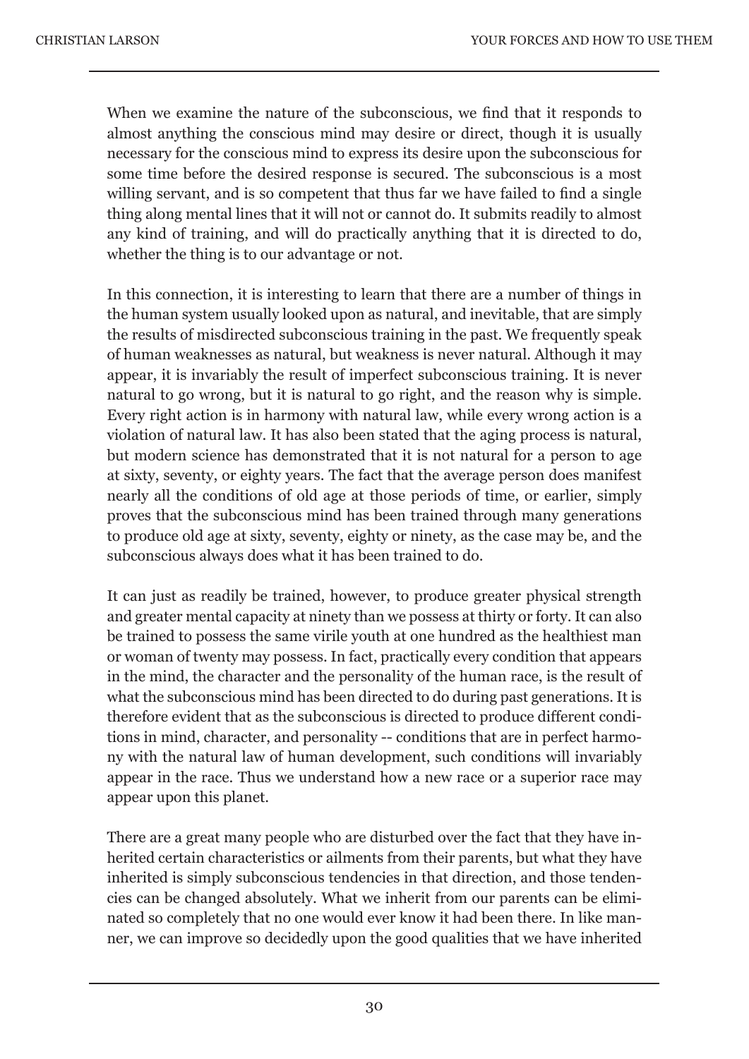When we examine the nature of the subconscious, we find that it responds to almost anything the conscious mind may desire or direct, though it is usually necessary for the conscious mind to express its desire upon the subconscious for some time before the desired response is secured. The subconscious is a most willing servant, and is so competent that thus far we have failed to find a single thing along mental lines that it will not or cannot do. It submits readily to almost any kind of training, and will do practically anything that it is directed to do, whether the thing is to our advantage or not.

In this connection, it is interesting to learn that there are a number of things in the human system usually looked upon as natural, and inevitable, that are simply the results of misdirected subconscious training in the past. We frequently speak of human weaknesses as natural, but weakness is never natural. Although it may appear, it is invariably the result of imperfect subconscious training. It is never natural to go wrong, but it is natural to go right, and the reason why is simple. Every right action is in harmony with natural law, while every wrong action is a violation of natural law. It has also been stated that the aging process is natural, but modern science has demonstrated that it is not natural for a person to age at sixty, seventy, or eighty years. The fact that the average person does manifest nearly all the conditions of old age at those periods of time, or earlier, simply proves that the subconscious mind has been trained through many generations to produce old age at sixty, seventy, eighty or ninety, as the case may be, and the subconscious always does what it has been trained to do.

It can just as readily be trained, however, to produce greater physical strength and greater mental capacity at ninety than we possess at thirty or forty. It can also be trained to possess the same virile youth at one hundred as the healthiest man or woman of twenty may possess. In fact, practically every condition that appears in the mind, the character and the personality of the human race, is the result of what the subconscious mind has been directed to do during past generations. It is therefore evident that as the subconscious is directed to produce different conditions in mind, character, and personality -- conditions that are in perfect harmony with the natural law of human development, such conditions will invariably appear in the race. Thus we understand how a new race or a superior race may appear upon this planet.

There are a great many people who are disturbed over the fact that they have inherited certain characteristics or ailments from their parents, but what they have inherited is simply subconscious tendencies in that direction, and those tendencies can be changed absolutely. What we inherit from our parents can be eliminated so completely that no one would ever know it had been there. In like manner, we can improve so decidedly upon the good qualities that we have inherited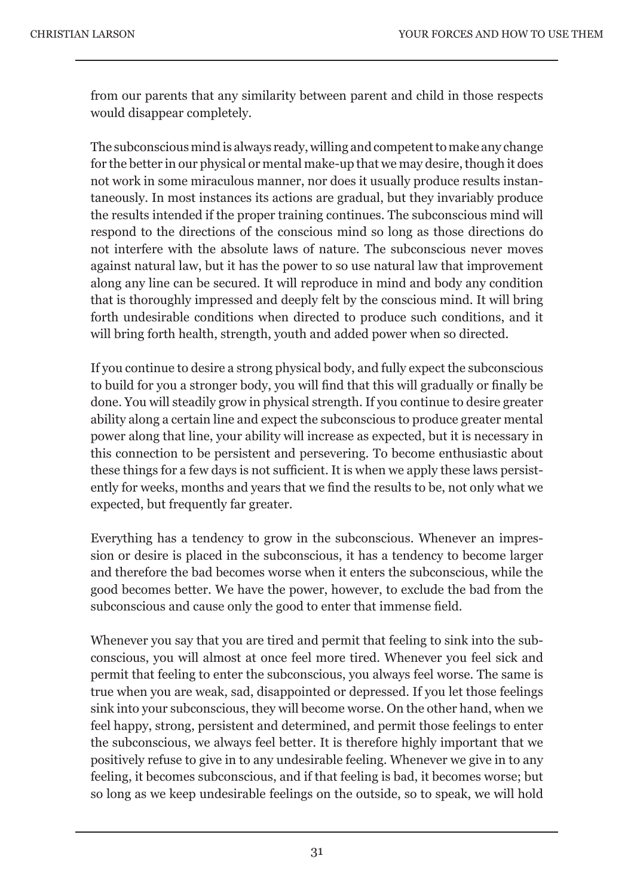from our parents that any similarity between parent and child in those respects would disappear completely.

The subconscious mind is always ready, willing and competent to make any change for the better in our physical or mental make-up that we may desire, though it does not work in some miraculous manner, nor does it usually produce results instantaneously. In most instances its actions are gradual, but they invariably produce the results intended if the proper training continues. The subconscious mind will respond to the directions of the conscious mind so long as those directions do not interfere with the absolute laws of nature. The subconscious never moves against natural law, but it has the power to so use natural law that improvement along any line can be secured. It will reproduce in mind and body any condition that is thoroughly impressed and deeply felt by the conscious mind. It will bring forth undesirable conditions when directed to produce such conditions, and it will bring forth health, strength, youth and added power when so directed.

If you continue to desire a strong physical body, and fully expect the subconscious to build for you a stronger body, you will find that this will gradually or finally be done. You will steadily grow in physical strength. If you continue to desire greater ability along a certain line and expect the subconscious to produce greater mental power along that line, your ability will increase as expected, but it is necessary in this connection to be persistent and persevering. To become enthusiastic about these things for a few days is not sufficient. It is when we apply these laws persistently for weeks, months and years that we find the results to be, not only what we expected, but frequently far greater.

Everything has a tendency to grow in the subconscious. Whenever an impression or desire is placed in the subconscious, it has a tendency to become larger and therefore the bad becomes worse when it enters the subconscious, while the good becomes better. We have the power, however, to exclude the bad from the subconscious and cause only the good to enter that immense field.

Whenever you say that you are tired and permit that feeling to sink into the subconscious, you will almost at once feel more tired. Whenever you feel sick and permit that feeling to enter the subconscious, you always feel worse. The same is true when you are weak, sad, disappointed or depressed. If you let those feelings sink into your subconscious, they will become worse. On the other hand, when we feel happy, strong, persistent and determined, and permit those feelings to enter the subconscious, we always feel better. It is therefore highly important that we positively refuse to give in to any undesirable feeling. Whenever we give in to any feeling, it becomes subconscious, and if that feeling is bad, it becomes worse; but so long as we keep undesirable feelings on the outside, so to speak, we will hold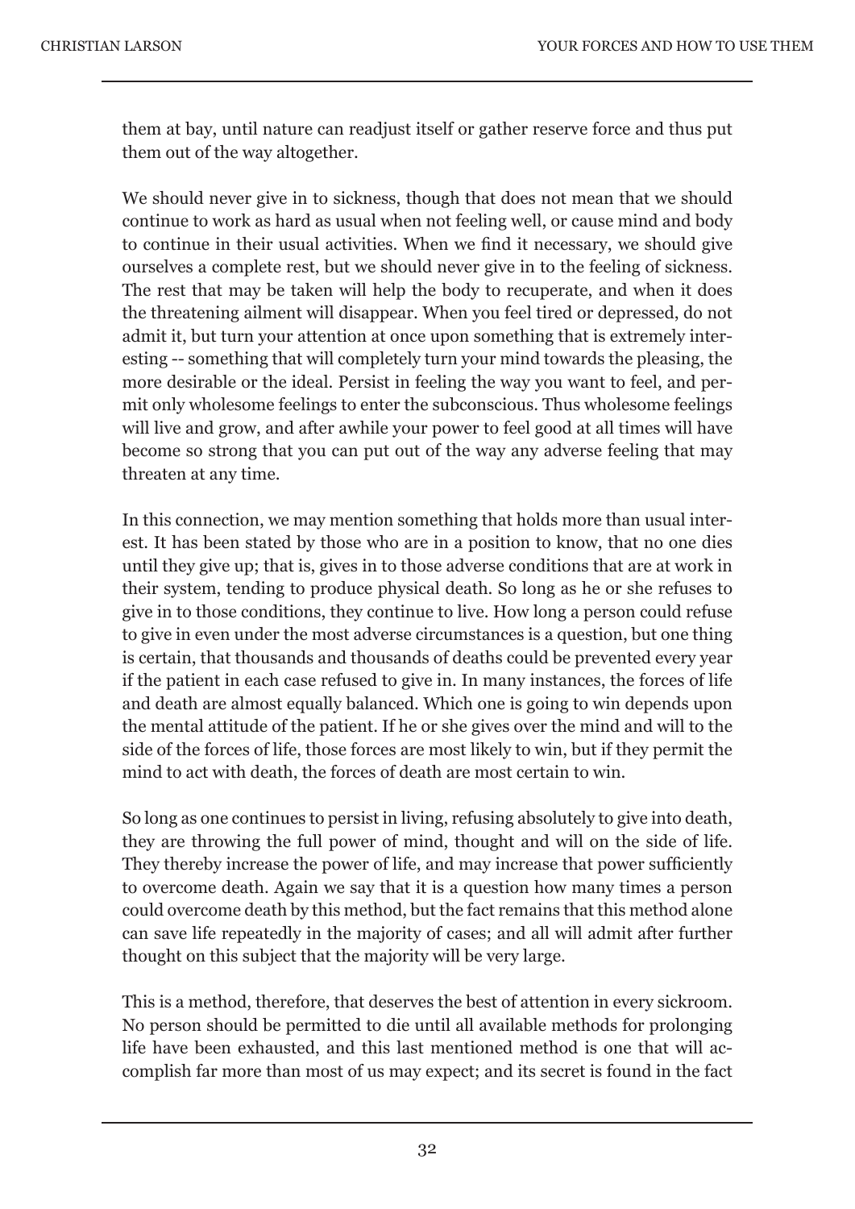them at bay, until nature can readjust itself or gather reserve force and thus put them out of the way altogether.

We should never give in to sickness, though that does not mean that we should continue to work as hard as usual when not feeling well, or cause mind and body to continue in their usual activities. When we find it necessary, we should give ourselves a complete rest, but we should never give in to the feeling of sickness. The rest that may be taken will help the body to recuperate, and when it does the threatening ailment will disappear. When you feel tired or depressed, do not admit it, but turn your attention at once upon something that is extremely interesting -- something that will completely turn your mind towards the pleasing, the more desirable or the ideal. Persist in feeling the way you want to feel, and permit only wholesome feelings to enter the subconscious. Thus wholesome feelings will live and grow, and after awhile your power to feel good at all times will have become so strong that you can put out of the way any adverse feeling that may threaten at any time.

In this connection, we may mention something that holds more than usual interest. It has been stated by those who are in a position to know, that no one dies until they give up; that is, gives in to those adverse conditions that are at work in their system, tending to produce physical death. So long as he or she refuses to give in to those conditions, they continue to live. How long a person could refuse to give in even under the most adverse circumstances is a question, but one thing is certain, that thousands and thousands of deaths could be prevented every year if the patient in each case refused to give in. In many instances, the forces of life and death are almost equally balanced. Which one is going to win depends upon the mental attitude of the patient. If he or she gives over the mind and will to the side of the forces of life, those forces are most likely to win, but if they permit the mind to act with death, the forces of death are most certain to win.

So long as one continues to persist in living, refusing absolutely to give into death, they are throwing the full power of mind, thought and will on the side of life. They thereby increase the power of life, and may increase that power sufficiently to overcome death. Again we say that it is a question how many times a person could overcome death by this method, but the fact remains that this method alone can save life repeatedly in the majority of cases; and all will admit after further thought on this subject that the majority will be very large.

This is a method, therefore, that deserves the best of attention in every sickroom. No person should be permitted to die until all available methods for prolonging life have been exhausted, and this last mentioned method is one that will accomplish far more than most of us may expect; and its secret is found in the fact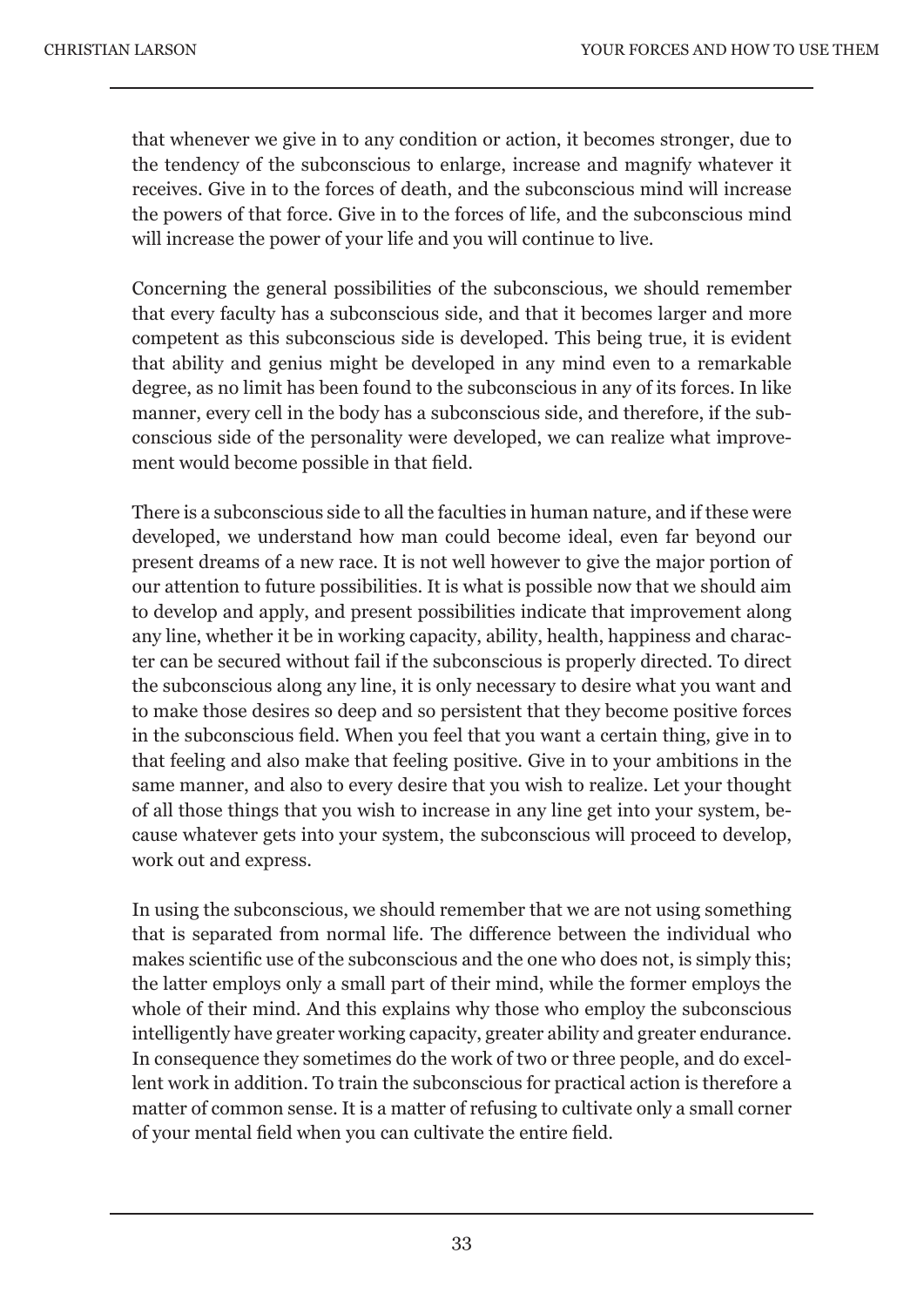that whenever we give in to any condition or action, it becomes stronger, due to the tendency of the subconscious to enlarge, increase and magnify whatever it receives. Give in to the forces of death, and the subconscious mind will increase the powers of that force. Give in to the forces of life, and the subconscious mind will increase the power of your life and you will continue to live.

Concerning the general possibilities of the subconscious, we should remember that every faculty has a subconscious side, and that it becomes larger and more competent as this subconscious side is developed. This being true, it is evident that ability and genius might be developed in any mind even to a remarkable degree, as no limit has been found to the subconscious in any of its forces. In like manner, every cell in the body has a subconscious side, and therefore, if the subconscious side of the personality were developed, we can realize what improvement would become possible in that field.

There is a subconscious side to all the faculties in human nature, and if these were developed, we understand how man could become ideal, even far beyond our present dreams of a new race. It is not well however to give the major portion of our attention to future possibilities. It is what is possible now that we should aim to develop and apply, and present possibilities indicate that improvement along any line, whether it be in working capacity, ability, health, happiness and character can be secured without fail if the subconscious is properly directed. To direct the subconscious along any line, it is only necessary to desire what you want and to make those desires so deep and so persistent that they become positive forces in the subconscious field. When you feel that you want a certain thing, give in to that feeling and also make that feeling positive. Give in to your ambitions in the same manner, and also to every desire that you wish to realize. Let your thought of all those things that you wish to increase in any line get into your system, because whatever gets into your system, the subconscious will proceed to develop, work out and express.

In using the subconscious, we should remember that we are not using something that is separated from normal life. The difference between the individual who makes scientific use of the subconscious and the one who does not, is simply this; the latter employs only a small part of their mind, while the former employs the whole of their mind. And this explains why those who employ the subconscious intelligently have greater working capacity, greater ability and greater endurance. In consequence they sometimes do the work of two or three people, and do excellent work in addition. To train the subconscious for practical action is therefore a matter of common sense. It is a matter of refusing to cultivate only a small corner of your mental field when you can cultivate the entire field.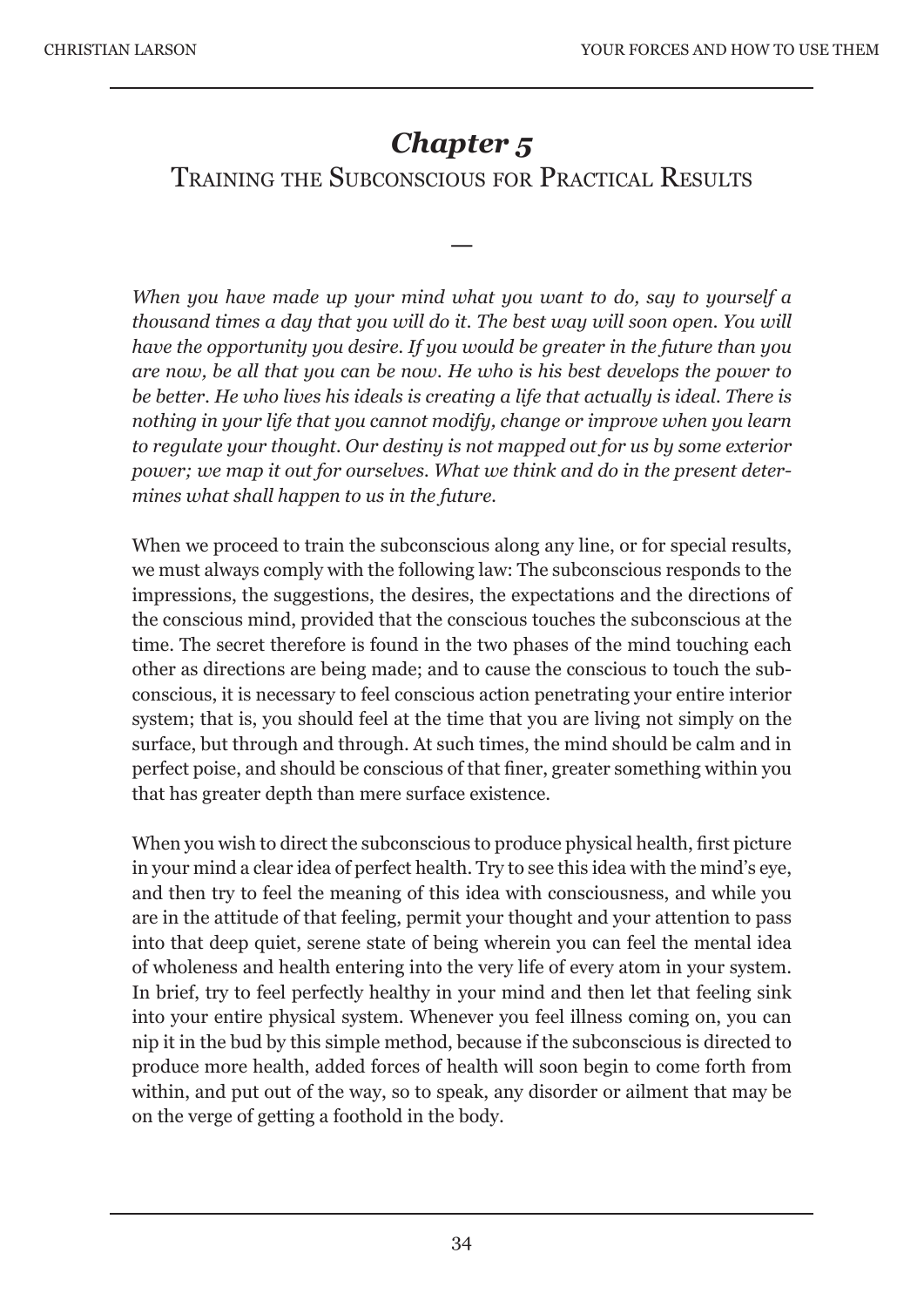# *Chapter 5*

## Training the Subconscious for Practical Results

—

*When you have made up your mind what you want to do, say to yourself a thousand times a day that you will do it. The best way will soon open. You will have the opportunity you desire. If you would be greater in the future than you are now, be all that you can be now. He who is his best develops the power to be better. He who lives his ideals is creating a life that actually is ideal. There is nothing in your life that you cannot modify, change or improve when you learn to regulate your thought. Our destiny is not mapped out for us by some exterior power; we map it out for ourselves. What we think and do in the present determines what shall happen to us in the future.*

When we proceed to train the subconscious along any line, or for special results, we must always comply with the following law: The subconscious responds to the impressions, the suggestions, the desires, the expectations and the directions of the conscious mind, provided that the conscious touches the subconscious at the time. The secret therefore is found in the two phases of the mind touching each other as directions are being made; and to cause the conscious to touch the subconscious, it is necessary to feel conscious action penetrating your entire interior system; that is, you should feel at the time that you are living not simply on the surface, but through and through. At such times, the mind should be calm and in perfect poise, and should be conscious of that finer, greater something within you that has greater depth than mere surface existence.

When you wish to direct the subconscious to produce physical health, first picture in your mind a clear idea of perfect health. Try to see this idea with the mind's eye, and then try to feel the meaning of this idea with consciousness, and while you are in the attitude of that feeling, permit your thought and your attention to pass into that deep quiet, serene state of being wherein you can feel the mental idea of wholeness and health entering into the very life of every atom in your system. In brief, try to feel perfectly healthy in your mind and then let that feeling sink into your entire physical system. Whenever you feel illness coming on, you can nip it in the bud by this simple method, because if the subconscious is directed to produce more health, added forces of health will soon begin to come forth from within, and put out of the way, so to speak, any disorder or ailment that may be on the verge of getting a foothold in the body.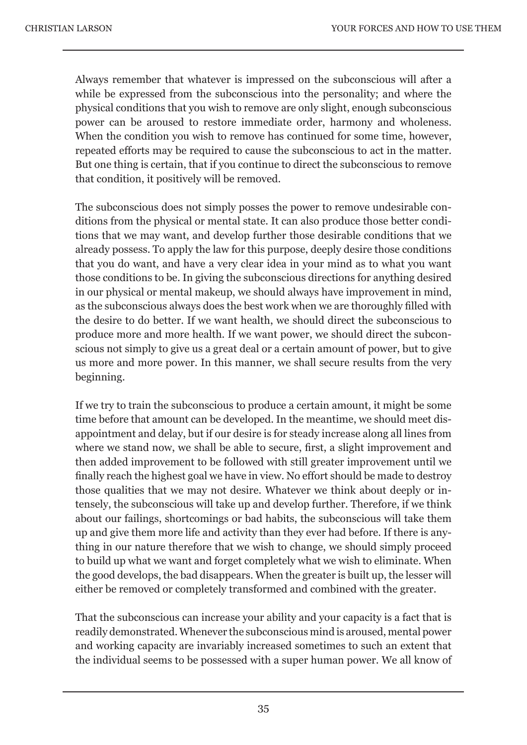Always remember that whatever is impressed on the subconscious will after a while be expressed from the subconscious into the personality; and where the physical conditions that you wish to remove are only slight, enough subconscious power can be aroused to restore immediate order, harmony and wholeness. When the condition you wish to remove has continued for some time, however, repeated efforts may be required to cause the subconscious to act in the matter. But one thing is certain, that if you continue to direct the subconscious to remove that condition, it positively will be removed.

The subconscious does not simply posses the power to remove undesirable conditions from the physical or mental state. It can also produce those better conditions that we may want, and develop further those desirable conditions that we already possess. To apply the law for this purpose, deeply desire those conditions that you do want, and have a very clear idea in your mind as to what you want those conditions to be. In giving the subconscious directions for anything desired in our physical or mental makeup, we should always have improvement in mind, as the subconscious always does the best work when we are thoroughly filled with the desire to do better. If we want health, we should direct the subconscious to produce more and more health. If we want power, we should direct the subconscious not simply to give us a great deal or a certain amount of power, but to give us more and more power. In this manner, we shall secure results from the very beginning.

If we try to train the subconscious to produce a certain amount, it might be some time before that amount can be developed. In the meantime, we should meet disappointment and delay, but if our desire is for steady increase along all lines from where we stand now, we shall be able to secure, first, a slight improvement and then added improvement to be followed with still greater improvement until we finally reach the highest goal we have in view. No effort should be made to destroy those qualities that we may not desire. Whatever we think about deeply or intensely, the subconscious will take up and develop further. Therefore, if we think about our failings, shortcomings or bad habits, the subconscious will take them up and give them more life and activity than they ever had before. If there is anything in our nature therefore that we wish to change, we should simply proceed to build up what we want and forget completely what we wish to eliminate. When the good develops, the bad disappears. When the greater is built up, the lesser will either be removed or completely transformed and combined with the greater.

That the subconscious can increase your ability and your capacity is a fact that is readily demonstrated. Whenever the subconscious mind is aroused, mental power and working capacity are invariably increased sometimes to such an extent that the individual seems to be possessed with a super human power. We all know of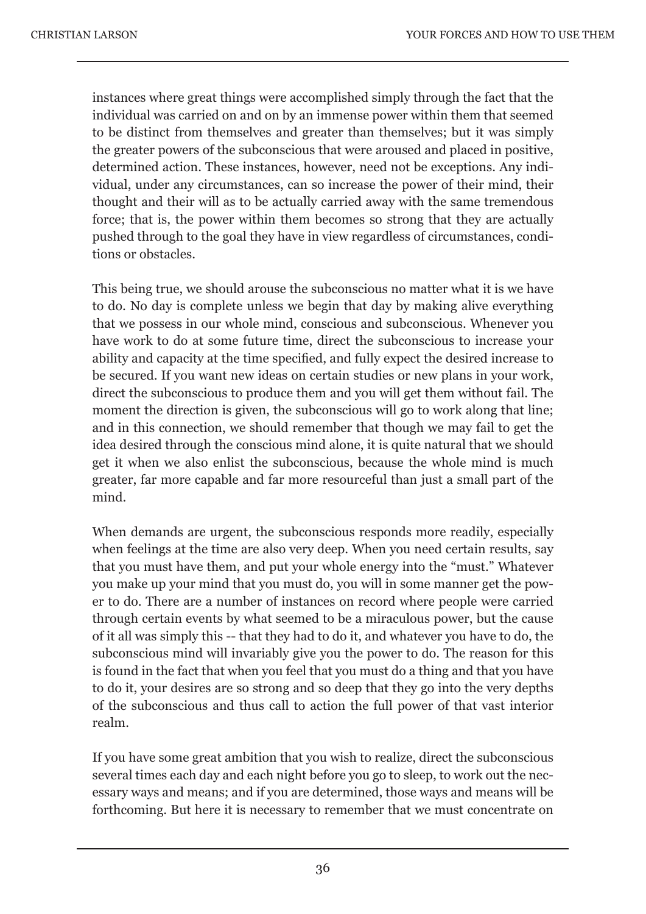instances where great things were accomplished simply through the fact that the individual was carried on and on by an immense power within them that seemed to be distinct from themselves and greater than themselves; but it was simply the greater powers of the subconscious that were aroused and placed in positive, determined action. These instances, however, need not be exceptions. Any individual, under any circumstances, can so increase the power of their mind, their thought and their will as to be actually carried away with the same tremendous force; that is, the power within them becomes so strong that they are actually pushed through to the goal they have in view regardless of circumstances, conditions or obstacles.

This being true, we should arouse the subconscious no matter what it is we have to do. No day is complete unless we begin that day by making alive everything that we possess in our whole mind, conscious and subconscious. Whenever you have work to do at some future time, direct the subconscious to increase your ability and capacity at the time specified, and fully expect the desired increase to be secured. If you want new ideas on certain studies or new plans in your work, direct the subconscious to produce them and you will get them without fail. The moment the direction is given, the subconscious will go to work along that line; and in this connection, we should remember that though we may fail to get the idea desired through the conscious mind alone, it is quite natural that we should get it when we also enlist the subconscious, because the whole mind is much greater, far more capable and far more resourceful than just a small part of the mind.

When demands are urgent, the subconscious responds more readily, especially when feelings at the time are also very deep. When you need certain results, say that you must have them, and put your whole energy into the "must." Whatever you make up your mind that you must do, you will in some manner get the power to do. There are a number of instances on record where people were carried through certain events by what seemed to be a miraculous power, but the cause of it all was simply this -- that they had to do it, and whatever you have to do, the subconscious mind will invariably give you the power to do. The reason for this is found in the fact that when you feel that you must do a thing and that you have to do it, your desires are so strong and so deep that they go into the very depths of the subconscious and thus call to action the full power of that vast interior realm.

If you have some great ambition that you wish to realize, direct the subconscious several times each day and each night before you go to sleep, to work out the necessary ways and means; and if you are determined, those ways and means will be forthcoming. But here it is necessary to remember that we must concentrate on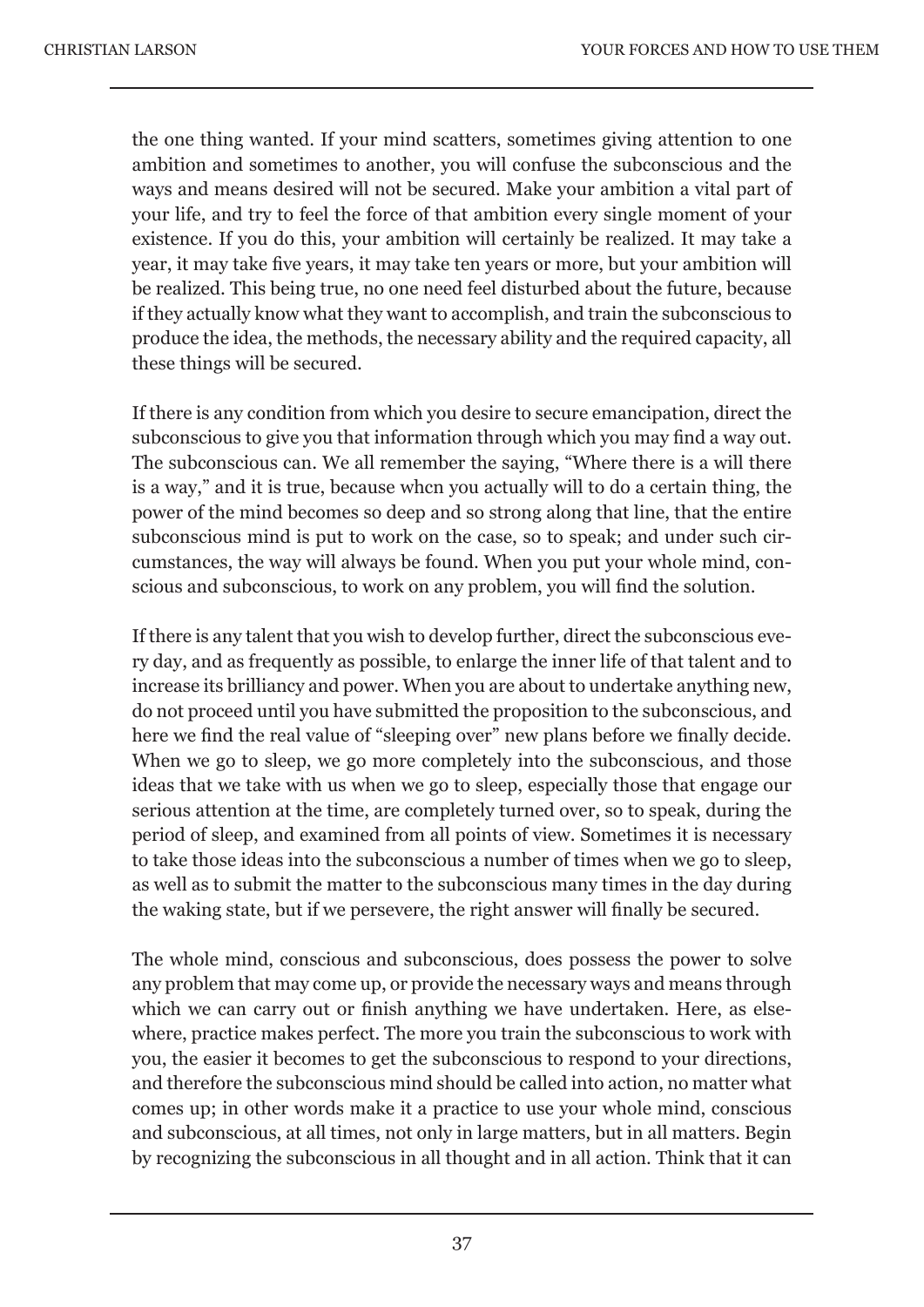the one thing wanted. If your mind scatters, sometimes giving attention to one ambition and sometimes to another, you will confuse the subconscious and the ways and means desired will not be secured. Make your ambition a vital part of your life, and try to feel the force of that ambition every single moment of your existence. If you do this, your ambition will certainly be realized. It may take a year, it may take five years, it may take ten years or more, but your ambition will be realized. This being true, no one need feel disturbed about the future, because if they actually know what they want to accomplish, and train the subconscious to produce the idea, the methods, the necessary ability and the required capacity, all these things will be secured.

If there is any condition from which you desire to secure emancipation, direct the subconscious to give you that information through which you may find a way out. The subconscious can. We all remember the saying, "Where there is a will there is a way," and it is true, because whcn you actually will to do a certain thing, the power of the mind becomes so deep and so strong along that line, that the entire subconscious mind is put to work on the case, so to speak; and under such circumstances, the way will always be found. When you put your whole mind, conscious and subconscious, to work on any problem, you will find the solution.

If there is any talent that you wish to develop further, direct the subconscious every day, and as frequently as possible, to enlarge the inner life of that talent and to increase its brilliancy and power. When you are about to undertake anything new, do not proceed until you have submitted the proposition to the subconscious, and here we find the real value of "sleeping over" new plans before we finally decide. When we go to sleep, we go more completely into the subconscious, and those ideas that we take with us when we go to sleep, especially those that engage our serious attention at the time, are completely turned over, so to speak, during the period of sleep, and examined from all points of view. Sometimes it is necessary to take those ideas into the subconscious a number of times when we go to sleep, as well as to submit the matter to the subconscious many times in the day during the waking state, but if we persevere, the right answer will finally be secured.

The whole mind, conscious and subconscious, does possess the power to solve any problem that may come up, or provide the necessary ways and means through which we can carry out or finish anything we have undertaken. Here, as elsewhere, practice makes perfect. The more you train the subconscious to work with you, the easier it becomes to get the subconscious to respond to your directions, and therefore the subconscious mind should be called into action, no matter what comes up; in other words make it a practice to use your whole mind, conscious and subconscious, at all times, not only in large matters, but in all matters. Begin by recognizing the subconscious in all thought and in all action. Think that it can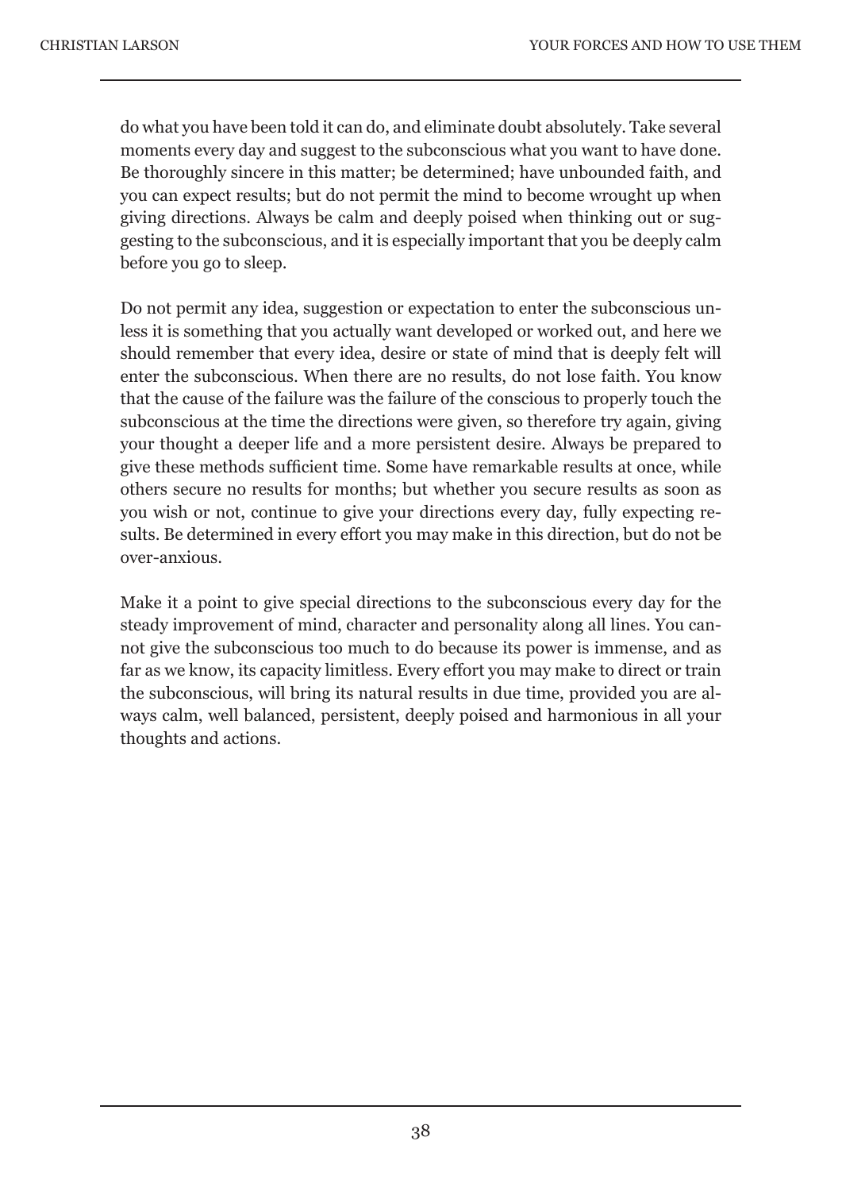do what you have been told it can do, and eliminate doubt absolutely. Take several moments every day and suggest to the subconscious what you want to have done. Be thoroughly sincere in this matter; be determined; have unbounded faith, and you can expect results; but do not permit the mind to become wrought up when giving directions. Always be calm and deeply poised when thinking out or suggesting to the subconscious, and it is especially important that you be deeply calm before you go to sleep.

Do not permit any idea, suggestion or expectation to enter the subconscious unless it is something that you actually want developed or worked out, and here we should remember that every idea, desire or state of mind that is deeply felt will enter the subconscious. When there are no results, do not lose faith. You know that the cause of the failure was the failure of the conscious to properly touch the subconscious at the time the directions were given, so therefore try again, giving your thought a deeper life and a more persistent desire. Always be prepared to give these methods sufficient time. Some have remarkable results at once, while others secure no results for months; but whether you secure results as soon as you wish or not, continue to give your directions every day, fully expecting results. Be determined in every effort you may make in this direction, but do not be over-anxious.

Make it a point to give special directions to the subconscious every day for the steady improvement of mind, character and personality along all lines. You cannot give the subconscious too much to do because its power is immense, and as far as we know, its capacity limitless. Every effort you may make to direct or train the subconscious, will bring its natural results in due time, provided you are always calm, well balanced, persistent, deeply poised and harmonious in all your thoughts and actions.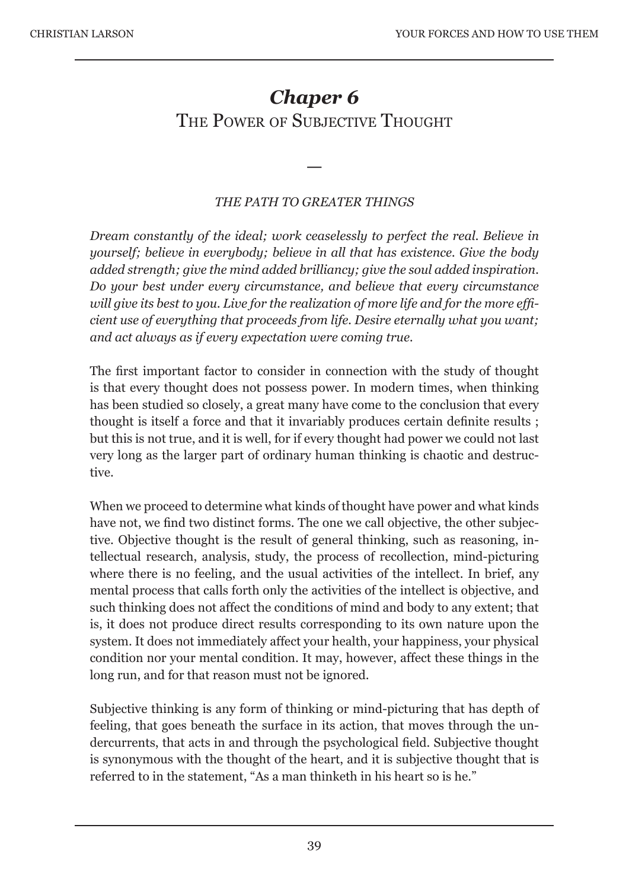# *Chaper 6*
## The Power of Subjective Thought

—

*THE PATH TO GREATER THINGS*

*Dream constantly of the ideal; work ceaselessly to perfect the real. Believe in yourself; believe in everybody; believe in all that has existence. Give the body added strength; give the mind added brilliancy; give the soul added inspiration. Do your best under every circumstance, and believe that every circumstance will give its best to you. Live for the realization of more life and for the more efficient use of everything that proceeds from life. Desire eternally what you want; and act always as if every expectation were coming true.*

The first important factor to consider in connection with the study of thought is that every thought does not possess power. In modern times, when thinking has been studied so closely, a great many have come to the conclusion that every thought is itself a force and that it invariably produces certain definite results ; but this is not true, and it is well, for if every thought had power we could not last very long as the larger part of ordinary human thinking is chaotic and destructive.

When we proceed to determine what kinds of thought have power and what kinds have not, we find two distinct forms. The one we call objective, the other subjective. Objective thought is the result of general thinking, such as reasoning, intellectual research, analysis, study, the process of recollection, mind-picturing where there is no feeling, and the usual activities of the intellect. In brief, any mental process that calls forth only the activities of the intellect is objective, and such thinking does not affect the conditions of mind and body to any extent; that is, it does not produce direct results corresponding to its own nature upon the system. It does not immediately affect your health, your happiness, your physical condition nor your mental condition. It may, however, affect these things in the long run, and for that reason must not be ignored.

Subjective thinking is any form of thinking or mind-picturing that has depth of feeling, that goes beneath the surface in its action, that moves through the undercurrents, that acts in and through the psychological field. Subjective thought is synonymous with the thought of the heart, and it is subjective thought that is referred to in the statement, "As a man thinketh in his heart so is he."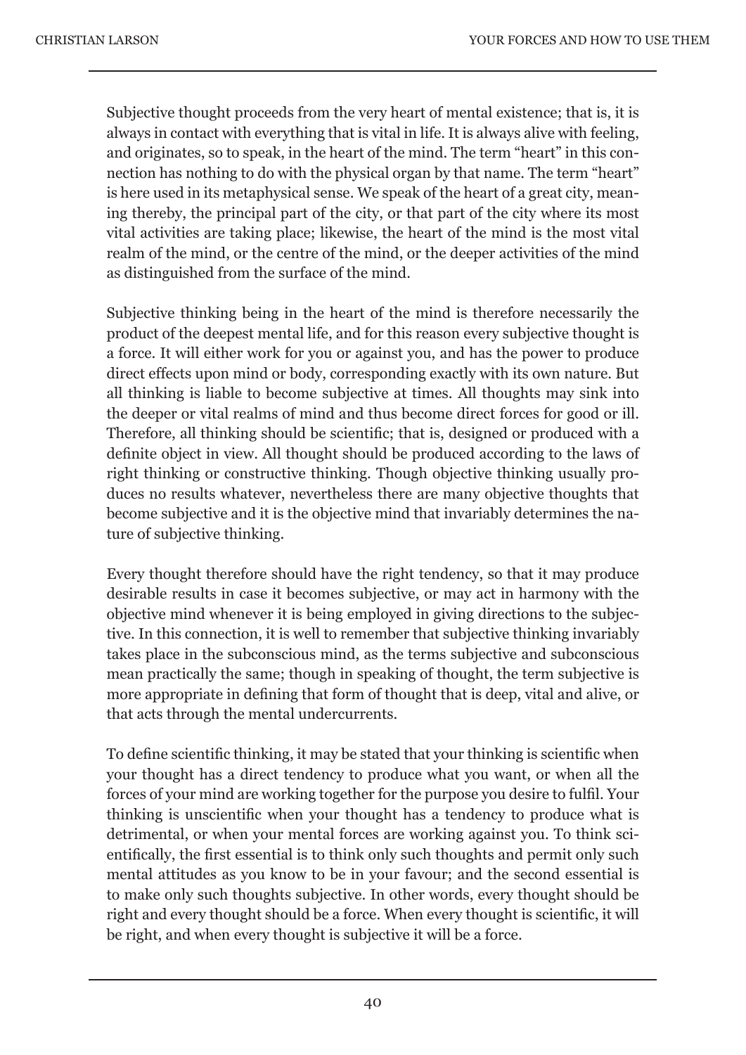Subjective thought proceeds from the very heart of mental existence; that is, it is always in contact with everything that is vital in life. It is always alive with feeling, and originates, so to speak, in the heart of the mind. The term "heart" in this connection has nothing to do with the physical organ by that name. The term "heart" is here used in its metaphysical sense. We speak of the heart of a great city, meaning thereby, the principal part of the city, or that part of the city where its most vital activities are taking place; likewise, the heart of the mind is the most vital realm of the mind, or the centre of the mind, or the deeper activities of the mind as distinguished from the surface of the mind.

Subjective thinking being in the heart of the mind is therefore necessarily the product of the deepest mental life, and for this reason every subjective thought is a force. It will either work for you or against you, and has the power to produce direct effects upon mind or body, corresponding exactly with its own nature. But all thinking is liable to become subjective at times. All thoughts may sink into the deeper or vital realms of mind and thus become direct forces for good or ill. Therefore, all thinking should be scientific; that is, designed or produced with a definite object in view. All thought should be produced according to the laws of right thinking or constructive thinking. Though objective thinking usually produces no results whatever, nevertheless there are many objective thoughts that become subjective and it is the objective mind that invariably determines the nature of subjective thinking.

Every thought therefore should have the right tendency, so that it may produce desirable results in case it becomes subjective, or may act in harmony with the objective mind whenever it is being employed in giving directions to the subjective. In this connection, it is well to remember that subjective thinking invariably takes place in the subconscious mind, as the terms subjective and subconscious mean practically the same; though in speaking of thought, the term subjective is more appropriate in defining that form of thought that is deep, vital and alive, or that acts through the mental undercurrents.

To define scientific thinking, it may be stated that your thinking is scientific when your thought has a direct tendency to produce what you want, or when all the forces of your mind are working together for the purpose you desire to fulfil. Your thinking is unscientific when your thought has a tendency to produce what is detrimental, or when your mental forces are working against you. To think scientifically, the first essential is to think only such thoughts and permit only such mental attitudes as you know to be in your favour; and the second essential is to make only such thoughts subjective. In other words, every thought should be right and every thought should be a force. When every thought is scientific, it will be right, and when every thought is subjective it will be a force.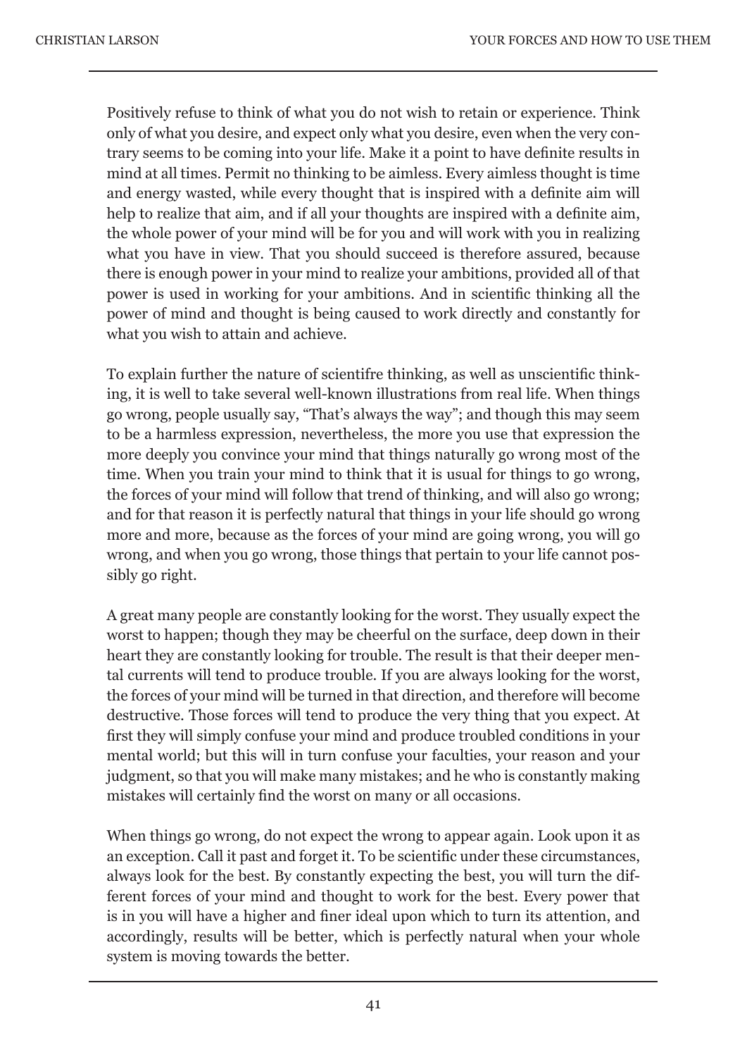Positively refuse to think of what you do not wish to retain or experience. Think only of what you desire, and expect only what you desire, even when the very contrary seems to be coming into your life. Make it a point to have definite results in mind at all times. Permit no thinking to be aimless. Every aimless thought is time and energy wasted, while every thought that is inspired with a definite aim will help to realize that aim, and if all your thoughts are inspired with a definite aim, the whole power of your mind will be for you and will work with you in realizing what you have in view. That you should succeed is therefore assured, because there is enough power in your mind to realize your ambitions, provided all of that power is used in working for your ambitions. And in scientific thinking all the power of mind and thought is being caused to work directly and constantly for what you wish to attain and achieve.

To explain further the nature of scientifre thinking, as well as unscientific thinking, it is well to take several well-known illustrations from real life. When things go wrong, people usually say, "That's always the way"; and though this may seem to be a harmless expression, nevertheless, the more you use that expression the more deeply you convince your mind that things naturally go wrong most of the time. When you train your mind to think that it is usual for things to go wrong, the forces of your mind will follow that trend of thinking, and will also go wrong; and for that reason it is perfectly natural that things in your life should go wrong more and more, because as the forces of your mind are going wrong, you will go wrong, and when you go wrong, those things that pertain to your life cannot possibly go right.

A great many people are constantly looking for the worst. They usually expect the worst to happen; though they may be cheerful on the surface, deep down in their heart they are constantly looking for trouble. The result is that their deeper mental currents will tend to produce trouble. If you are always looking for the worst, the forces of your mind will be turned in that direction, and therefore will become destructive. Those forces will tend to produce the very thing that you expect. At first they will simply confuse your mind and produce troubled conditions in your mental world; but this will in turn confuse your faculties, your reason and your judgment, so that you will make many mistakes; and he who is constantly making mistakes will certainly find the worst on many or all occasions.

When things go wrong, do not expect the wrong to appear again. Look upon it as an exception. Call it past and forget it. To be scientific under these circumstances, always look for the best. By constantly expecting the best, you will turn the different forces of your mind and thought to work for the best. Every power that is in you will have a higher and finer ideal upon which to turn its attention, and accordingly, results will be better, which is perfectly natural when your whole system is moving towards the better.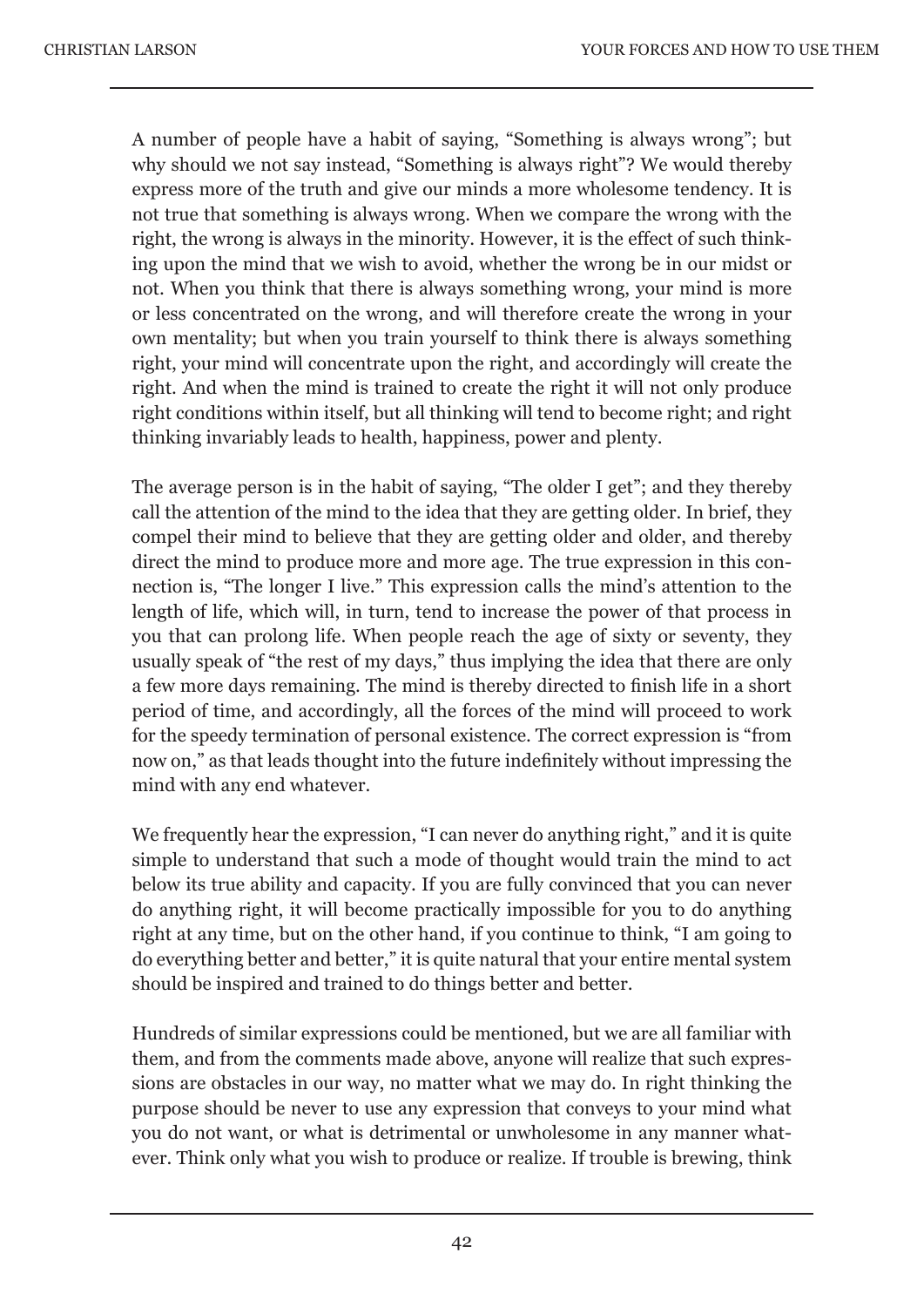A number of people have a habit of saying, "Something is always wrong"; but why should we not say instead, "Something is always right"? We would thereby express more of the truth and give our minds a more wholesome tendency. It is not true that something is always wrong. When we compare the wrong with the right, the wrong is always in the minority. However, it is the effect of such thinking upon the mind that we wish to avoid, whether the wrong be in our midst or not. When you think that there is always something wrong, your mind is more or less concentrated on the wrong, and will therefore create the wrong in your own mentality; but when you train yourself to think there is always something right, your mind will concentrate upon the right, and accordingly will create the right. And when the mind is trained to create the right it will not only produce right conditions within itself, but all thinking will tend to become right; and right thinking invariably leads to health, happiness, power and plenty.

The average person is in the habit of saying, "The older I get"; and they thereby call the attention of the mind to the idea that they are getting older. In brief, they compel their mind to believe that they are getting older and older, and thereby direct the mind to produce more and more age. The true expression in this connection is, "The longer I live." This expression calls the mind's attention to the length of life, which will, in turn, tend to increase the power of that process in you that can prolong life. When people reach the age of sixty or seventy, they usually speak of "the rest of my days," thus implying the idea that there are only a few more days remaining. The mind is thereby directed to finish life in a short period of time, and accordingly, all the forces of the mind will proceed to work for the speedy termination of personal existence. The correct expression is "from now on," as that leads thought into the future indefinitely without impressing the mind with any end whatever.

We frequently hear the expression, "I can never do anything right," and it is quite simple to understand that such a mode of thought would train the mind to act below its true ability and capacity. If you are fully convinced that you can never do anything right, it will become practically impossible for you to do anything right at any time, but on the other hand, if you continue to think, "I am going to do everything better and better," it is quite natural that your entire mental system should be inspired and trained to do things better and better.

Hundreds of similar expressions could be mentioned, but we are all familiar with them, and from the comments made above, anyone will realize that such expressions are obstacles in our way, no matter what we may do. In right thinking the purpose should be never to use any expression that conveys to your mind what you do not want, or what is detrimental or unwholesome in any manner whatever. Think only what you wish to produce or realize. If trouble is brewing, think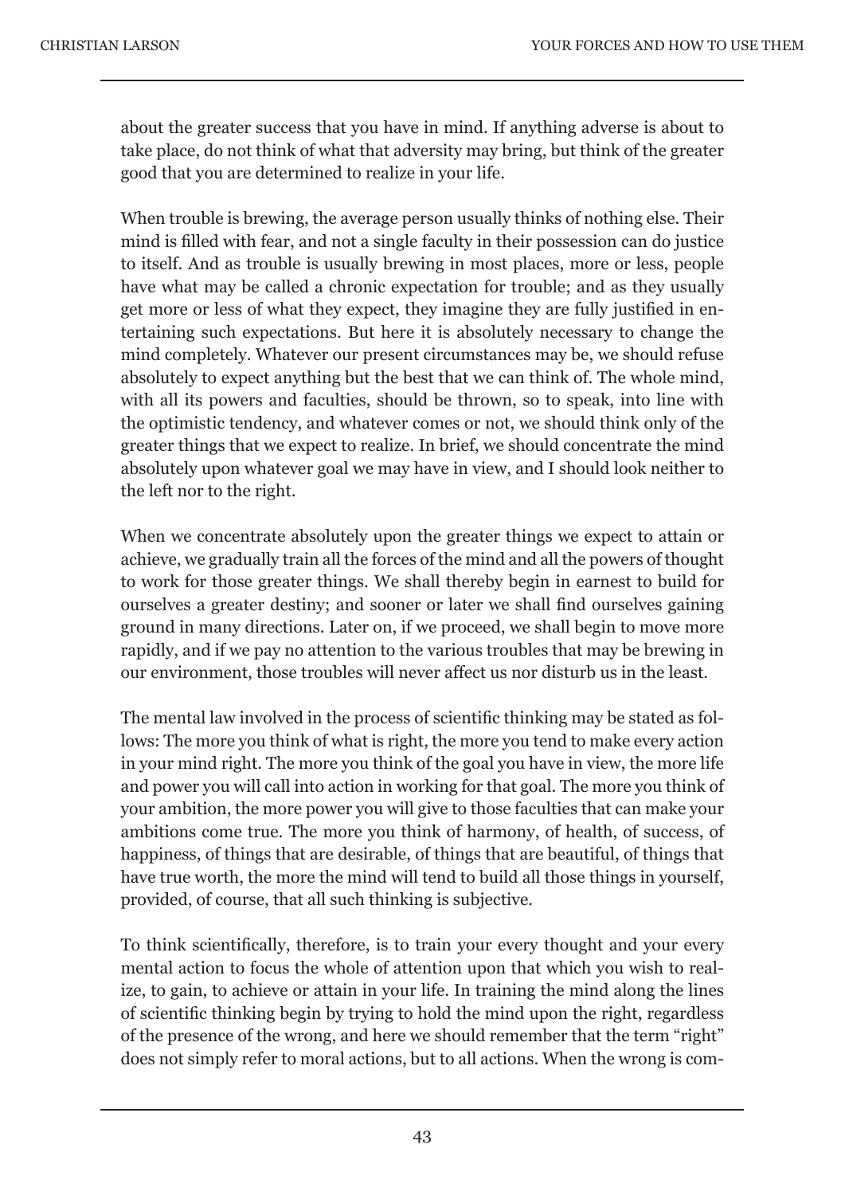about the greater success that you have in mind. If anything adverse is about to take place, do not think of what that adversity may bring, but think of the greater good that you are determined to realize in your life.

When trouble is brewing, the average person usually thinks of nothing else. Their mind is filled with fear, and not a single faculty in their possession can do justice to itself. And as trouble is usually brewing in most places, more or less, people have what may be called a chronic expectation for trouble; and as they usually get more or less of what they expect, they imagine they are fully justified in entertaining such expectations. But here it is absolutely necessary to change the mind completely. Whatever our present circumstances may be, we should refuse absolutely to expect anything but the best that we can think of. The whole mind, with all its powers and faculties, should be thrown, so to speak, into line with the optimistic tendency, and whatever comes or not, we should think only of the greater things that we expect to realize. In brief, we should concentrate the mind absolutely upon whatever goal we may have in view, and I should look neither to the left nor to the right.

When we concentrate absolutely upon the greater things we expect to attain or achieve, we gradually train all the forces of the mind and all the powers of thought to work for those greater things. We shall thereby begin in earnest to build for ourselves a greater destiny; and sooner or later we shall find ourselves gaining ground in many directions. Later on, if we proceed, we shall begin to move more rapidly, and if we pay no attention to the various troubles that may be brewing in our environment, those troubles will never affect us nor disturb us in the least.

The mental law involved in the process of scientific thinking may be stated as follows: The more you think of what is right, the more you tend to make every action in your mind right. The more you think of the goal you have in view, the more life and power you will call into action in working for that goal. The more you think of your ambition, the more power you will give to those faculties that can make your ambitions come true. The more you think of harmony, of health, of success, of happiness, of things that are desirable, of things that are beautiful, of things that have true worth, the more the mind will tend to build all those things in yourself, provided, of course, that all such thinking is subjective.

To think scientifically, therefore, is to train your every thought and your every mental action to focus the whole of attention upon that which you wish to realize, to gain, to achieve or attain in your life. In training the mind along the lines of scientific thinking begin by trying to hold the mind upon the right, regardless of the presence of the wrong, and here we should remember that the term "right" does not simply refer to moral actions, but to all actions. When the wrong is com-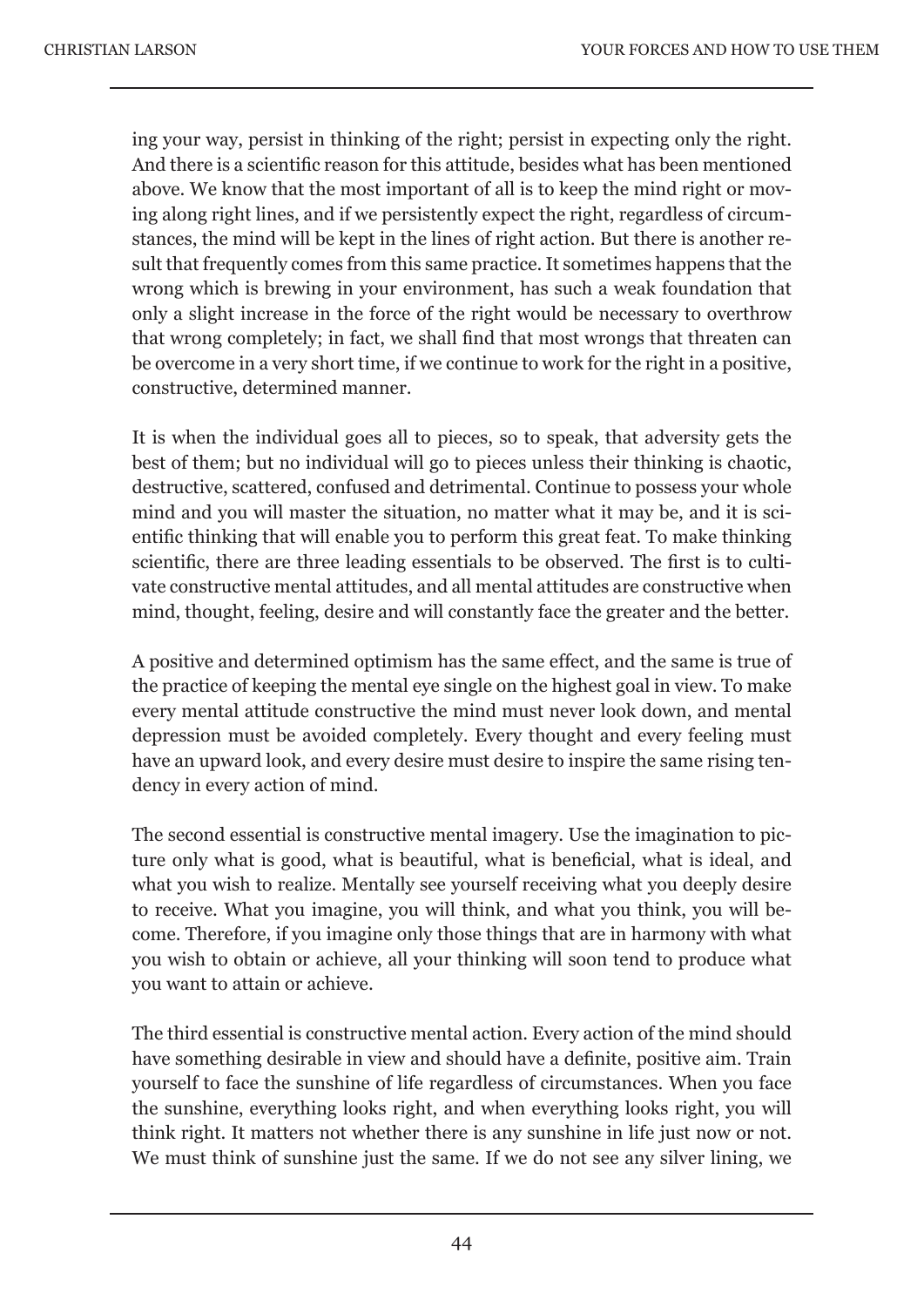ing your way, persist in thinking of the right; persist in expecting only the right. And there is a scientific reason for this attitude, besides what has been mentioned above. We know that the most important of all is to keep the mind right or moving along right lines, and if we persistently expect the right, regardless of circumstances, the mind will be kept in the lines of right action. But there is another result that frequently comes from this same practice. It sometimes happens that the wrong which is brewing in your environment, has such a weak foundation that only a slight increase in the force of the right would be necessary to overthrow that wrong completely; in fact, we shall find that most wrongs that threaten can be overcome in a very short time, if we continue to work for the right in a positive, constructive, determined manner.

It is when the individual goes all to pieces, so to speak, that adversity gets the best of them; but no individual will go to pieces unless their thinking is chaotic, destructive, scattered, confused and detrimental. Continue to possess your whole mind and you will master the situation, no matter what it may be, and it is scientific thinking that will enable you to perform this great feat. To make thinking scientific, there are three leading essentials to be observed. The first is to cultivate constructive mental attitudes, and all mental attitudes are constructive when mind, thought, feeling, desire and will constantly face the greater and the better.

A positive and determined optimism has the same effect, and the same is true of the practice of keeping the mental eye single on the highest goal in view. To make every mental attitude constructive the mind must never look down, and mental depression must be avoided completely. Every thought and every feeling must have an upward look, and every desire must desire to inspire the same rising tendency in every action of mind.

The second essential is constructive mental imagery. Use the imagination to picture only what is good, what is beautiful, what is beneficial, what is ideal, and what you wish to realize. Mentally see yourself receiving what you deeply desire to receive. What you imagine, you will think, and what you think, you will become. Therefore, if you imagine only those things that are in harmony with what you wish to obtain or achieve, all your thinking will soon tend to produce what you want to attain or achieve.

The third essential is constructive mental action. Every action of the mind should have something desirable in view and should have a definite, positive aim. Train yourself to face the sunshine of life regardless of circumstances. When you face the sunshine, everything looks right, and when everything looks right, you will think right. It matters not whether there is any sunshine in life just now or not. We must think of sunshine just the same. If we do not see any silver lining, we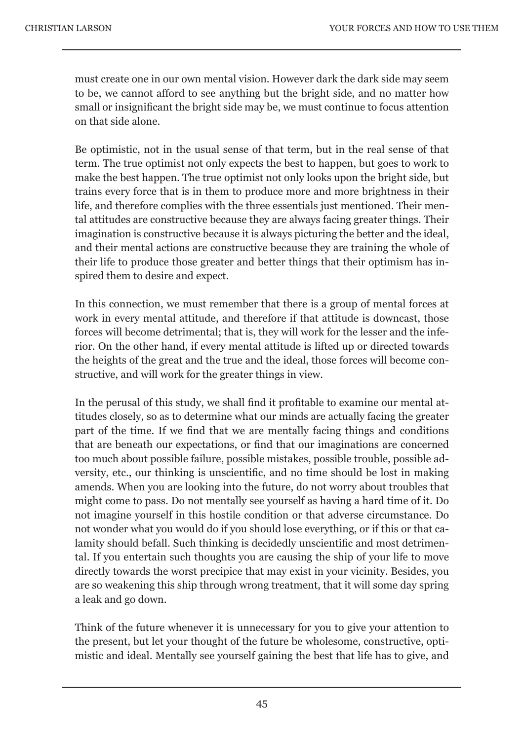must create one in our own mental vision. However dark the dark side may seem to be, we cannot afford to see anything but the bright side, and no matter how small or insignificant the bright side may be, we must continue to focus attention on that side alone.

Be optimistic, not in the usual sense of that term, but in the real sense of that term. The true optimist not only expects the best to happen, but goes to work to make the best happen. The true optimist not only looks upon the bright side, but trains every force that is in them to produce more and more brightness in their life, and therefore complies with the three essentials just mentioned. Their mental attitudes are constructive because they are always facing greater things. Their imagination is constructive because it is always picturing the better and the ideal, and their mental actions are constructive because they are training the whole of their life to produce those greater and better things that their optimism has inspired them to desire and expect.

In this connection, we must remember that there is a group of mental forces at work in every mental attitude, and therefore if that attitude is downcast, those forces will become detrimental; that is, they will work for the lesser and the inferior. On the other hand, if every mental attitude is lifted up or directed towards the heights of the great and the true and the ideal, those forces will become constructive, and will work for the greater things in view.

In the perusal of this study, we shall find it profitable to examine our mental attitudes closely, so as to determine what our minds are actually facing the greater part of the time. If we find that we are mentally facing things and conditions that are beneath our expectations, or find that our imaginations are concerned too much about possible failure, possible mistakes, possible trouble, possible adversity, etc., our thinking is unscientific, and no time should be lost in making amends. When you are looking into the future, do not worry about troubles that might come to pass. Do not mentally see yourself as having a hard time of it. Do not imagine yourself in this hostile condition or that adverse circumstance. Do not wonder what you would do if you should lose everything, or if this or that calamity should befall. Such thinking is decidedly unscientific and most detrimental. If you entertain such thoughts you are causing the ship of your life to move directly towards the worst precipice that may exist in your vicinity. Besides, you are so weakening this ship through wrong treatment, that it will some day spring a leak and go down.

Think of the future whenever it is unnecessary for you to give your attention to the present, but let your thought of the future be wholesome, constructive, optimistic and ideal. Mentally see yourself gaining the best that life has to give, and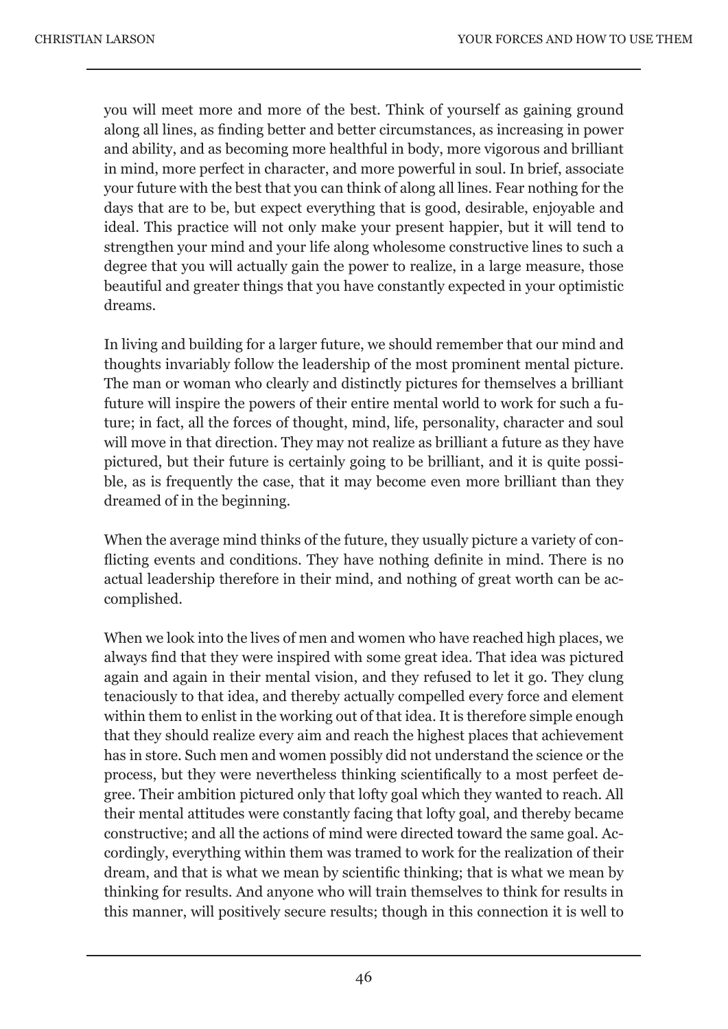you will meet more and more of the best. Think of yourself as gaining ground along all lines, as finding better and better circumstances, as increasing in power and ability, and as becoming more healthful in body, more vigorous and brilliant in mind, more perfect in character, and more powerful in soul. In brief, associate your future with the best that you can think of along all lines. Fear nothing for the days that are to be, but expect everything that is good, desirable, enjoyable and ideal. This practice will not only make your present happier, but it will tend to strengthen your mind and your life along wholesome constructive lines to such a degree that you will actually gain the power to realize, in a large measure, those beautiful and greater things that you have constantly expected in your optimistic dreams.

In living and building for a larger future, we should remember that our mind and thoughts invariably follow the leadership of the most prominent mental picture. The man or woman who clearly and distinctly pictures for themselves a brilliant future will inspire the powers of their entire mental world to work for such a future; in fact, all the forces of thought, mind, life, personality, character and soul will move in that direction. They may not realize as brilliant a future as they have pictured, but their future is certainly going to be brilliant, and it is quite possible, as is frequently the case, that it may become even more brilliant than they dreamed of in the beginning.

When the average mind thinks of the future, they usually picture a variety of conflicting events and conditions. They have nothing definite in mind. There is no actual leadership therefore in their mind, and nothing of great worth can be accomplished.

When we look into the lives of men and women who have reached high places, we always find that they were inspired with some great idea. That idea was pictured again and again in their mental vision, and they refused to let it go. They clung tenaciously to that idea, and thereby actually compelled every force and element within them to enlist in the working out of that idea. It is therefore simple enough that they should realize every aim and reach the highest places that achievement has in store. Such men and women possibly did not understand the science or the process, but they were nevertheless thinking scientifically to a most perfeet degree. Their ambition pictured only that lofty goal which they wanted to reach. All their mental attitudes were constantly facing that lofty goal, and thereby became constructive; and all the actions of mind were directed toward the same goal. Accordingly, everything within them was tramed to work for the realization of their dream, and that is what we mean by scientific thinking; that is what we mean by thinking for results. And anyone who will train themselves to think for results in this manner, will positively secure results; though in this connection it is well to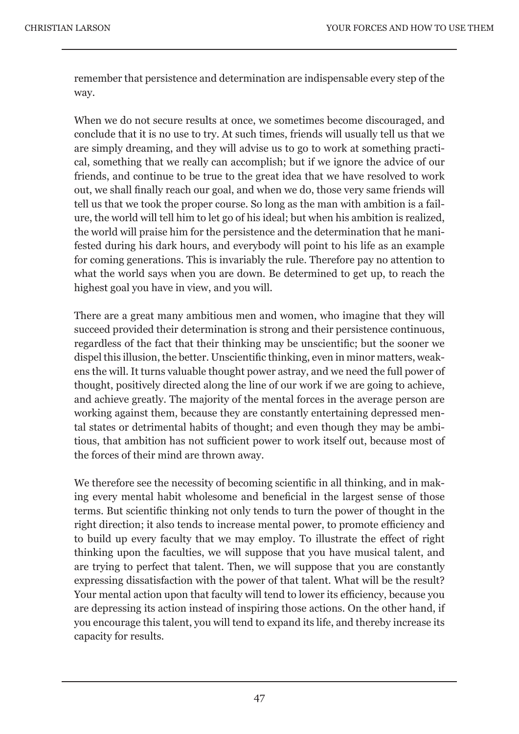remember that persistence and determination are indispensable every step of the way.

When we do not secure results at once, we sometimes become discouraged, and conclude that it is no use to try. At such times, friends will usually tell us that we are simply dreaming, and they will advise us to go to work at something practical, something that we really can accomplish; but if we ignore the advice of our friends, and continue to be true to the great idea that we have resolved to work out, we shall finally reach our goal, and when we do, those very same friends will tell us that we took the proper course. So long as the man with ambition is a failure, the world will tell him to let go of his ideal; but when his ambition is realized, the world will praise him for the persistence and the determination that he manifested during his dark hours, and everybody will point to his life as an example for coming generations. This is invariably the rule. Therefore pay no attention to what the world says when you are down. Be determined to get up, to reach the highest goal you have in view, and you will.

There are a great many ambitious men and women, who imagine that they will succeed provided their determination is strong and their persistence continuous, regardless of the fact that their thinking may be unscientific; but the sooner we dispel this illusion, the better. Unscientific thinking, even in minor matters, weakens the will. It turns valuable thought power astray, and we need the full power of thought, positively directed along the line of our work if we are going to achieve, and achieve greatly. The majority of the mental forces in the average person are working against them, because they are constantly entertaining depressed mental states or detrimental habits of thought; and even though they may be ambitious, that ambition has not sufficient power to work itself out, because most of the forces of their mind are thrown away.

We therefore see the necessity of becoming scientific in all thinking, and in making every mental habit wholesome and beneficial in the largest sense of those terms. But scientific thinking not only tends to turn the power of thought in the right direction; it also tends to increase mental power, to promote efficiency and to build up every faculty that we may employ. To illustrate the effect of right thinking upon the faculties, we will suppose that you have musical talent, and are trying to perfect that talent. Then, we will suppose that you are constantly expressing dissatisfaction with the power of that talent. What will be the result? Your mental action upon that faculty will tend to lower its efficiency, because you are depressing its action instead of inspiring those actions. On the other hand, if you encourage this talent, you will tend to expand its life, and thereby increase its capacity for results.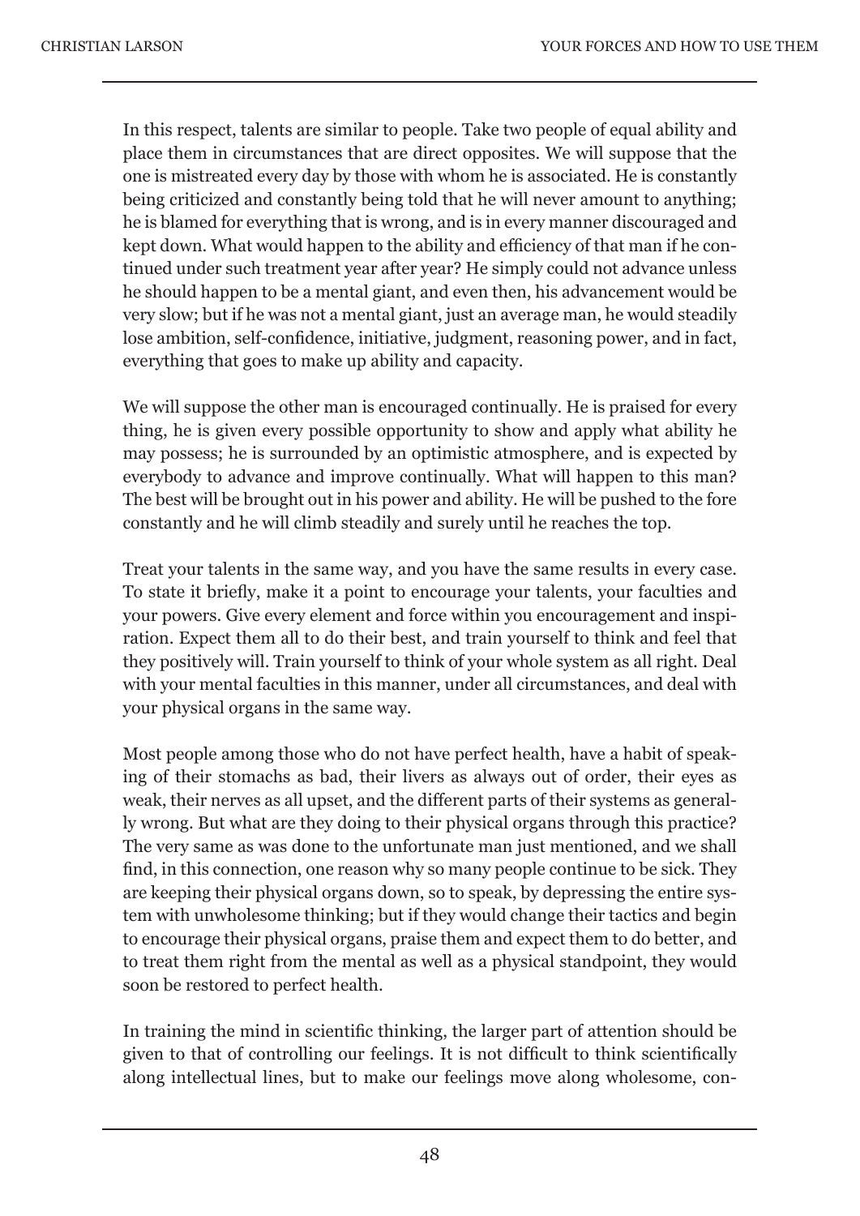In this respect, talents are similar to people. Take two people of equal ability and place them in circumstances that are direct opposites. We will suppose that the one is mistreated every day by those with whom he is associated. He is constantly being criticized and constantly being told that he will never amount to anything; he is blamed for everything that is wrong, and is in every manner discouraged and kept down. What would happen to the ability and efficiency of that man if he continued under such treatment year after year? He simply could not advance unless he should happen to be a mental giant, and even then, his advancement would be very slow; but if he was not a mental giant, just an average man, he would steadily lose ambition, self-confidence, initiative, judgment, reasoning power, and in fact, everything that goes to make up ability and capacity.

We will suppose the other man is encouraged continually. He is praised for every thing, he is given every possible opportunity to show and apply what ability he may possess; he is surrounded by an optimistic atmosphere, and is expected by everybody to advance and improve continually. What will happen to this man? The best will be brought out in his power and ability. He will be pushed to the fore constantly and he will climb steadily and surely until he reaches the top.

Treat your talents in the same way, and you have the same results in every case. To state it briefly, make it a point to encourage your talents, your faculties and your powers. Give every element and force within you encouragement and inspiration. Expect them all to do their best, and train yourself to think and feel that they positively will. Train yourself to think of your whole system as all right. Deal with your mental faculties in this manner, under all circumstances, and deal with your physical organs in the same way.

Most people among those who do not have perfect health, have a habit of speaking of their stomachs as bad, their livers as always out of order, their eyes as weak, their nerves as all upset, and the different parts of their systems as generally wrong. But what are they doing to their physical organs through this practice? The very same as was done to the unfortunate man just mentioned, and we shall find, in this connection, one reason why so many people continue to be sick. They are keeping their physical organs down, so to speak, by depressing the entire system with unwholesome thinking; but if they would change their tactics and begin to encourage their physical organs, praise them and expect them to do better, and to treat them right from the mental as well as a physical standpoint, they would soon be restored to perfect health.

In training the mind in scientific thinking, the larger part of attention should be given to that of controlling our feelings. It is not difficult to think scientifically along intellectual lines, but to make our feelings move along wholesome, con-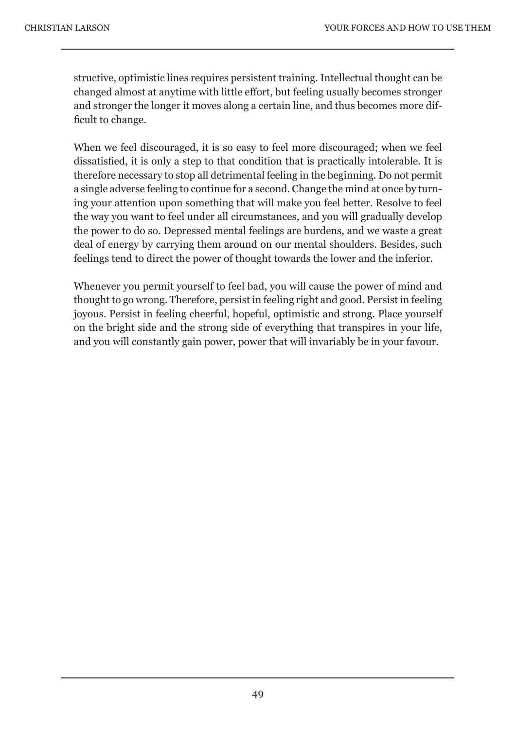structive, optimistic lines requires persistent training. Intellectual thought can be changed almost at anytime with little effort, but feeling usually becomes stronger and stronger the longer it moves along a certain line, and thus becomes more difficult to change.

When we feel discouraged, it is so easy to feel more discouraged; when we feel dissatisfied, it is only a step to that condition that is practically intolerable. It is therefore necessary to stop all detrimental feeling in the beginning. Do not permit a single adverse feeling to continue for a second. Change the mind at once by turning your attention upon something that will make you feel better. Resolve to feel the way you want to feel under all circumstances, and you will gradually develop the power to do so. Depressed mental feelings are burdens, and we waste a great deal of energy by carrying them around on our mental shoulders. Besides, such feelings tend to direct the power of thought towards the lower and the inferior.

Whenever you permit yourself to feel bad, you will cause the power of mind and thought to go wrong. Therefore, persist in feeling right and good. Persist in feeling joyous. Persist in feeling cheerful, hopeful, optimistic and strong. Place yourself on the bright side and the strong side of everything that transpires in your life, and you will constantly gain power, power that will invariably be in your favour.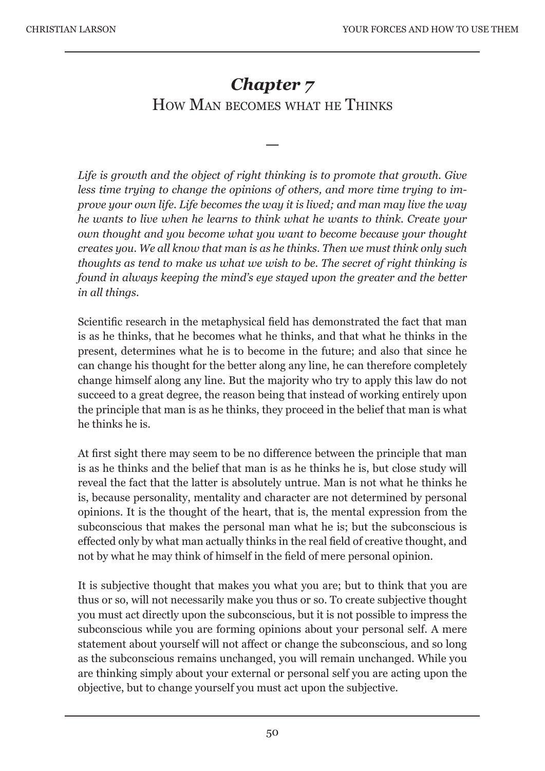# *Chapter 7*
## How Man becomes what he Thinks

—

*Life is growth and the object of right thinking is to promote that growth. Give less time trying to change the opinions of others, and more time trying to improve your own life. Life becomes the way it is lived; and man may live the way he wants to live when he learns to think what he wants to think. Create your own thought and you become what you want to become because your thought creates you. We all know that man is as he thinks. Then we must think only such thoughts as tend to make us what we wish to be. The secret of right thinking is found in always keeping the mind's eye stayed upon the greater and the better in all things.*

Scientific research in the metaphysical field has demonstrated the fact that man is as he thinks, that he becomes what he thinks, and that what he thinks in the present, determines what he is to become in the future; and also that since he can change his thought for the better along any line, he can therefore completely change himself along any line. But the majority who try to apply this law do not succeed to a great degree, the reason being that instead of working entirely upon the principle that man is as he thinks, they proceed in the belief that man is what he thinks he is.

At first sight there may seem to be no difference between the principle that man is as he thinks and the belief that man is as he thinks he is, but close study will reveal the fact that the latter is absolutely untrue. Man is not what he thinks he is, because personality, mentality and character are not determined by personal opinions. It is the thought of the heart, that is, the mental expression from the subconscious that makes the personal man what he is; but the subconscious is effected only by what man actually thinks in the real field of creative thought, and not by what he may think of himself in the field of mere personal opinion.

It is subjective thought that makes you what you are; but to think that you are thus or so, will not necessarily make you thus or so. To create subjective thought you must act directly upon the subconscious, but it is not possible to impress the subconscious while you are forming opinions about your personal self. A mere statement about yourself will not affect or change the subconscious, and so long as the subconscious remains unchanged, you will remain unchanged. While you are thinking simply about your external or personal self you are acting upon the objective, but to change yourself you must act upon the subjective.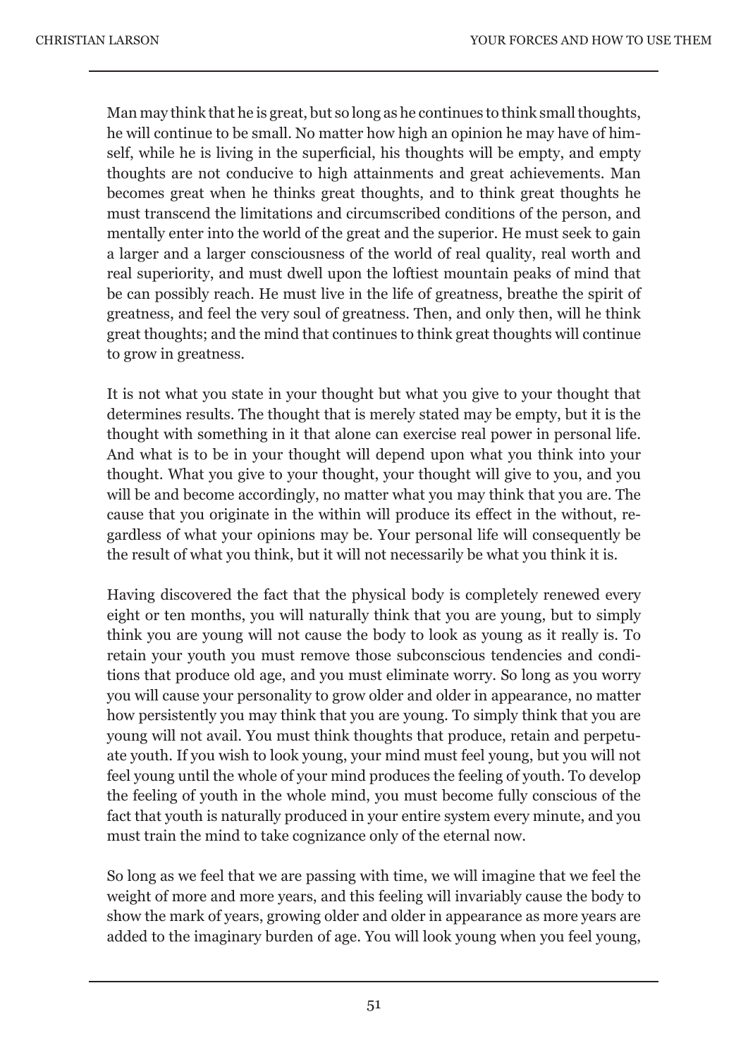Man may think that he is great, but so long as he continues to think small thoughts, he will continue to be small. No matter how high an opinion he may have of himself, while he is living in the superficial, his thoughts will be empty, and empty thoughts are not conducive to high attainments and great achievements. Man becomes great when he thinks great thoughts, and to think great thoughts he must transcend the limitations and circumscribed conditions of the person, and mentally enter into the world of the great and the superior. He must seek to gain a larger and a larger consciousness of the world of real quality, real worth and real superiority, and must dwell upon the loftiest mountain peaks of mind that be can possibly reach. He must live in the life of greatness, breathe the spirit of greatness, and feel the very soul of greatness. Then, and only then, will he think great thoughts; and the mind that continues to think great thoughts will continue to grow in greatness.

It is not what you state in your thought but what you give to your thought that determines results. The thought that is merely stated may be empty, but it is the thought with something in it that alone can exercise real power in personal life. And what is to be in your thought will depend upon what you think into your thought. What you give to your thought, your thought will give to you, and you will be and become accordingly, no matter what you may think that you are. The cause that you originate in the within will produce its effect in the without, regardless of what your opinions may be. Your personal life will consequently be the result of what you think, but it will not necessarily be what you think it is.

Having discovered the fact that the physical body is completely renewed every eight or ten months, you will naturally think that you are young, but to simply think you are young will not cause the body to look as young as it really is. To retain your youth you must remove those subconscious tendencies and conditions that produce old age, and you must eliminate worry. So long as you worry you will cause your personality to grow older and older in appearance, no matter how persistently you may think that you are young. To simply think that you are young will not avail. You must think thoughts that produce, retain and perpetuate youth. If you wish to look young, your mind must feel young, but you will not feel young until the whole of your mind produces the feeling of youth. To develop the feeling of youth in the whole mind, you must become fully conscious of the fact that youth is naturally produced in your entire system every minute, and you must train the mind to take cognizance only of the eternal now.

So long as we feel that we are passing with time, we will imagine that we feel the weight of more and more years, and this feeling will invariably cause the body to show the mark of years, growing older and older in appearance as more years are added to the imaginary burden of age. You will look young when you feel young,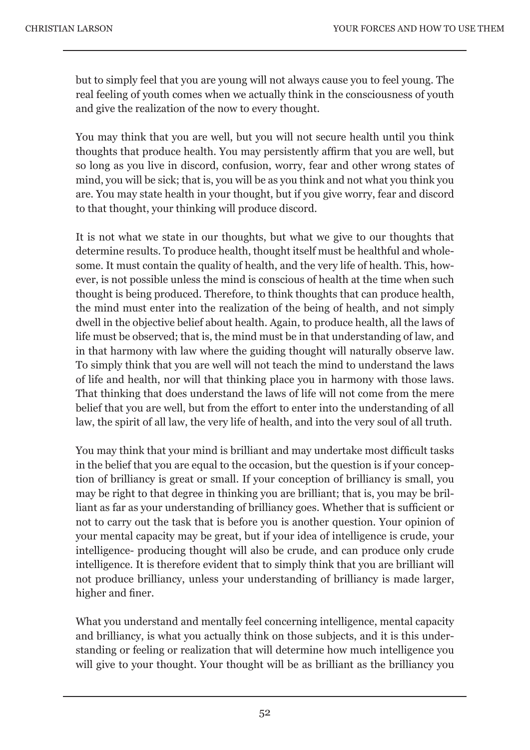but to simply feel that you are young will not always cause you to feel young. The real feeling of youth comes when we actually think in the consciousness of youth and give the realization of the now to every thought.

You may think that you are well, but you will not secure health until you think thoughts that produce health. You may persistently affirm that you are well, but so long as you live in discord, confusion, worry, fear and other wrong states of mind, you will be sick; that is, you will be as you think and not what you think you are. You may state health in your thought, but if you give worry, fear and discord to that thought, your thinking will produce discord.

It is not what we state in our thoughts, but what we give to our thoughts that determine results. To produce health, thought itself must be healthful and wholesome. It must contain the quality of health, and the very life of health. This, however, is not possible unless the mind is conscious of health at the time when such thought is being produced. Therefore, to think thoughts that can produce health, the mind must enter into the realization of the being of health, and not simply dwell in the objective belief about health. Again, to produce health, all the laws of life must be observed; that is, the mind must be in that understanding of law, and in that harmony with law where the guiding thought will naturally observe law. To simply think that you are well will not teach the mind to understand the laws of life and health, nor will that thinking place you in harmony with those laws. That thinking that does understand the laws of life will not come from the mere belief that you are well, but from the effort to enter into the understanding of all law, the spirit of all law, the very life of health, and into the very soul of all truth.

You may think that your mind is brilliant and may undertake most difficult tasks in the belief that you are equal to the occasion, but the question is if your conception of brilliancy is great or small. If your conception of brilliancy is small, you may be right to that degree in thinking you are brilliant; that is, you may be brilliant as far as your understanding of brilliancy goes. Whether that is sufficient or not to carry out the task that is before you is another question. Your opinion of your mental capacity may be great, but if your idea of intelligence is crude, your intelligence- producing thought will also be crude, and can produce only crude intelligence. It is therefore evident that to simply think that you are brilliant will not produce brilliancy, unless your understanding of brilliancy is made larger, higher and finer.

What you understand and mentally feel concerning intelligence, mental capacity and brilliancy, is what you actually think on those subjects, and it is this understanding or feeling or realization that will determine how much intelligence you will give to your thought. Your thought will be as brilliant as the brilliancy you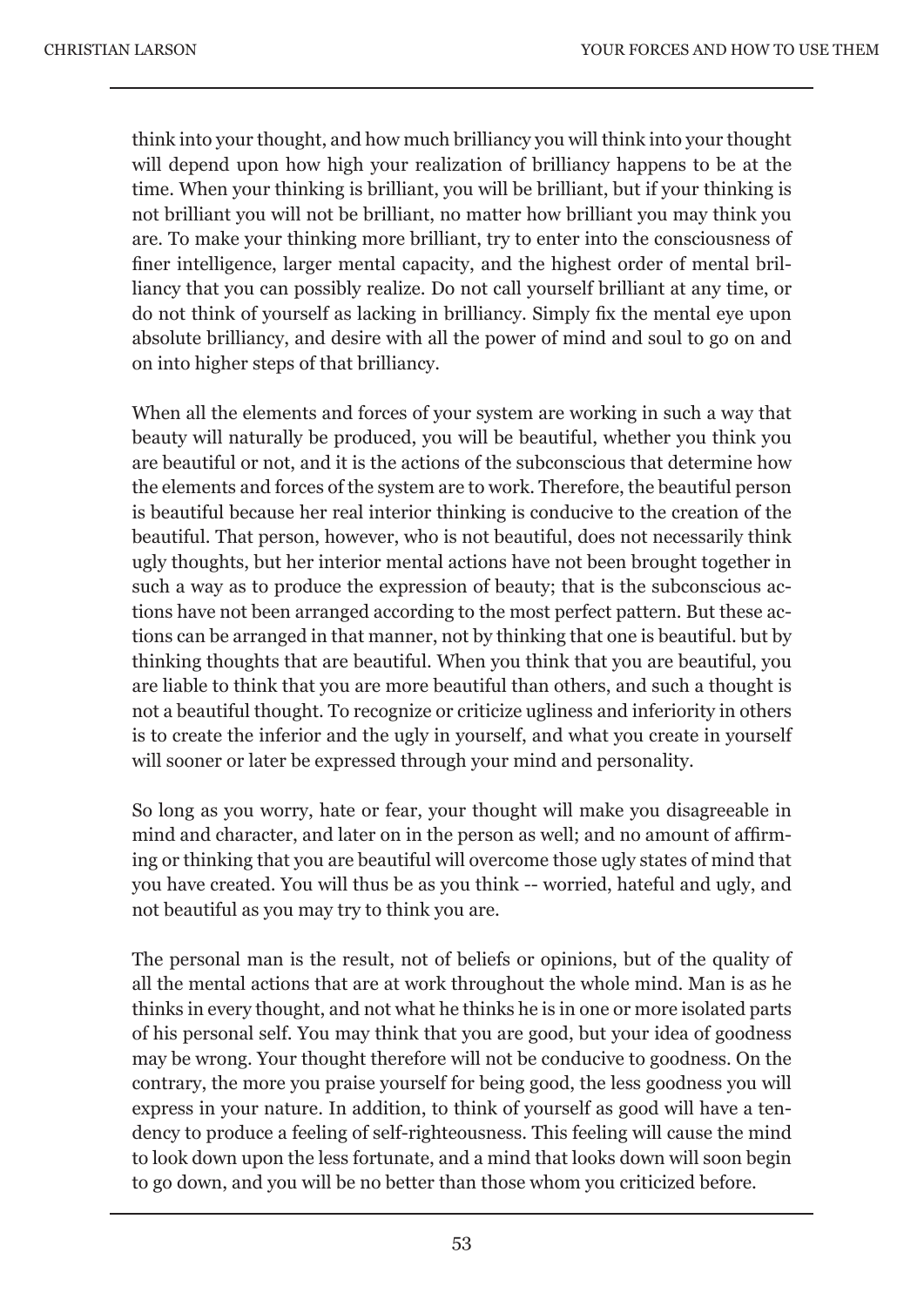think into your thought, and how much brilliancy you will think into your thought will depend upon how high your realization of brilliancy happens to be at the time. When your thinking is brilliant, you will be brilliant, but if your thinking is not brilliant you will not be brilliant, no matter how brilliant you may think you are. To make your thinking more brilliant, try to enter into the consciousness of finer intelligence, larger mental capacity, and the highest order of mental brilliancy that you can possibly realize. Do not call yourself brilliant at any time, or do not think of yourself as lacking in brilliancy. Simply fix the mental eye upon absolute brilliancy, and desire with all the power of mind and soul to go on and on into higher steps of that brilliancy.

When all the elements and forces of your system are working in such a way that beauty will naturally be produced, you will be beautiful, whether you think you are beautiful or not, and it is the actions of the subconscious that determine how the elements and forces of the system are to work. Therefore, the beautiful person is beautiful because her real interior thinking is conducive to the creation of the beautiful. That person, however, who is not beautiful, does not necessarily think ugly thoughts, but her interior mental actions have not been brought together in such a way as to produce the expression of beauty; that is the subconscious actions have not been arranged according to the most perfect pattern. But these actions can be arranged in that manner, not by thinking that one is beautiful. but by thinking thoughts that are beautiful. When you think that you are beautiful, you are liable to think that you are more beautiful than others, and such a thought is not a beautiful thought. To recognize or criticize ugliness and inferiority in others is to create the inferior and the ugly in yourself, and what you create in yourself will sooner or later be expressed through your mind and personality.

So long as you worry, hate or fear, your thought will make you disagreeable in mind and character, and later on in the person as well; and no amount of affirming or thinking that you are beautiful will overcome those ugly states of mind that you have created. You will thus be as you think -- worried, hateful and ugly, and not beautiful as you may try to think you are.

The personal man is the result, not of beliefs or opinions, but of the quality of all the mental actions that are at work throughout the whole mind. Man is as he thinks in every thought, and not what he thinks he is in one or more isolated parts of his personal self. You may think that you are good, but your idea of goodness may be wrong. Your thought therefore will not be conducive to goodness. On the contrary, the more you praise yourself for being good, the less goodness you will express in your nature. In addition, to think of yourself as good will have a tendency to produce a feeling of self-righteousness. This feeling will cause the mind to look down upon the less fortunate, and a mind that looks down will soon begin to go down, and you will be no better than those whom you criticized before.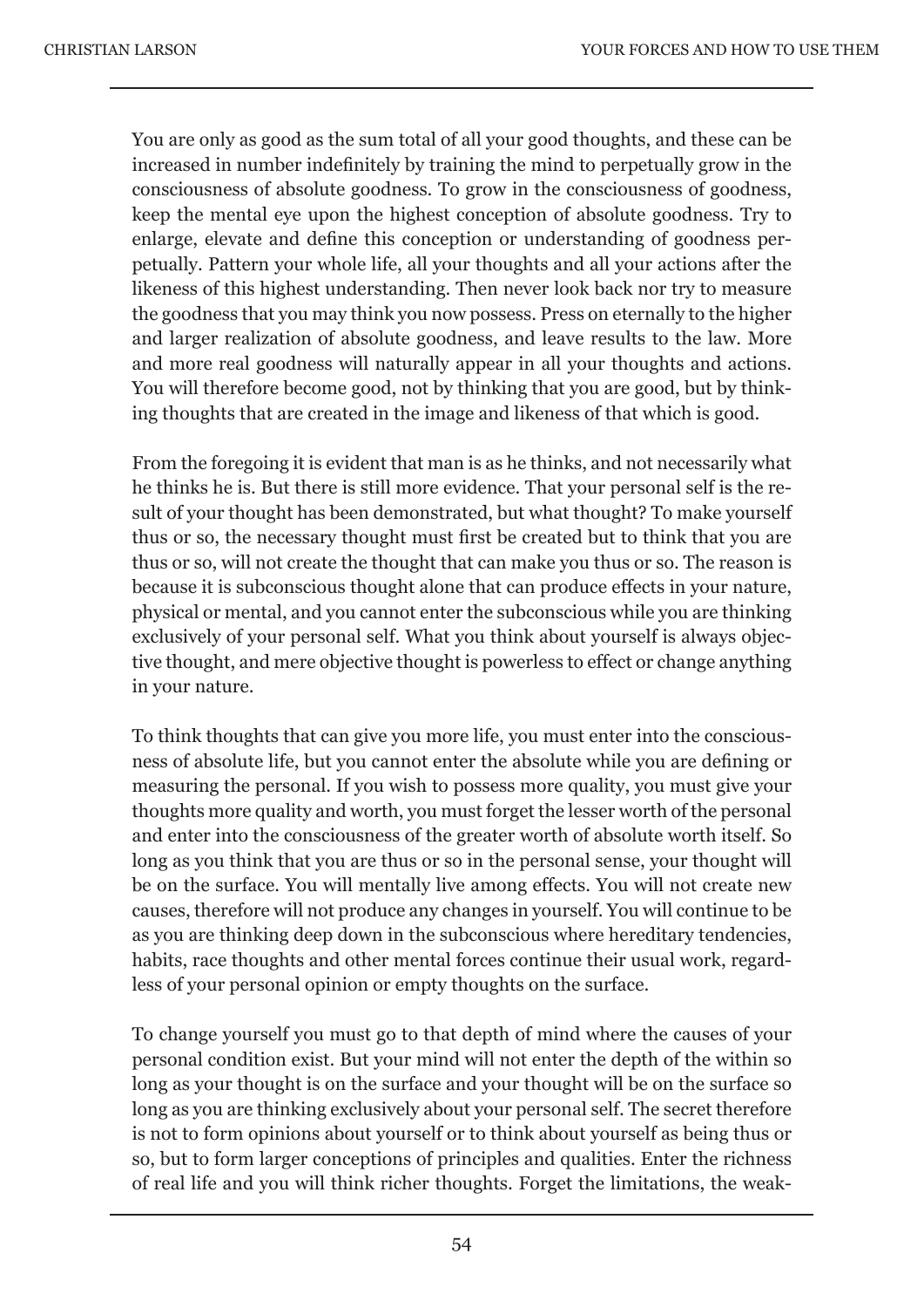You are only as good as the sum total of all your good thoughts, and these can be increased in number indefinitely by training the mind to perpetually grow in the consciousness of absolute goodness. To grow in the consciousness of goodness, keep the mental eye upon the highest conception of absolute goodness. Try to enlarge, elevate and define this conception or understanding of goodness perpetually. Pattern your whole life, all your thoughts and all your actions after the likeness of this highest understanding. Then never look back nor try to measure the goodness that you may think you now possess. Press on eternally to the higher and larger realization of absolute goodness, and leave results to the law. More and more real goodness will naturally appear in all your thoughts and actions. You will therefore become good, not by thinking that you are good, but by thinking thoughts that are created in the image and likeness of that which is good.

From the foregoing it is evident that man is as he thinks, and not necessarily what he thinks he is. But there is still more evidence. That your personal self is the result of your thought has been demonstrated, but what thought? To make yourself thus or so, the necessary thought must first be created but to think that you are thus or so, will not create the thought that can make you thus or so. The reason is because it is subconscious thought alone that can produce effects in your nature, physical or mental, and you cannot enter the subconscious while you are thinking exclusively of your personal self. What you think about yourself is always objective thought, and mere objective thought is powerless to effect or change anything in your nature.

To think thoughts that can give you more life, you must enter into the consciousness of absolute life, but you cannot enter the absolute while you are defining or measuring the personal. If you wish to possess more quality, you must give your thoughts more quality and worth, you must forget the lesser worth of the personal and enter into the consciousness of the greater worth of absolute worth itself. So long as you think that you are thus or so in the personal sense, your thought will be on the surface. You will mentally live among effects. You will not create new causes, therefore will not produce any changes in yourself. You will continue to be as you are thinking deep down in the subconscious where hereditary tendencies, habits, race thoughts and other mental forces continue their usual work, regardless of your personal opinion or empty thoughts on the surface.

To change yourself you must go to that depth of mind where the causes of your personal condition exist. But your mind will not enter the depth of the within so long as your thought is on the surface and your thought will be on the surface so long as you are thinking exclusively about your personal self. The secret therefore is not to form opinions about yourself or to think about yourself as being thus or so, but to form larger conceptions of principles and qualities. Enter the richness of real life and you will think richer thoughts. Forget the limitations, the weak-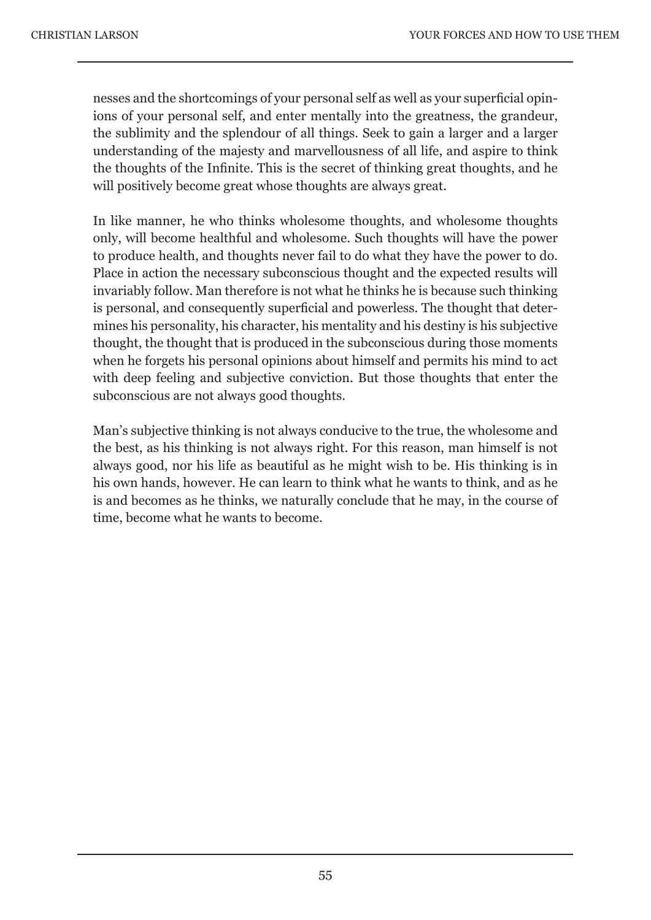nesses and the shortcomings of your personal self as well as your superficial opinions of your personal self, and enter mentally into the greatness, the grandeur, the sublimity and the splendour of all things. Seek to gain a larger and a larger understanding of the majesty and marvellousness of all life, and aspire to think the thoughts of the Infinite. This is the secret of thinking great thoughts, and he will positively become great whose thoughts are always great.

In like manner, he who thinks wholesome thoughts, and wholesome thoughts only, will become healthful and wholesome. Such thoughts will have the power to produce health, and thoughts never fail to do what they have the power to do. Place in action the necessary subconscious thought and the expected results will invariably follow. Man therefore is not what he thinks he is because such thinking is personal, and consequently superficial and powerless. The thought that determines his personality, his character, his mentality and his destiny is his subjective thought, the thought that is produced in the subconscious during those moments when he forgets his personal opinions about himself and permits his mind to act with deep feeling and subjective conviction. But those thoughts that enter the subconscious are not always good thoughts.

Man's subjective thinking is not always conducive to the true, the wholesome and the best, as his thinking is not always right. For this reason, man himself is not always good, nor his life as beautiful as he might wish to be. His thinking is in his own hands, however. He can learn to think what he wants to think, and as he is and becomes as he thinks, we naturally conclude that he may, in the course of time, become what he wants to become.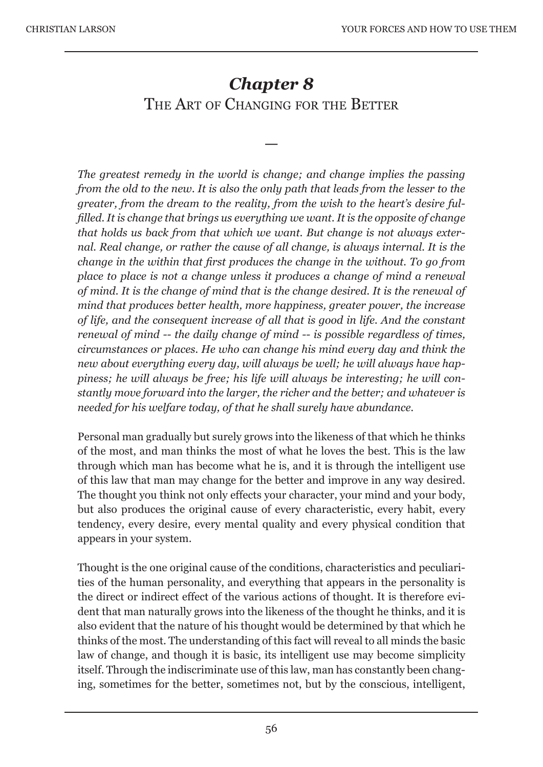# *Chapter 8*
## The Art of Changing for the Better

—

*The greatest remedy in the world is change; and change implies the passing from the old to the new. It is also the only path that leads from the lesser to the greater, from the dream to the reality, from the wish to the heart's desire fulfilled. It is change that brings us everything we want. It is the opposite of change that holds us back from that which we want. But change is not always external. Real change, or rather the cause of all change, is always internal. It is the change in the within that first produces the change in the without. To go from place to place is not a change unless it produces a change of mind a renewal of mind. It is the change of mind that is the change desired. It is the renewal of mind that produces better health, more happiness, greater power, the increase of life, and the consequent increase of all that is good in life. And the constant renewal of mind -- the daily change of mind -- is possible regardless of times, circumstances or places. He who can change his mind every day and think the new about everything every day, will always be well; he will always have happiness; he will always be free; his life will always be interesting; he will constantly move forward into the larger, the richer and the better; and whatever is needed for his welfare today, of that he shall surely have abundance.*

Personal man gradually but surely grows into the likeness of that which he thinks of the most, and man thinks the most of what he loves the best. This is the law through which man has become what he is, and it is through the intelligent use of this law that man may change for the better and improve in any way desired. The thought you think not only effects your character, your mind and your body, but also produces the original cause of every characteristic, every habit, every tendency, every desire, every mental quality and every physical condition that appears in your system.

Thought is the one original cause of the conditions, characteristics and peculiarities of the human personality, and everything that appears in the personality is the direct or indirect effect of the various actions of thought. It is therefore evident that man naturally grows into the likeness of the thought he thinks, and it is also evident that the nature of his thought would be determined by that which he thinks of the most. The understanding of this fact will reveal to all minds the basic law of change, and though it is basic, its intelligent use may become simplicity itself. Through the indiscriminate use of this law, man has constantly been changing, sometimes for the better, sometimes not, but by the conscious, intelligent,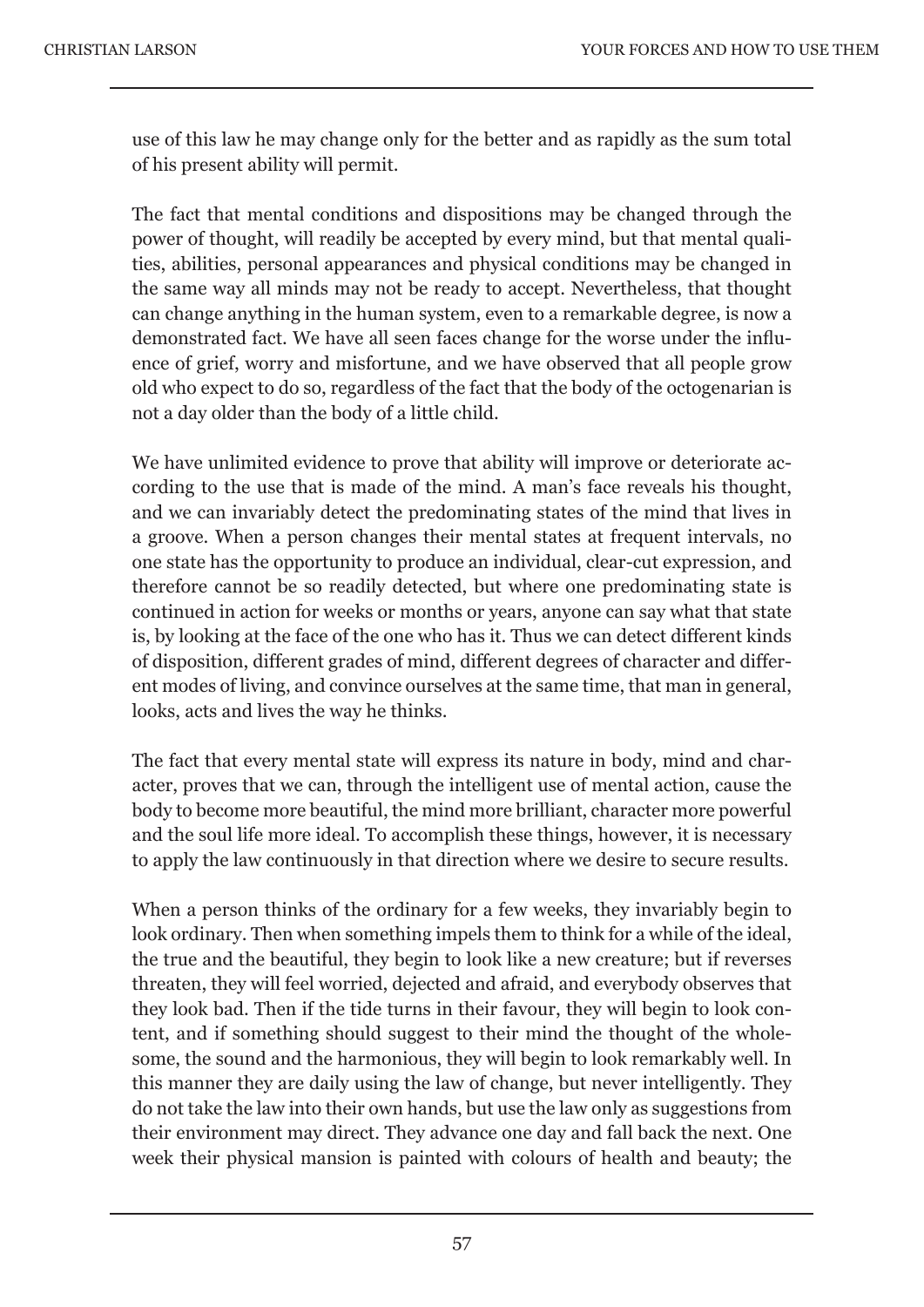use of this law he may change only for the better and as rapidly as the sum total of his present ability will permit.

The fact that mental conditions and dispositions may be changed through the power of thought, will readily be accepted by every mind, but that mental qualities, abilities, personal appearances and physical conditions may be changed in the same way all minds may not be ready to accept. Nevertheless, that thought can change anything in the human system, even to a remarkable degree, is now a demonstrated fact. We have all seen faces change for the worse under the influence of grief, worry and misfortune, and we have observed that all people grow old who expect to do so, regardless of the fact that the body of the octogenarian is not a day older than the body of a little child.

We have unlimited evidence to prove that ability will improve or deteriorate according to the use that is made of the mind. A man's face reveals his thought, and we can invariably detect the predominating states of the mind that lives in a groove. When a person changes their mental states at frequent intervals, no one state has the opportunity to produce an individual, clear-cut expression, and therefore cannot be so readily detected, but where one predominating state is continued in action for weeks or months or years, anyone can say what that state is, by looking at the face of the one who has it. Thus we can detect different kinds of disposition, different grades of mind, different degrees of character and different modes of living, and convince ourselves at the same time, that man in general, looks, acts and lives the way he thinks.

The fact that every mental state will express its nature in body, mind and character, proves that we can, through the intelligent use of mental action, cause the body to become more beautiful, the mind more brilliant, character more powerful and the soul life more ideal. To accomplish these things, however, it is necessary to apply the law continuously in that direction where we desire to secure results.

When a person thinks of the ordinary for a few weeks, they invariably begin to look ordinary. Then when something impels them to think for a while of the ideal, the true and the beautiful, they begin to look like a new creature; but if reverses threaten, they will feel worried, dejected and afraid, and everybody observes that they look bad. Then if the tide turns in their favour, they will begin to look content, and if something should suggest to their mind the thought of the wholesome, the sound and the harmonious, they will begin to look remarkably well. In this manner they are daily using the law of change, but never intelligently. They do not take the law into their own hands, but use the law only as suggestions from their environment may direct. They advance one day and fall back the next. One week their physical mansion is painted with colours of health and beauty; the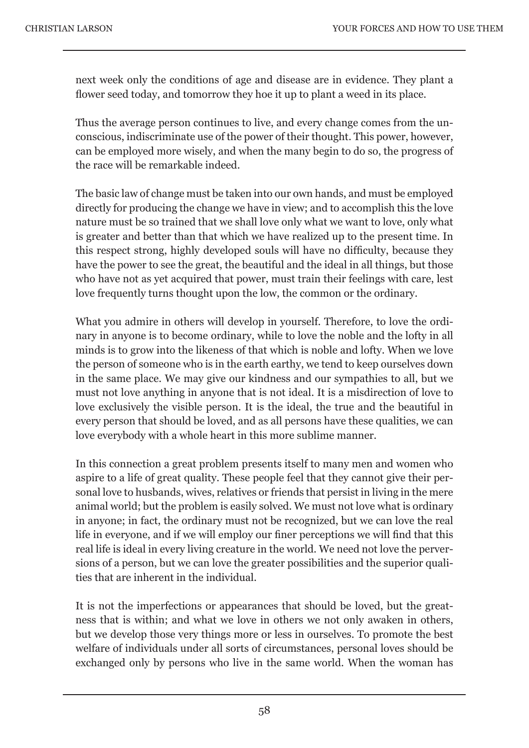next week only the conditions of age and disease are in evidence. They plant a flower seed today, and tomorrow they hoe it up to plant a weed in its place.

Thus the average person continues to live, and every change comes from the unconscious, indiscriminate use of the power of their thought. This power, however, can be employed more wisely, and when the many begin to do so, the progress of the race will be remarkable indeed.

The basic law of change must be taken into our own hands, and must be employed directly for producing the change we have in view; and to accomplish this the love nature must be so trained that we shall love only what we want to love, only what is greater and better than that which we have realized up to the present time. In this respect strong, highly developed souls will have no difficulty, because they have the power to see the great, the beautiful and the ideal in all things, but those who have not as yet acquired that power, must train their feelings with care, lest love frequently turns thought upon the low, the common or the ordinary.

What you admire in others will develop in yourself. Therefore, to love the ordinary in anyone is to become ordinary, while to love the noble and the lofty in all minds is to grow into the likeness of that which is noble and lofty. When we love the person of someone who is in the earth earthy, we tend to keep ourselves down in the same place. We may give our kindness and our sympathies to all, but we must not love anything in anyone that is not ideal. It is a misdirection of love to love exclusively the visible person. It is the ideal, the true and the beautiful in every person that should be loved, and as all persons have these qualities, we can love everybody with a whole heart in this more sublime manner.

In this connection a great problem presents itself to many men and women who aspire to a life of great quality. These people feel that they cannot give their personal love to husbands, wives, relatives or friends that persist in living in the mere animal world; but the problem is easily solved. We must not love what is ordinary in anyone; in fact, the ordinary must not be recognized, but we can love the real life in everyone, and if we will employ our finer perceptions we will find that this real life is ideal in every living creature in the world. We need not love the perversions of a person, but we can love the greater possibilities and the superior qualities that are inherent in the individual.

It is not the imperfections or appearances that should be loved, but the greatness that is within; and what we love in others we not only awaken in others, but we develop those very things more or less in ourselves. To promote the best welfare of individuals under all sorts of circumstances, personal loves should be exchanged only by persons who live in the same world. When the woman has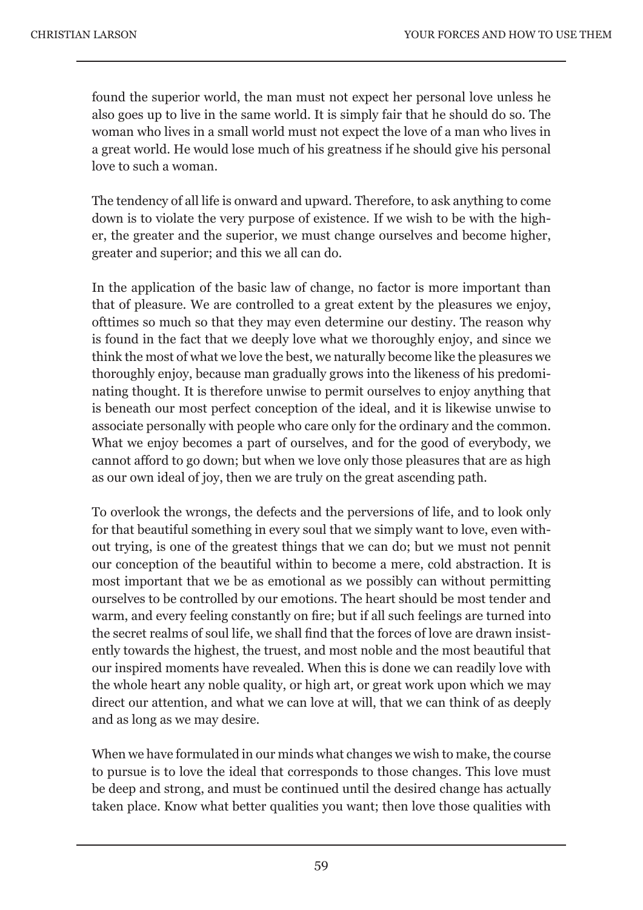found the superior world, the man must not expect her personal love unless he also goes up to live in the same world. It is simply fair that he should do so. The woman who lives in a small world must not expect the love of a man who lives in a great world. He would lose much of his greatness if he should give his personal love to such a woman.

The tendency of all life is onward and upward. Therefore, to ask anything to come down is to violate the very purpose of existence. If we wish to be with the higher, the greater and the superior, we must change ourselves and become higher, greater and superior; and this we all can do.

In the application of the basic law of change, no factor is more important than that of pleasure. We are controlled to a great extent by the pleasures we enjoy, ofttimes so much so that they may even determine our destiny. The reason why is found in the fact that we deeply love what we thoroughly enjoy, and since we think the most of what we love the best, we naturally become like the pleasures we thoroughly enjoy, because man gradually grows into the likeness of his predominating thought. It is therefore unwise to permit ourselves to enjoy anything that is beneath our most perfect conception of the ideal, and it is likewise unwise to associate personally with people who care only for the ordinary and the common. What we enjoy becomes a part of ourselves, and for the good of everybody, we cannot afford to go down; but when we love only those pleasures that are as high as our own ideal of joy, then we are truly on the great ascending path.

To overlook the wrongs, the defects and the perversions of life, and to look only for that beautiful something in every soul that we simply want to love, even without trying, is one of the greatest things that we can do; but we must not pennit our conception of the beautiful within to become a mere, cold abstraction. It is most important that we be as emotional as we possibly can without permitting ourselves to be controlled by our emotions. The heart should be most tender and warm, and every feeling constantly on fire; but if all such feelings are turned into the secret realms of soul life, we shall find that the forces of love are drawn insistently towards the highest, the truest, and most noble and the most beautiful that our inspired moments have revealed. When this is done we can readily love with the whole heart any noble quality, or high art, or great work upon which we may direct our attention, and what we can love at will, that we can think of as deeply and as long as we may desire.

When we have formulated in our minds what changes we wish to make, the course to pursue is to love the ideal that corresponds to those changes. This love must be deep and strong, and must be continued until the desired change has actually taken place. Know what better qualities you want; then love those qualities with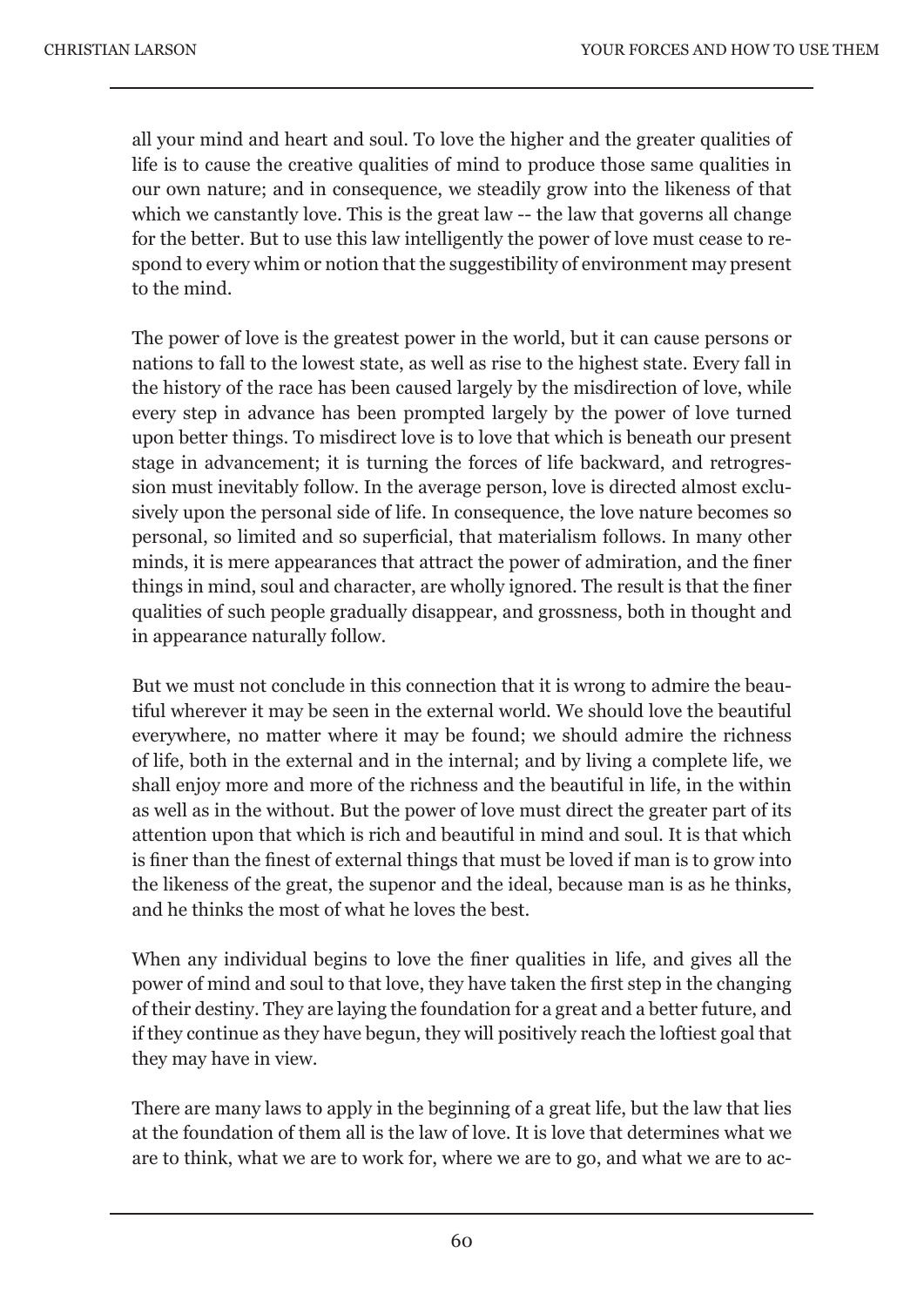all your mind and heart and soul. To love the higher and the greater qualities of life is to cause the creative qualities of mind to produce those same qualities in our own nature; and in consequence, we steadily grow into the likeness of that which we canstantly love. This is the great law -- the law that governs all change for the better. But to use this law intelligently the power of love must cease to respond to every whim or notion that the suggestibility of environment may present to the mind.

The power of love is the greatest power in the world, but it can cause persons or nations to fall to the lowest state, as well as rise to the highest state. Every fall in the history of the race has been caused largely by the misdirection of love, while every step in advance has been prompted largely by the power of love turned upon better things. To misdirect love is to love that which is beneath our present stage in advancement; it is turning the forces of life backward, and retrogression must inevitably follow. In the average person, love is directed almost exclusively upon the personal side of life. In consequence, the love nature becomes so personal, so limited and so superficial, that materialism follows. In many other minds, it is mere appearances that attract the power of admiration, and the finer things in mind, soul and character, are wholly ignored. The result is that the finer qualities of such people gradually disappear, and grossness, both in thought and in appearance naturally follow.

But we must not conclude in this connection that it is wrong to admire the beautiful wherever it may be seen in the external world. We should love the beautiful everywhere, no matter where it may be found; we should admire the richness of life, both in the external and in the internal; and by living a complete life, we shall enjoy more and more of the richness and the beautiful in life, in the within as well as in the without. But the power of love must direct the greater part of its attention upon that which is rich and beautiful in mind and soul. It is that which is finer than the finest of external things that must be loved if man is to grow into the likeness of the great, the supenor and the ideal, because man is as he thinks, and he thinks the most of what he loves the best.

When any individual begins to love the finer qualities in life, and gives all the power of mind and soul to that love, they have taken the first step in the changing of their destiny. They are laying the foundation for a great and a better future, and if they continue as they have begun, they will positively reach the loftiest goal that they may have in view.

There are many laws to apply in the beginning of a great life, but the law that lies at the foundation of them all is the law of love. It is love that determines what we are to think, what we are to work for, where we are to go, and what we are to ac-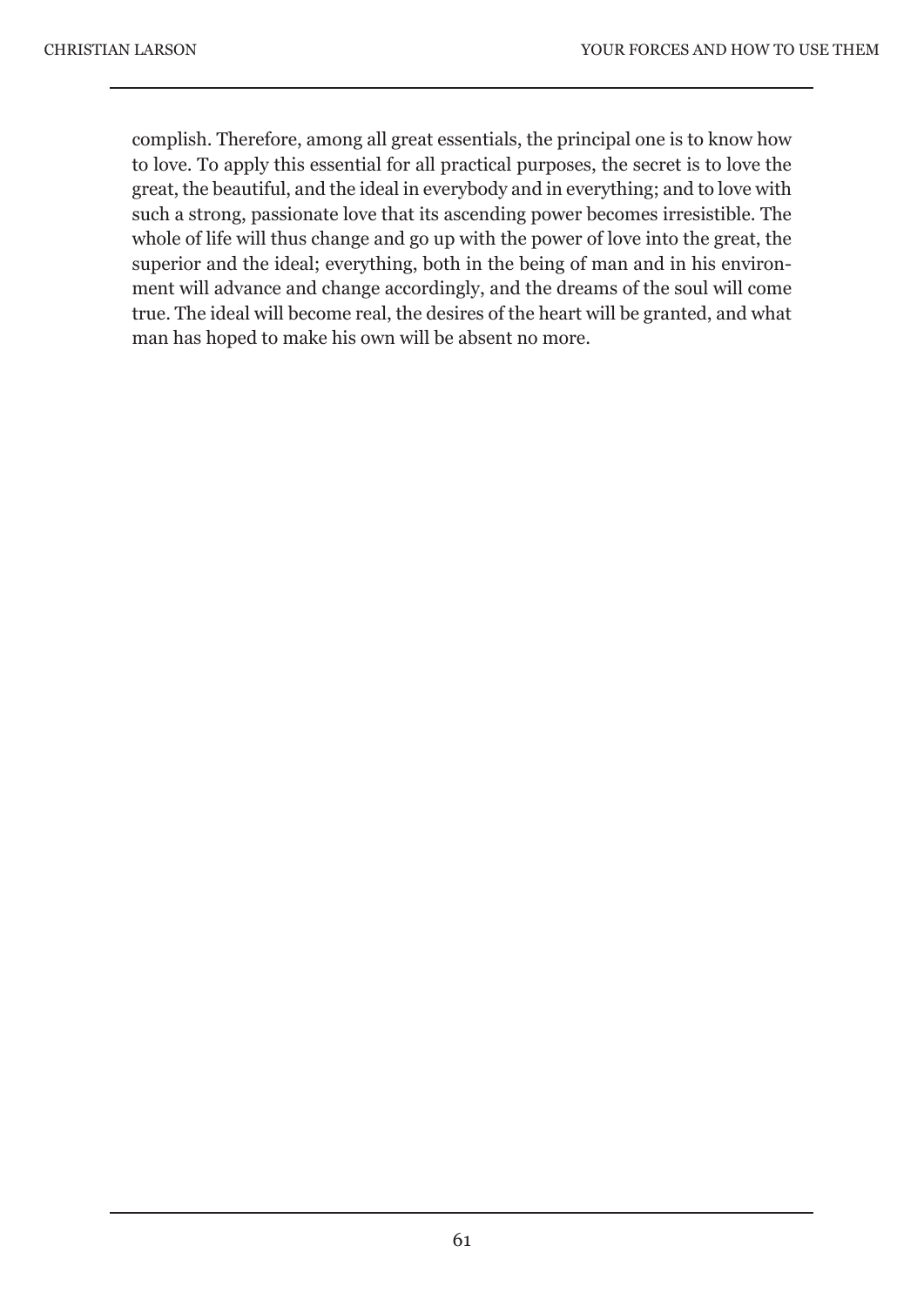complish. Therefore, among all great essentials, the principal one is to know how to love. To apply this essential for all practical purposes, the secret is to love the great, the beautiful, and the ideal in everybody and in everything; and to love with such a strong, passionate love that its ascending power becomes irresistible. The whole of life will thus change and go up with the power of love into the great, the superior and the ideal; everything, both in the being of man and in his environment will advance and change accordingly, and the dreams of the soul will come true. The ideal will become real, the desires of the heart will be granted, and what man has hoped to make his own will be absent no more.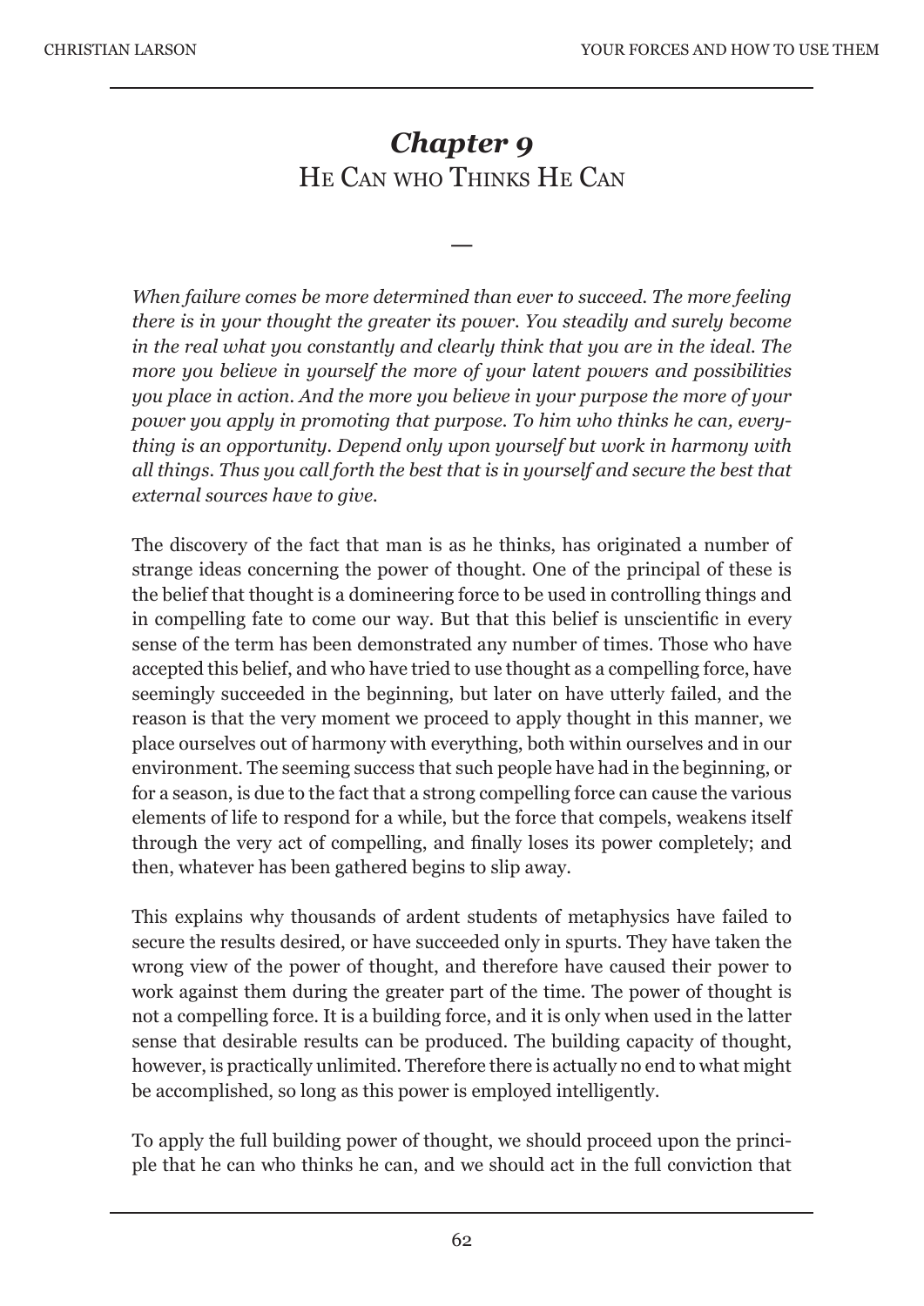# *Chapter 9*
## He Can who Thinks He Can

—

*When failure comes be more determined than ever to succeed. The more feeling there is in your thought the greater its power. You steadily and surely become in the real what you constantly and clearly think that you are in the ideal. The more you believe in yourself the more of your latent powers and possibilities you place in action. And the more you believe in your purpose the more of your power you apply in promoting that purpose. To him who thinks he can, everything is an opportunity. Depend only upon yourself but work in harmony with all things. Thus you call forth the best that is in yourself and secure the best that external sources have to give.*

The discovery of the fact that man is as he thinks, has originated a number of strange ideas concerning the power of thought. One of the principal of these is the belief that thought is a domineering force to be used in controlling things and in compelling fate to come our way. But that this belief is unscientific in every sense of the term has been demonstrated any number of times. Those who have accepted this belief, and who have tried to use thought as a compelling force, have seemingly succeeded in the beginning, but later on have utterly failed, and the reason is that the very moment we proceed to apply thought in this manner, we place ourselves out of harmony with everything, both within ourselves and in our environment. The seeming success that such people have had in the beginning, or for a season, is due to the fact that a strong compelling force can cause the various elements of life to respond for a while, but the force that compels, weakens itself through the very act of compelling, and finally loses its power completely; and then, whatever has been gathered begins to slip away.

This explains why thousands of ardent students of metaphysics have failed to secure the results desired, or have succeeded only in spurts. They have taken the wrong view of the power of thought, and therefore have caused their power to work against them during the greater part of the time. The power of thought is not a compelling force. It is a building force, and it is only when used in the latter sense that desirable results can be produced. The building capacity of thought, however, is practically unlimited. Therefore there is actually no end to what might be accomplished, so long as this power is employed intelligently.

To apply the full building power of thought, we should proceed upon the principle that he can who thinks he can, and we should act in the full conviction that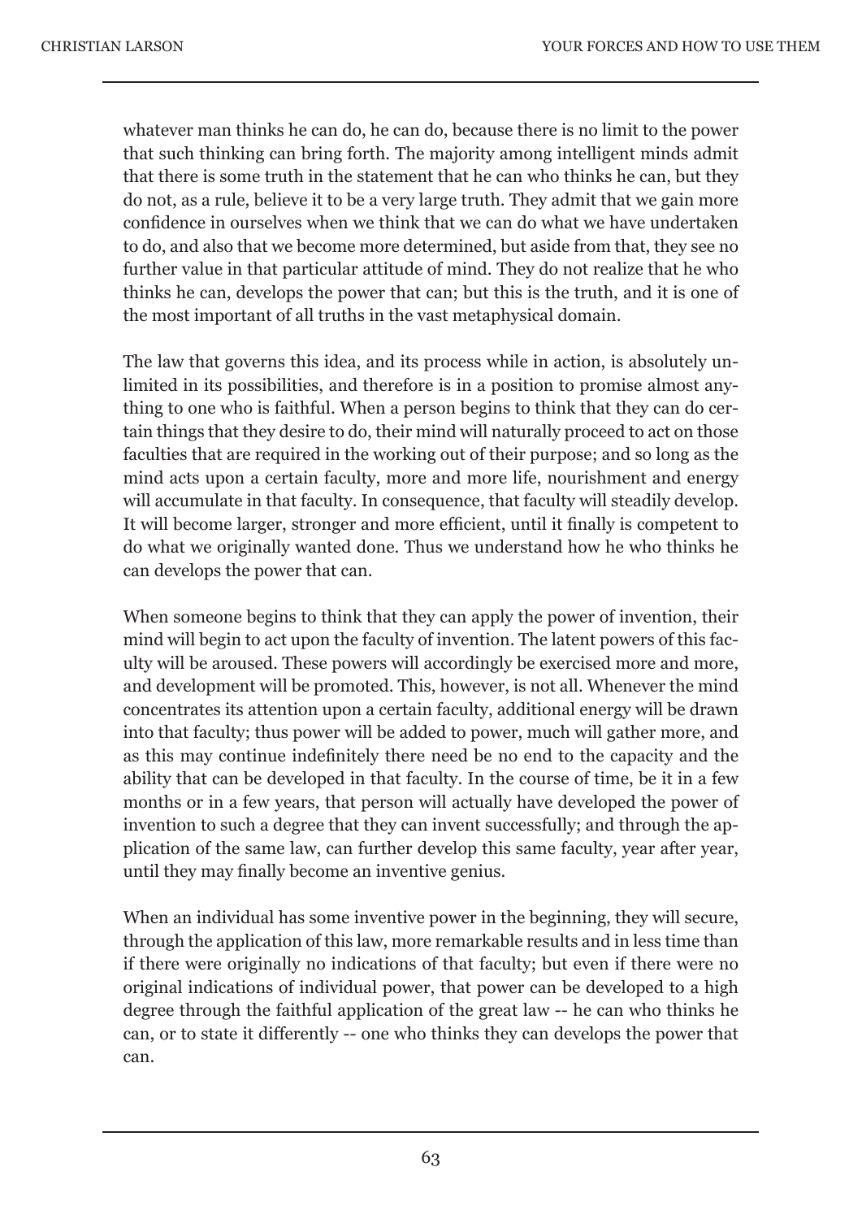whatever man thinks he can do, he can do, because there is no limit to the power that such thinking can bring forth. The majority among intelligent minds admit that there is some truth in the statement that he can who thinks he can, but they do not, as a rule, believe it to be a very large truth. They admit that we gain more confidence in ourselves when we think that we can do what we have undertaken to do, and also that we become more determined, but aside from that, they see no further value in that particular attitude of mind. They do not realize that he who thinks he can, develops the power that can; but this is the truth, and it is one of the most important of all truths in the vast metaphysical domain.

The law that governs this idea, and its process while in action, is absolutely unlimited in its possibilities, and therefore is in a position to promise almost anything to one who is faithful. When a person begins to think that they can do certain things that they desire to do, their mind will naturally proceed to act on those faculties that are required in the working out of their purpose; and so long as the mind acts upon a certain faculty, more and more life, nourishment and energy will accumulate in that faculty. In consequence, that faculty will steadily develop. It will become larger, stronger and more efficient, until it finally is competent to do what we originally wanted done. Thus we understand how he who thinks he can develops the power that can.

When someone begins to think that they can apply the power of invention, their mind will begin to act upon the faculty of invention. The latent powers of this faculty will be aroused. These powers will accordingly be exercised more and more, and development will be promoted. This, however, is not all. Whenever the mind concentrates its attention upon a certain faculty, additional energy will be drawn into that faculty; thus power will be added to power, much will gather more, and as this may continue indefinitely there need be no end to the capacity and the ability that can be developed in that faculty. In the course of time, be it in a few months or in a few years, that person will actually have developed the power of invention to such a degree that they can invent successfully; and through the application of the same law, can further develop this same faculty, year after year, until they may finally become an inventive genius.

When an individual has some inventive power in the beginning, they will secure, through the application of this law, more remarkable results and in less time than if there were originally no indications of that faculty; but even if there were no original indications of individual power, that power can be developed to a high degree through the faithful application of the great law -- he can who thinks he can, or to state it differently -- one who thinks they can develops the power that can.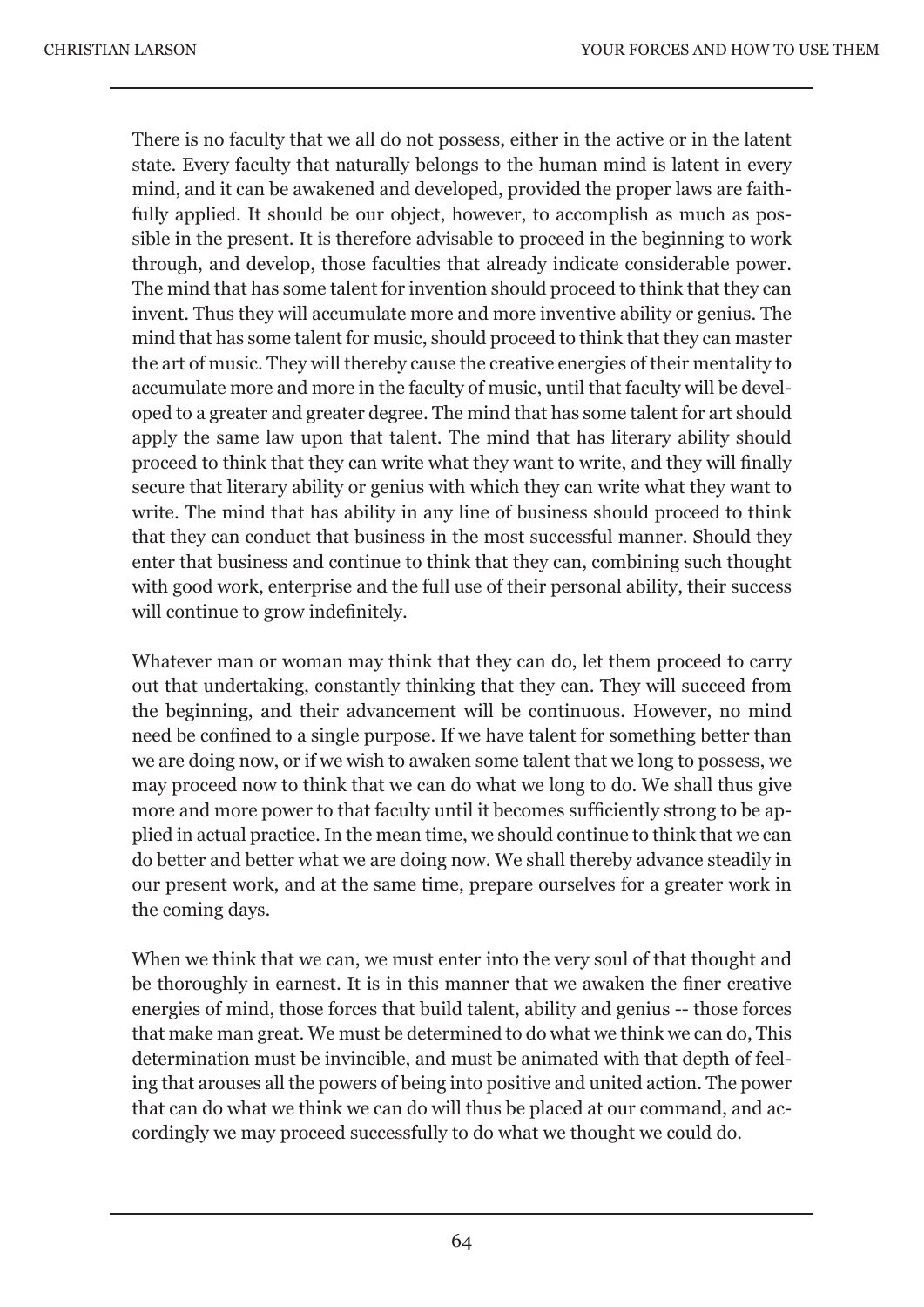There is no faculty that we all do not possess, either in the active or in the latent state. Every faculty that naturally belongs to the human mind is latent in every mind, and it can be awakened and developed, provided the proper laws are faithfully applied. It should be our object, however, to accomplish as much as possible in the present. It is therefore advisable to proceed in the beginning to work through, and develop, those faculties that already indicate considerable power. The mind that has some talent for invention should proceed to think that they can invent. Thus they will accumulate more and more inventive ability or genius. The mind that has some talent for music, should proceed to think that they can master the art of music. They will thereby cause the creative energies of their mentality to accumulate more and more in the faculty of music, until that faculty will be developed to a greater and greater degree. The mind that has some talent for art should apply the same law upon that talent. The mind that has literary ability should proceed to think that they can write what they want to write, and they will finally secure that literary ability or genius with which they can write what they want to write. The mind that has ability in any line of business should proceed to think that they can conduct that business in the most successful manner. Should they enter that business and continue to think that they can, combining such thought with good work, enterprise and the full use of their personal ability, their success will continue to grow indefinitely.

Whatever man or woman may think that they can do, let them proceed to carry out that undertaking, constantly thinking that they can. They will succeed from the beginning, and their advancement will be continuous. However, no mind need be confined to a single purpose. If we have talent for something better than we are doing now, or if we wish to awaken some talent that we long to possess, we may proceed now to think that we can do what we long to do. We shall thus give more and more power to that faculty until it becomes sufficiently strong to be applied in actual practice. In the mean time, we should continue to think that we can do better and better what we are doing now. We shall thereby advance steadily in our present work, and at the same time, prepare ourselves for a greater work in the coming days.

When we think that we can, we must enter into the very soul of that thought and be thoroughly in earnest. It is in this manner that we awaken the finer creative energies of mind, those forces that build talent, ability and genius -- those forces that make man great. We must be determined to do what we think we can do, This determination must be invincible, and must be animated with that depth of feeling that arouses all the powers of being into positive and united action. The power that can do what we think we can do will thus be placed at our command, and accordingly we may proceed successfully to do what we thought we could do.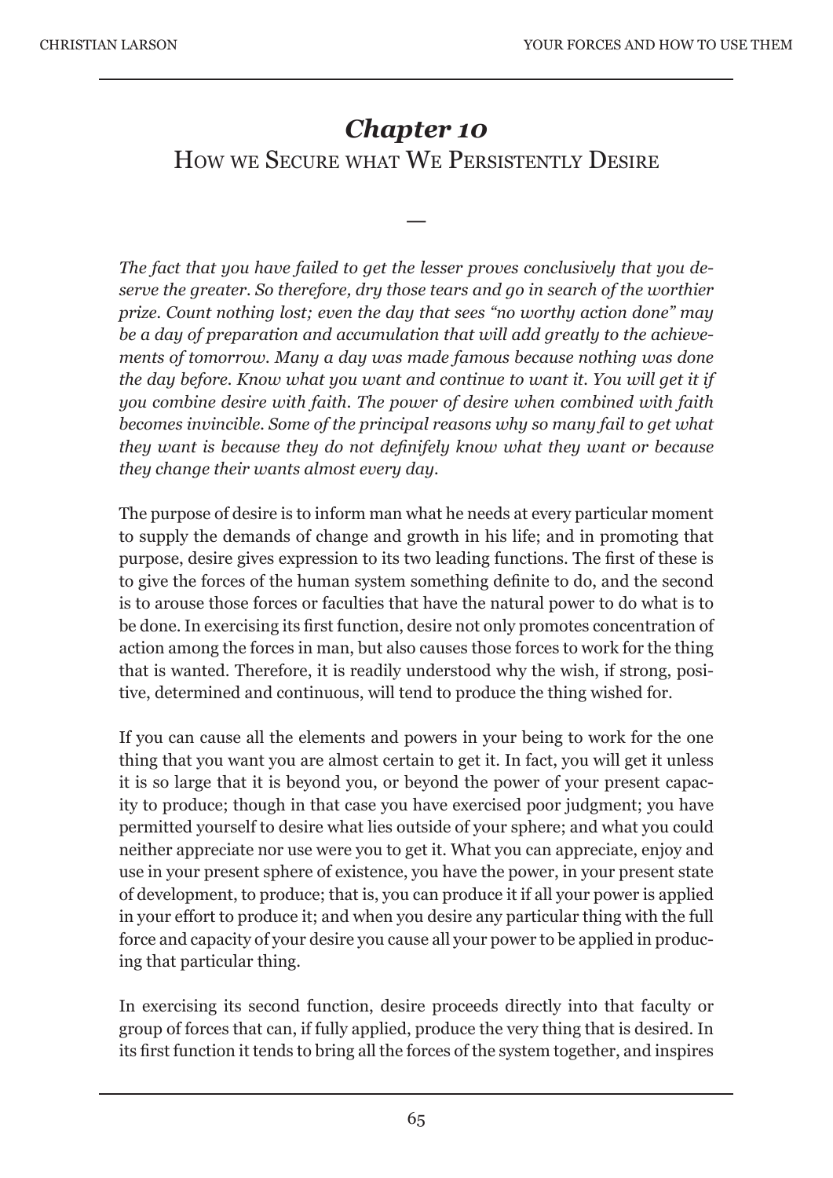# *Chapter 10*
## How we Secure what We Persistently Desire

—

*The fact that you have failed to get the lesser proves conclusively that you deserve the greater. So therefore, dry those tears and go in search of the worthier prize. Count nothing lost; even the day that sees "no worthy action done" may be a day of preparation and accumulation that will add greatly to the achievements of tomorrow. Many a day was made famous because nothing was done the day before. Know what you want and continue to want it. You will get it if you combine desire with faith. The power of desire when combined with faith becomes invincible. Some of the principal reasons why so many fail to get what they want is because they do not definifely know what they want or because they change their wants almost every day.*

The purpose of desire is to inform man what he needs at every particular moment to supply the demands of change and growth in his life; and in promoting that purpose, desire gives expression to its two leading functions. The first of these is to give the forces of the human system something definite to do, and the second is to arouse those forces or faculties that have the natural power to do what is to be done. In exercising its first function, desire not only promotes concentration of action among the forces in man, but also causes those forces to work for the thing that is wanted. Therefore, it is readily understood why the wish, if strong, positive, determined and continuous, will tend to produce the thing wished for.

If you can cause all the elements and powers in your being to work for the one thing that you want you are almost certain to get it. In fact, you will get it unless it is so large that it is beyond you, or beyond the power of your present capacity to produce; though in that case you have exercised poor judgment; you have permitted yourself to desire what lies outside of your sphere; and what you could neither appreciate nor use were you to get it. What you can appreciate, enjoy and use in your present sphere of existence, you have the power, in your present state of development, to produce; that is, you can produce it if all your power is applied in your effort to produce it; and when you desire any particular thing with the full force and capacity of your desire you cause all your power to be applied in producing that particular thing.

In exercising its second function, desire proceeds directly into that faculty or group of forces that can, if fully applied, produce the very thing that is desired. In its first function it tends to bring all the forces of the system together, and inspires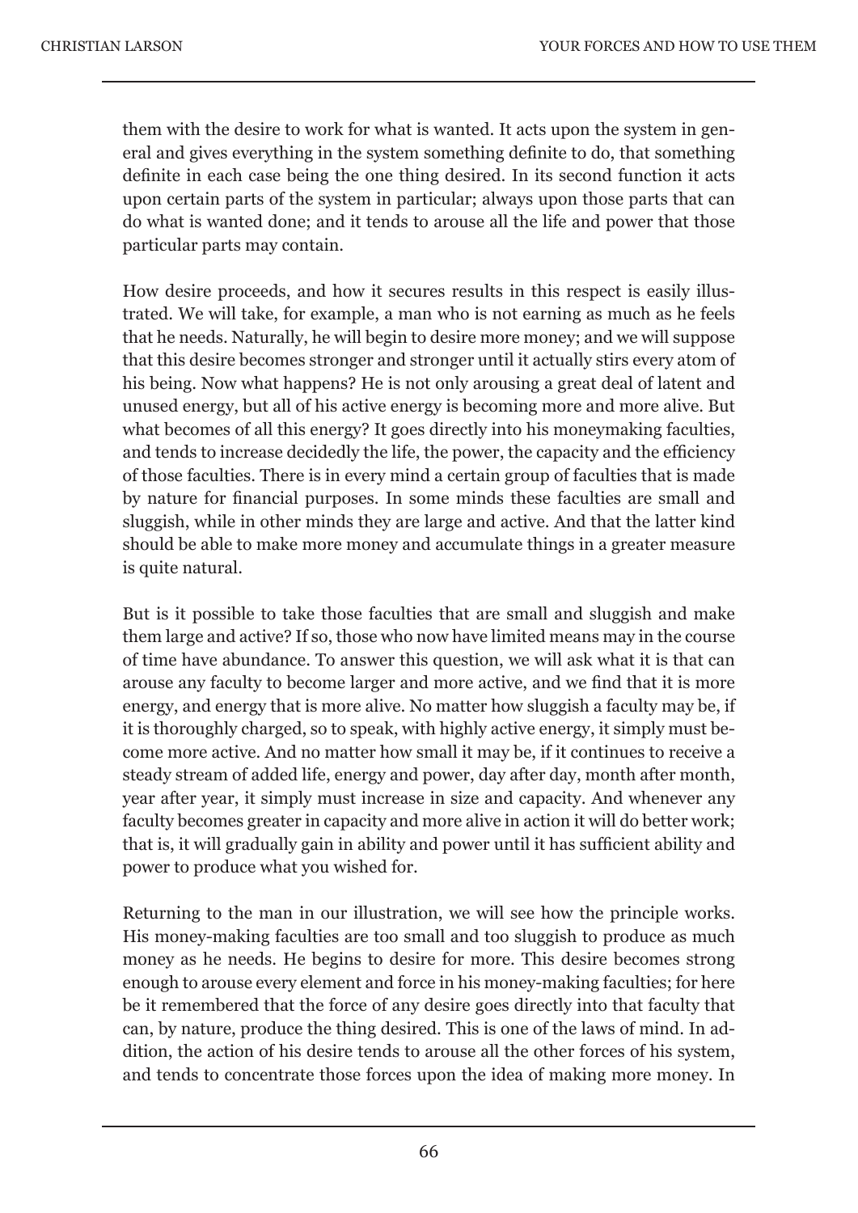them with the desire to work for what is wanted. It acts upon the system in general and gives everything in the system something definite to do, that something definite in each case being the one thing desired. In its second function it acts upon certain parts of the system in particular; always upon those parts that can do what is wanted done; and it tends to arouse all the life and power that those particular parts may contain.

How desire proceeds, and how it secures results in this respect is easily illustrated. We will take, for example, a man who is not earning as much as he feels that he needs. Naturally, he will begin to desire more money; and we will suppose that this desire becomes stronger and stronger until it actually stirs every atom of his being. Now what happens? He is not only arousing a great deal of latent and unused energy, but all of his active energy is becoming more and more alive. But what becomes of all this energy? It goes directly into his moneymaking faculties, and tends to increase decidedly the life, the power, the capacity and the efficiency of those faculties. There is in every mind a certain group of faculties that is made by nature for financial purposes. In some minds these faculties are small and sluggish, while in other minds they are large and active. And that the latter kind should be able to make more money and accumulate things in a greater measure is quite natural.

But is it possible to take those faculties that are small and sluggish and make them large and active? If so, those who now have limited means may in the course of time have abundance. To answer this question, we will ask what it is that can arouse any faculty to become larger and more active, and we find that it is more energy, and energy that is more alive. No matter how sluggish a faculty may be, if it is thoroughly charged, so to speak, with highly active energy, it simply must become more active. And no matter how small it may be, if it continues to receive a steady stream of added life, energy and power, day after day, month after month, year after year, it simply must increase in size and capacity. And whenever any faculty becomes greater in capacity and more alive in action it will do better work; that is, it will gradually gain in ability and power until it has sufficient ability and power to produce what you wished for.

Returning to the man in our illustration, we will see how the principle works. His money-making faculties are too small and too sluggish to produce as much money as he needs. He begins to desire for more. This desire becomes strong enough to arouse every element and force in his money-making faculties; for here be it remembered that the force of any desire goes directly into that faculty that can, by nature, produce the thing desired. This is one of the laws of mind. In addition, the action of his desire tends to arouse all the other forces of his system, and tends to concentrate those forces upon the idea of making more money. In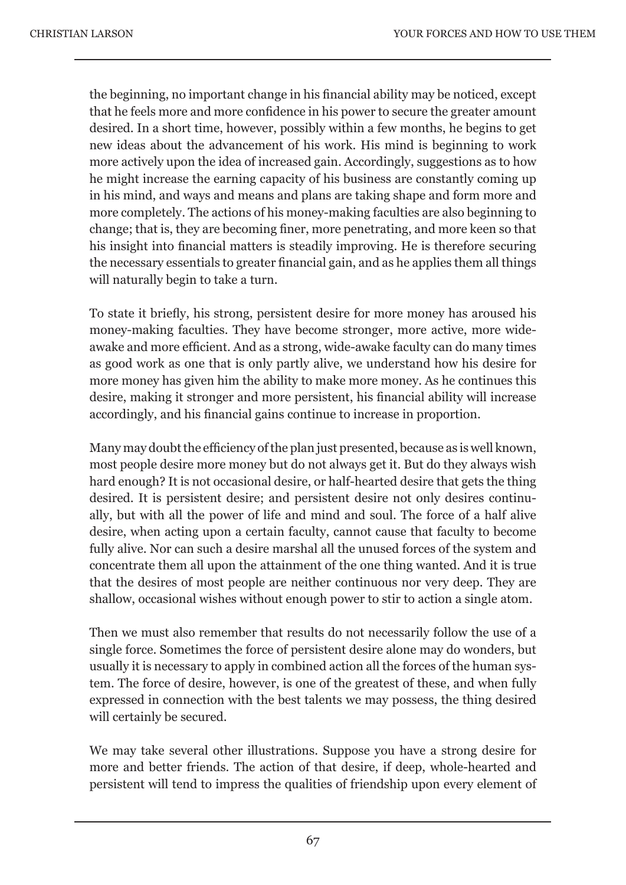the beginning, no important change in his financial ability may be noticed, except that he feels more and more confidence in his power to secure the greater amount desired. In a short time, however, possibly within a few months, he begins to get new ideas about the advancement of his work. His mind is beginning to work more actively upon the idea of increased gain. Accordingly, suggestions as to how he might increase the earning capacity of his business are constantly coming up in his mind, and ways and means and plans are taking shape and form more and more completely. The actions of his money-making faculties are also beginning to change; that is, they are becoming finer, more penetrating, and more keen so that his insight into financial matters is steadily improving. He is therefore securing the necessary essentials to greater financial gain, and as he applies them all things will naturally begin to take a turn.

To state it briefly, his strong, persistent desire for more money has aroused his money-making faculties. They have become stronger, more active, more wide-awake and more efficient. And as a strong, wide-awake faculty can do many times as good work as one that is only partly alive, we understand how his desire for more money has given him the ability to make more money. As he continues this desire, making it stronger and more persistent, his financial ability will increase accordingly, and his financial gains continue to increase in proportion.

Many may doubt the efficiency of the plan just presented, because as is well known, most people desire more money but do not always get it. But do they always wish hard enough? It is not occasional desire, or half-hearted desire that gets the thing desired. It is persistent desire; and persistent desire not only desires continually, but with all the power of life and mind and soul. The force of a half alive desire, when acting upon a certain faculty, cannot cause that faculty to become fully alive. Nor can such a desire marshal all the unused forces of the system and concentrate them all upon the attainment of the one thing wanted. And it is true that the desires of most people are neither continuous nor very deep. They are shallow, occasional wishes without enough power to stir to action a single atom.

Then we must also remember that results do not necessarily follow the use of a single force. Sometimes the force of persistent desire alone may do wonders, but usually it is necessary to apply in combined action all the forces of the human system. The force of desire, however, is one of the greatest of these, and when fully expressed in connection with the best talents we may possess, the thing desired will certainly be secured.

We may take several other illustrations. Suppose you have a strong desire for more and better friends. The action of that desire, if deep, whole-hearted and persistent will tend to impress the qualities of friendship upon every element of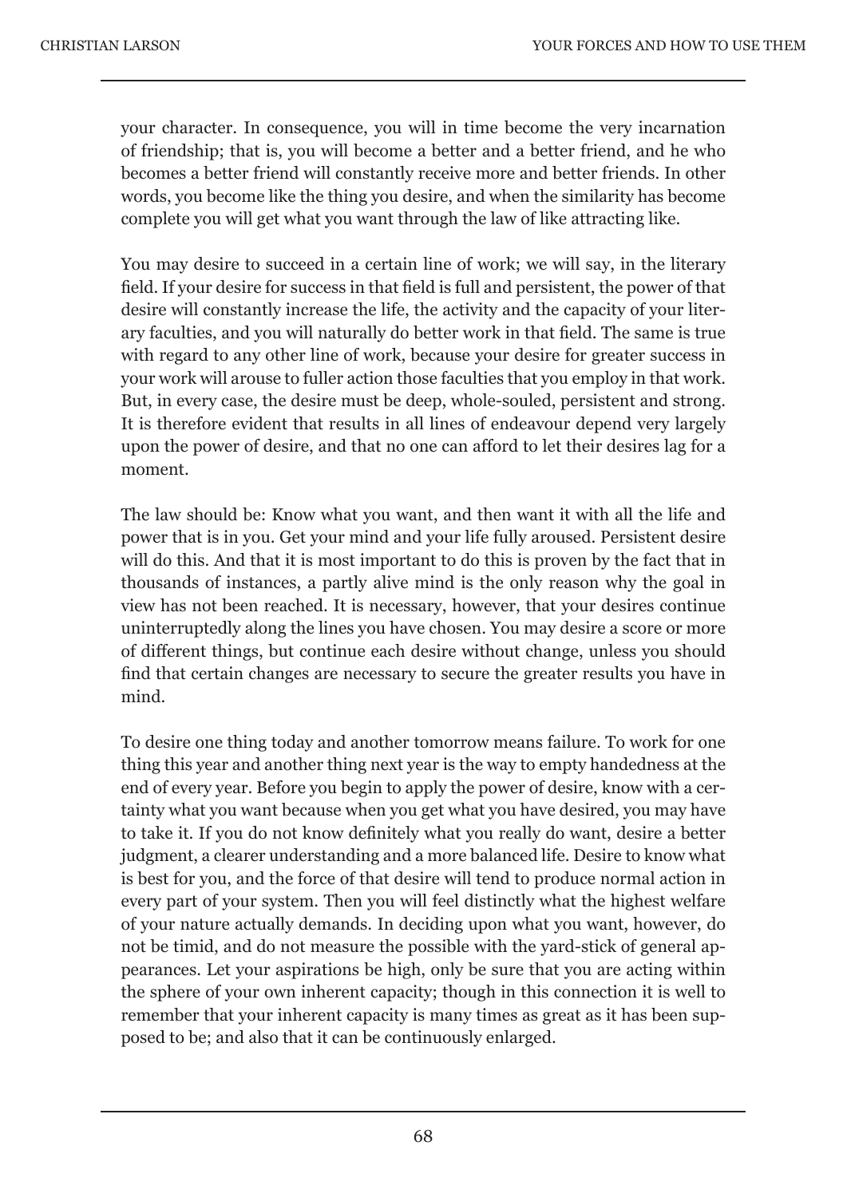your character. In consequence, you will in time become the very incarnation of friendship; that is, you will become a better and a better friend, and he who becomes a better friend will constantly receive more and better friends. In other words, you become like the thing you desire, and when the similarity has become complete you will get what you want through the law of like attracting like.

You may desire to succeed in a certain line of work; we will say, in the literary field. If your desire for success in that field is full and persistent, the power of that desire will constantly increase the life, the activity and the capacity of your literary faculties, and you will naturally do better work in that field. The same is true with regard to any other line of work, because your desire for greater success in your work will arouse to fuller action those faculties that you employ in that work. But, in every case, the desire must be deep, whole-souled, persistent and strong. It is therefore evident that results in all lines of endeavour depend very largely upon the power of desire, and that no one can afford to let their desires lag for a moment.

The law should be: Know what you want, and then want it with all the life and power that is in you. Get your mind and your life fully aroused. Persistent desire will do this. And that it is most important to do this is proven by the fact that in thousands of instances, a partly alive mind is the only reason why the goal in view has not been reached. It is necessary, however, that your desires continue uninterruptedly along the lines you have chosen. You may desire a score or more of different things, but continue each desire without change, unless you should find that certain changes are necessary to secure the greater results you have in mind.

To desire one thing today and another tomorrow means failure. To work for one thing this year and another thing next year is the way to empty handedness at the end of every year. Before you begin to apply the power of desire, know with a certainty what you want because when you get what you have desired, you may have to take it. If you do not know definitely what you really do want, desire a better judgment, a clearer understanding and a more balanced life. Desire to know what is best for you, and the force of that desire will tend to produce normal action in every part of your system. Then you will feel distinctly what the highest welfare of your nature actually demands. In deciding upon what you want, however, do not be timid, and do not measure the possible with the yard-stick of general appearances. Let your aspirations be high, only be sure that you are acting within the sphere of your own inherent capacity; though in this connection it is well to remember that your inherent capacity is many times as great as it has been supposed to be; and also that it can be continuously enlarged.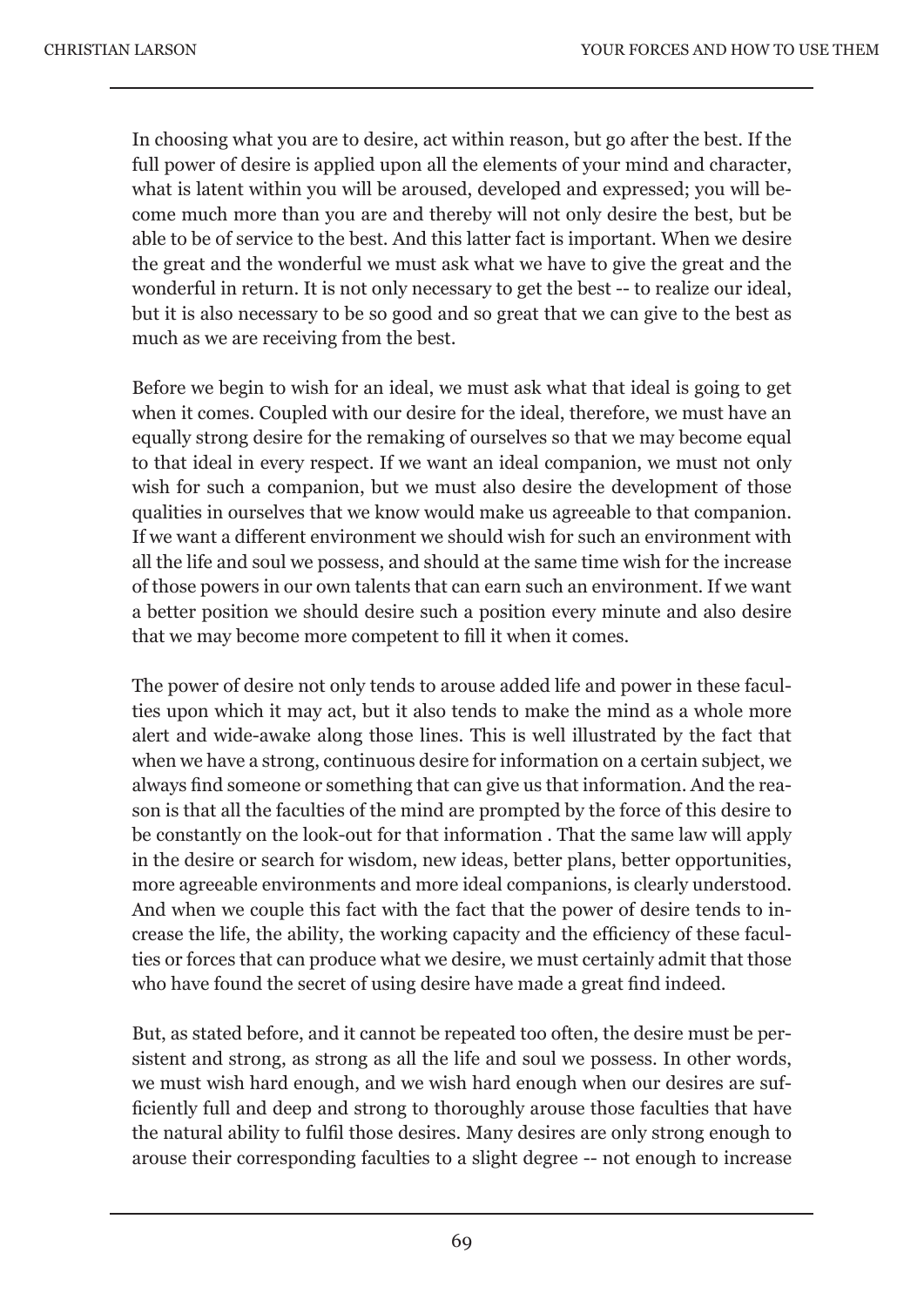In choosing what you are to desire, act within reason, but go after the best. If the full power of desire is applied upon all the elements of your mind and character, what is latent within you will be aroused, developed and expressed; you will become much more than you are and thereby will not only desire the best, but be able to be of service to the best. And this latter fact is important. When we desire the great and the wonderful we must ask what we have to give the great and the wonderful in return. It is not only necessary to get the best -- to realize our ideal, but it is also necessary to be so good and so great that we can give to the best as much as we are receiving from the best.

Before we begin to wish for an ideal, we must ask what that ideal is going to get when it comes. Coupled with our desire for the ideal, therefore, we must have an equally strong desire for the remaking of ourselves so that we may become equal to that ideal in every respect. If we want an ideal companion, we must not only wish for such a companion, but we must also desire the development of those qualities in ourselves that we know would make us agreeable to that companion. If we want a different environment we should wish for such an environment with all the life and soul we possess, and should at the same time wish for the increase of those powers in our own talents that can earn such an environment. If we want a better position we should desire such a position every minute and also desire that we may become more competent to fill it when it comes.

The power of desire not only tends to arouse added life and power in these faculties upon which it may act, but it also tends to make the mind as a whole more alert and wide-awake along those lines. This is well illustrated by the fact that when we have a strong, continuous desire for information on a certain subject, we always find someone or something that can give us that information. And the reason is that all the faculties of the mind are prompted by the force of this desire to be constantly on the look-out for that information . That the same law will apply in the desire or search for wisdom, new ideas, better plans, better opportunities, more agreeable environments and more ideal companions, is clearly understood. And when we couple this fact with the fact that the power of desire tends to increase the life, the ability, the working capacity and the efficiency of these faculties or forces that can produce what we desire, we must certainly admit that those who have found the secret of using desire have made a great find indeed.

But, as stated before, and it cannot be repeated too often, the desire must be persistent and strong, as strong as all the life and soul we possess. In other words, we must wish hard enough, and we wish hard enough when our desires are sufficiently full and deep and strong to thoroughly arouse those faculties that have the natural ability to fulfil those desires. Many desires are only strong enough to arouse their corresponding faculties to a slight degree -- not enough to increase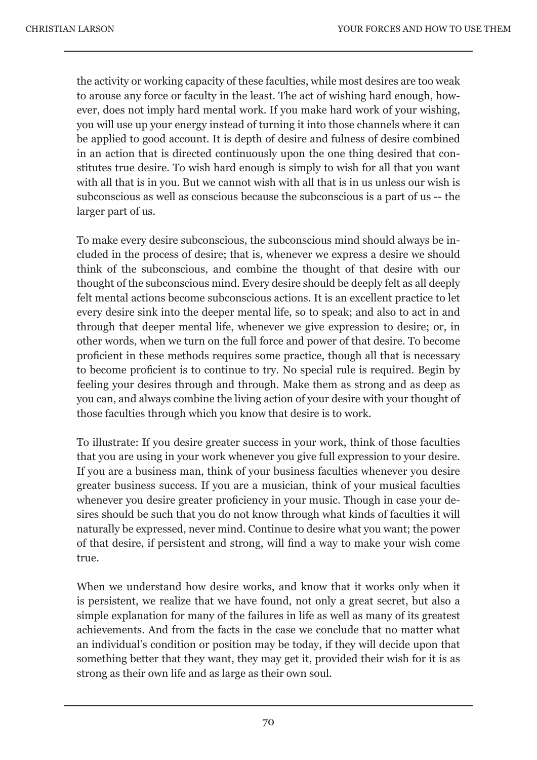the activity or working capacity of these faculties, while most desires are too weak to arouse any force or faculty in the least. The act of wishing hard enough, however, does not imply hard mental work. If you make hard work of your wishing, you will use up your energy instead of turning it into those channels where it can be applied to good account. It is depth of desire and fulness of desire combined in an action that is directed continuously upon the one thing desired that constitutes true desire. To wish hard enough is simply to wish for all that you want with all that is in you. But we cannot wish with all that is in us unless our wish is subconscious as well as conscious because the subconscious is a part of us -- the larger part of us.

To make every desire subconscious, the subconscious mind should always be included in the process of desire; that is, whenever we express a desire we should think of the subconscious, and combine the thought of that desire with our thought of the subconscious mind. Every desire should be deeply felt as all deeply felt mental actions become subconscious actions. It is an excellent practice to let every desire sink into the deeper mental life, so to speak; and also to act in and through that deeper mental life, whenever we give expression to desire; or, in other words, when we turn on the full force and power of that desire. To become proficient in these methods requires some practice, though all that is necessary to become proficient is to continue to try. No special rule is required. Begin by feeling your desires through and through. Make them as strong and as deep as you can, and always combine the living action of your desire with your thought of those faculties through which you know that desire is to work.

To illustrate: If you desire greater success in your work, think of those faculties that you are using in your work whenever you give full expression to your desire. If you are a business man, think of your business faculties whenever you desire greater business success. If you are a musician, think of your musical faculties whenever you desire greater proficiency in your music. Though in case your desires should be such that you do not know through what kinds of faculties it will naturally be expressed, never mind. Continue to desire what you want; the power of that desire, if persistent and strong, will find a way to make your wish come true.

When we understand how desire works, and know that it works only when it is persistent, we realize that we have found, not only a great secret, but also a simple explanation for many of the failures in life as well as many of its greatest achievements. And from the facts in the case we conclude that no matter what an individual's condition or position may be today, if they will decide upon that something better that they want, they may get it, provided their wish for it is as strong as their own life and as large as their own soul.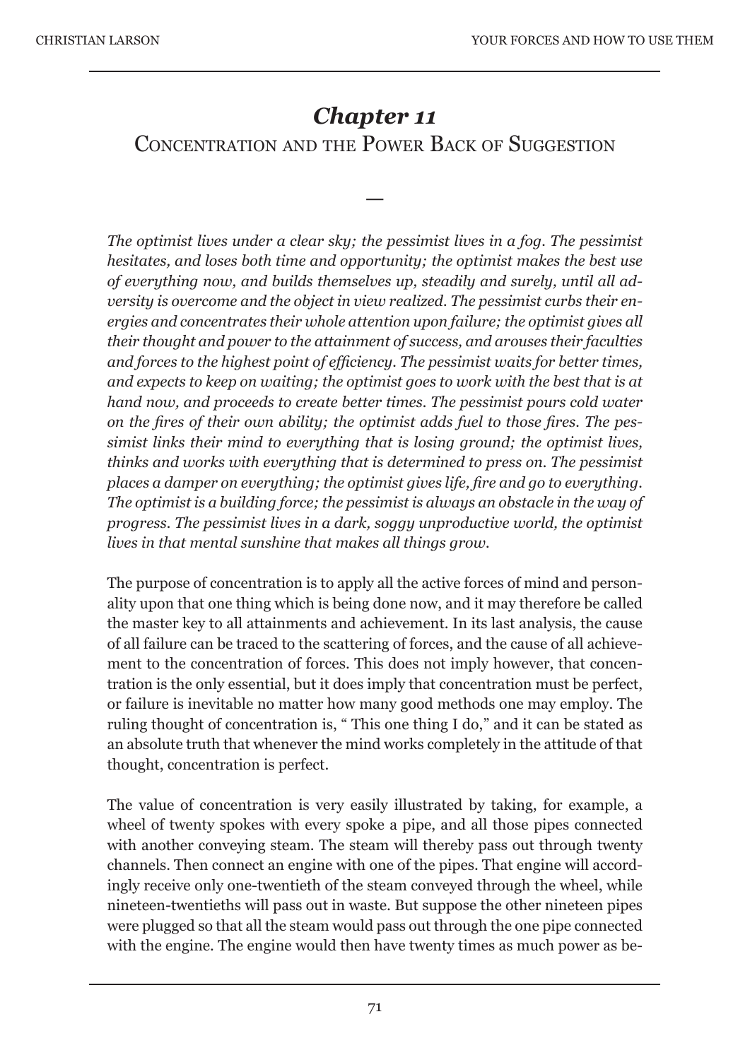# *Chapter 11*

## Concentration and the Power Back of Suggestion

—

*The optimist lives under a clear sky; the pessimist lives in a fog. The pessimist hesitates, and loses both time and opportunity; the optimist makes the best use of everything now, and builds themselves up, steadily and surely, until all adversity is overcome and the object in view realized. The pessimist curbs their energies and concentrates their whole attention upon failure; the optimist gives all their thought and power to the attainment of success, and arouses their faculties and forces to the highest point of efficiency. The pessimist waits for better times, and expects to keep on waiting; the optimist goes to work with the best that is at hand now, and proceeds to create better times. The pessimist pours cold water on the fires of their own ability; the optimist adds fuel to those fires. The pessimist links their mind to everything that is losing ground; the optimist lives, thinks and works with everything that is determined to press on. The pessimist places a damper on everything; the optimist gives life, fire and go to everything. The optimist is a building force; the pessimist is always an obstacle in the way of progress. The pessimist lives in a dark, soggy unproductive world, the optimist lives in that mental sunshine that makes all things grow.*

The purpose of concentration is to apply all the active forces of mind and personality upon that one thing which is being done now, and it may therefore be called the master key to all attainments and achievement. In its last analysis, the cause of all failure can be traced to the scattering of forces, and the cause of all achievement to the concentration of forces. This does not imply however, that concentration is the only essential, but it does imply that concentration must be perfect, or failure is inevitable no matter how many good methods one may employ. The ruling thought of concentration is, " This one thing I do," and it can be stated as an absolute truth that whenever the mind works completely in the attitude of that thought, concentration is perfect.

The value of concentration is very easily illustrated by taking, for example, a wheel of twenty spokes with every spoke a pipe, and all those pipes connected with another conveying steam. The steam will thereby pass out through twenty channels. Then connect an engine with one of the pipes. That engine will accordingly receive only one-twentieth of the steam conveyed through the wheel, while nineteen-twentieths will pass out in waste. But suppose the other nineteen pipes were plugged so that all the steam would pass out through the one pipe connected with the engine. The engine would then have twenty times as much power as be-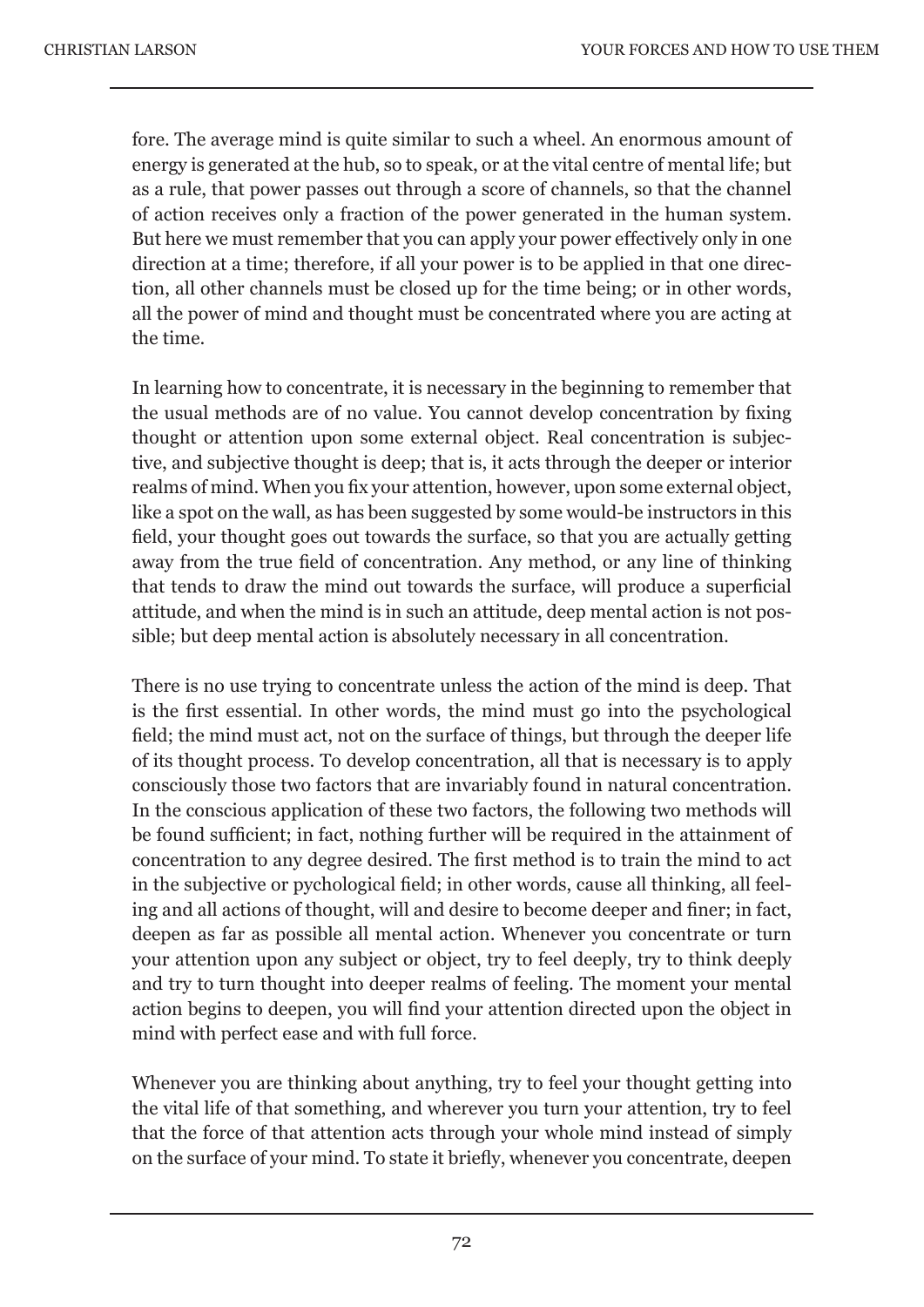fore. The average mind is quite similar to such a wheel. An enormous amount of energy is generated at the hub, so to speak, or at the vital centre of mental life; but as a rule, that power passes out through a score of channels, so that the channel of action receives only a fraction of the power generated in the human system. But here we must remember that you can apply your power effectively only in one direction at a time; therefore, if all your power is to be applied in that one direction, all other channels must be closed up for the time being; or in other words, all the power of mind and thought must be concentrated where you are acting at the time.

In learning how to concentrate, it is necessary in the beginning to remember that the usual methods are of no value. You cannot develop concentration by fixing thought or attention upon some external object. Real concentration is subjective, and subjective thought is deep; that is, it acts through the deeper or interior realms of mind. When you fix your attention, however, upon some external object, like a spot on the wall, as has been suggested by some would-be instructors in this field, your thought goes out towards the surface, so that you are actually getting away from the true field of concentration. Any method, or any line of thinking that tends to draw the mind out towards the surface, will produce a superficial attitude, and when the mind is in such an attitude, deep mental action is not possible; but deep mental action is absolutely necessary in all concentration.

There is no use trying to concentrate unless the action of the mind is deep. That is the first essential. In other words, the mind must go into the psychological field; the mind must act, not on the surface of things, but through the deeper life of its thought process. To develop concentration, all that is necessary is to apply consciously those two factors that are invariably found in natural concentration. In the conscious application of these two factors, the following two methods will be found sufficient; in fact, nothing further will be required in the attainment of concentration to any degree desired. The first method is to train the mind to act in the subjective or pychological field; in other words, cause all thinking, all feeling and all actions of thought, will and desire to become deeper and finer; in fact, deepen as far as possible all mental action. Whenever you concentrate or turn your attention upon any subject or object, try to feel deeply, try to think deeply and try to turn thought into deeper realms of feeling. The moment your mental action begins to deepen, you will find your attention directed upon the object in mind with perfect ease and with full force.

Whenever you are thinking about anything, try to feel your thought getting into the vital life of that something, and wherever you turn your attention, try to feel that the force of that attention acts through your whole mind instead of simply on the surface of your mind. To state it briefly, whenever you concentrate, deepen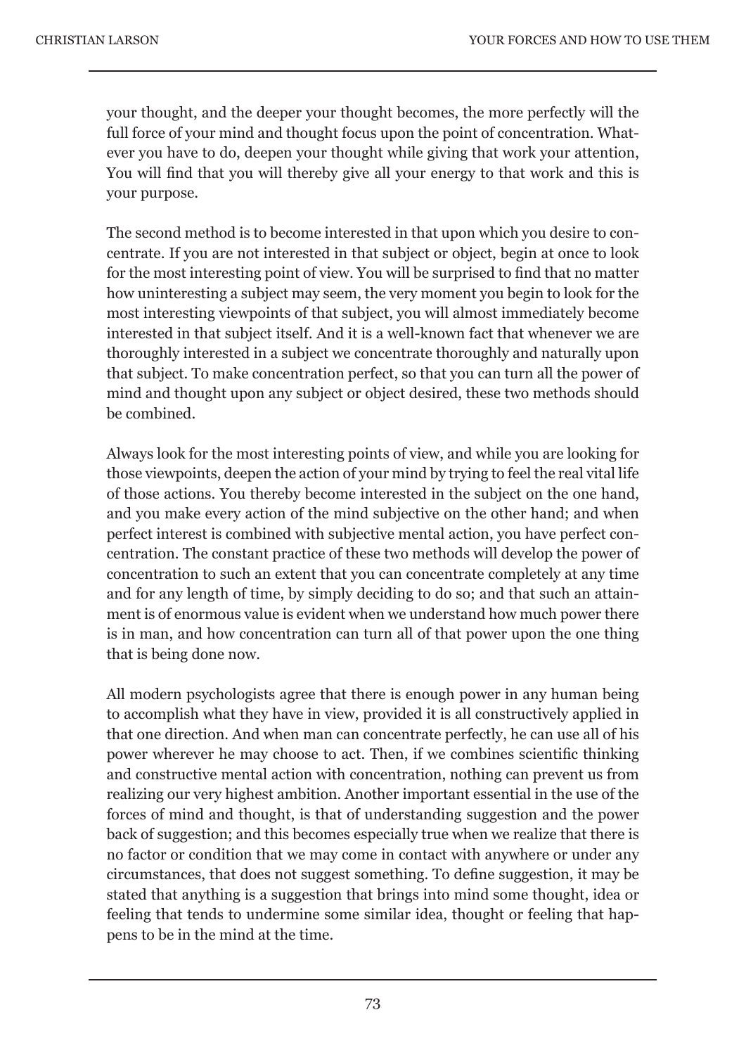your thought, and the deeper your thought becomes, the more perfectly will the full force of your mind and thought focus upon the point of concentration. Whatever you have to do, deepen your thought while giving that work your attention, You will find that you will thereby give all your energy to that work and this is your purpose.

The second method is to become interested in that upon which you desire to concentrate. If you are not interested in that subject or object, begin at once to look for the most interesting point of view. You will be surprised to find that no matter how uninteresting a subject may seem, the very moment you begin to look for the most interesting viewpoints of that subject, you will almost immediately become interested in that subject itself. And it is a well-known fact that whenever we are thoroughly interested in a subject we concentrate thoroughly and naturally upon that subject. To make concentration perfect, so that you can turn all the power of mind and thought upon any subject or object desired, these two methods should be combined.

Always look for the most interesting points of view, and while you are looking for those viewpoints, deepen the action of your mind by trying to feel the real vital life of those actions. You thereby become interested in the subject on the one hand, and you make every action of the mind subjective on the other hand; and when perfect interest is combined with subjective mental action, you have perfect concentration. The constant practice of these two methods will develop the power of concentration to such an extent that you can concentrate completely at any time and for any length of time, by simply deciding to do so; and that such an attainment is of enormous value is evident when we understand how much power there is in man, and how concentration can turn all of that power upon the one thing that is being done now.

All modern psychologists agree that there is enough power in any human being to accomplish what they have in view, provided it is all constructively applied in that one direction. And when man can concentrate perfectly, he can use all of his power wherever he may choose to act. Then, if we combines scientific thinking and constructive mental action with concentration, nothing can prevent us from realizing our very highest ambition. Another important essential in the use of the forces of mind and thought, is that of understanding suggestion and the power back of suggestion; and this becomes especially true when we realize that there is no factor or condition that we may come in contact with anywhere or under any circumstances, that does not suggest something. To define suggestion, it may be stated that anything is a suggestion that brings into mind some thought, idea or feeling that tends to undermine some similar idea, thought or feeling that happens to be in the mind at the time.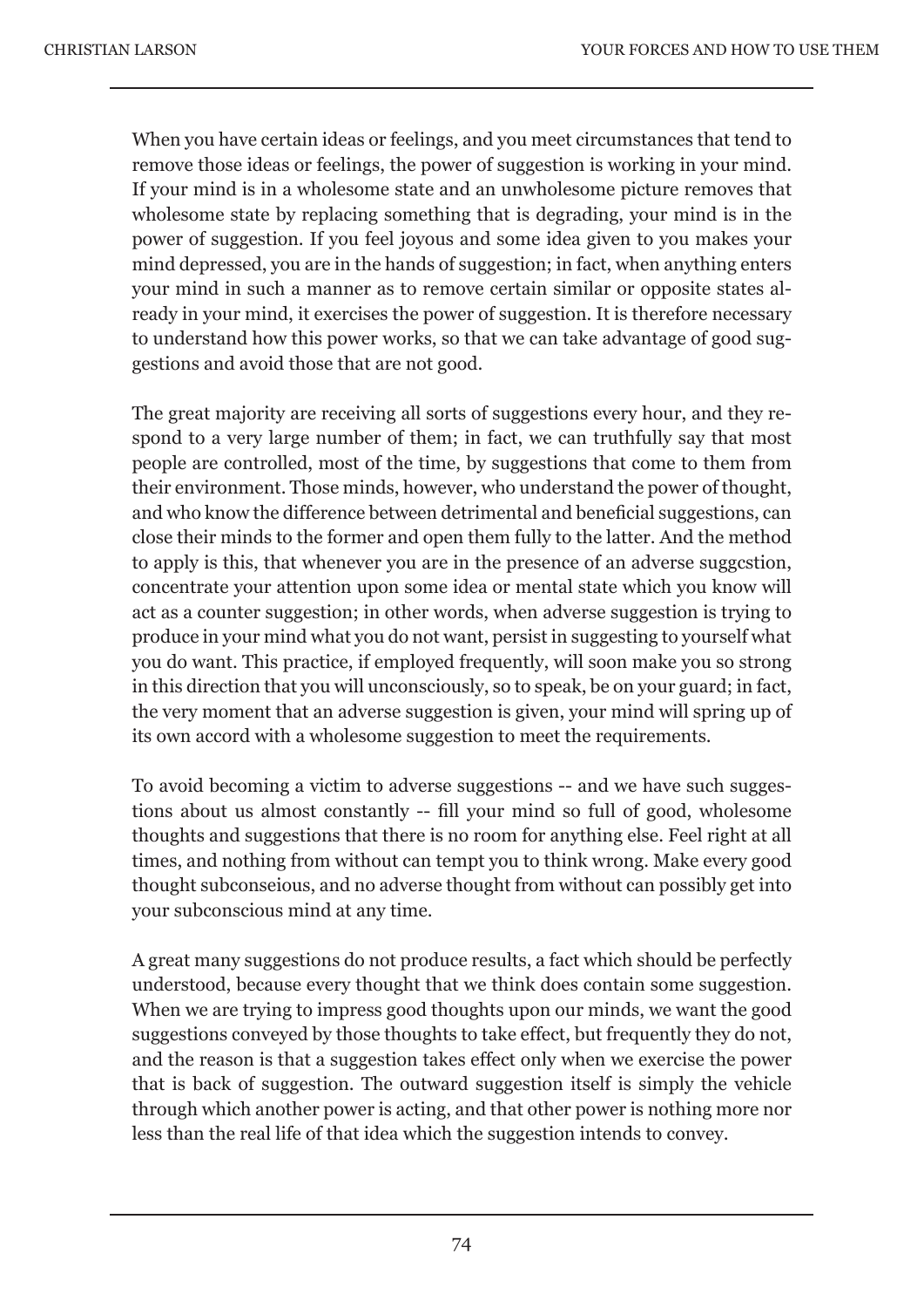When you have certain ideas or feelings, and you meet circumstances that tend to remove those ideas or feelings, the power of suggestion is working in your mind. If your mind is in a wholesome state and an unwholesome picture removes that wholesome state by replacing something that is degrading, your mind is in the power of suggestion. If you feel joyous and some idea given to you makes your mind depressed, you are in the hands of suggestion; in fact, when anything enters your mind in such a manner as to remove certain similar or opposite states already in your mind, it exercises the power of suggestion. It is therefore necessary to understand how this power works, so that we can take advantage of good suggestions and avoid those that are not good.

The great majority are receiving all sorts of suggestions every hour, and they respond to a very large number of them; in fact, we can truthfully say that most people are controlled, most of the time, by suggestions that come to them from their environment. Those minds, however, who understand the power of thought, and who know the difference between detrimental and beneficial suggestions, can close their minds to the former and open them fully to the latter. And the method to apply is this, that whenever you are in the presence of an adverse suggcstion, concentrate your attention upon some idea or mental state which you know will act as a counter suggestion; in other words, when adverse suggestion is trying to produce in your mind what you do not want, persist in suggesting to yourself what you do want. This practice, if employed frequently, will soon make you so strong in this direction that you will unconsciously, so to speak, be on your guard; in fact, the very moment that an adverse suggestion is given, your mind will spring up of its own accord with a wholesome suggestion to meet the requirements.

To avoid becoming a victim to adverse suggestions -- and we have such suggestions about us almost constantly -- fill your mind so full of good, wholesome thoughts and suggestions that there is no room for anything else. Feel right at all times, and nothing from without can tempt you to think wrong. Make every good thought subconseious, and no adverse thought from without can possibly get into your subconscious mind at any time.

A great many suggestions do not produce results, a fact which should be perfectly understood, because every thought that we think does contain some suggestion. When we are trying to impress good thoughts upon our minds, we want the good suggestions conveyed by those thoughts to take effect, but frequently they do not, and the reason is that a suggestion takes effect only when we exercise the power that is back of suggestion. The outward suggestion itself is simply the vehicle through which another power is acting, and that other power is nothing more nor less than the real life of that idea which the suggestion intends to convey.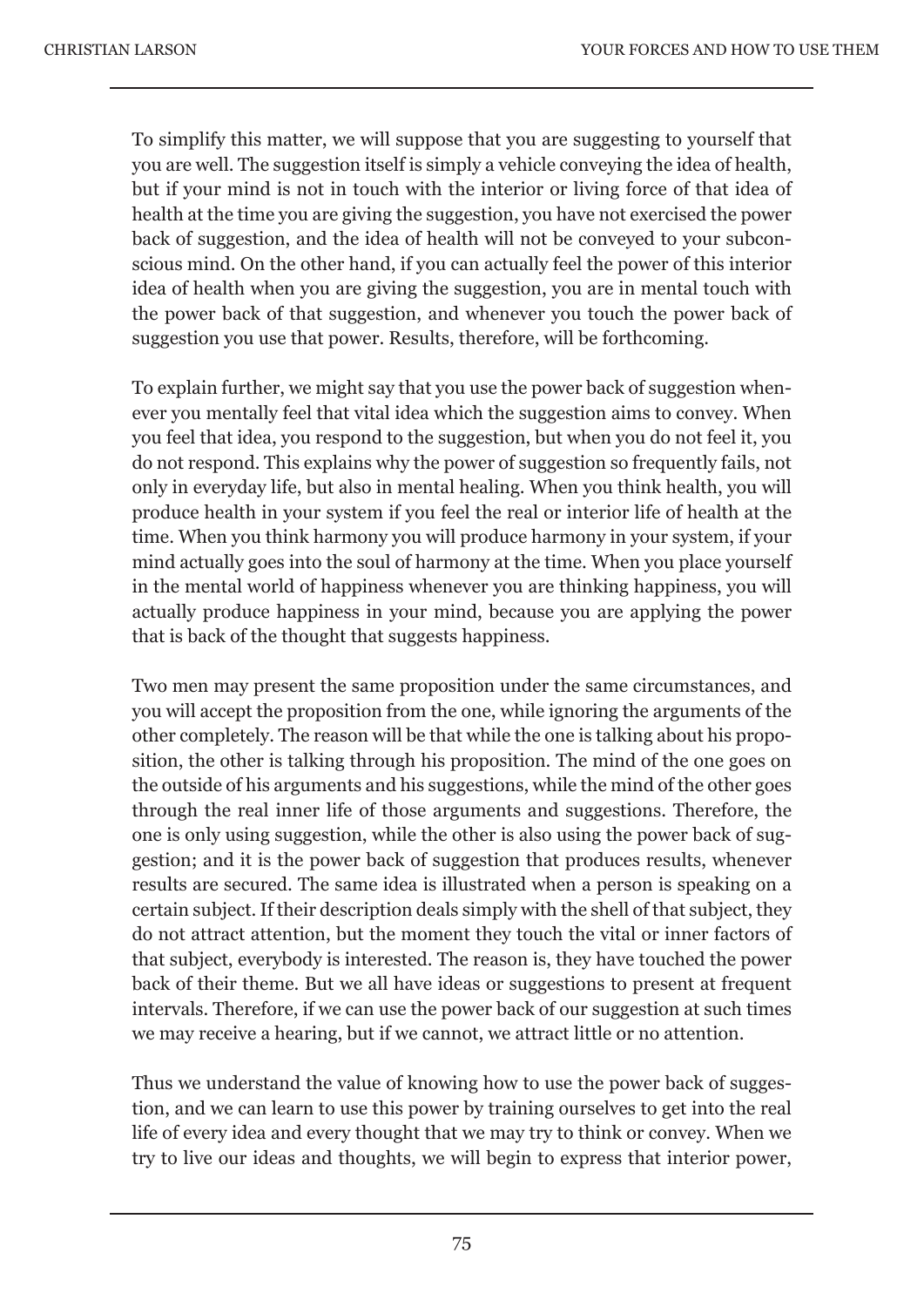To simplify this matter, we will suppose that you are suggesting to yourself that you are well. The suggestion itself is simply a vehicle conveying the idea of health, but if your mind is not in touch with the interior or living force of that idea of health at the time you are giving the suggestion, you have not exercised the power back of suggestion, and the idea of health will not be conveyed to your subconscious mind. On the other hand, if you can actually feel the power of this interior idea of health when you are giving the suggestion, you are in mental touch with the power back of that suggestion, and whenever you touch the power back of suggestion you use that power. Results, therefore, will be forthcoming.

To explain further, we might say that you use the power back of suggestion whenever you mentally feel that vital idea which the suggestion aims to convey. When you feel that idea, you respond to the suggestion, but when you do not feel it, you do not respond. This explains why the power of suggestion so frequently fails, not only in everyday life, but also in mental healing. When you think health, you will produce health in your system if you feel the real or interior life of health at the time. When you think harmony you will produce harmony in your system, if your mind actually goes into the soul of harmony at the time. When you place yourself in the mental world of happiness whenever you are thinking happiness, you will actually produce happiness in your mind, because you are applying the power that is back of the thought that suggests happiness.

Two men may present the same proposition under the same circumstances, and you will accept the proposition from the one, while ignoring the arguments of the other completely. The reason will be that while the one is talking about his proposition, the other is talking through his proposition. The mind of the one goes on the outside of his arguments and his suggestions, while the mind of the other goes through the real inner life of those arguments and suggestions. Therefore, the one is only using suggestion, while the other is also using the power back of suggestion; and it is the power back of suggestion that produces results, whenever results are secured. The same idea is illustrated when a person is speaking on a certain subject. If their description deals simply with the shell of that subject, they do not attract attention, but the moment they touch the vital or inner factors of that subject, everybody is interested. The reason is, they have touched the power back of their theme. But we all have ideas or suggestions to present at frequent intervals. Therefore, if we can use the power back of our suggestion at such times we may receive a hearing, but if we cannot, we attract little or no attention.

Thus we understand the value of knowing how to use the power back of suggestion, and we can learn to use this power by training ourselves to get into the real life of every idea and every thought that we may try to think or convey. When we try to live our ideas and thoughts, we will begin to express that interior power,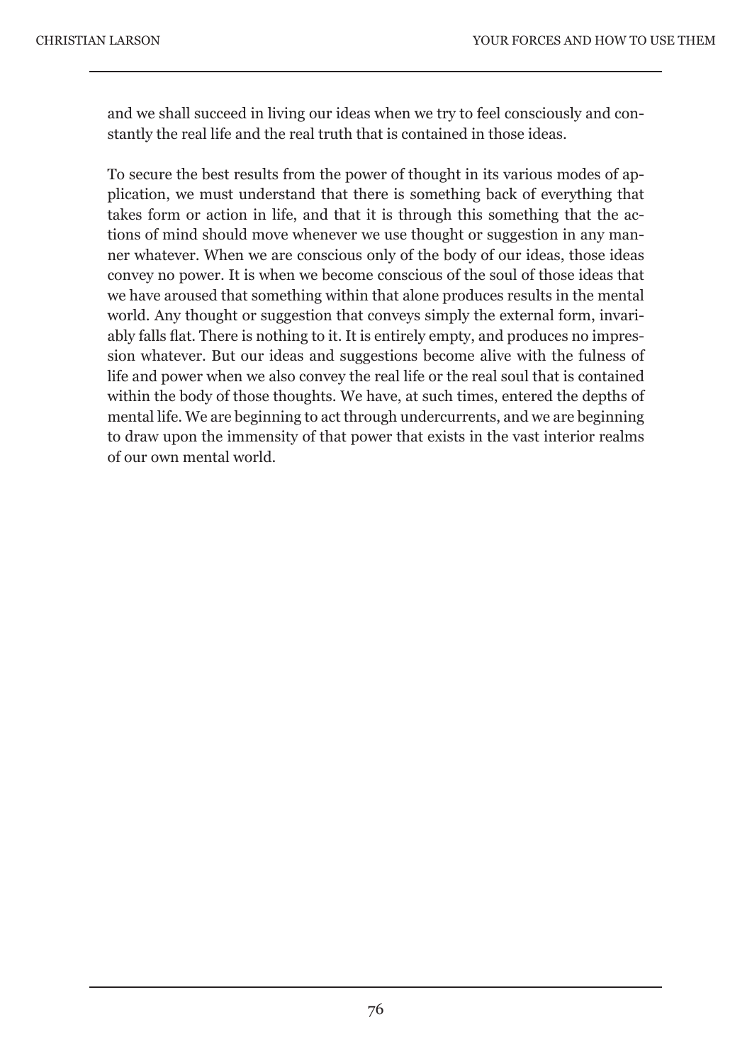and we shall succeed in living our ideas when we try to feel consciously and constantly the real life and the real truth that is contained in those ideas.

To secure the best results from the power of thought in its various modes of application, we must understand that there is something back of everything that takes form or action in life, and that it is through this something that the actions of mind should move whenever we use thought or suggestion in any manner whatever. When we are conscious only of the body of our ideas, those ideas convey no power. It is when we become conscious of the soul of those ideas that we have aroused that something within that alone produces results in the mental world. Any thought or suggestion that conveys simply the external form, invariably falls flat. There is nothing to it. It is entirely empty, and produces no impression whatever. But our ideas and suggestions become alive with the fulness of life and power when we also convey the real life or the real soul that is contained within the body of those thoughts. We have, at such times, entered the depths of mental life. We are beginning to act through undercurrents, and we are beginning to draw upon the immensity of that power that exists in the vast interior realms of our own mental world.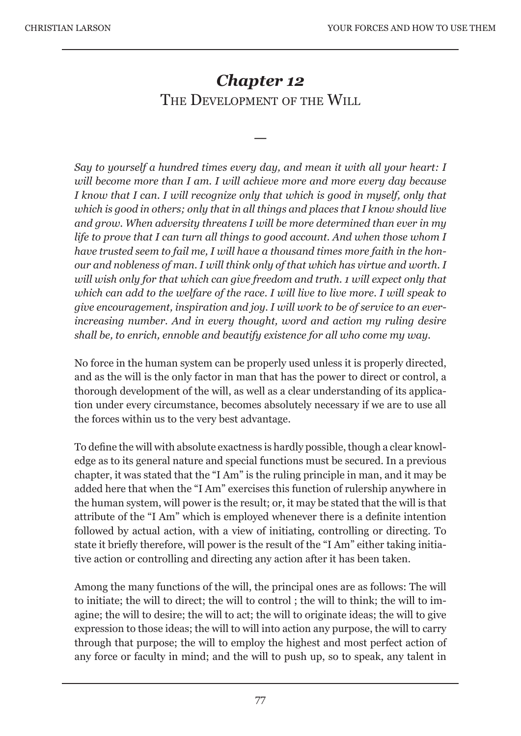# *Chapter 12*
## The Development of the Will

—

*Say to yourself a hundred times every day, and mean it with all your heart: I will become more than I am. I will achieve more and more every day because I know that I can. I will recognize only that which is good in myself, only that which is good in others; only that in all things and places that I know should live and grow. When adversity threatens I will be more determined than ever in my life to prove that I can turn all things to good account. And when those whom I have trusted seem to fail me, I will have a thousand times more faith in the honour and nobleness of man. I will think only of that which has virtue and worth. I will wish only for that which can give freedom and truth. 1 will expect only that which can add to the welfare of the race. I will live to live more. I will speak to give encouragement, inspiration and joy. I will work to be of service to an ever-increasing number. And in every thought, word and action my ruling desire shall be, to enrich, ennoble and beautify existence for all who come my way.*

No force in the human system can be properly used unless it is properly directed, and as the will is the only factor in man that has the power to direct or control, a thorough development of the will, as well as a clear understanding of its application under every circumstance, becomes absolutely necessary if we are to use all the forces within us to the very best advantage.

To define the will with absolute exactness is hardly possible, though a clear knowledge as to its general nature and special functions must be secured. In a previous chapter, it was stated that the "I Am" is the ruling principle in man, and it may be added here that when the "I Am" exercises this function of rulership anywhere in the human system, will power is the result; or, it may be stated that the will is that attribute of the "I Am" which is employed whenever there is a definite intention followed by actual action, with a view of initiating, controlling or directing. To state it briefly therefore, will power is the result of the "I Am" either taking initiative action or controlling and directing any action after it has been taken.

Among the many functions of the will, the principal ones are as follows: The will to initiate; the will to direct; the will to control ; the will to think; the will to imagine; the will to desire; the will to act; the will to originate ideas; the will to give expression to those ideas; the will to will into action any purpose, the will to carry through that purpose; the will to employ the highest and most perfect action of any force or faculty in mind; and the will to push up, so to speak, any talent in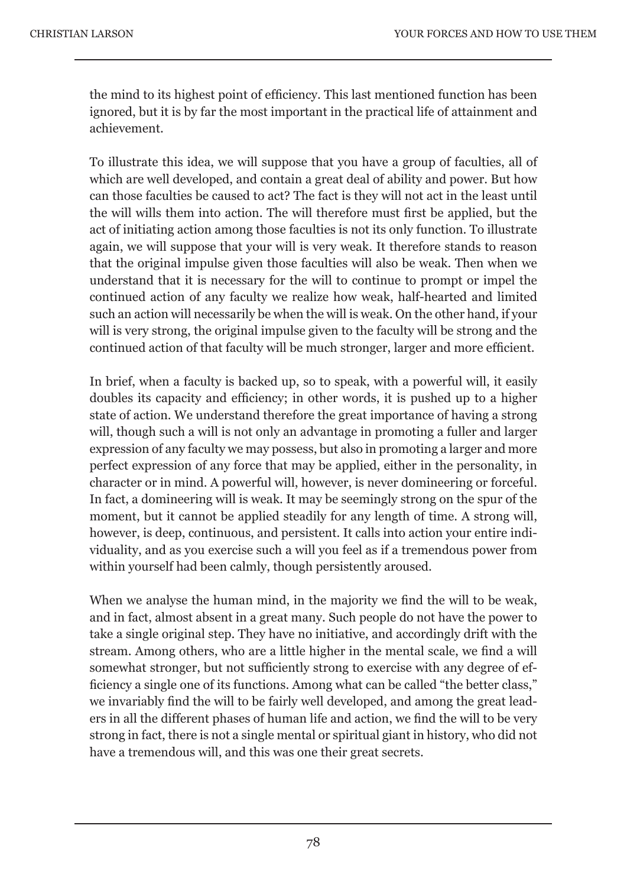the mind to its highest point of efficiency. This last mentioned function has been ignored, but it is by far the most important in the practical life of attainment and achievement.

To illustrate this idea, we will suppose that you have a group of faculties, all of which are well developed, and contain a great deal of ability and power. But how can those faculties be caused to act? The fact is they will not act in the least until the will wills them into action. The will therefore must first be applied, but the act of initiating action among those faculties is not its only function. To illustrate again, we will suppose that your will is very weak. It therefore stands to reason that the original impulse given those faculties will also be weak. Then when we understand that it is necessary for the will to continue to prompt or impel the continued action of any faculty we realize how weak, half-hearted and limited such an action will necessarily be when the will is weak. On the other hand, if your will is very strong, the original impulse given to the faculty will be strong and the continued action of that faculty will be much stronger, larger and more efficient.

In brief, when a faculty is backed up, so to speak, with a powerful will, it easily doubles its capacity and efficiency; in other words, it is pushed up to a higher state of action. We understand therefore the great importance of having a strong will, though such a will is not only an advantage in promoting a fuller and larger expression of any faculty we may possess, but also in promoting a larger and more perfect expression of any force that may be applied, either in the personality, in character or in mind. A powerful will, however, is never domineering or forceful. In fact, a domineering will is weak. It may be seemingly strong on the spur of the moment, but it cannot be applied steadily for any length of time. A strong will, however, is deep, continuous, and persistent. It calls into action your entire individuality, and as you exercise such a will you feel as if a tremendous power from within yourself had been calmly, though persistently aroused.

When we analyse the human mind, in the majority we find the will to be weak, and in fact, almost absent in a great many. Such people do not have the power to take a single original step. They have no initiative, and accordingly drift with the stream. Among others, who are a little higher in the mental scale, we find a will somewhat stronger, but not sufficiently strong to exercise with any degree of efficiency a single one of its functions. Among what can be called "the better class," we invariably find the will to be fairly well developed, and among the great leaders in all the different phases of human life and action, we find the will to be very strong in fact, there is not a single mental or spiritual giant in history, who did not have a tremendous will, and this was one their great secrets.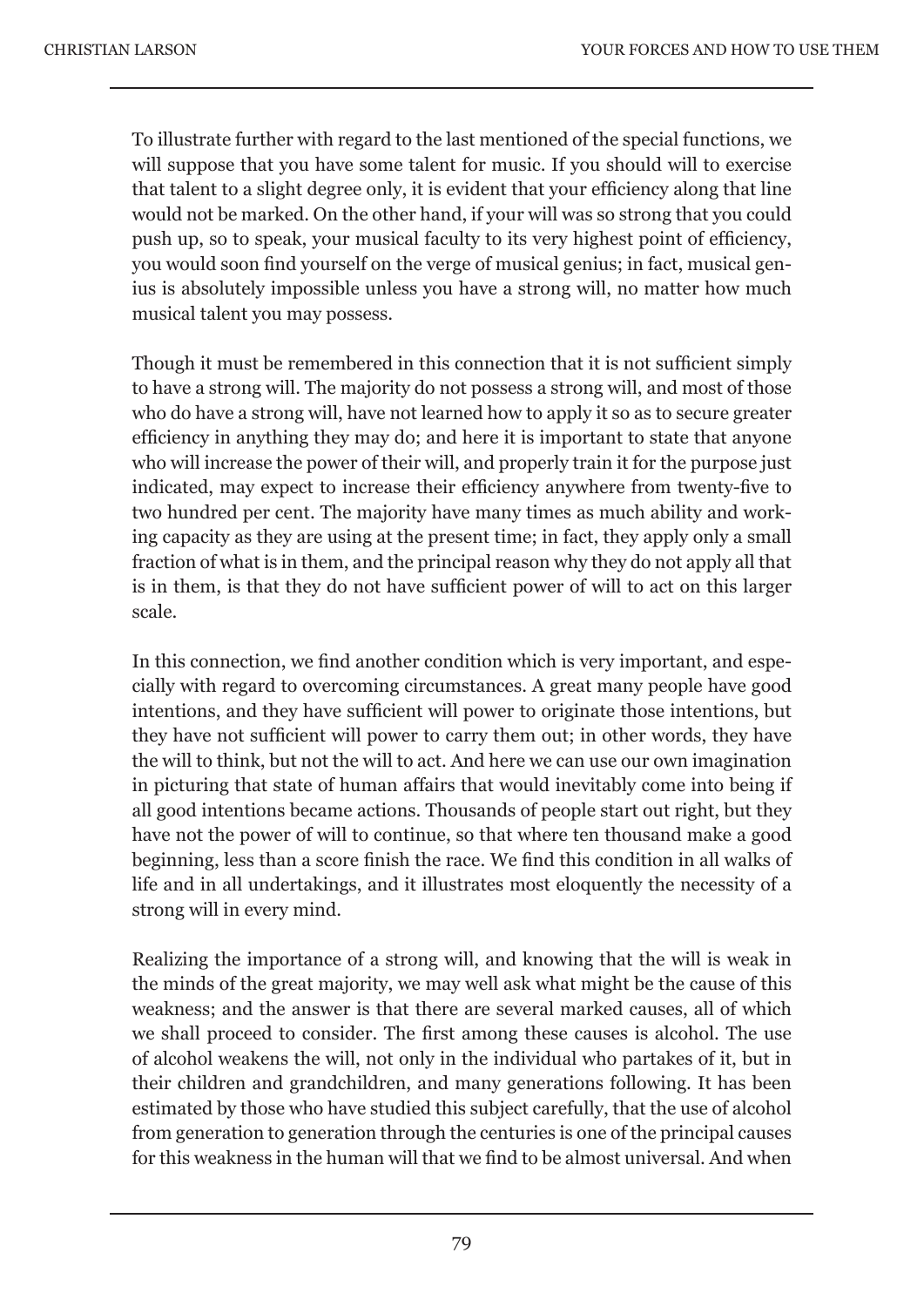To illustrate further with regard to the last mentioned of the special functions, we will suppose that you have some talent for music. If you should will to exercise that talent to a slight degree only, it is evident that your efficiency along that line would not be marked. On the other hand, if your will was so strong that you could push up, so to speak, your musical faculty to its very highest point of efficiency, you would soon find yourself on the verge of musical genius; in fact, musical genius is absolutely impossible unless you have a strong will, no matter how much musical talent you may possess.

Though it must be remembered in this connection that it is not sufficient simply to have a strong will. The majority do not possess a strong will, and most of those who do have a strong will, have not learned how to apply it so as to secure greater efficiency in anything they may do; and here it is important to state that anyone who will increase the power of their will, and properly train it for the purpose just indicated, may expect to increase their efficiency anywhere from twenty-five to two hundred per cent. The majority have many times as much ability and working capacity as they are using at the present time; in fact, they apply only a small fraction of what is in them, and the principal reason why they do not apply all that is in them, is that they do not have sufficient power of will to act on this larger scale.

In this connection, we find another condition which is very important, and especially with regard to overcoming circumstances. A great many people have good intentions, and they have sufficient will power to originate those intentions, but they have not sufficient will power to carry them out; in other words, they have the will to think, but not the will to act. And here we can use our own imagination in picturing that state of human affairs that would inevitably come into being if all good intentions became actions. Thousands of people start out right, but they have not the power of will to continue, so that where ten thousand make a good beginning, less than a score finish the race. We find this condition in all walks of life and in all undertakings, and it illustrates most eloquently the necessity of a strong will in every mind.

Realizing the importance of a strong will, and knowing that the will is weak in the minds of the great majority, we may well ask what might be the cause of this weakness; and the answer is that there are several marked causes, all of which we shall proceed to consider. The first among these causes is alcohol. The use of alcohol weakens the will, not only in the individual who partakes of it, but in their children and grandchildren, and many generations following. It has been estimated by those who have studied this subject carefully, that the use of alcohol from generation to generation through the centuries is one of the principal causes for this weakness in the human will that we find to be almost universal. And when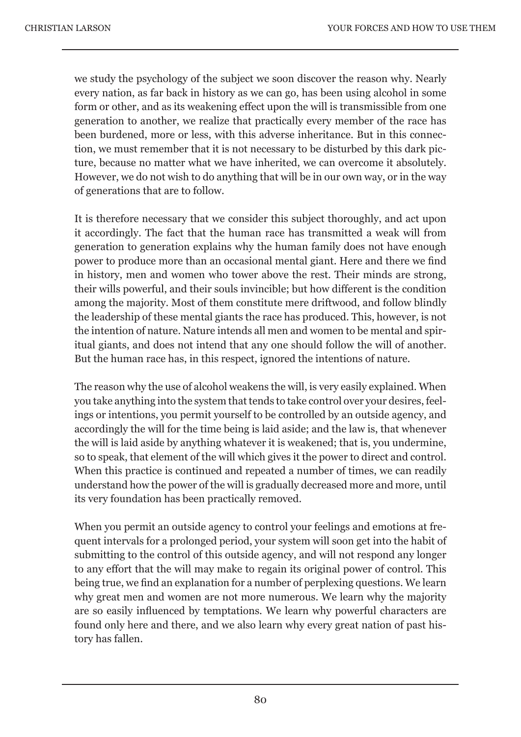we study the psychology of the subject we soon discover the reason why. Nearly every nation, as far back in history as we can go, has been using alcohol in some form or other, and as its weakening effect upon the will is transmissible from one generation to another, we realize that practically every member of the race has been burdened, more or less, with this adverse inheritance. But in this connection, we must remember that it is not necessary to be disturbed by this dark picture, because no matter what we have inherited, we can overcome it absolutely. However, we do not wish to do anything that will be in our own way, or in the way of generations that are to follow.

It is therefore necessary that we consider this subject thoroughly, and act upon it accordingly. The fact that the human race has transmitted a weak will from generation to generation explains why the human family does not have enough power to produce more than an occasional mental giant. Here and there we find in history, men and women who tower above the rest. Their minds are strong, their wills powerful, and their souls invincible; but how different is the condition among the majority. Most of them constitute mere driftwood, and follow blindly the leadership of these mental giants the race has produced. This, however, is not the intention of nature. Nature intends all men and women to be mental and spiritual giants, and does not intend that any one should follow the will of another. But the human race has, in this respect, ignored the intentions of nature.

The reason why the use of alcohol weakens the will, is very easily explained. When you take anything into the system that tends to take control over your desires, feelings or intentions, you permit yourself to be controlled by an outside agency, and accordingly the will for the time being is laid aside; and the law is, that whenever the will is laid aside by anything whatever it is weakened; that is, you undermine, so to speak, that element of the will which gives it the power to direct and control. When this practice is continued and repeated a number of times, we can readily understand how the power of the will is gradually decreased more and more, until its very foundation has been practically removed.

When you permit an outside agency to control your feelings and emotions at frequent intervals for a prolonged period, your system will soon get into the habit of submitting to the control of this outside agency, and will not respond any longer to any effort that the will may make to regain its original power of control. This being true, we find an explanation for a number of perplexing questions. We learn why great men and women are not more numerous. We learn why the majority are so easily influenced by temptations. We learn why powerful characters are found only here and there, and we also learn why every great nation of past history has fallen.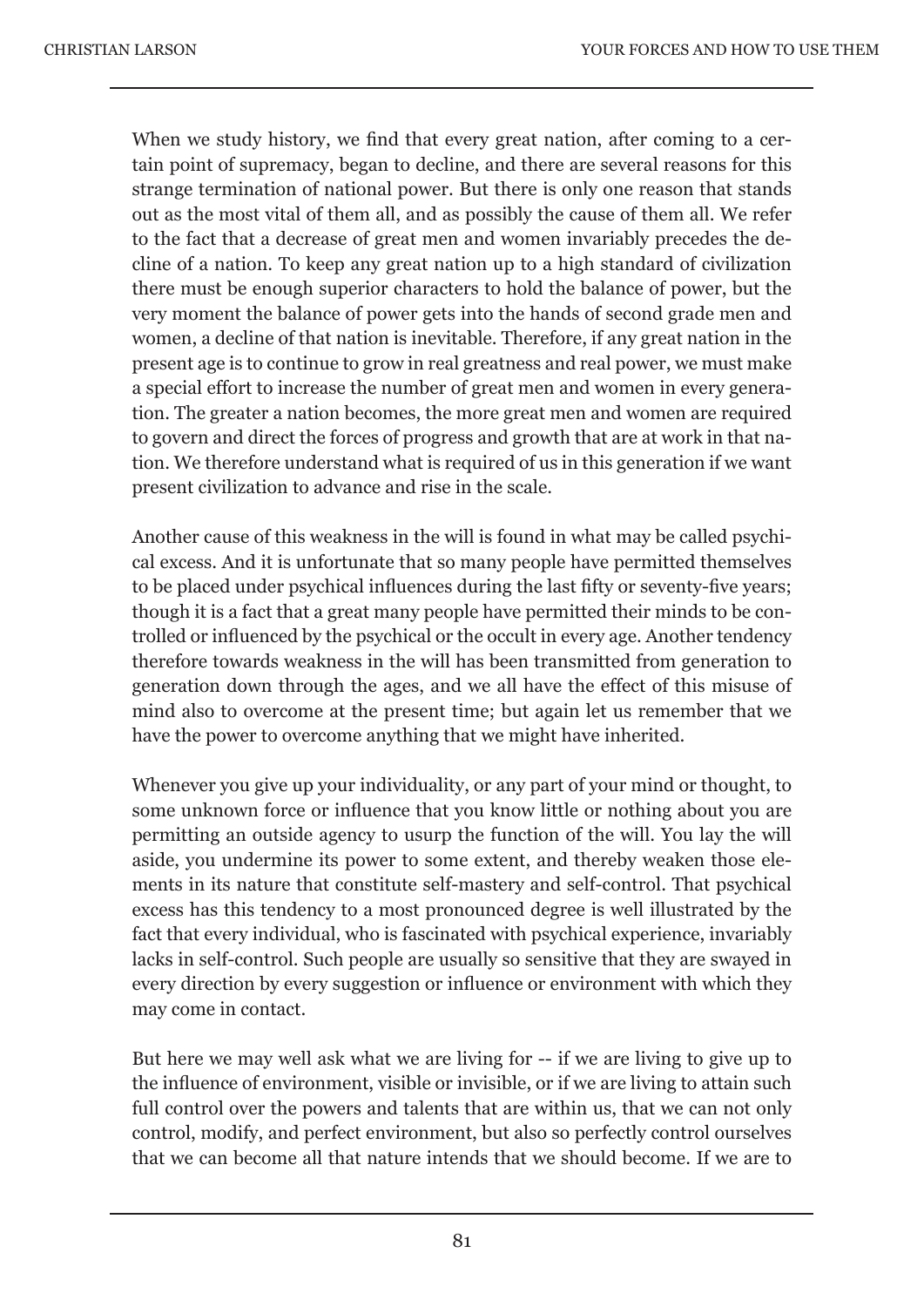When we study history, we find that every great nation, after coming to a certain point of supremacy, began to decline, and there are several reasons for this strange termination of national power. But there is only one reason that stands out as the most vital of them all, and as possibly the cause of them all. We refer to the fact that a decrease of great men and women invariably precedes the decline of a nation. To keep any great nation up to a high standard of civilization there must be enough superior characters to hold the balance of power, but the very moment the balance of power gets into the hands of second grade men and women, a decline of that nation is inevitable. Therefore, if any great nation in the present age is to continue to grow in real greatness and real power, we must make a special effort to increase the number of great men and women in every generation. The greater a nation becomes, the more great men and women are required to govern and direct the forces of progress and growth that are at work in that nation. We therefore understand what is required of us in this generation if we want present civilization to advance and rise in the scale.

Another cause of this weakness in the will is found in what may be called psychical excess. And it is unfortunate that so many people have permitted themselves to be placed under psychical influences during the last fifty or seventy-five years; though it is a fact that a great many people have permitted their minds to be controlled or influenced by the psychical or the occult in every age. Another tendency therefore towards weakness in the will has been transmitted from generation to generation down through the ages, and we all have the effect of this misuse of mind also to overcome at the present time; but again let us remember that we have the power to overcome anything that we might have inherited.

Whenever you give up your individuality, or any part of your mind or thought, to some unknown force or influence that you know little or nothing about you are permitting an outside agency to usurp the function of the will. You lay the will aside, you undermine its power to some extent, and thereby weaken those elements in its nature that constitute self-mastery and self-control. That psychical excess has this tendency to a most pronounced degree is well illustrated by the fact that every individual, who is fascinated with psychical experience, invariably lacks in self-control. Such people are usually so sensitive that they are swayed in every direction by every suggestion or influence or environment with which they may come in contact.

But here we may well ask what we are living for -- if we are living to give up to the influence of environment, visible or invisible, or if we are living to attain such full control over the powers and talents that are within us, that we can not only control, modify, and perfect environment, but also so perfectly control ourselves that we can become all that nature intends that we should become. If we are to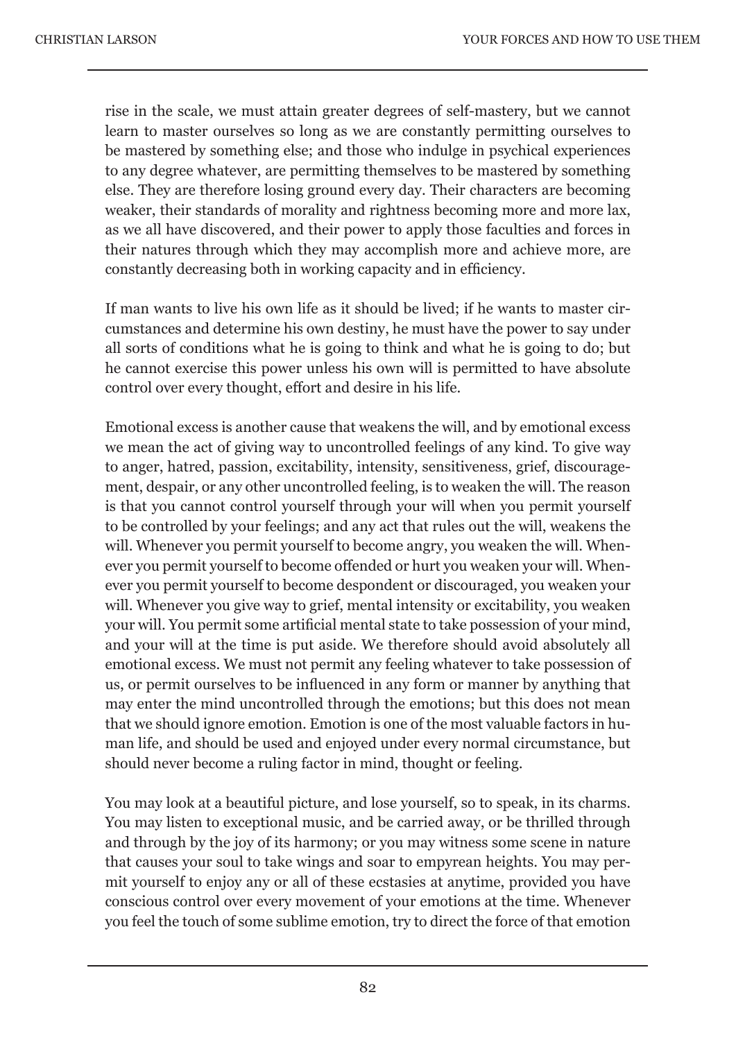rise in the scale, we must attain greater degrees of self-mastery, but we cannot learn to master ourselves so long as we are constantly permitting ourselves to be mastered by something else; and those who indulge in psychical experiences to any degree whatever, are permitting themselves to be mastered by something else. They are therefore losing ground every day. Their characters are becoming weaker, their standards of morality and rightness becoming more and more lax, as we all have discovered, and their power to apply those faculties and forces in their natures through which they may accomplish more and achieve more, are constantly decreasing both in working capacity and in efficiency.

If man wants to live his own life as it should be lived; if he wants to master circumstances and determine his own destiny, he must have the power to say under all sorts of conditions what he is going to think and what he is going to do; but he cannot exercise this power unless his own will is permitted to have absolute control over every thought, effort and desire in his life.

Emotional excess is another cause that weakens the will, and by emotional excess we mean the act of giving way to uncontrolled feelings of any kind. To give way to anger, hatred, passion, excitability, intensity, sensitiveness, grief, discouragement, despair, or any other uncontrolled feeling, is to weaken the will. The reason is that you cannot control yourself through your will when you permit yourself to be controlled by your feelings; and any act that rules out the will, weakens the will. Whenever you permit yourself to become angry, you weaken the will. Whenever you permit yourself to become offended or hurt you weaken your will. Whenever you permit yourself to become despondent or discouraged, you weaken your will. Whenever you give way to grief, mental intensity or excitability, you weaken your will. You permit some artificial mental state to take possession of your mind, and your will at the time is put aside. We therefore should avoid absolutely all emotional excess. We must not permit any feeling whatever to take possession of us, or permit ourselves to be influenced in any form or manner by anything that may enter the mind uncontrolled through the emotions; but this does not mean that we should ignore emotion. Emotion is one of the most valuable factors in human life, and should be used and enjoyed under every normal circumstance, but should never become a ruling factor in mind, thought or feeling.

You may look at a beautiful picture, and lose yourself, so to speak, in its charms. You may listen to exceptional music, and be carried away, or be thrilled through and through by the joy of its harmony; or you may witness some scene in nature that causes your soul to take wings and soar to empyrean heights. You may permit yourself to enjoy any or all of these ecstasies at anytime, provided you have conscious control over every movement of your emotions at the time. Whenever you feel the touch of some sublime emotion, try to direct the force of that emotion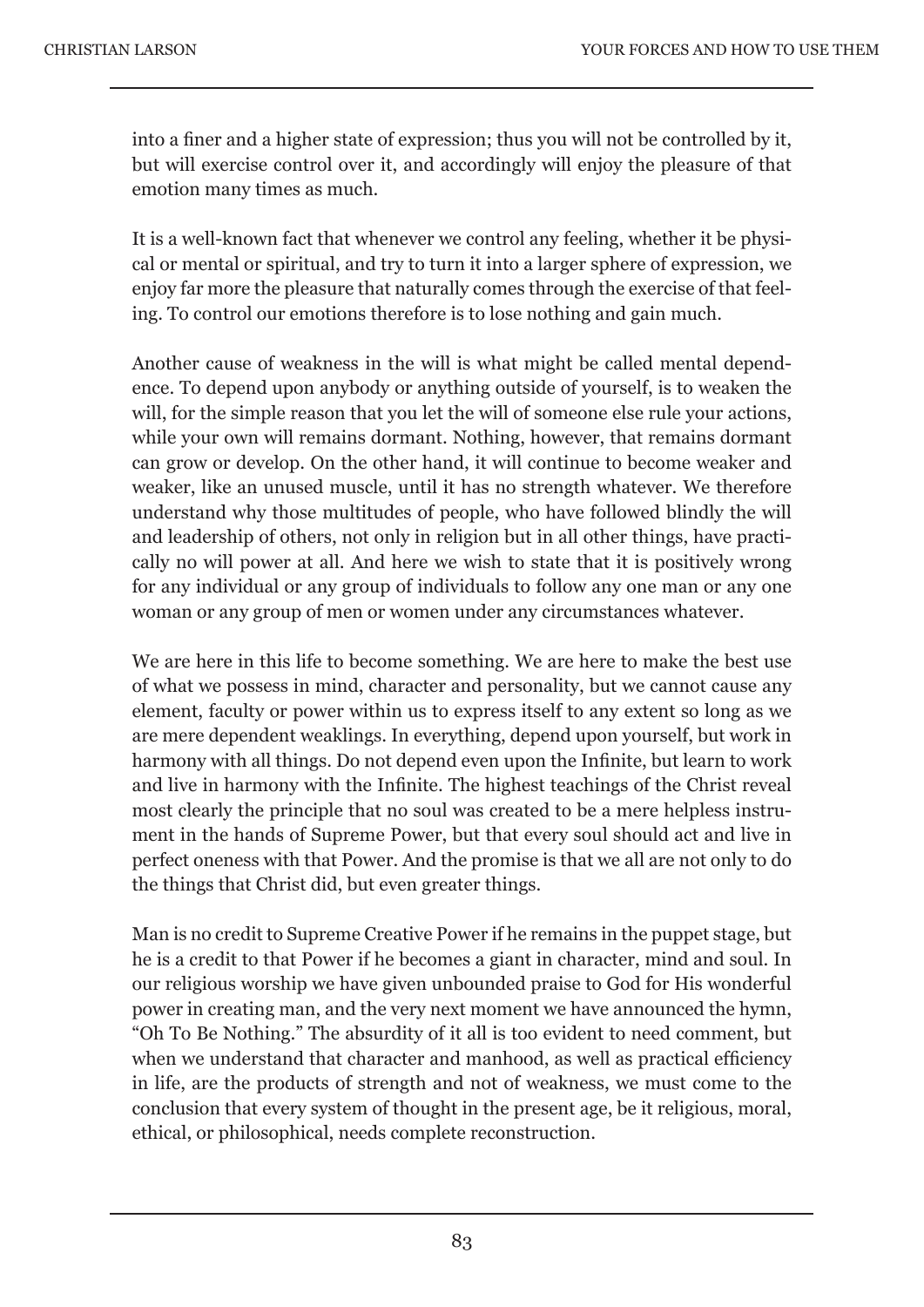into a finer and a higher state of expression; thus you will not be controlled by it, but will exercise control over it, and accordingly will enjoy the pleasure of that emotion many times as much.

It is a well-known fact that whenever we control any feeling, whether it be physical or mental or spiritual, and try to turn it into a larger sphere of expression, we enjoy far more the pleasure that naturally comes through the exercise of that feeling. To control our emotions therefore is to lose nothing and gain much.

Another cause of weakness in the will is what might be called mental dependence. To depend upon anybody or anything outside of yourself, is to weaken the will, for the simple reason that you let the will of someone else rule your actions, while your own will remains dormant. Nothing, however, that remains dormant can grow or develop. On the other hand, it will continue to become weaker and weaker, like an unused muscle, until it has no strength whatever. We therefore understand why those multitudes of people, who have followed blindly the will and leadership of others, not only in religion but in all other things, have practically no will power at all. And here we wish to state that it is positively wrong for any individual or any group of individuals to follow any one man or any one woman or any group of men or women under any circumstances whatever.

We are here in this life to become something. We are here to make the best use of what we possess in mind, character and personality, but we cannot cause any element, faculty or power within us to express itself to any extent so long as we are mere dependent weaklings. In everything, depend upon yourself, but work in harmony with all things. Do not depend even upon the Infinite, but learn to work and live in harmony with the Infinite. The highest teachings of the Christ reveal most clearly the principle that no soul was created to be a mere helpless instrument in the hands of Supreme Power, but that every soul should act and live in perfect oneness with that Power. And the promise is that we all are not only to do the things that Christ did, but even greater things.

Man is no credit to Supreme Creative Power if he remains in the puppet stage, but he is a credit to that Power if he becomes a giant in character, mind and soul. In our religious worship we have given unbounded praise to God for His wonderful power in creating man, and the very next moment we have announced the hymn, "Oh To Be Nothing." The absurdity of it all is too evident to need comment, but when we understand that character and manhood, as well as practical efficiency in life, are the products of strength and not of weakness, we must come to the conclusion that every system of thought in the present age, be it religious, moral, ethical, or philosophical, needs complete reconstruction.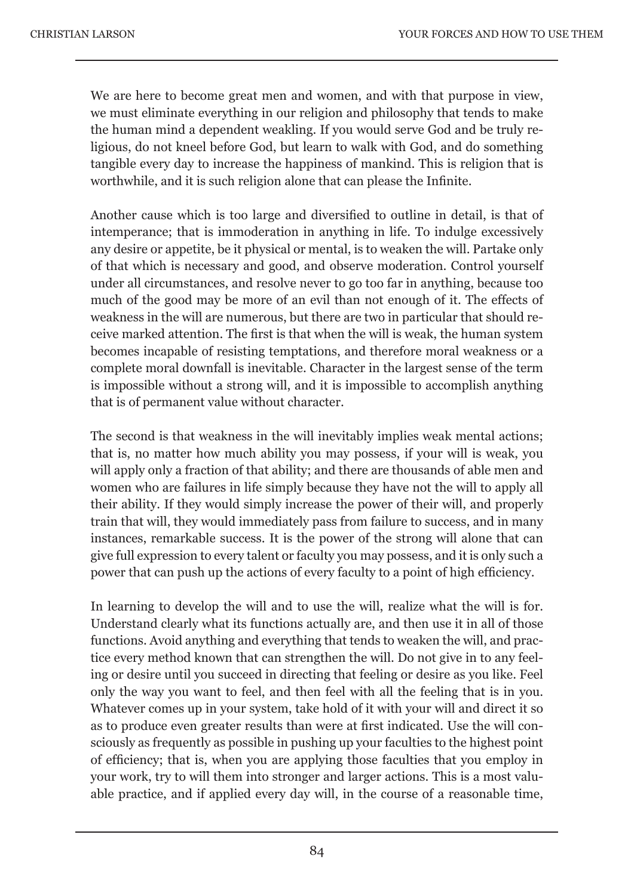We are here to become great men and women, and with that purpose in view, we must eliminate everything in our religion and philosophy that tends to make the human mind a dependent weakling. If you would serve God and be truly religious, do not kneel before God, but learn to walk with God, and do something tangible every day to increase the happiness of mankind. This is religion that is worthwhile, and it is such religion alone that can please the Infinite.

Another cause which is too large and diversified to outline in detail, is that of intemperance; that is immoderation in anything in life. To indulge excessively any desire or appetite, be it physical or mental, is to weaken the will. Partake only of that which is necessary and good, and observe moderation. Control yourself under all circumstances, and resolve never to go too far in anything, because too much of the good may be more of an evil than not enough of it. The effects of weakness in the will are numerous, but there are two in particular that should receive marked attention. The first is that when the will is weak, the human system becomes incapable of resisting temptations, and therefore moral weakness or a complete moral downfall is inevitable. Character in the largest sense of the term is impossible without a strong will, and it is impossible to accomplish anything that is of permanent value without character.

The second is that weakness in the will inevitably implies weak mental actions; that is, no matter how much ability you may possess, if your will is weak, you will apply only a fraction of that ability; and there are thousands of able men and women who are failures in life simply because they have not the will to apply all their ability. If they would simply increase the power of their will, and properly train that will, they would immediately pass from failure to success, and in many instances, remarkable success. It is the power of the strong will alone that can give full expression to every talent or faculty you may possess, and it is only such a power that can push up the actions of every faculty to a point of high efficiency.

In learning to develop the will and to use the will, realize what the will is for. Understand clearly what its functions actually are, and then use it in all of those functions. Avoid anything and everything that tends to weaken the will, and practice every method known that can strengthen the will. Do not give in to any feeling or desire until you succeed in directing that feeling or desire as you like. Feel only the way you want to feel, and then feel with all the feeling that is in you. Whatever comes up in your system, take hold of it with your will and direct it so as to produce even greater results than were at first indicated. Use the will consciously as frequently as possible in pushing up your faculties to the highest point of efficiency; that is, when you are applying those faculties that you employ in your work, try to will them into stronger and larger actions. This is a most valuable practice, and if applied every day will, in the course of a reasonable time,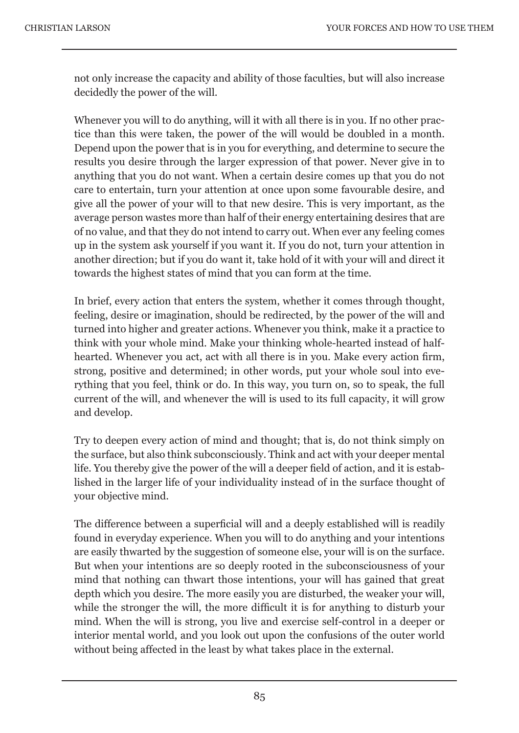not only increase the capacity and ability of those faculties, but will also increase decidedly the power of the will.

Whenever you will to do anything, will it with all there is in you. If no other practice than this were taken, the power of the will would be doubled in a month. Depend upon the power that is in you for everything, and determine to secure the results you desire through the larger expression of that power. Never give in to anything that you do not want. When a certain desire comes up that you do not care to entertain, turn your attention at once upon some favourable desire, and give all the power of your will to that new desire. This is very important, as the average person wastes more than half of their energy entertaining desires that are of no value, and that they do not intend to carry out. When ever any feeling comes up in the system ask yourself if you want it. If you do not, turn your attention in another direction; but if you do want it, take hold of it with your will and direct it towards the highest states of mind that you can form at the time.

In brief, every action that enters the system, whether it comes through thought, feeling, desire or imagination, should be redirected, by the power of the will and turned into higher and greater actions. Whenever you think, make it a practice to think with your whole mind. Make your thinking whole-hearted instead of half-hearted. Whenever you act, act with all there is in you. Make every action firm, strong, positive and determined; in other words, put your whole soul into everything that you feel, think or do. In this way, you turn on, so to speak, the full current of the will, and whenever the will is used to its full capacity, it will grow and develop.

Try to deepen every action of mind and thought; that is, do not think simply on the surface, but also think subconsciously. Think and act with your deeper mental life. You thereby give the power of the will a deeper field of action, and it is established in the larger life of your individuality instead of in the surface thought of your objective mind.

The difference between a superficial will and a deeply established will is readily found in everyday experience. When you will to do anything and your intentions are easily thwarted by the suggestion of someone else, your will is on the surface. But when your intentions are so deeply rooted in the subconsciousness of your mind that nothing can thwart those intentions, your will has gained that great depth which you desire. The more easily you are disturbed, the weaker your will, while the stronger the will, the more difficult it is for anything to disturb your mind. When the will is strong, you live and exercise self-control in a deeper or interior mental world, and you look out upon the confusions of the outer world without being affected in the least by what takes place in the external.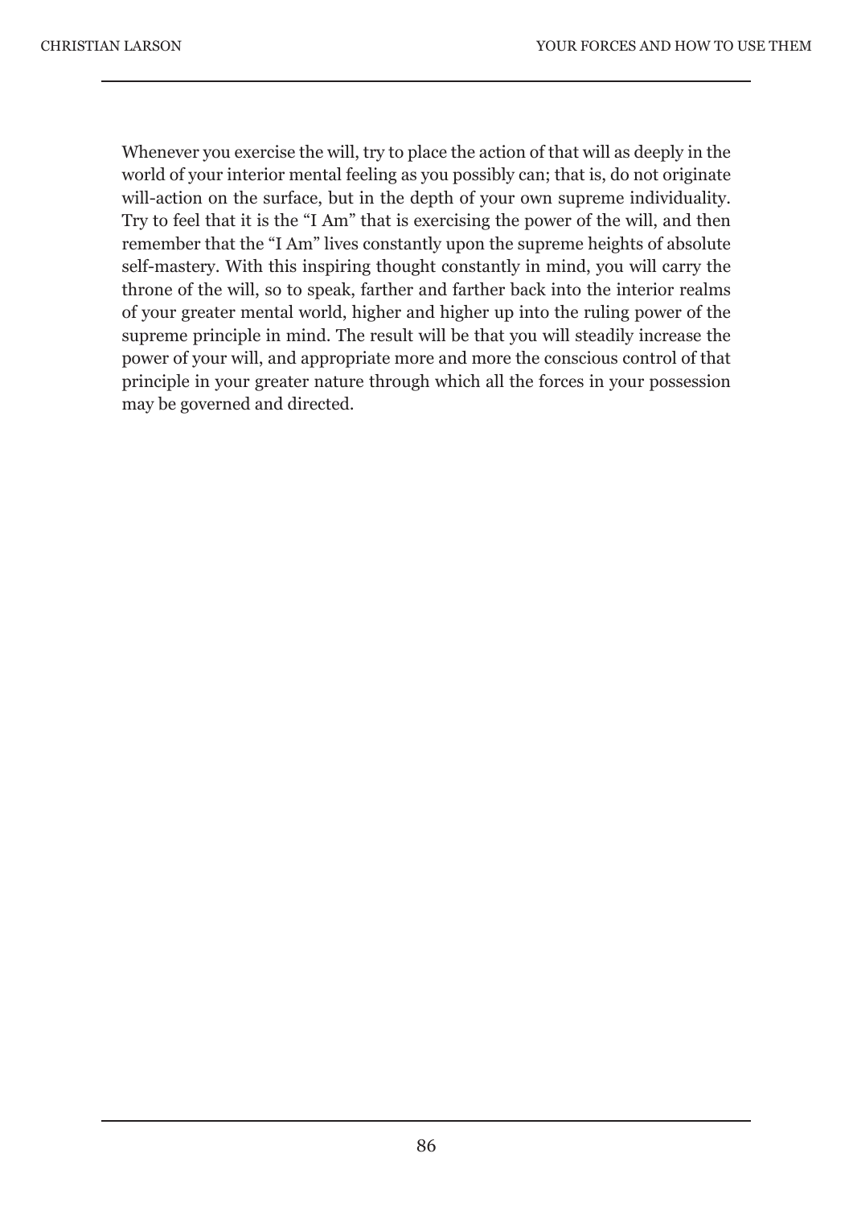Whenever you exercise the will, try to place the action of that will as deeply in the world of your interior mental feeling as you possibly can; that is, do not originate will-action on the surface, but in the depth of your own supreme individuality. Try to feel that it is the "I Am" that is exercising the power of the will, and then remember that the "I Am" lives constantly upon the supreme heights of absolute self-mastery. With this inspiring thought constantly in mind, you will carry the throne of the will, so to speak, farther and farther back into the interior realms of your greater mental world, higher and higher up into the ruling power of the supreme principle in mind. The result will be that you will steadily increase the power of your will, and appropriate more and more the conscious control of that principle in your greater nature through which all the forces in your possession may be governed and directed.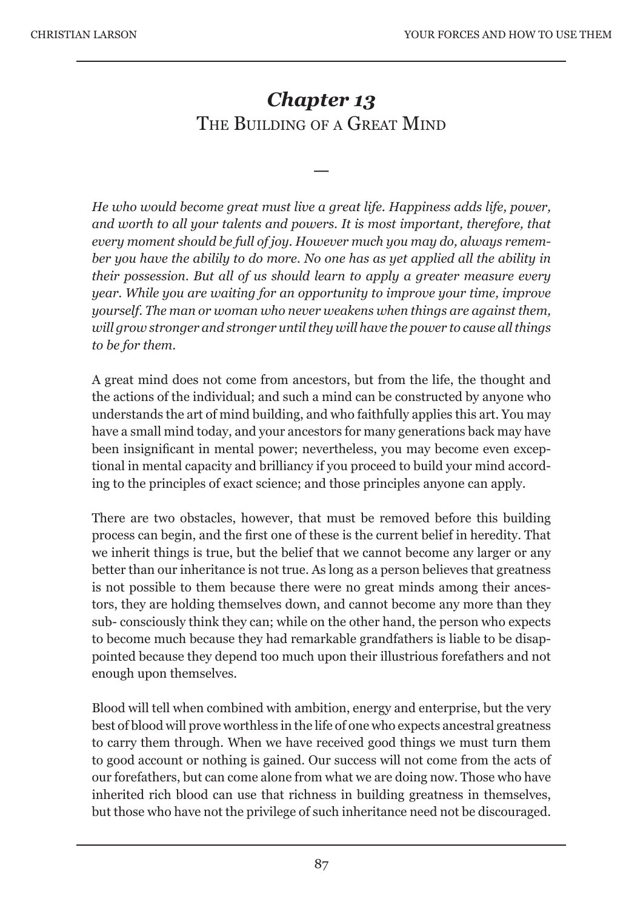# *Chapter 13*
## The Building of a Great Mind

—

*He who would become great must live a great life. Happiness adds life, power, and worth to all your talents and powers. It is most important, therefore, that every moment should be full of joy. However much you may do, always remember you have the abilily to do more. No one has as yet applied all the ability in their possession. But all of us should learn to apply a greater measure every year. While you are waiting for an opportunity to improve your time, improve yourself. The man or woman who never weakens when things are against them, will grow stronger and stronger until they will have the power to cause all things to be for them.*

A great mind does not come from ancestors, but from the life, the thought and the actions of the individual; and such a mind can be constructed by anyone who understands the art of mind building, and who faithfully applies this art. You may have a small mind today, and your ancestors for many generations back may have been insignificant in mental power; nevertheless, you may become even exceptional in mental capacity and brilliancy if you proceed to build your mind according to the principles of exact science; and those principles anyone can apply.

There are two obstacles, however, that must be removed before this building process can begin, and the first one of these is the current belief in heredity. That we inherit things is true, but the belief that we cannot become any larger or any better than our inheritance is not true. As long as a person believes that greatness is not possible to them because there were no great minds among their ancestors, they are holding themselves down, and cannot become any more than they sub- consciously think they can; while on the other hand, the person who expects to become much because they had remarkable grandfathers is liable to be disappointed because they depend too much upon their illustrious forefathers and not enough upon themselves.

Blood will tell when combined with ambition, energy and enterprise, but the very best of blood will prove worthless in the life of one who expects ancestral greatness to carry them through. When we have received good things we must turn them to good account or nothing is gained. Our success will not come from the acts of our forefathers, but can come alone from what we are doing now. Those who have inherited rich blood can use that richness in building greatness in themselves, but those who have not the privilege of such inheritance need not be discouraged.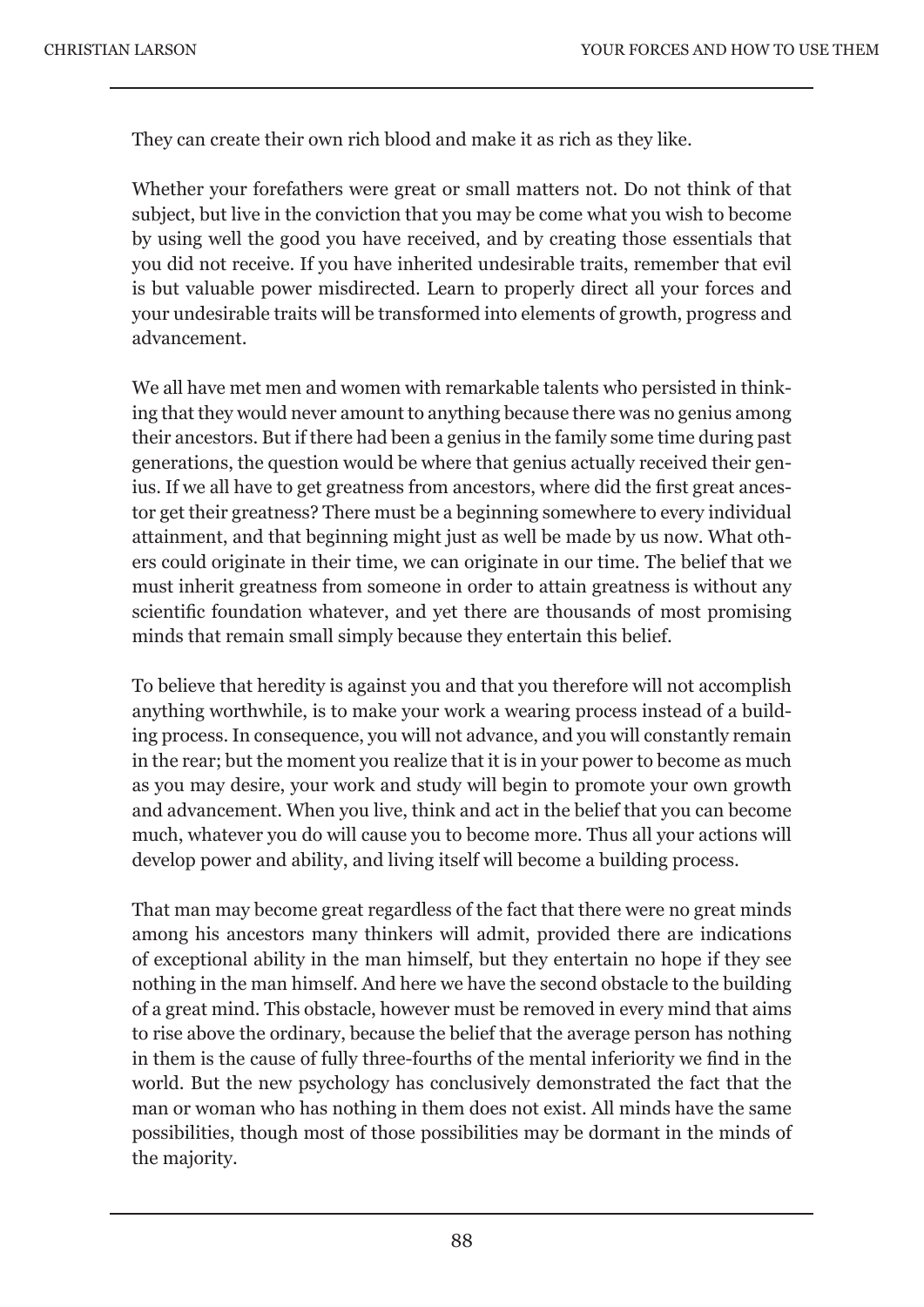They can create their own rich blood and make it as rich as they like.

Whether your forefathers were great or small matters not. Do not think of that subject, but live in the conviction that you may be come what you wish to become by using well the good you have received, and by creating those essentials that you did not receive. If you have inherited undesirable traits, remember that evil is but valuable power misdirected. Learn to properly direct all your forces and your undesirable traits will be transformed into elements of growth, progress and advancement.

We all have met men and women with remarkable talents who persisted in thinking that they would never amount to anything because there was no genius among their ancestors. But if there had been a genius in the family some time during past generations, the question would be where that genius actually received their genius. If we all have to get greatness from ancestors, where did the first great ancestor get their greatness? There must be a beginning somewhere to every individual attainment, and that beginning might just as well be made by us now. What others could originate in their time, we can originate in our time. The belief that we must inherit greatness from someone in order to attain greatness is without any scientific foundation whatever, and yet there are thousands of most promising minds that remain small simply because they entertain this belief.

To believe that heredity is against you and that you therefore will not accomplish anything worthwhile, is to make your work a wearing process instead of a building process. In consequence, you will not advance, and you will constantly remain in the rear; but the moment you realize that it is in your power to become as much as you may desire, your work and study will begin to promote your own growth and advancement. When you live, think and act in the belief that you can become much, whatever you do will cause you to become more. Thus all your actions will develop power and ability, and living itself will become a building process.

That man may become great regardless of the fact that there were no great minds among his ancestors many thinkers will admit, provided there are indications of exceptional ability in the man himself, but they entertain no hope if they see nothing in the man himself. And here we have the second obstacle to the building of a great mind. This obstacle, however must be removed in every mind that aims to rise above the ordinary, because the belief that the average person has nothing in them is the cause of fully three-fourths of the mental inferiority we find in the world. But the new psychology has conclusively demonstrated the fact that the man or woman who has nothing in them does not exist. All minds have the same possibilities, though most of those possibilities may be dormant in the minds of the majority.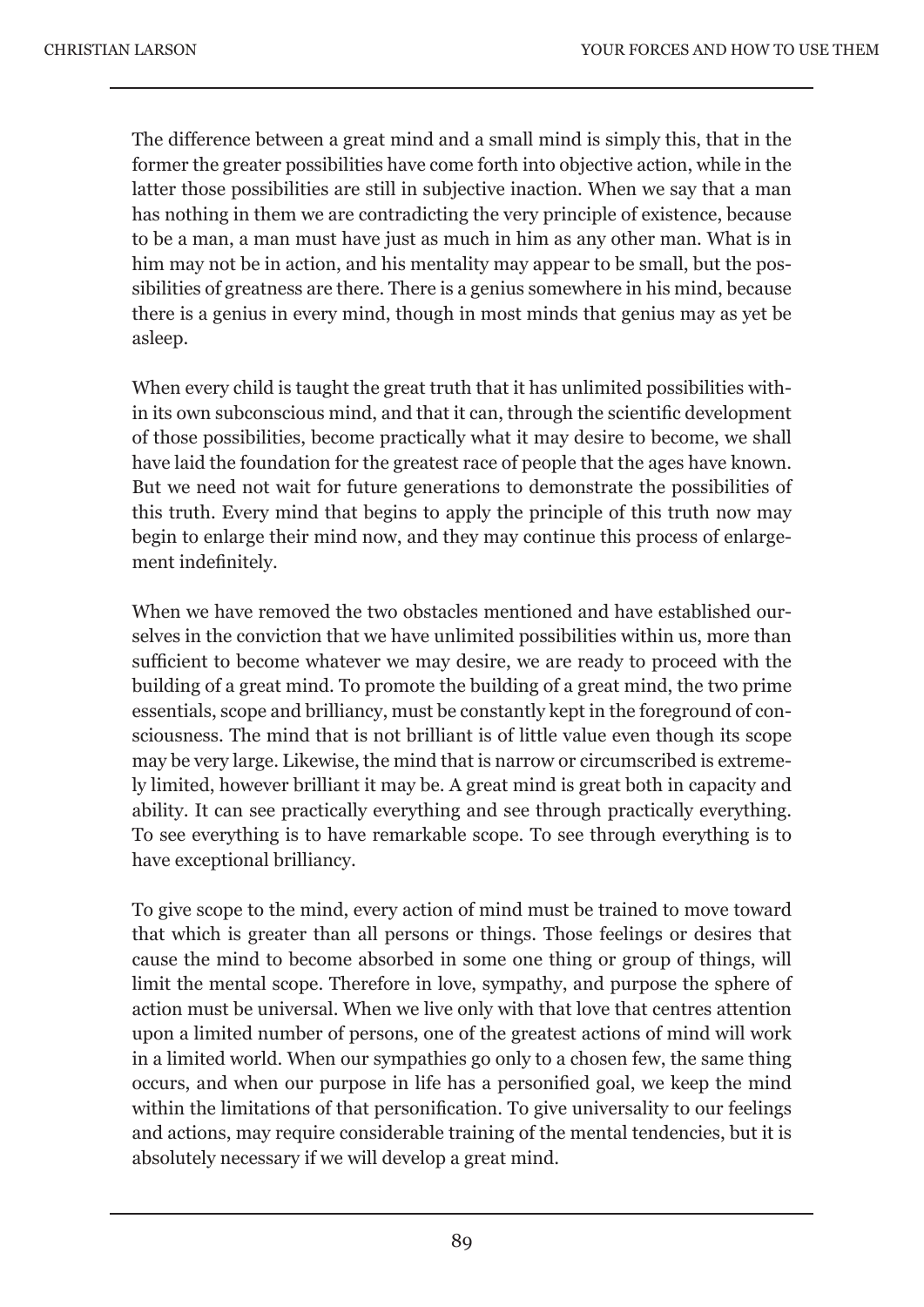The difference between a great mind and a small mind is simply this, that in the former the greater possibilities have come forth into objective action, while in the latter those possibilities are still in subjective inaction. When we say that a man has nothing in them we are contradicting the very principle of existence, because to be a man, a man must have just as much in him as any other man. What is in him may not be in action, and his mentality may appear to be small, but the possibilities of greatness are there. There is a genius somewhere in his mind, because there is a genius in every mind, though in most minds that genius may as yet be asleep.

When every child is taught the great truth that it has unlimited possibilities within its own subconscious mind, and that it can, through the scientific development of those possibilities, become practically what it may desire to become, we shall have laid the foundation for the greatest race of people that the ages have known. But we need not wait for future generations to demonstrate the possibilities of this truth. Every mind that begins to apply the principle of this truth now may begin to enlarge their mind now, and they may continue this process of enlargement indefinitely.

When we have removed the two obstacles mentioned and have established ourselves in the conviction that we have unlimited possibilities within us, more than sufficient to become whatever we may desire, we are ready to proceed with the building of a great mind. To promote the building of a great mind, the two prime essentials, scope and brilliancy, must be constantly kept in the foreground of consciousness. The mind that is not brilliant is of little value even though its scope may be very large. Likewise, the mind that is narrow or circumscribed is extremely limited, however brilliant it may be. A great mind is great both in capacity and ability. It can see practically everything and see through practically everything. To see everything is to have remarkable scope. To see through everything is to have exceptional brilliancy.

To give scope to the mind, every action of mind must be trained to move toward that which is greater than all persons or things. Those feelings or desires that cause the mind to become absorbed in some one thing or group of things, will limit the mental scope. Therefore in love, sympathy, and purpose the sphere of action must be universal. When we live only with that love that centres attention upon a limited number of persons, one of the greatest actions of mind will work in a limited world. When our sympathies go only to a chosen few, the same thing occurs, and when our purpose in life has a personified goal, we keep the mind within the limitations of that personification. To give universality to our feelings and actions, may require considerable training of the mental tendencies, but it is absolutely necessary if we will develop a great mind.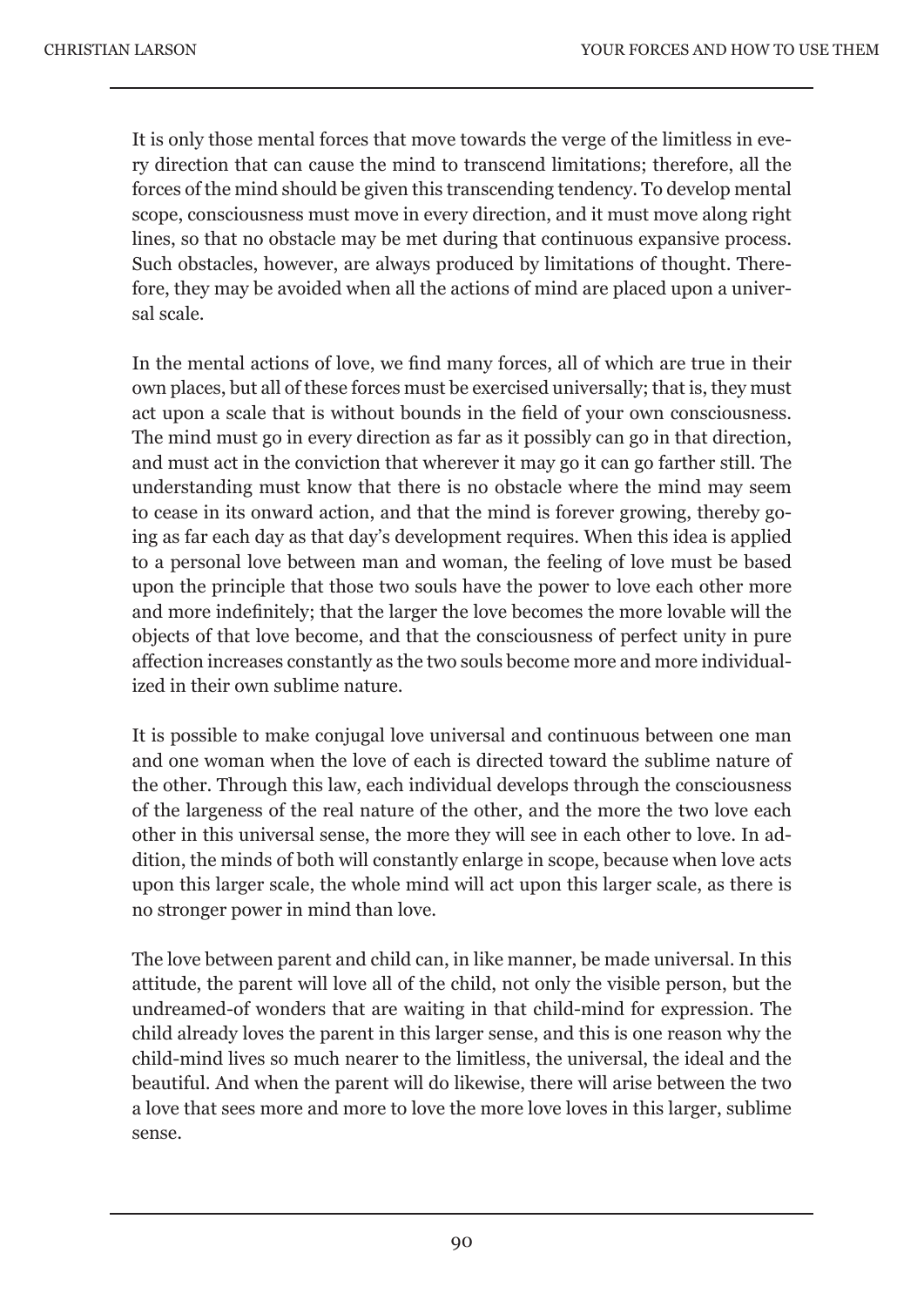It is only those mental forces that move towards the verge of the limitless in every direction that can cause the mind to transcend limitations; therefore, all the forces of the mind should be given this transcending tendency. To develop mental scope, consciousness must move in every direction, and it must move along right lines, so that no obstacle may be met during that continuous expansive process. Such obstacles, however, are always produced by limitations of thought. Therefore, they may be avoided when all the actions of mind are placed upon a universal scale.

In the mental actions of love, we find many forces, all of which are true in their own places, but all of these forces must be exercised universally; that is, they must act upon a scale that is without bounds in the field of your own consciousness. The mind must go in every direction as far as it possibly can go in that direction, and must act in the conviction that wherever it may go it can go farther still. The understanding must know that there is no obstacle where the mind may seem to cease in its onward action, and that the mind is forever growing, thereby going as far each day as that day's development requires. When this idea is applied to a personal love between man and woman, the feeling of love must be based upon the principle that those two souls have the power to love each other more and more indefinitely; that the larger the love becomes the more lovable will the objects of that love become, and that the consciousness of perfect unity in pure affection increases constantly as the two souls become more and more individualized in their own sublime nature.

It is possible to make conjugal love universal and continuous between one man and one woman when the love of each is directed toward the sublime nature of the other. Through this law, each individual develops through the consciousness of the largeness of the real nature of the other, and the more the two love each other in this universal sense, the more they will see in each other to love. In addition, the minds of both will constantly enlarge in scope, because when love acts upon this larger scale, the whole mind will act upon this larger scale, as there is no stronger power in mind than love.

The love between parent and child can, in like manner, be made universal. In this attitude, the parent will love all of the child, not only the visible person, but the undreamed-of wonders that are waiting in that child-mind for expression. The child already loves the parent in this larger sense, and this is one reason why the child-mind lives so much nearer to the limitless, the universal, the ideal and the beautiful. And when the parent will do likewise, there will arise between the two a love that sees more and more to love the more love loves in this larger, sublime sense.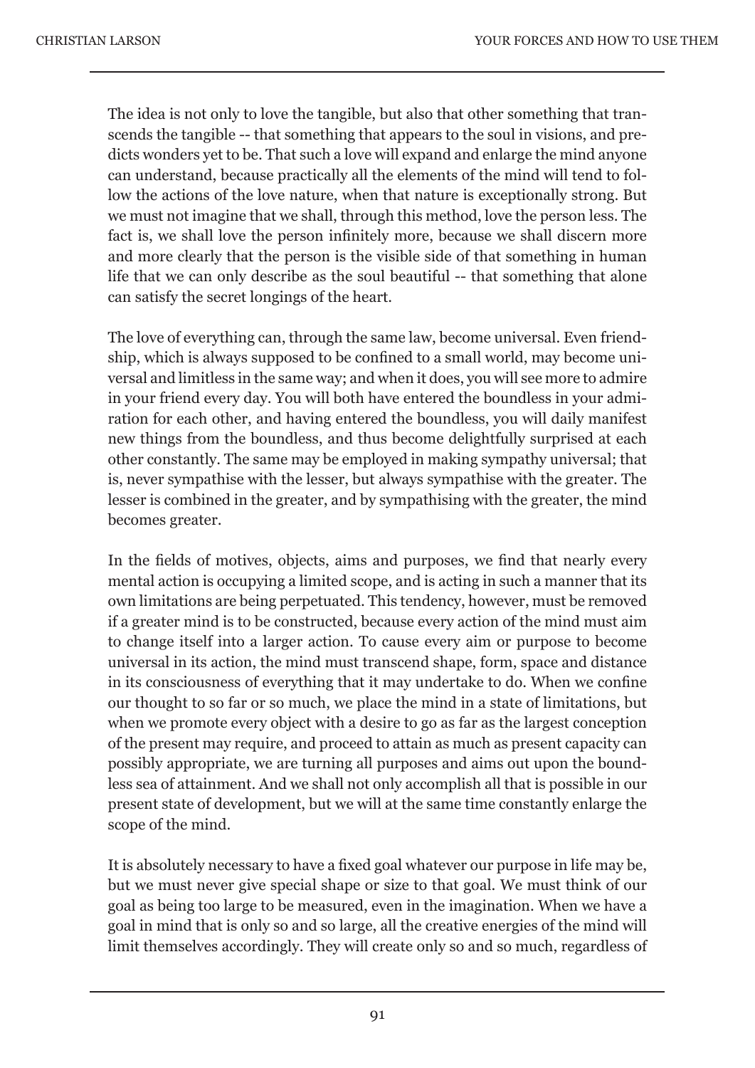The idea is not only to love the tangible, but also that other something that transcends the tangible -- that something that appears to the soul in visions, and predicts wonders yet to be. That such a love will expand and enlarge the mind anyone can understand, because practically all the elements of the mind will tend to follow the actions of the love nature, when that nature is exceptionally strong. But we must not imagine that we shall, through this method, love the person less. The fact is, we shall love the person infinitely more, because we shall discern more and more clearly that the person is the visible side of that something in human life that we can only describe as the soul beautiful -- that something that alone can satisfy the secret longings of the heart.

The love of everything can, through the same law, become universal. Even friendship, which is always supposed to be confined to a small world, may become universal and limitless in the same way; and when it does, you will see more to admire in your friend every day. You will both have entered the boundless in your admiration for each other, and having entered the boundless, you will daily manifest new things from the boundless, and thus become delightfully surprised at each other constantly. The same may be employed in making sympathy universal; that is, never sympathise with the lesser, but always sympathise with the greater. The lesser is combined in the greater, and by sympathising with the greater, the mind becomes greater.

In the fields of motives, objects, aims and purposes, we find that nearly every mental action is occupying a limited scope, and is acting in such a manner that its own limitations are being perpetuated. This tendency, however, must be removed if a greater mind is to be constructed, because every action of the mind must aim to change itself into a larger action. To cause every aim or purpose to become universal in its action, the mind must transcend shape, form, space and distance in its consciousness of everything that it may undertake to do. When we confine our thought to so far or so much, we place the mind in a state of limitations, but when we promote every object with a desire to go as far as the largest conception of the present may require, and proceed to attain as much as present capacity can possibly appropriate, we are turning all purposes and aims out upon the boundless sea of attainment. And we shall not only accomplish all that is possible in our present state of development, but we will at the same time constantly enlarge the scope of the mind.

It is absolutely necessary to have a fixed goal whatever our purpose in life may be, but we must never give special shape or size to that goal. We must think of our goal as being too large to be measured, even in the imagination. When we have a goal in mind that is only so and so large, all the creative energies of the mind will limit themselves accordingly. They will create only so and so much, regardless of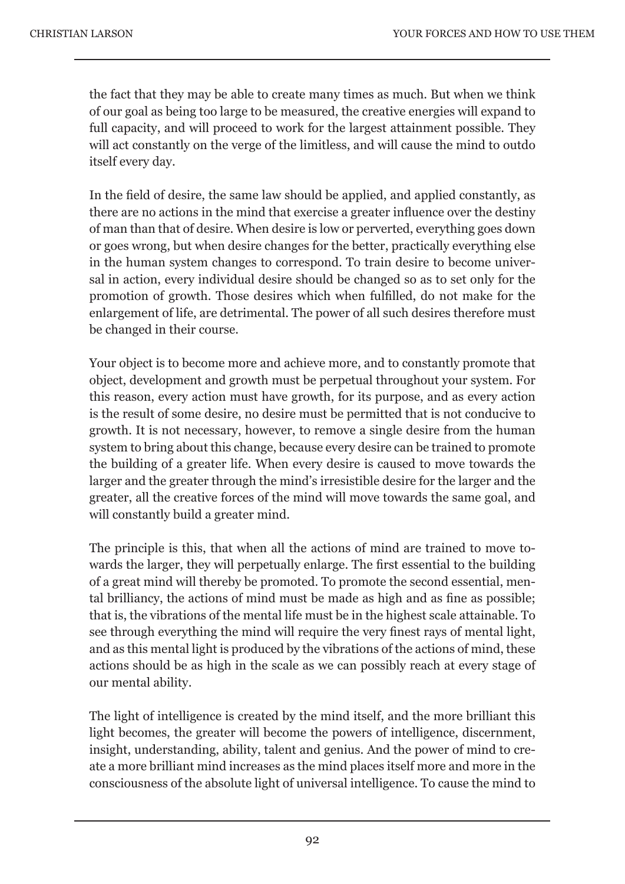the fact that they may be able to create many times as much. But when we think of our goal as being too large to be measured, the creative energies will expand to full capacity, and will proceed to work for the largest attainment possible. They will act constantly on the verge of the limitless, and will cause the mind to outdo itself every day.

In the field of desire, the same law should be applied, and applied constantly, as there are no actions in the mind that exercise a greater influence over the destiny of man than that of desire. When desire is low or perverted, everything goes down or goes wrong, but when desire changes for the better, practically everything else in the human system changes to correspond. To train desire to become universal in action, every individual desire should be changed so as to set only for the promotion of growth. Those desires which when fulfilled, do not make for the enlargement of life, are detrimental. The power of all such desires therefore must be changed in their course.

Your object is to become more and achieve more, and to constantly promote that object, development and growth must be perpetual throughout your system. For this reason, every action must have growth, for its purpose, and as every action is the result of some desire, no desire must be permitted that is not conducive to growth. It is not necessary, however, to remove a single desire from the human system to bring about this change, because every desire can be trained to promote the building of a greater life. When every desire is caused to move towards the larger and the greater through the mind's irresistible desire for the larger and the greater, all the creative forces of the mind will move towards the same goal, and will constantly build a greater mind.

The principle is this, that when all the actions of mind are trained to move towards the larger, they will perpetually enlarge. The first essential to the building of a great mind will thereby be promoted. To promote the second essential, mental brilliancy, the actions of mind must be made as high and as fine as possible; that is, the vibrations of the mental life must be in the highest scale attainable. To see through everything the mind will require the very finest rays of mental light, and as this mental light is produced by the vibrations of the actions of mind, these actions should be as high in the scale as we can possibly reach at every stage of our mental ability.

The light of intelligence is created by the mind itself, and the more brilliant this light becomes, the greater will become the powers of intelligence, discernment, insight, understanding, ability, talent and genius. And the power of mind to create a more brilliant mind increases as the mind places itself more and more in the consciousness of the absolute light of universal intelligence. To cause the mind to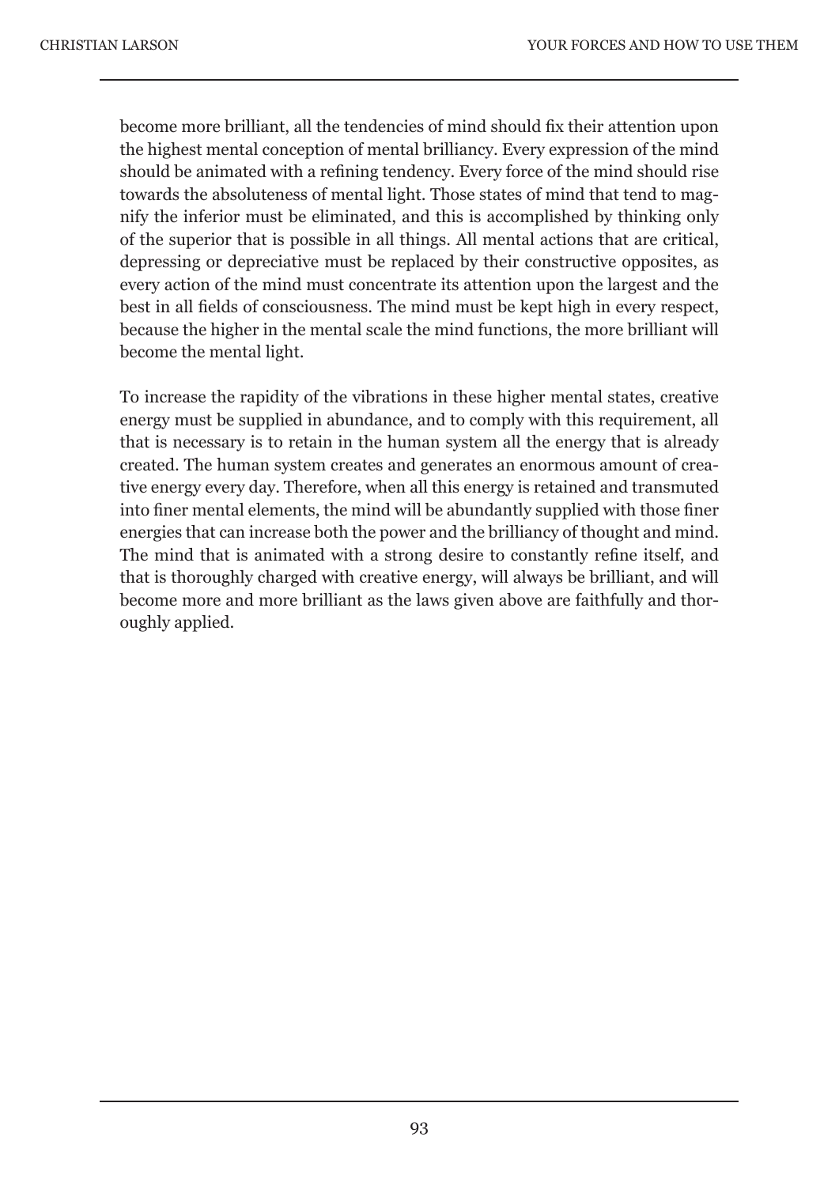become more brilliant, all the tendencies of mind should fix their attention upon the highest mental conception of mental brilliancy. Every expression of the mind should be animated with a refining tendency. Every force of the mind should rise towards the absoluteness of mental light. Those states of mind that tend to magnify the inferior must be eliminated, and this is accomplished by thinking only of the superior that is possible in all things. All mental actions that are critical, depressing or depreciative must be replaced by their constructive opposites, as every action of the mind must concentrate its attention upon the largest and the best in all fields of consciousness. The mind must be kept high in every respect, because the higher in the mental scale the mind functions, the more brilliant will become the mental light.

To increase the rapidity of the vibrations in these higher mental states, creative energy must be supplied in abundance, and to comply with this requirement, all that is necessary is to retain in the human system all the energy that is already created. The human system creates and generates an enormous amount of creative energy every day. Therefore, when all this energy is retained and transmuted into finer mental elements, the mind will be abundantly supplied with those finer energies that can increase both the power and the brilliancy of thought and mind. The mind that is animated with a strong desire to constantly refine itself, and that is thoroughly charged with creative energy, will always be brilliant, and will become more and more brilliant as the laws given above are faithfully and thoroughly applied.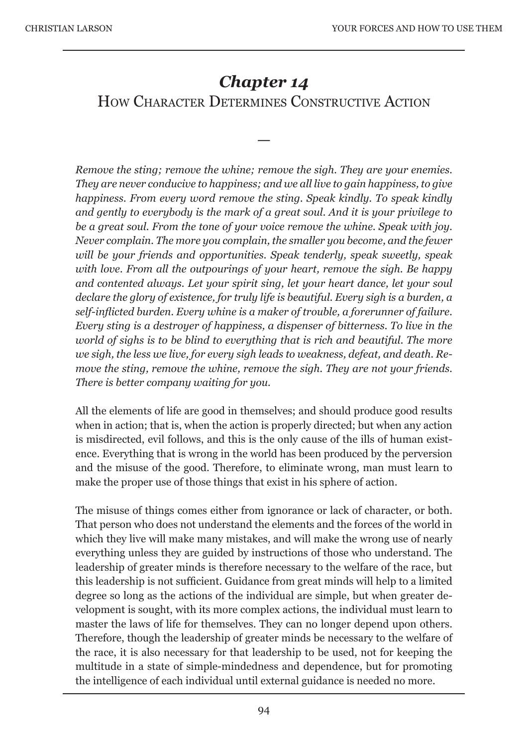# *Chapter 14*
## How Character Determines Constructive Action

—

*Remove the sting; remove the whine; remove the sigh. They are your enemies. They are never conducive to happiness; and we all live to gain happiness, to give happiness. From every word remove the sting. Speak kindly. To speak kindly and gently to everybody is the mark of a great soul. And it is your privilege to be a great soul. From the tone of your voice remove the whine. Speak with joy. Never complain. The more you complain, the smaller you become, and the fewer will be your friends and opportunities. Speak tenderly, speak sweetly, speak with love. From all the outpourings of your heart, remove the sigh. Be happy and contented always. Let your spirit sing, let your heart dance, let your soul declare the glory of existence, for truly life is beautiful. Every sigh is a burden, a self-inflicted burden. Every whine is a maker of trouble, a forerunner of failure. Every sting is a destroyer of happiness, a dispenser of bitterness. To live in the world of sighs is to be blind to everything that is rich and beautiful. The more we sigh, the less we live, for every sigh leads to weakness, defeat, and death. Remove the sting, remove the whine, remove the sigh. They are not your friends. There is better company waiting for you.*

All the elements of life are good in themselves; and should produce good results when in action; that is, when the action is properly directed; but when any action is misdirected, evil follows, and this is the only cause of the ills of human existence. Everything that is wrong in the world has been produced by the perversion and the misuse of the good. Therefore, to eliminate wrong, man must learn to make the proper use of those things that exist in his sphere of action.

The misuse of things comes either from ignorance or lack of character, or both. That person who does not understand the elements and the forces of the world in which they live will make many mistakes, and will make the wrong use of nearly everything unless they are guided by instructions of those who understand. The leadership of greater minds is therefore necessary to the welfare of the race, but this leadership is not sufficient. Guidance from great minds will help to a limited degree so long as the actions of the individual are simple, but when greater development is sought, with its more complex actions, the individual must learn to master the laws of life for themselves. They can no longer depend upon others. Therefore, though the leadership of greater minds be necessary to the welfare of the race, it is also necessary for that leadership to be used, not for keeping the multitude in a state of simple-mindedness and dependence, but for promoting the intelligence of each individual until external guidance is needed no more.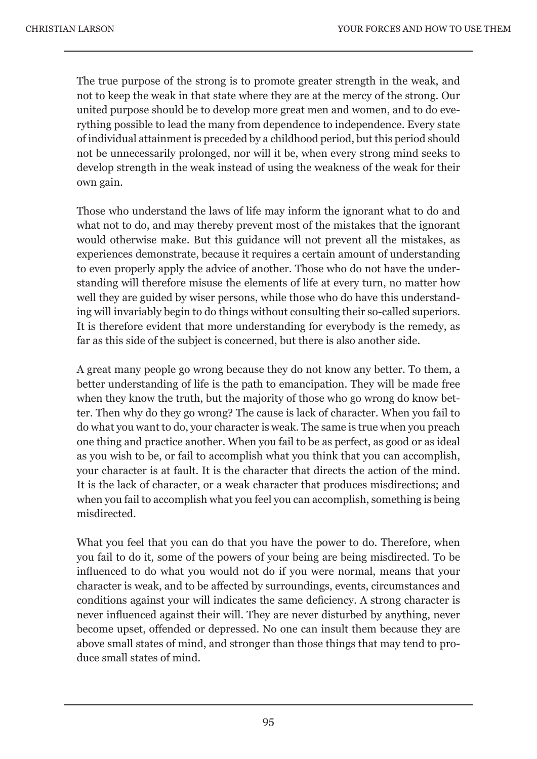The true purpose of the strong is to promote greater strength in the weak, and not to keep the weak in that state where they are at the mercy of the strong. Our united purpose should be to develop more great men and women, and to do everything possible to lead the many from dependence to independence. Every state of individual attainment is preceded by a childhood period, but this period should not be unnecessarily prolonged, nor will it be, when every strong mind seeks to develop strength in the weak instead of using the weakness of the weak for their own gain.

Those who understand the laws of life may inform the ignorant what to do and what not to do, and may thereby prevent most of the mistakes that the ignorant would otherwise make. But this guidance will not prevent all the mistakes, as experiences demonstrate, because it requires a certain amount of understanding to even properly apply the advice of another. Those who do not have the understanding will therefore misuse the elements of life at every turn, no matter how well they are guided by wiser persons, while those who do have this understanding will invariably begin to do things without consulting their so-called superiors. It is therefore evident that more understanding for everybody is the remedy, as far as this side of the subject is concerned, but there is also another side.

A great many people go wrong because they do not know any better. To them, a better understanding of life is the path to emancipation. They will be made free when they know the truth, but the majority of those who go wrong do know better. Then why do they go wrong? The cause is lack of character. When you fail to do what you want to do, your character is weak. The same is true when you preach one thing and practice another. When you fail to be as perfect, as good or as ideal as you wish to be, or fail to accomplish what you think that you can accomplish, your character is at fault. It is the character that directs the action of the mind. It is the lack of character, or a weak character that produces misdirections; and when you fail to accomplish what you feel you can accomplish, something is being misdirected.

What you feel that you can do that you have the power to do. Therefore, when you fail to do it, some of the powers of your being are being misdirected. To be influenced to do what you would not do if you were normal, means that your character is weak, and to be affected by surroundings, events, circumstances and conditions against your will indicates the same deficiency. A strong character is never influenced against their will. They are never disturbed by anything, never become upset, offended or depressed. No one can insult them because they are above small states of mind, and stronger than those things that may tend to produce small states of mind.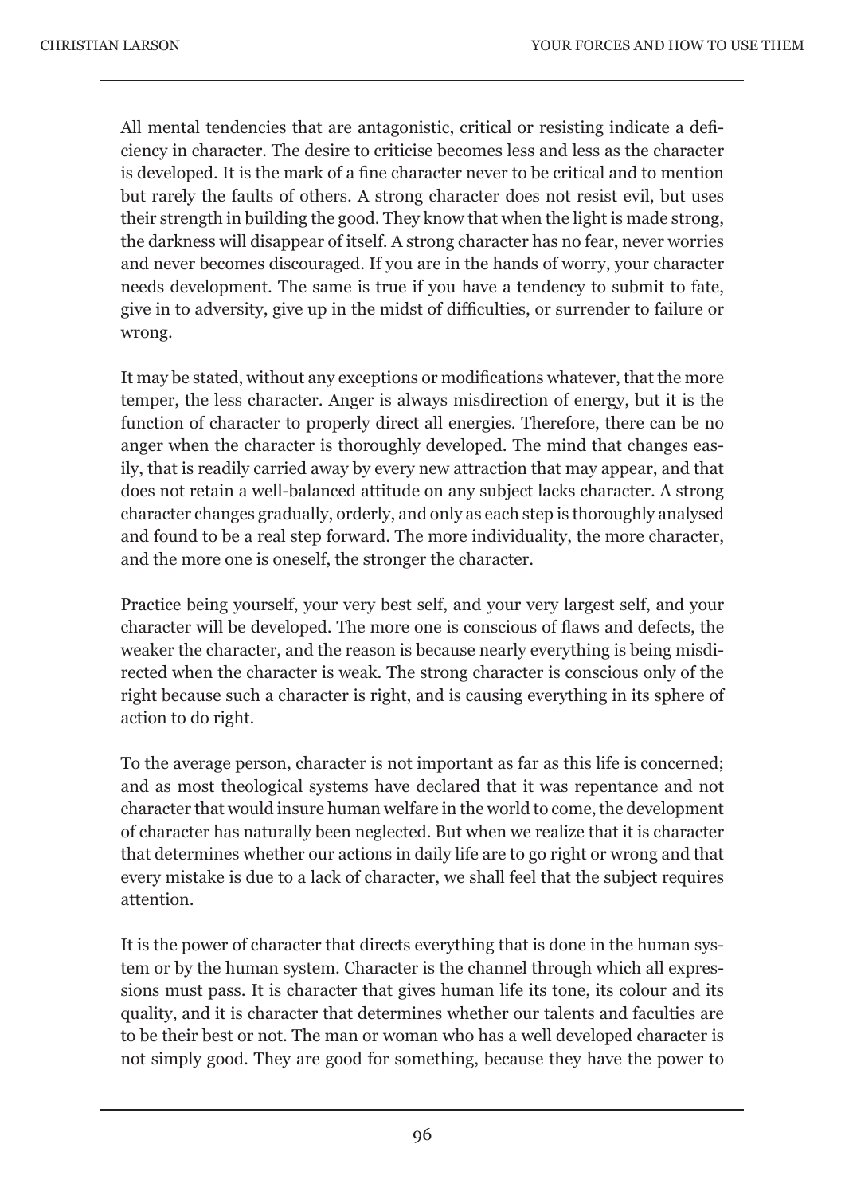All mental tendencies that are antagonistic, critical or resisting indicate a deficiency in character. The desire to criticise becomes less and less as the character is developed. It is the mark of a fine character never to be critical and to mention but rarely the faults of others. A strong character does not resist evil, but uses their strength in building the good. They know that when the light is made strong, the darkness will disappear of itself. A strong character has no fear, never worries and never becomes discouraged. If you are in the hands of worry, your character needs development. The same is true if you have a tendency to submit to fate, give in to adversity, give up in the midst of difficulties, or surrender to failure or wrong.

It may be stated, without any exceptions or modifications whatever, that the more temper, the less character. Anger is always misdirection of energy, but it is the function of character to properly direct all energies. Therefore, there can be no anger when the character is thoroughly developed. The mind that changes easily, that is readily carried away by every new attraction that may appear, and that does not retain a well-balanced attitude on any subject lacks character. A strong character changes gradually, orderly, and only as each step is thoroughly analysed and found to be a real step forward. The more individuality, the more character, and the more one is oneself, the stronger the character.

Practice being yourself, your very best self, and your very largest self, and your character will be developed. The more one is conscious of flaws and defects, the weaker the character, and the reason is because nearly everything is being misdirected when the character is weak. The strong character is conscious only of the right because such a character is right, and is causing everything in its sphere of action to do right.

To the average person, character is not important as far as this life is concerned; and as most theological systems have declared that it was repentance and not character that would insure human welfare in the world to come, the development of character has naturally been neglected. But when we realize that it is character that determines whether our actions in daily life are to go right or wrong and that every mistake is due to a lack of character, we shall feel that the subject requires attention.

It is the power of character that directs everything that is done in the human system or by the human system. Character is the channel through which all expressions must pass. It is character that gives human life its tone, its colour and its quality, and it is character that determines whether our talents and faculties are to be their best or not. The man or woman who has a well developed character is not simply good. They are good for something, because they have the power to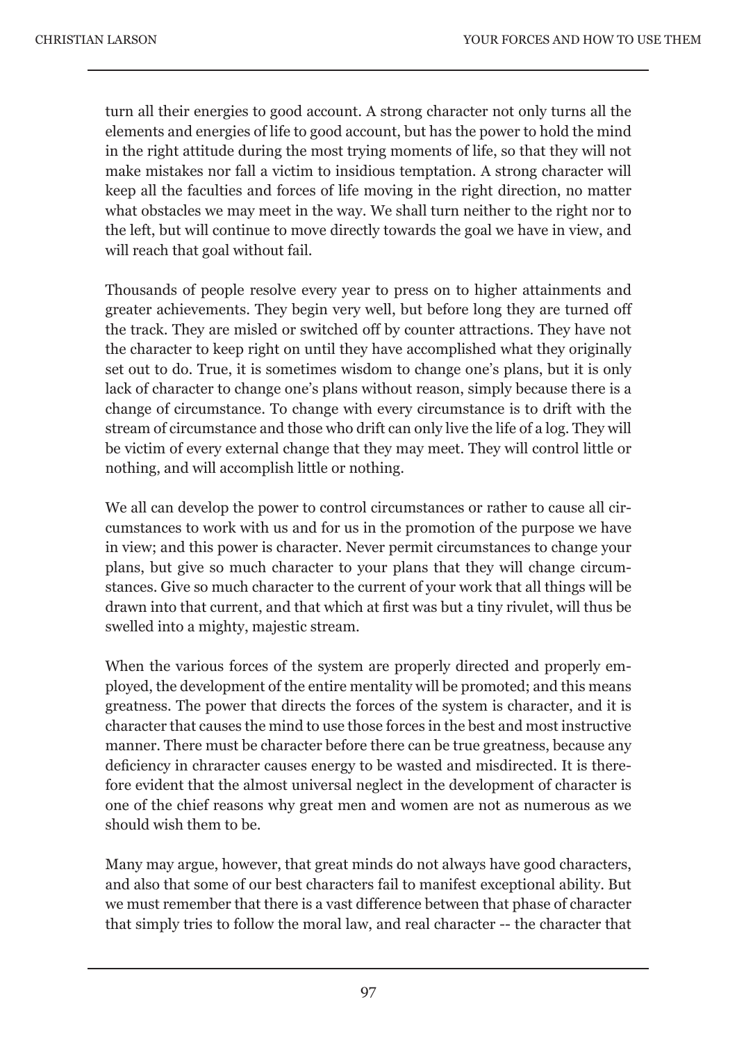turn all their energies to good account. A strong character not only turns all the elements and energies of life to good account, but has the power to hold the mind in the right attitude during the most trying moments of life, so that they will not make mistakes nor fall a victim to insidious temptation. A strong character will keep all the faculties and forces of life moving in the right direction, no matter what obstacles we may meet in the way. We shall turn neither to the right nor to the left, but will continue to move directly towards the goal we have in view, and will reach that goal without fail.

Thousands of people resolve every year to press on to higher attainments and greater achievements. They begin very well, but before long they are turned off the track. They are misled or switched off by counter attractions. They have not the character to keep right on until they have accomplished what they originally set out to do. True, it is sometimes wisdom to change one's plans, but it is only lack of character to change one's plans without reason, simply because there is a change of circumstance. To change with every circumstance is to drift with the stream of circumstance and those who drift can only live the life of a log. They will be victim of every external change that they may meet. They will control little or nothing, and will accomplish little or nothing.

We all can develop the power to control circumstances or rather to cause all circumstances to work with us and for us in the promotion of the purpose we have in view; and this power is character. Never permit circumstances to change your plans, but give so much character to your plans that they will change circumstances. Give so much character to the current of your work that all things will be drawn into that current, and that which at first was but a tiny rivulet, will thus be swelled into a mighty, majestic stream.

When the various forces of the system are properly directed and properly employed, the development of the entire mentality will be promoted; and this means greatness. The power that directs the forces of the system is character, and it is character that causes the mind to use those forces in the best and most instructive manner. There must be character before there can be true greatness, because any deficiency in chraracter causes energy to be wasted and misdirected. It is therefore evident that the almost universal neglect in the development of character is one of the chief reasons why great men and women are not as numerous as we should wish them to be.

Many may argue, however, that great minds do not always have good characters, and also that some of our best characters fail to manifest exceptional ability. But we must remember that there is a vast difference between that phase of character that simply tries to follow the moral law, and real character -- the character that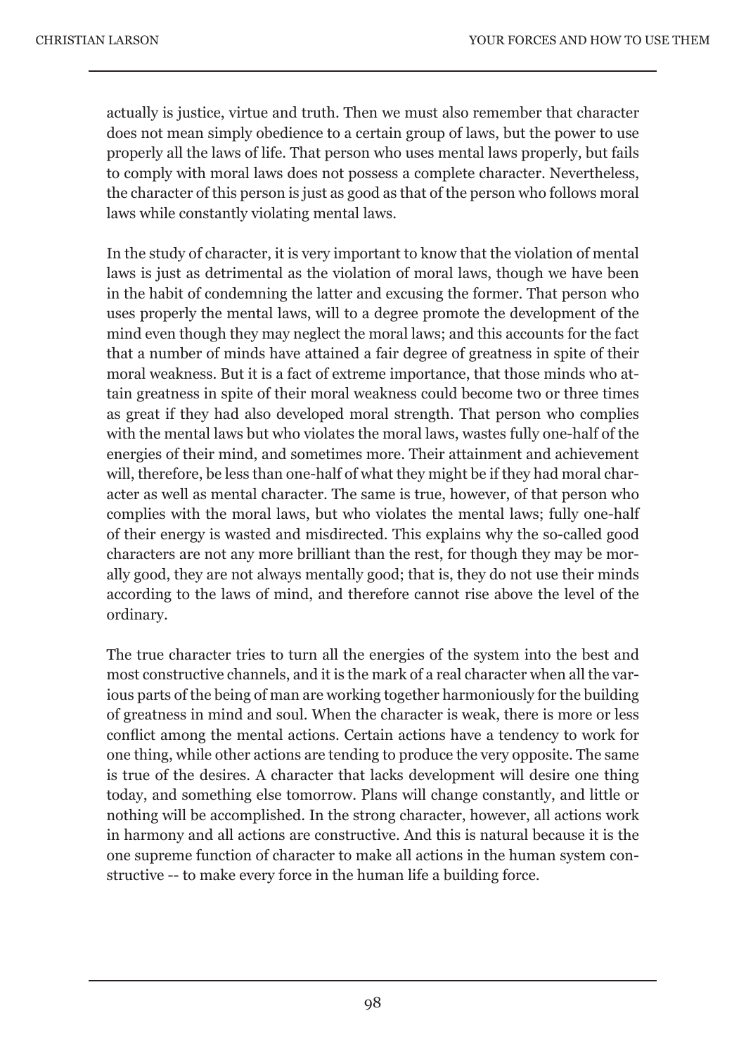actually is justice, virtue and truth. Then we must also remember that character does not mean simply obedience to a certain group of laws, but the power to use properly all the laws of life. That person who uses mental laws properly, but fails to comply with moral laws does not possess a complete character. Nevertheless, the character of this person is just as good as that of the person who follows moral laws while constantly violating mental laws.

In the study of character, it is very important to know that the violation of mental laws is just as detrimental as the violation of moral laws, though we have been in the habit of condemning the latter and excusing the former. That person who uses properly the mental laws, will to a degree promote the development of the mind even though they may neglect the moral laws; and this accounts for the fact that a number of minds have attained a fair degree of greatness in spite of their moral weakness. But it is a fact of extreme importance, that those minds who attain greatness in spite of their moral weakness could become two or three times as great if they had also developed moral strength. That person who complies with the mental laws but who violates the moral laws, wastes fully one-half of the energies of their mind, and sometimes more. Their attainment and achievement will, therefore, be less than one-half of what they might be if they had moral character as well as mental character. The same is true, however, of that person who complies with the moral laws, but who violates the mental laws; fully one-half of their energy is wasted and misdirected. This explains why the so-called good characters are not any more brilliant than the rest, for though they may be morally good, they are not always mentally good; that is, they do not use their minds according to the laws of mind, and therefore cannot rise above the level of the ordinary.

The true character tries to turn all the energies of the system into the best and most constructive channels, and it is the mark of a real character when all the various parts of the being of man are working together harmoniously for the building of greatness in mind and soul. When the character is weak, there is more or less conflict among the mental actions. Certain actions have a tendency to work for one thing, while other actions are tending to produce the very opposite. The same is true of the desires. A character that lacks development will desire one thing today, and something else tomorrow. Plans will change constantly, and little or nothing will be accomplished. In the strong character, however, all actions work in harmony and all actions are constructive. And this is natural because it is the one supreme function of character to make all actions in the human system constructive -- to make every force in the human life a building force.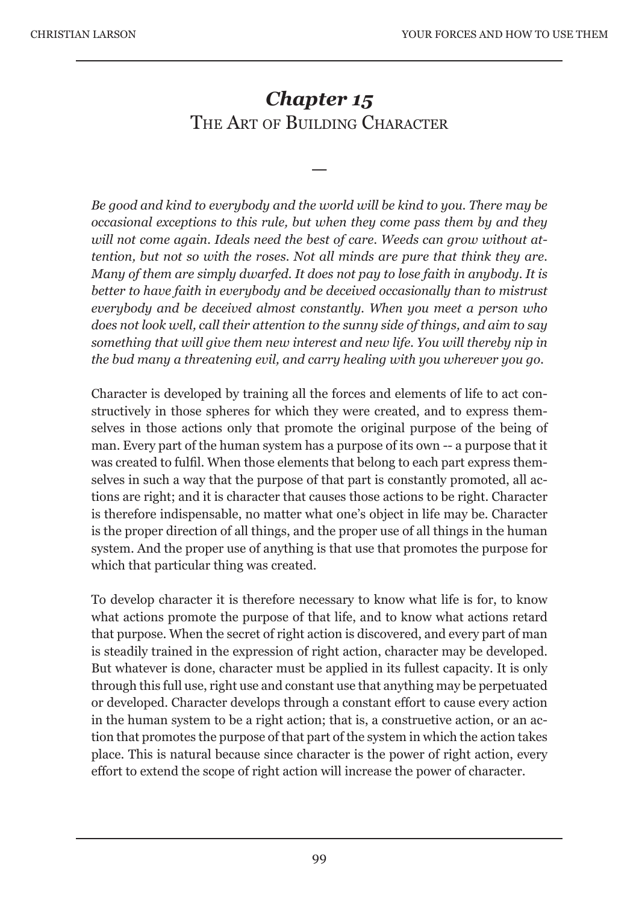# *Chapter 15*
## The Art of Building Character

—

*Be good and kind to everybody and the world will be kind to you. There may be occasional exceptions to this rule, but when they come pass them by and they will not come again. Ideals need the best of care. Weeds can grow without attention, but not so with the roses. Not all minds are pure that think they are. Many of them are simply dwarfed. It does not pay to lose faith in anybody. It is better to have faith in everybody and be deceived occasionally than to mistrust everybody and be deceived almost constantly. When you meet a person who does not look well, call their attention to the sunny side of things, and aim to say something that will give them new interest and new life. You will thereby nip in the bud many a threatening evil, and carry healing with you wherever you go.*

Character is developed by training all the forces and elements of life to act constructively in those spheres for which they were created, and to express themselves in those actions only that promote the original purpose of the being of man. Every part of the human system has a purpose of its own -- a purpose that it was created to fulfil. When those elements that belong to each part express themselves in such a way that the purpose of that part is constantly promoted, all actions are right; and it is character that causes those actions to be right. Character is therefore indispensable, no matter what one's object in life may be. Character is the proper direction of all things, and the proper use of all things in the human system. And the proper use of anything is that use that promotes the purpose for which that particular thing was created.

To develop character it is therefore necessary to know what life is for, to know what actions promote the purpose of that life, and to know what actions retard that purpose. When the secret of right action is discovered, and every part of man is steadily trained in the expression of right action, character may be developed. But whatever is done, character must be applied in its fullest capacity. It is only through this full use, right use and constant use that anything may be perpetuated or developed. Character develops through a constant effort to cause every action in the human system to be a right action; that is, a construetive action, or an action that promotes the purpose of that part of the system in which the action takes place. This is natural because since character is the power of right action, every effort to extend the scope of right action will increase the power of character.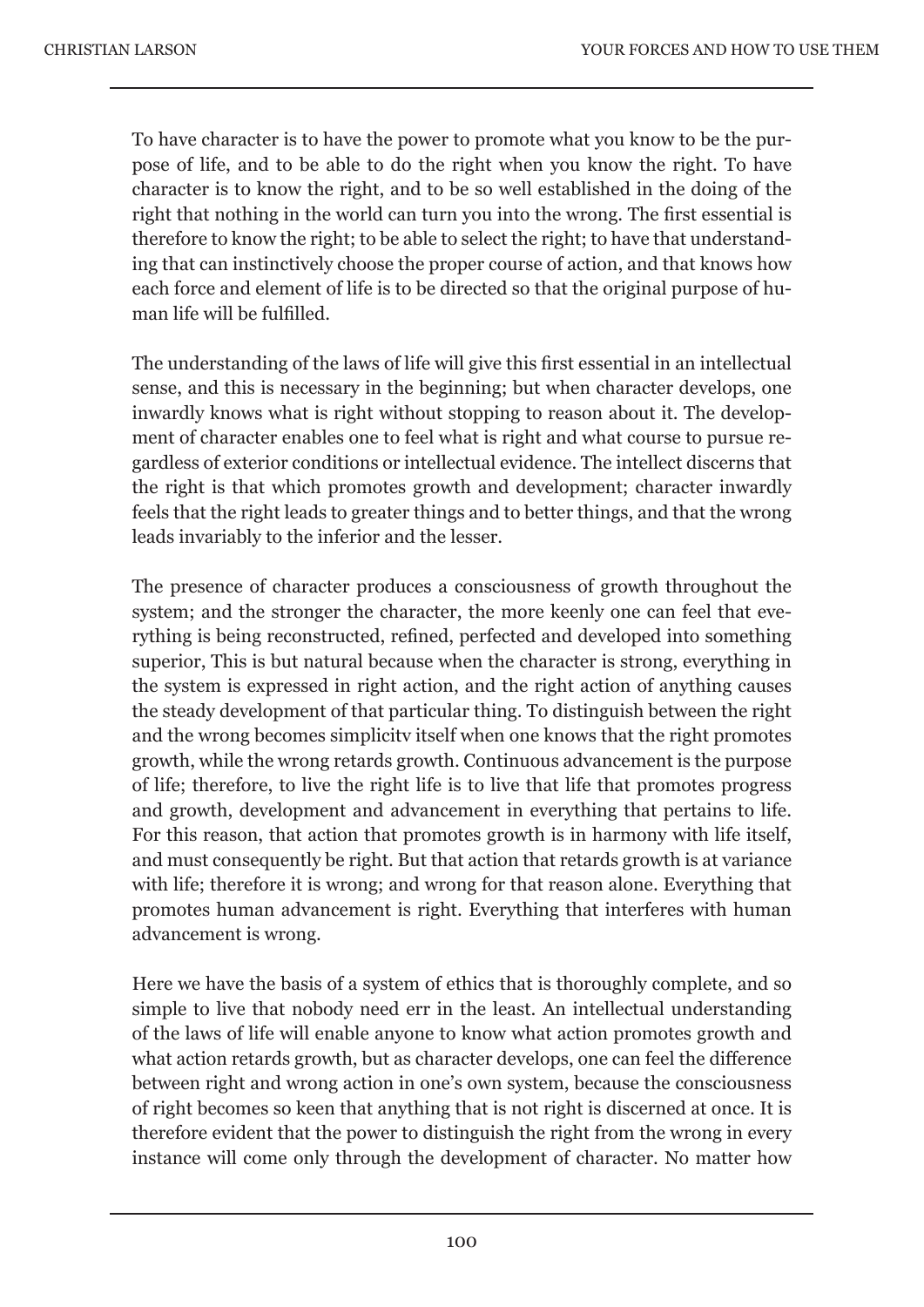To have character is to have the power to promote what you know to be the purpose of life, and to be able to do the right when you know the right. To have character is to know the right, and to be so well established in the doing of the right that nothing in the world can turn you into the wrong. The first essential is therefore to know the right; to be able to select the right; to have that understanding that can instinctively choose the proper course of action, and that knows how each force and element of life is to be directed so that the original purpose of human life will be fulfilled.

The understanding of the laws of life will give this first essential in an intellectual sense, and this is necessary in the beginning; but when character develops, one inwardly knows what is right without stopping to reason about it. The development of character enables one to feel what is right and what course to pursue regardless of exterior conditions or intellectual evidence. The intellect discerns that the right is that which promotes growth and development; character inwardly feels that the right leads to greater things and to better things, and that the wrong leads invariably to the inferior and the lesser.

The presence of character produces a consciousness of growth throughout the system; and the stronger the character, the more keenly one can feel that everything is being reconstructed, refined, perfected and developed into something superior, This is but natural because when the character is strong, everything in the system is expressed in right action, and the right action of anything causes the steady development of that particular thing. To distinguish between the right and the wrong becomes simplicitv itself when one knows that the right promotes growth, while the wrong retards growth. Continuous advancement is the purpose of life; therefore, to live the right life is to live that life that promotes progress and growth, development and advancement in everything that pertains to life. For this reason, that action that promotes growth is in harmony with life itself, and must consequently be right. But that action that retards growth is at variance with life; therefore it is wrong; and wrong for that reason alone. Everything that promotes human advancement is right. Everything that interferes with human advancement is wrong.

Here we have the basis of a system of ethics that is thoroughly complete, and so simple to live that nobody need err in the least. An intellectual understanding of the laws of life will enable anyone to know what action promotes growth and what action retards growth, but as character develops, one can feel the difference between right and wrong action in one's own system, because the consciousness of right becomes so keen that anything that is not right is discerned at once. It is therefore evident that the power to distinguish the right from the wrong in every instance will come only through the development of character. No matter how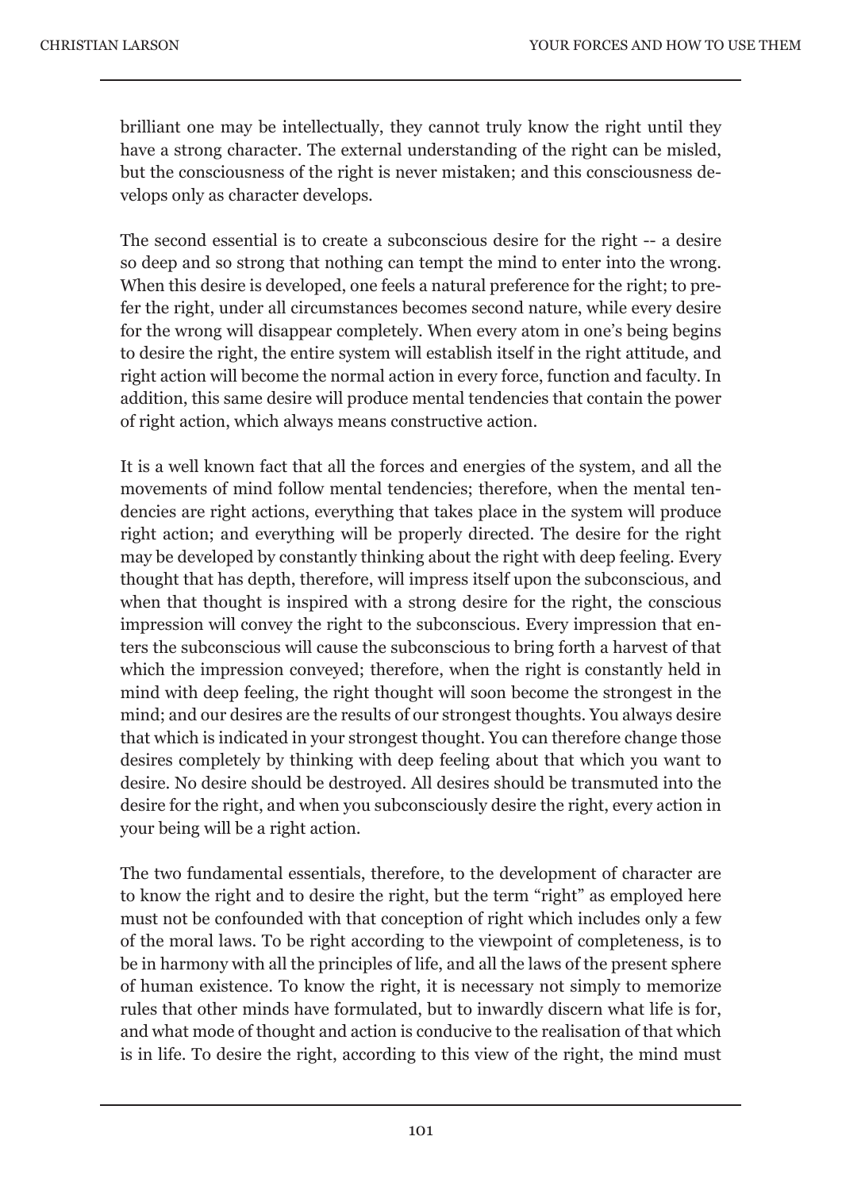brilliant one may be intellectually, they cannot truly know the right until they have a strong character. The external understanding of the right can be misled, but the consciousness of the right is never mistaken; and this consciousness develops only as character develops.

The second essential is to create a subconscious desire for the right -- a desire so deep and so strong that nothing can tempt the mind to enter into the wrong. When this desire is developed, one feels a natural preference for the right; to prefer the right, under all circumstances becomes second nature, while every desire for the wrong will disappear completely. When every atom in one's being begins to desire the right, the entire system will establish itself in the right attitude, and right action will become the normal action in every force, function and faculty. In addition, this same desire will produce mental tendencies that contain the power of right action, which always means constructive action.

It is a well known fact that all the forces and energies of the system, and all the movements of mind follow mental tendencies; therefore, when the mental tendencies are right actions, everything that takes place in the system will produce right action; and everything will be properly directed. The desire for the right may be developed by constantly thinking about the right with deep feeling. Every thought that has depth, therefore, will impress itself upon the subconscious, and when that thought is inspired with a strong desire for the right, the conscious impression will convey the right to the subconscious. Every impression that enters the subconscious will cause the subconscious to bring forth a harvest of that which the impression conveyed; therefore, when the right is constantly held in mind with deep feeling, the right thought will soon become the strongest in the mind; and our desires are the results of our strongest thoughts. You always desire that which is indicated in your strongest thought. You can therefore change those desires completely by thinking with deep feeling about that which you want to desire. No desire should be destroyed. All desires should be transmuted into the desire for the right, and when you subconsciously desire the right, every action in your being will be a right action.

The two fundamental essentials, therefore, to the development of character are to know the right and to desire the right, but the term "right" as employed here must not be confounded with that conception of right which includes only a few of the moral laws. To be right according to the viewpoint of completeness, is to be in harmony with all the principles of life, and all the laws of the present sphere of human existence. To know the right, it is necessary not simply to memorize rules that other minds have formulated, but to inwardly discern what life is for, and what mode of thought and action is conducive to the realisation of that which is in life. To desire the right, according to this view of the right, the mind must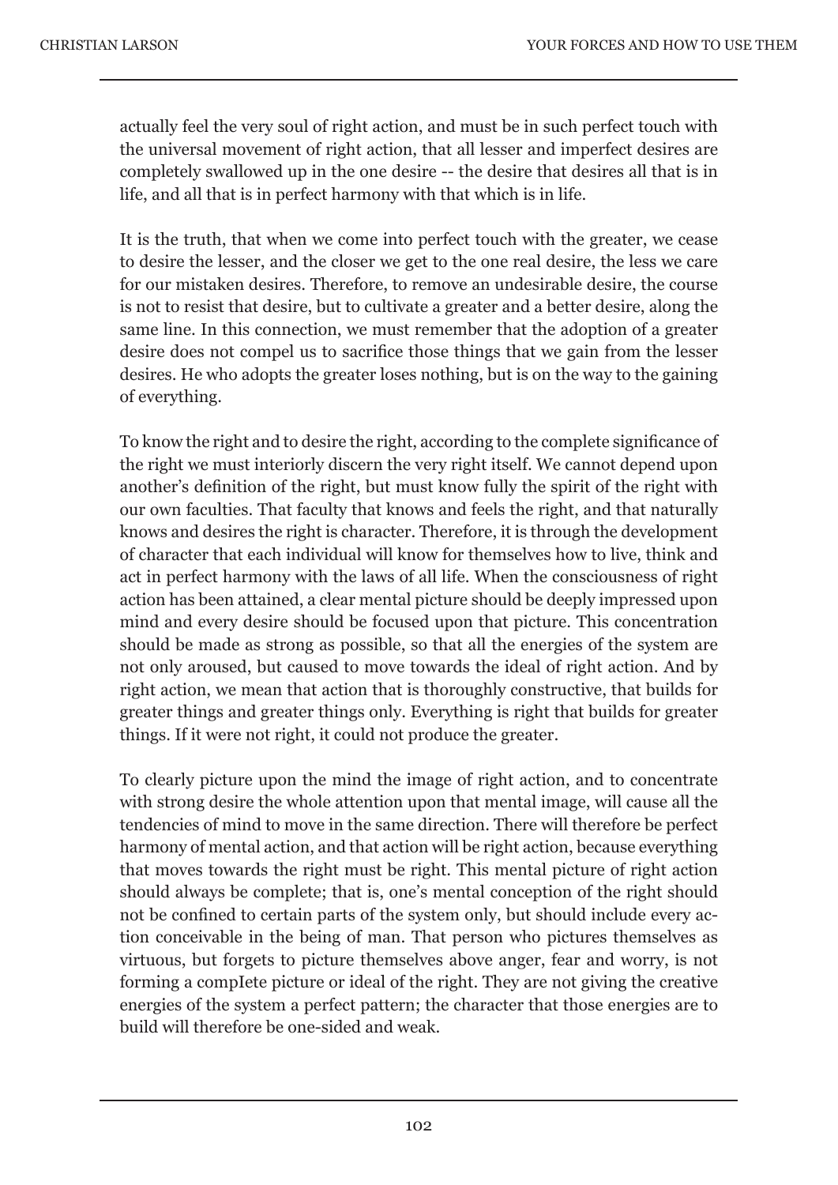actually feel the very soul of right action, and must be in such perfect touch with the universal movement of right action, that all lesser and imperfect desires are completely swallowed up in the one desire -- the desire that desires all that is in life, and all that is in perfect harmony with that which is in life.

It is the truth, that when we come into perfect touch with the greater, we cease to desire the lesser, and the closer we get to the one real desire, the less we care for our mistaken desires. Therefore, to remove an undesirable desire, the course is not to resist that desire, but to cultivate a greater and a better desire, along the same line. In this connection, we must remember that the adoption of a greater desire does not compel us to sacrifice those things that we gain from the lesser desires. He who adopts the greater loses nothing, but is on the way to the gaining of everything.

To know the right and to desire the right, according to the complete significance of the right we must interiorly discern the very right itself. We cannot depend upon another's definition of the right, but must know fully the spirit of the right with our own faculties. That faculty that knows and feels the right, and that naturally knows and desires the right is character. Therefore, it is through the development of character that each individual will know for themselves how to live, think and act in perfect harmony with the laws of all life. When the consciousness of right action has been attained, a clear mental picture should be deeply impressed upon mind and every desire should be focused upon that picture. This concentration should be made as strong as possible, so that all the energies of the system are not only aroused, but caused to move towards the ideal of right action. And by right action, we mean that action that is thoroughly constructive, that builds for greater things and greater things only. Everything is right that builds for greater things. If it were not right, it could not produce the greater.

To clearly picture upon the mind the image of right action, and to concentrate with strong desire the whole attention upon that mental image, will cause all the tendencies of mind to move in the same direction. There will therefore be perfect harmony of mental action, and that action will be right action, because everything that moves towards the right must be right. This mental picture of right action should always be complete; that is, one's mental conception of the right should not be confined to certain parts of the system only, but should include every action conceivable in the being of man. That person who pictures themselves as virtuous, but forgets to picture themselves above anger, fear and worry, is not forming a compIete picture or ideal of the right. They are not giving the creative energies of the system a perfect pattern; the character that those energies are to build will therefore be one-sided and weak.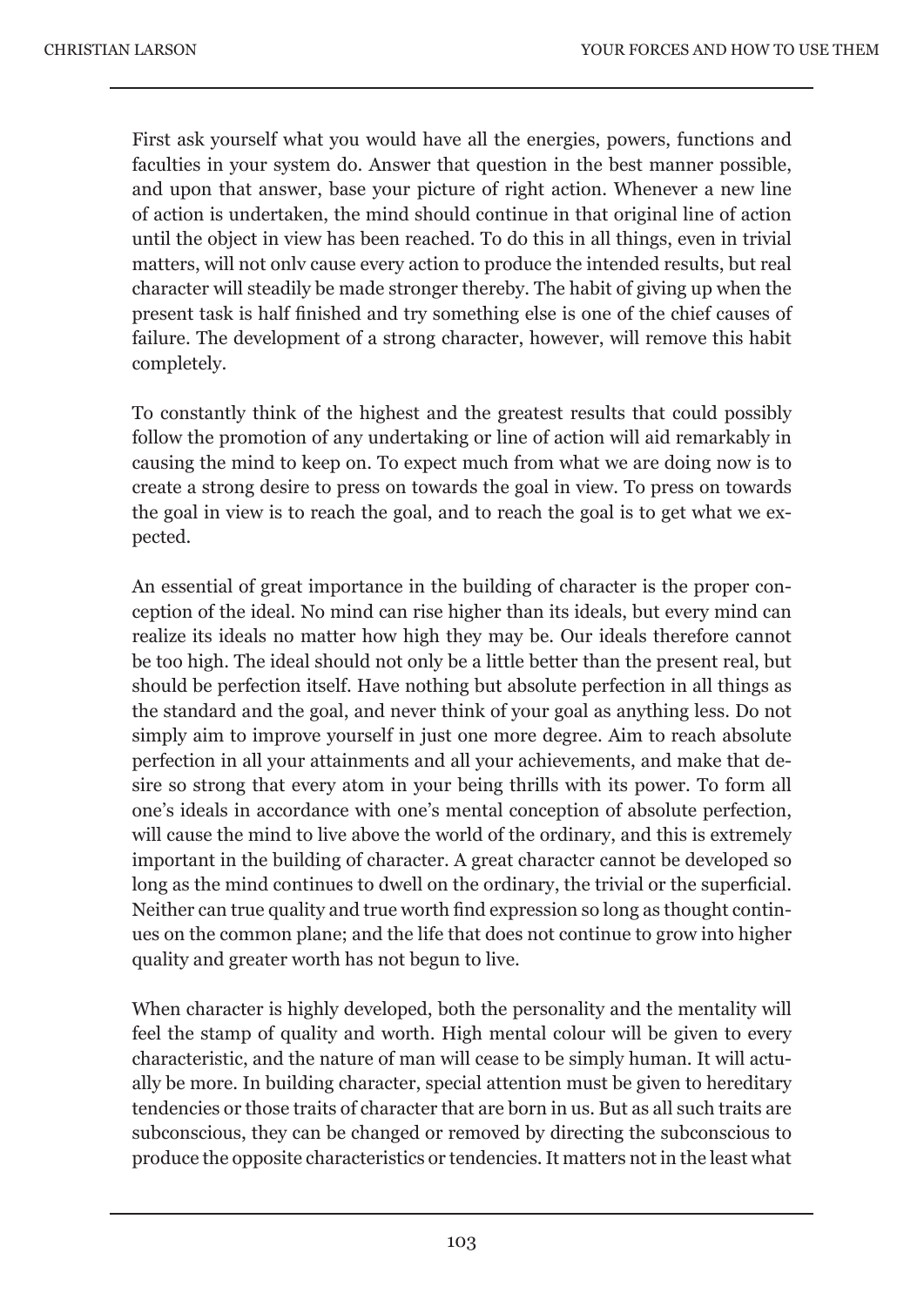First ask yourself what you would have all the energies, powers, functions and faculties in your system do. Answer that question in the best manner possible, and upon that answer, base your picture of right action. Whenever a new line of action is undertaken, the mind should continue in that original line of action until the object in view has been reached. To do this in all things, even in trivial matters, will not onlv cause every action to produce the intended results, but real character will steadily be made stronger thereby. The habit of giving up when the present task is half finished and try something else is one of the chief causes of failure. The development of a strong character, however, will remove this habit completely.

To constantly think of the highest and the greatest results that could possibly follow the promotion of any undertaking or line of action will aid remarkably in causing the mind to keep on. To expect much from what we are doing now is to create a strong desire to press on towards the goal in view. To press on towards the goal in view is to reach the goal, and to reach the goal is to get what we expected.

An essential of great importance in the building of character is the proper conception of the ideal. No mind can rise higher than its ideals, but every mind can realize its ideals no matter how high they may be. Our ideals therefore cannot be too high. The ideal should not only be a little better than the present real, but should be perfection itself. Have nothing but absolute perfection in all things as the standard and the goal, and never think of your goal as anything less. Do not simply aim to improve yourself in just one more degree. Aim to reach absolute perfection in all your attainments and all your achievements, and make that desire so strong that every atom in your being thrills with its power. To form all one's ideals in accordance with one's mental conception of absolute perfection, will cause the mind to live above the world of the ordinary, and this is extremely important in the building of character. A great charactcr cannot be developed so long as the mind continues to dwell on the ordinary, the trivial or the superficial. Neither can true quality and true worth find expression so long as thought continues on the common plane; and the life that does not continue to grow into higher quality and greater worth has not begun to live.

When character is highly developed, both the personality and the mentality will feel the stamp of quality and worth. High mental colour will be given to every characteristic, and the nature of man will cease to be simply human. It will actually be more. In building character, special attention must be given to hereditary tendencies or those traits of character that are born in us. But as all such traits are subconscious, they can be changed or removed by directing the subconscious to produce the opposite characteristics or tendencies. It matters not in the least what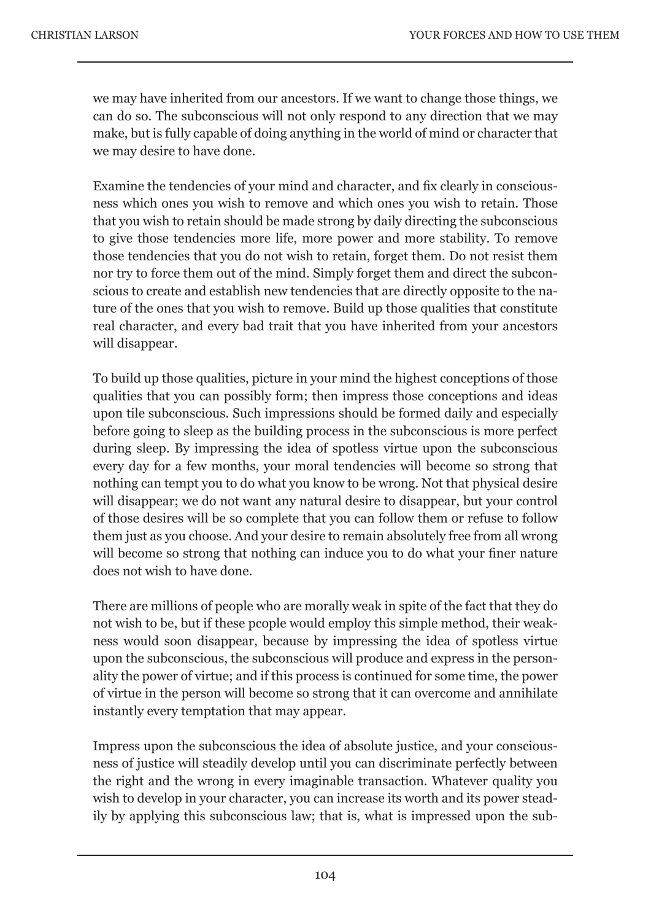we may have inherited from our ancestors. If we want to change those things, we can do so. The subconscious will not only respond to any direction that we may make, but is fully capable of doing anything in the world of mind or character that we may desire to have done.

Examine the tendencies of your mind and character, and fix clearly in consciousness which ones you wish to remove and which ones you wish to retain. Those that you wish to retain should be made strong by daily directing the subconscious to give those tendencies more life, more power and more stability. To remove those tendencies that you do not wish to retain, forget them. Do not resist them nor try to force them out of the mind. Simply forget them and direct the subconscious to create and establish new tendencies that are directly opposite to the nature of the ones that you wish to remove. Build up those qualities that constitute real character, and every bad trait that you have inherited from your ancestors will disappear.

To build up those qualities, picture in your mind the highest conceptions of those qualities that you can possibly form; then impress those conceptions and ideas upon tile subconscious. Such impressions should be formed daily and especially before going to sleep as the building process in the subconscious is more perfect during sleep. By impressing the idea of spotless virtue upon the subconscious every day for a few months, your moral tendencies will become so strong that nothing can tempt you to do what you know to be wrong. Not that physical desire will disappear; we do not want any natural desire to disappear, but your control of those desires will be so complete that you can follow them or refuse to follow them just as you choose. And your desire to remain absolutely free from all wrong will become so strong that nothing can induce you to do what your finer nature does not wish to have done.

There are millions of people who are morally weak in spite of the fact that they do not wish to be, but if these pcople would employ this simple method, their weakness would soon disappear, because by impressing the idea of spotless virtue upon the subconscious, the subconscious will produce and express in the personality the power of virtue; and if this process is continued for some time, the power of virtue in the person will become so strong that it can overcome and annihilate instantly every temptation that may appear.

Impress upon the subconscious the idea of absolute justice, and your consciousness of justice will steadily develop until you can discriminate perfectly between the right and the wrong in every imaginable transaction. Whatever quality you wish to develop in your character, you can increase its worth and its power steadily by applying this subconscious law; that is, what is impressed upon the sub-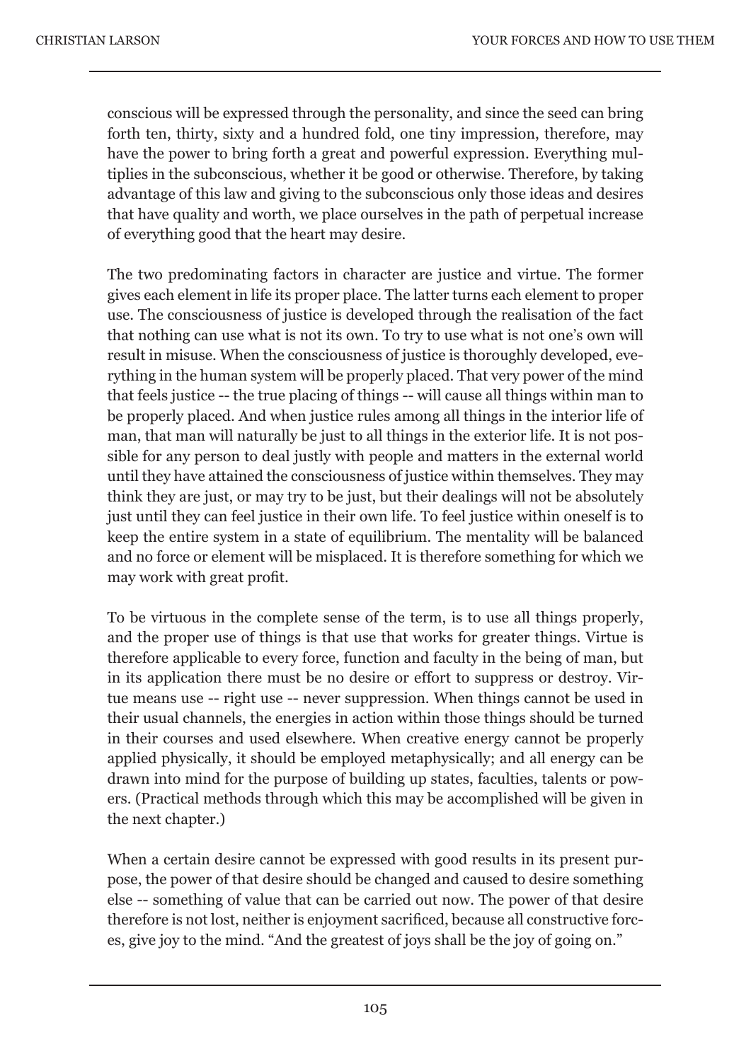conscious will be expressed through the personality, and since the seed can bring forth ten, thirty, sixty and a hundred fold, one tiny impression, therefore, may have the power to bring forth a great and powerful expression. Everything multiplies in the subconscious, whether it be good or otherwise. Therefore, by taking advantage of this law and giving to the subconscious only those ideas and desires that have quality and worth, we place ourselves in the path of perpetual increase of everything good that the heart may desire.

The two predominating factors in character are justice and virtue. The former gives each element in life its proper place. The latter turns each element to proper use. The consciousness of justice is developed through the realisation of the fact that nothing can use what is not its own. To try to use what is not one's own will result in misuse. When the consciousness of justice is thoroughly developed, everything in the human system will be properly placed. That very power of the mind that feels justice -- the true placing of things -- will cause all things within man to be properly placed. And when justice rules among all things in the interior life of man, that man will naturally be just to all things in the exterior life. It is not possible for any person to deal justly with people and matters in the external world until they have attained the consciousness of justice within themselves. They may think they are just, or may try to be just, but their dealings will not be absolutely just until they can feel justice in their own life. To feel justice within oneself is to keep the entire system in a state of equilibrium. The mentality will be balanced and no force or element will be misplaced. It is therefore something for which we may work with great profit.

To be virtuous in the complete sense of the term, is to use all things properly, and the proper use of things is that use that works for greater things. Virtue is therefore applicable to every force, function and faculty in the being of man, but in its application there must be no desire or effort to suppress or destroy. Virtue means use -- right use -- never suppression. When things cannot be used in their usual channels, the energies in action within those things should be turned in their courses and used elsewhere. When creative energy cannot be properly applied physically, it should be employed metaphysically; and all energy can be drawn into mind for the purpose of building up states, faculties, talents or powers. (Practical methods through which this may be accomplished will be given in the next chapter.)

When a certain desire cannot be expressed with good results in its present purpose, the power of that desire should be changed and caused to desire something else -- something of value that can be carried out now. The power of that desire therefore is not lost, neither is enjoyment sacrificed, because all constructive forces, give joy to the mind. "And the greatest of joys shall be the joy of going on."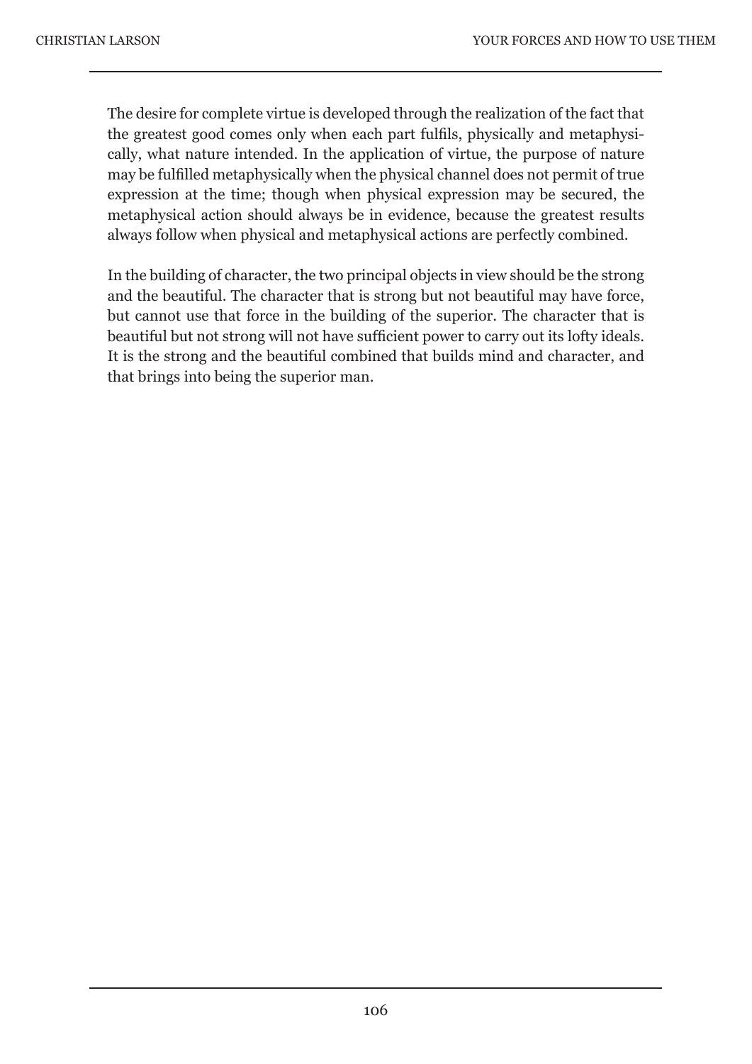The desire for complete virtue is developed through the realization of the fact that the greatest good comes only when each part fulfils, physically and metaphysically, what nature intended. In the application of virtue, the purpose of nature may be fulfilled metaphysically when the physical channel does not permit of true expression at the time; though when physical expression may be secured, the metaphysical action should always be in evidence, because the greatest results always follow when physical and metaphysical actions are perfectly combined.

In the building of character, the two principal objects in view should be the strong and the beautiful. The character that is strong but not beautiful may have force, but cannot use that force in the building of the superior. The character that is beautiful but not strong will not have sufficient power to carry out its lofty ideals. It is the strong and the beautiful combined that builds mind and character, and that brings into being the superior man.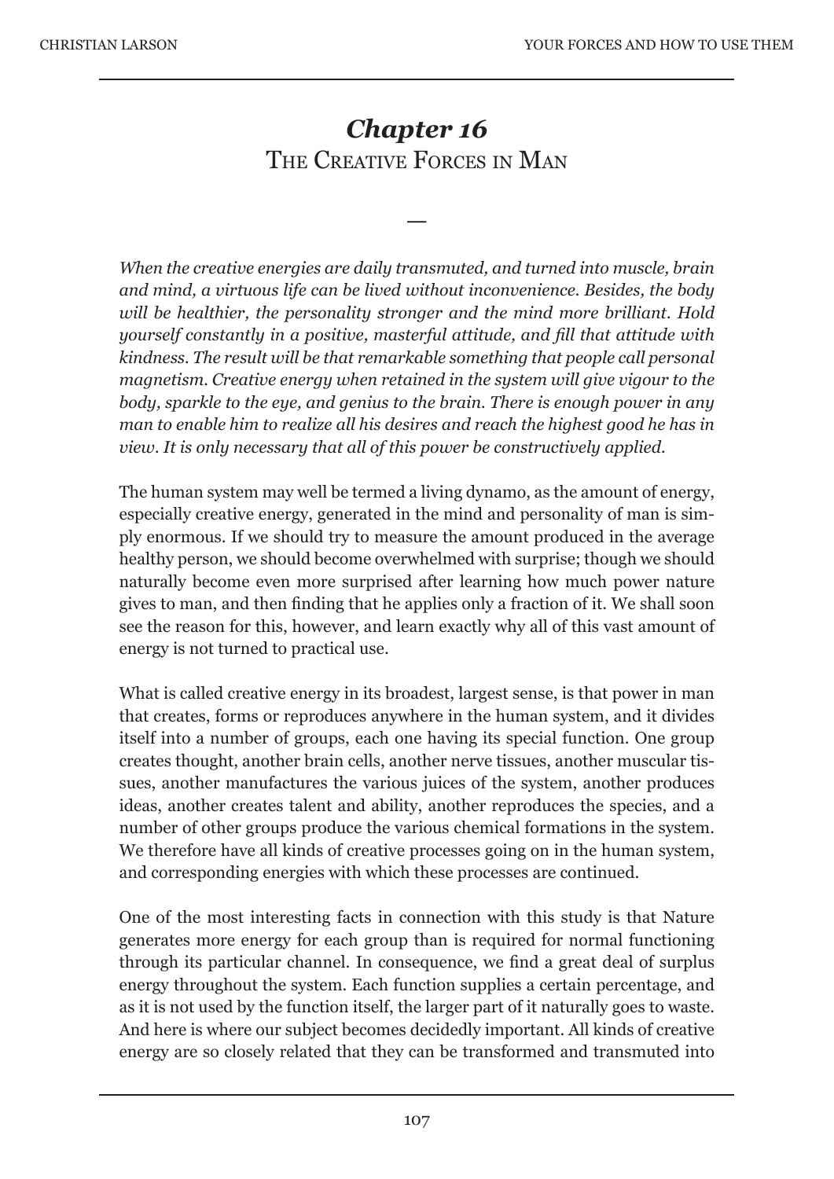# *Chapter 16*
## The Creative Forces in Man

—

*When the creative energies are daily transmuted, and turned into muscle, brain and mind, a virtuous life can be lived without inconvenience. Besides, the body will be healthier, the personality stronger and the mind more brilliant. Hold yourself constantly in a positive, masterful attitude, and fill that attitude with kindness. The result will be that remarkable something that people call personal magnetism. Creative energy when retained in the system will give vigour to the body, sparkle to the eye, and genius to the brain. There is enough power in any man to enable him to realize all his desires and reach the highest good he has in view. It is only necessary that all of this power be constructively applied.*

The human system may well be termed a living dynamo, as the amount of energy, especially creative energy, generated in the mind and personality of man is simply enormous. If we should try to measure the amount produced in the average healthy person, we should become overwhelmed with surprise; though we should naturally become even more surprised after learning how much power nature gives to man, and then finding that he applies only a fraction of it. We shall soon see the reason for this, however, and learn exactly why all of this vast amount of energy is not turned to practical use.

What is called creative energy in its broadest, largest sense, is that power in man that creates, forms or reproduces anywhere in the human system, and it divides itself into a number of groups, each one having its special function. One group creates thought, another brain cells, another nerve tissues, another muscular tissues, another manufactures the various juices of the system, another produces ideas, another creates talent and ability, another reproduces the species, and a number of other groups produce the various chemical formations in the system. We therefore have all kinds of creative processes going on in the human system, and corresponding energies with which these processes are continued.

One of the most interesting facts in connection with this study is that Nature generates more energy for each group than is required for normal functioning through its particular channel. In consequence, we find a great deal of surplus energy throughout the system. Each function supplies a certain percentage, and as it is not used by the function itself, the larger part of it naturally goes to waste. And here is where our subject becomes decidedly important. All kinds of creative energy are so closely related that they can be transformed and transmuted into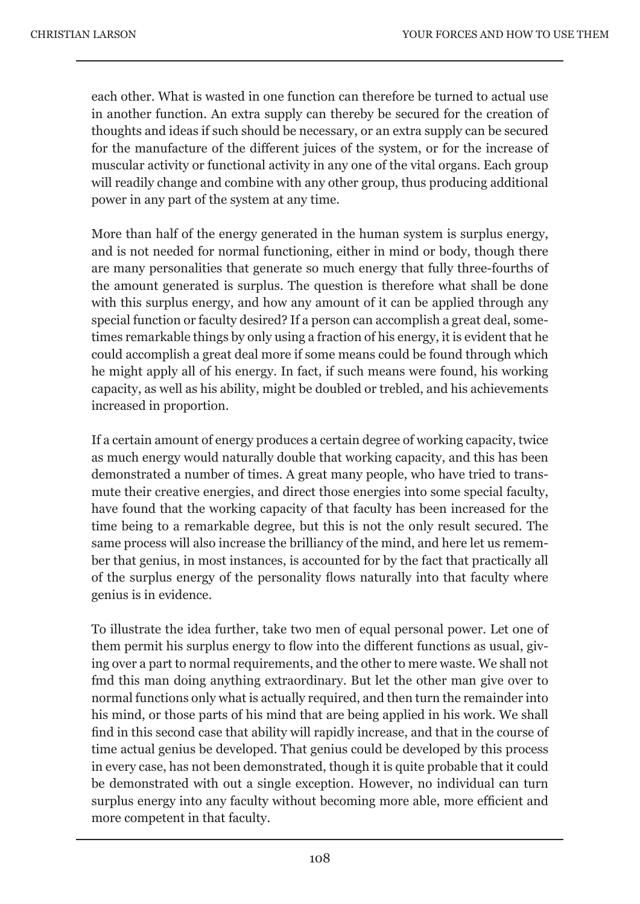each other. What is wasted in one function can therefore be turned to actual use in another function. An extra supply can thereby be secured for the creation of thoughts and ideas if such should be necessary, or an extra supply can be secured for the manufacture of the different juices of the system, or for the increase of muscular activity or functional activity in any one of the vital organs. Each group will readily change and combine with any other group, thus producing additional power in any part of the system at any time.

More than half of the energy generated in the human system is surplus energy, and is not needed for normal functioning, either in mind or body, though there are many personalities that generate so much energy that fully three-fourths of the amount generated is surplus. The question is therefore what shall be done with this surplus energy, and how any amount of it can be applied through any special function or faculty desired? If a person can accomplish a great deal, sometimes remarkable things by only using a fraction of his energy, it is evident that he could accomplish a great deal more if some means could be found through which he might apply all of his energy. In fact, if such means were found, his working capacity, as well as his ability, might be doubled or trebled, and his achievements increased in proportion.

If a certain amount of energy produces a certain degree of working capacity, twice as much energy would naturally double that working capacity, and this has been demonstrated a number of times. A great many people, who have tried to transmute their creative energies, and direct those energies into some special faculty, have found that the working capacity of that faculty has been increased for the time being to a remarkable degree, but this is not the only result secured. The same process will also increase the brilliancy of the mind, and here let us remember that genius, in most instances, is accounted for by the fact that practically all of the surplus energy of the personality flows naturally into that faculty where genius is in evidence.

To illustrate the idea further, take two men of equal personal power. Let one of them permit his surplus energy to flow into the different functions as usual, giving over a part to normal requirements, and the other to mere waste. We shall not fmd this man doing anything extraordinary. But let the other man give over to normal functions only what is actually required, and then turn the remainder into his mind, or those parts of his mind that are being applied in his work. We shall find in this second case that ability will rapidly increase, and that in the course of time actual genius be developed. That genius could be developed by this process in every case, has not been demonstrated, though it is quite probable that it could be demonstrated with out a single exception. However, no individual can turn surplus energy into any faculty without becoming more able, more efficient and more competent in that faculty.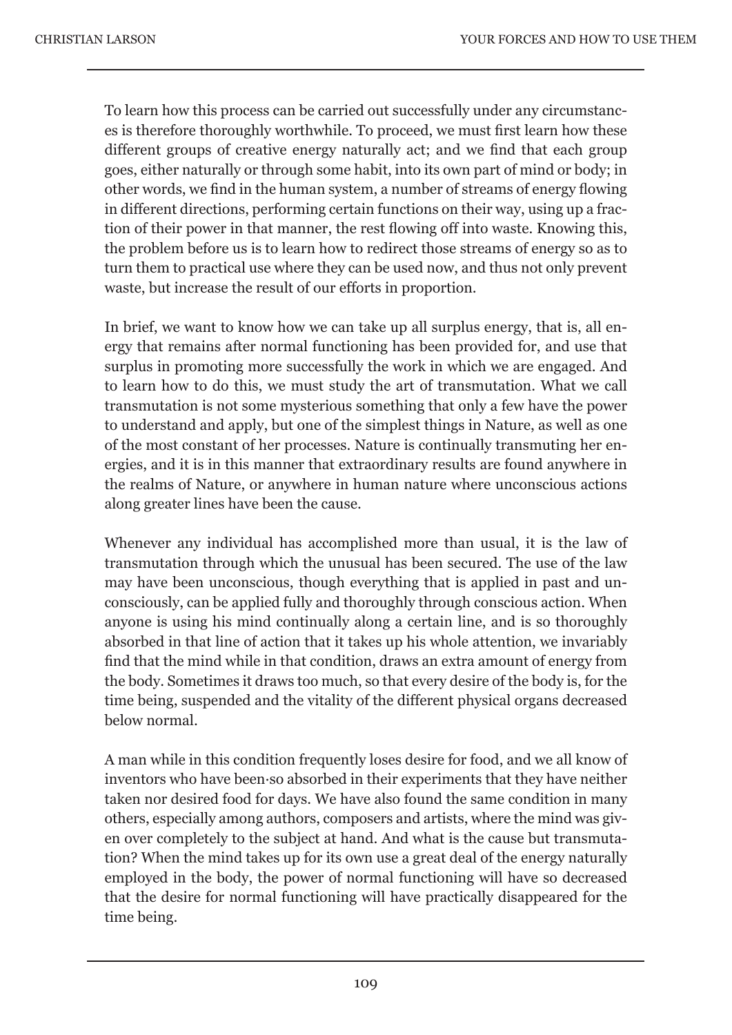To learn how this process can be carried out successfully under any circumstances is therefore thoroughly worthwhile. To proceed, we must first learn how these different groups of creative energy naturally act; and we find that each group goes, either naturally or through some habit, into its own part of mind or body; in other words, we find in the human system, a number of streams of energy flowing in different directions, performing certain functions on their way, using up a fraction of their power in that manner, the rest flowing off into waste. Knowing this, the problem before us is to learn how to redirect those streams of energy so as to turn them to practical use where they can be used now, and thus not only prevent waste, but increase the result of our efforts in proportion.

In brief, we want to know how we can take up all surplus energy, that is, all energy that remains after normal functioning has been provided for, and use that surplus in promoting more successfully the work in which we are engaged. And to learn how to do this, we must study the art of transmutation. What we call transmutation is not some mysterious something that only a few have the power to understand and apply, but one of the simplest things in Nature, as well as one of the most constant of her processes. Nature is continually transmuting her energies, and it is in this manner that extraordinary results are found anywhere in the realms of Nature, or anywhere in human nature where unconscious actions along greater lines have been the cause.

Whenever any individual has accomplished more than usual, it is the law of transmutation through which the unusual has been secured. The use of the law may have been unconscious, though everything that is applied in past and unconsciously, can be applied fully and thoroughly through conscious action. When anyone is using his mind continually along a certain line, and is so thoroughly absorbed in that line of action that it takes up his whole attention, we invariably find that the mind while in that condition, draws an extra amount of energy from the body. Sometimes it draws too much, so that every desire of the body is, for the time being, suspended and the vitality of the different physical organs decreased below normal.

A man while in this condition frequently loses desire for food, and we all know of inventors who have been·so absorbed in their experiments that they have neither taken nor desired food for days. We have also found the same condition in many others, especially among authors, composers and artists, where the mind was given over completely to the subject at hand. And what is the cause but transmutation? When the mind takes up for its own use a great deal of the energy naturally employed in the body, the power of normal functioning will have so decreased that the desire for normal functioning will have practically disappeared for the time being.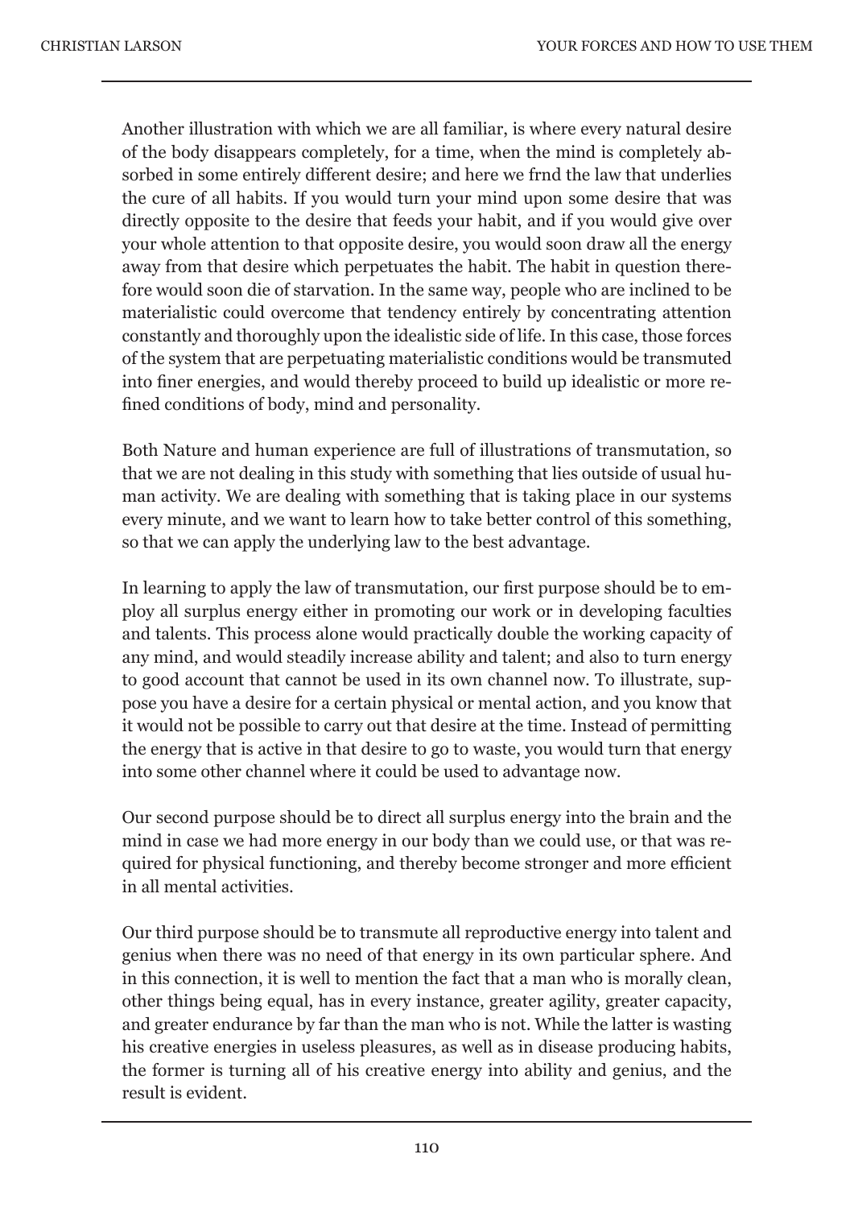Another illustration with which we are all familiar, is where every natural desire of the body disappears completely, for a time, when the mind is completely absorbed in some entirely different desire; and here we frnd the law that underlies the cure of all habits. If you would turn your mind upon some desire that was directly opposite to the desire that feeds your habit, and if you would give over your whole attention to that opposite desire, you would soon draw all the energy away from that desire which perpetuates the habit. The habit in question therefore would soon die of starvation. In the same way, people who are inclined to be materialistic could overcome that tendency entirely by concentrating attention constantly and thoroughly upon the idealistic side of life. In this case, those forces of the system that are perpetuating materialistic conditions would be transmuted into finer energies, and would thereby proceed to build up idealistic or more refined conditions of body, mind and personality.

Both Nature and human experience are full of illustrations of transmutation, so that we are not dealing in this study with something that lies outside of usual human activity. We are dealing with something that is taking place in our systems every minute, and we want to learn how to take better control of this something, so that we can apply the underlying law to the best advantage.

In learning to apply the law of transmutation, our first purpose should be to employ all surplus energy either in promoting our work or in developing faculties and talents. This process alone would practically double the working capacity of any mind, and would steadily increase ability and talent; and also to turn energy to good account that cannot be used in its own channel now. To illustrate, suppose you have a desire for a certain physical or mental action, and you know that it would not be possible to carry out that desire at the time. Instead of permitting the energy that is active in that desire to go to waste, you would turn that energy into some other channel where it could be used to advantage now.

Our second purpose should be to direct all surplus energy into the brain and the mind in case we had more energy in our body than we could use, or that was required for physical functioning, and thereby become stronger and more efficient in all mental activities.

Our third purpose should be to transmute all reproductive energy into talent and genius when there was no need of that energy in its own particular sphere. And in this connection, it is well to mention the fact that a man who is morally clean, other things being equal, has in every instance, greater agility, greater capacity, and greater endurance by far than the man who is not. While the latter is wasting his creative energies in useless pleasures, as well as in disease producing habits, the former is turning all of his creative energy into ability and genius, and the result is evident.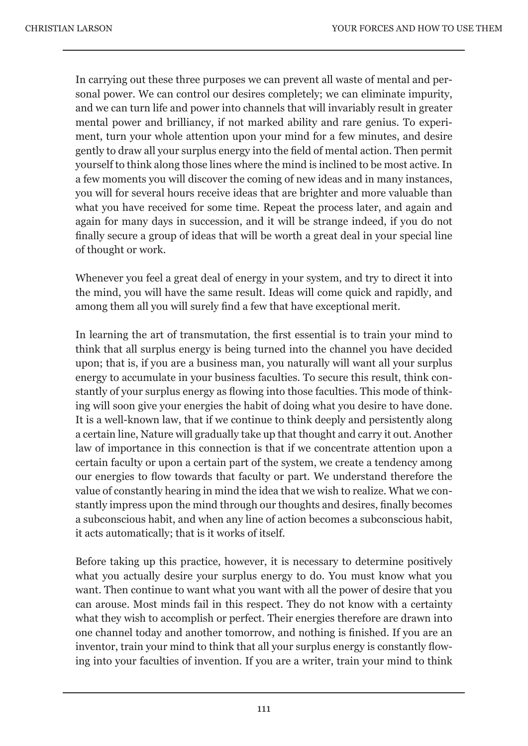In carrying out these three purposes we can prevent all waste of mental and personal power. We can control our desires completely; we can eliminate impurity, and we can turn life and power into channels that will invariably result in greater mental power and brilliancy, if not marked ability and rare genius. To experiment, turn your whole attention upon your mind for a few minutes, and desire gently to draw all your surplus energy into the field of mental action. Then permit yourself to think along those lines where the mind is inclined to be most active. In a few moments you will discover the coming of new ideas and in many instances, you will for several hours receive ideas that are brighter and more valuable than what you have received for some time. Repeat the process later, and again and again for many days in succession, and it will be strange indeed, if you do not finally secure a group of ideas that will be worth a great deal in your special line of thought or work.

Whenever you feel a great deal of energy in your system, and try to direct it into the mind, you will have the same result. Ideas will come quick and rapidly, and among them all you will surely find a few that have exceptional merit.

In learning the art of transmutation, the first essential is to train your mind to think that all surplus energy is being turned into the channel you have decided upon; that is, if you are a business man, you naturally will want all your surplus energy to accumulate in your business faculties. To secure this result, think constantly of your surplus energy as flowing into those faculties. This mode of thinking will soon give your energies the habit of doing what you desire to have done. It is a well-known law, that if we continue to think deeply and persistently along a certain line, Nature will gradually take up that thought and carry it out. Another law of importance in this connection is that if we concentrate attention upon a certain faculty or upon a certain part of the system, we create a tendency among our energies to flow towards that faculty or part. We understand therefore the value of constantly hearing in mind the idea that we wish to realize. What we constantly impress upon the mind through our thoughts and desires, finally becomes a subconscious habit, and when any line of action becomes a subconscious habit, it acts automatically; that is it works of itself.

Before taking up this practice, however, it is necessary to determine positively what you actually desire your surplus energy to do. You must know what you want. Then continue to want what you want with all the power of desire that you can arouse. Most minds fail in this respect. They do not know with a certainty what they wish to accomplish or perfect. Their energies therefore are drawn into one channel today and another tomorrow, and nothing is finished. If you are an inventor, train your mind to think that all your surplus energy is constantly flowing into your faculties of invention. If you are a writer, train your mind to think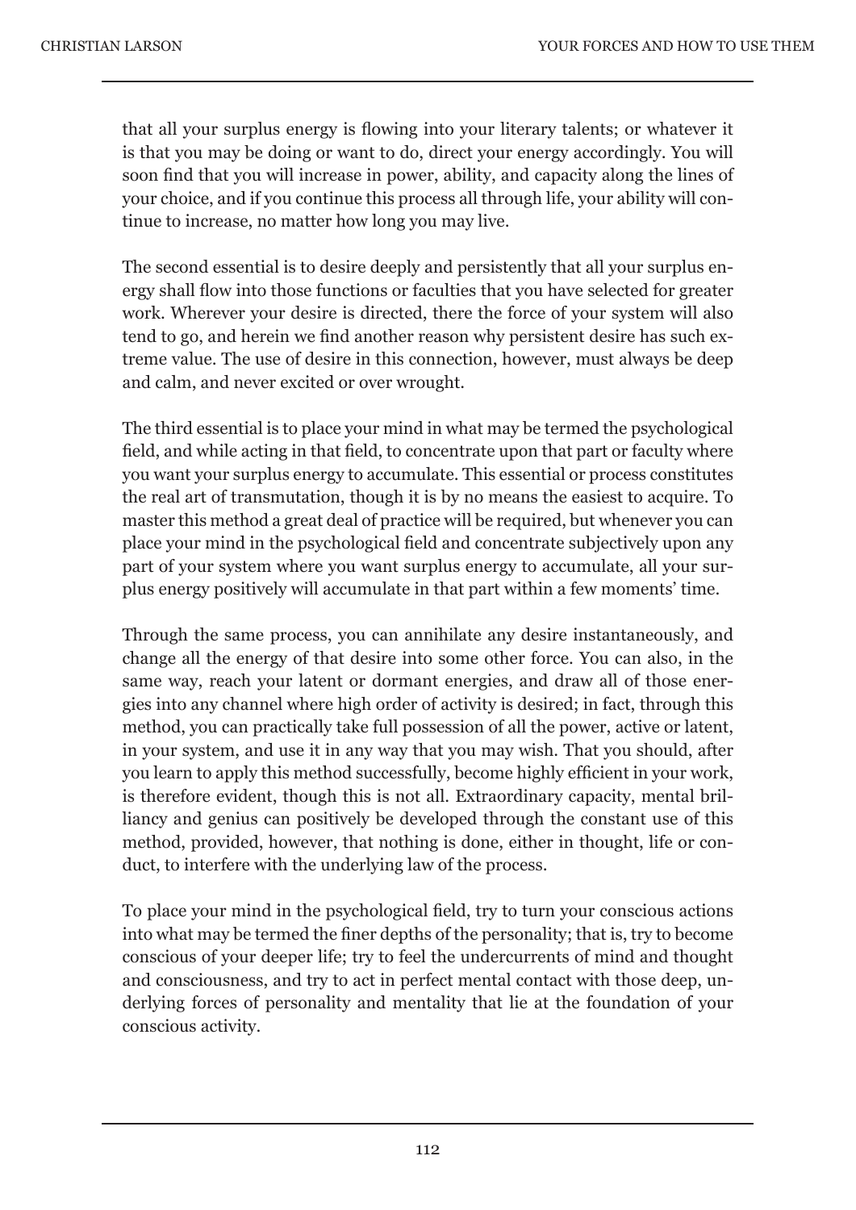that all your surplus energy is flowing into your literary talents; or whatever it is that you may be doing or want to do, direct your energy accordingly. You will soon find that you will increase in power, ability, and capacity along the lines of your choice, and if you continue this process all through life, your ability will continue to increase, no matter how long you may live.

The second essential is to desire deeply and persistently that all your surplus energy shall flow into those functions or faculties that you have selected for greater work. Wherever your desire is directed, there the force of your system will also tend to go, and herein we find another reason why persistent desire has such extreme value. The use of desire in this connection, however, must always be deep and calm, and never excited or over wrought.

The third essential is to place your mind in what may be termed the psychological field, and while acting in that field, to concentrate upon that part or faculty where you want your surplus energy to accumulate. This essential or process constitutes the real art of transmutation, though it is by no means the easiest to acquire. To master this method a great deal of practice will be required, but whenever you can place your mind in the psychological field and concentrate subjectively upon any part of your system where you want surplus energy to accumulate, all your surplus energy positively will accumulate in that part within a few moments' time.

Through the same process, you can annihilate any desire instantaneously, and change all the energy of that desire into some other force. You can also, in the same way, reach your latent or dormant energies, and draw all of those energies into any channel where high order of activity is desired; in fact, through this method, you can practically take full possession of all the power, active or latent, in your system, and use it in any way that you may wish. That you should, after you learn to apply this method successfully, become highly efficient in your work, is therefore evident, though this is not all. Extraordinary capacity, mental brilliancy and genius can positively be developed through the constant use of this method, provided, however, that nothing is done, either in thought, life or conduct, to interfere with the underlying law of the process.

To place your mind in the psychological field, try to turn your conscious actions into what may be termed the finer depths of the personality; that is, try to become conscious of your deeper life; try to feel the undercurrents of mind and thought and consciousness, and try to act in perfect mental contact with those deep, underlying forces of personality and mentality that lie at the foundation of your conscious activity.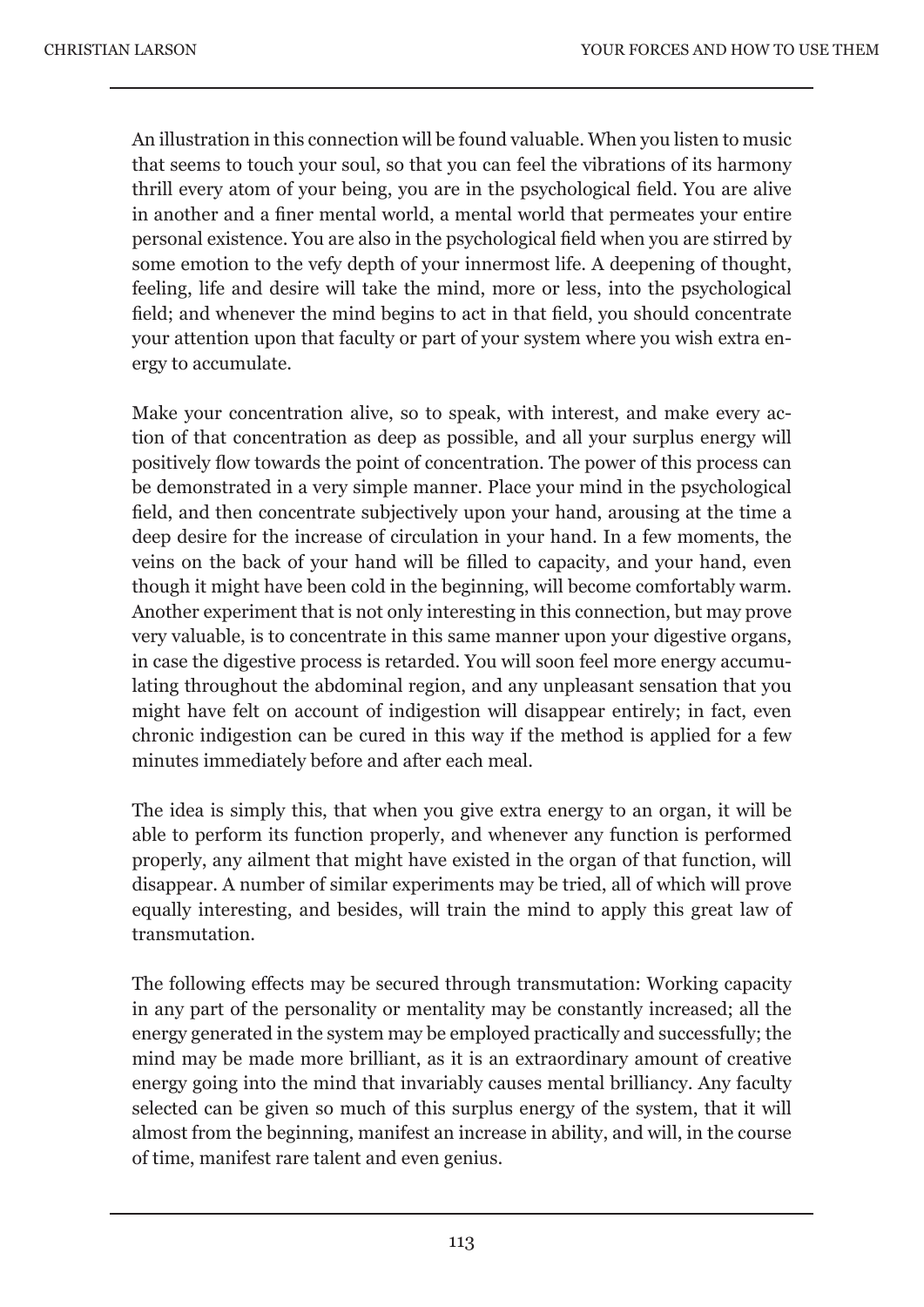An illustration in this connection will be found valuable. When you listen to music that seems to touch your soul, so that you can feel the vibrations of its harmony thrill every atom of your being, you are in the psychological field. You are alive in another and a finer mental world, a mental world that permeates your entire personal existence. You are also in the psychological field when you are stirred by some emotion to the vefy depth of your innermost life. A deepening of thought, feeling, life and desire will take the mind, more or less, into the psychological field; and whenever the mind begins to act in that field, you should concentrate your attention upon that faculty or part of your system where you wish extra energy to accumulate.

Make your concentration alive, so to speak, with interest, and make every action of that concentration as deep as possible, and all your surplus energy will positively flow towards the point of concentration. The power of this process can be demonstrated in a very simple manner. Place your mind in the psychological field, and then concentrate subjectively upon your hand, arousing at the time a deep desire for the increase of circulation in your hand. In a few moments, the veins on the back of your hand will be filled to capacity, and your hand, even though it might have been cold in the beginning, will become comfortably warm. Another experiment that is not only interesting in this connection, but may prove very valuable, is to concentrate in this same manner upon your digestive organs, in case the digestive process is retarded. You will soon feel more energy accumulating throughout the abdominal region, and any unpleasant sensation that you might have felt on account of indigestion will disappear entirely; in fact, even chronic indigestion can be cured in this way if the method is applied for a few minutes immediately before and after each meal.

The idea is simply this, that when you give extra energy to an organ, it will be able to perform its function properly, and whenever any function is performed properly, any ailment that might have existed in the organ of that function, will disappear. A number of similar experiments may be tried, all of which will prove equally interesting, and besides, will train the mind to apply this great law of transmutation.

The following effects may be secured through transmutation: Working capacity in any part of the personality or mentality may be constantly increased; all the energy generated in the system may be employed practically and successfully; the mind may be made more brilliant, as it is an extraordinary amount of creative energy going into the mind that invariably causes mental brilliancy. Any faculty selected can be given so much of this surplus energy of the system, that it will almost from the beginning, manifest an increase in ability, and will, in the course of time, manifest rare talent and even genius.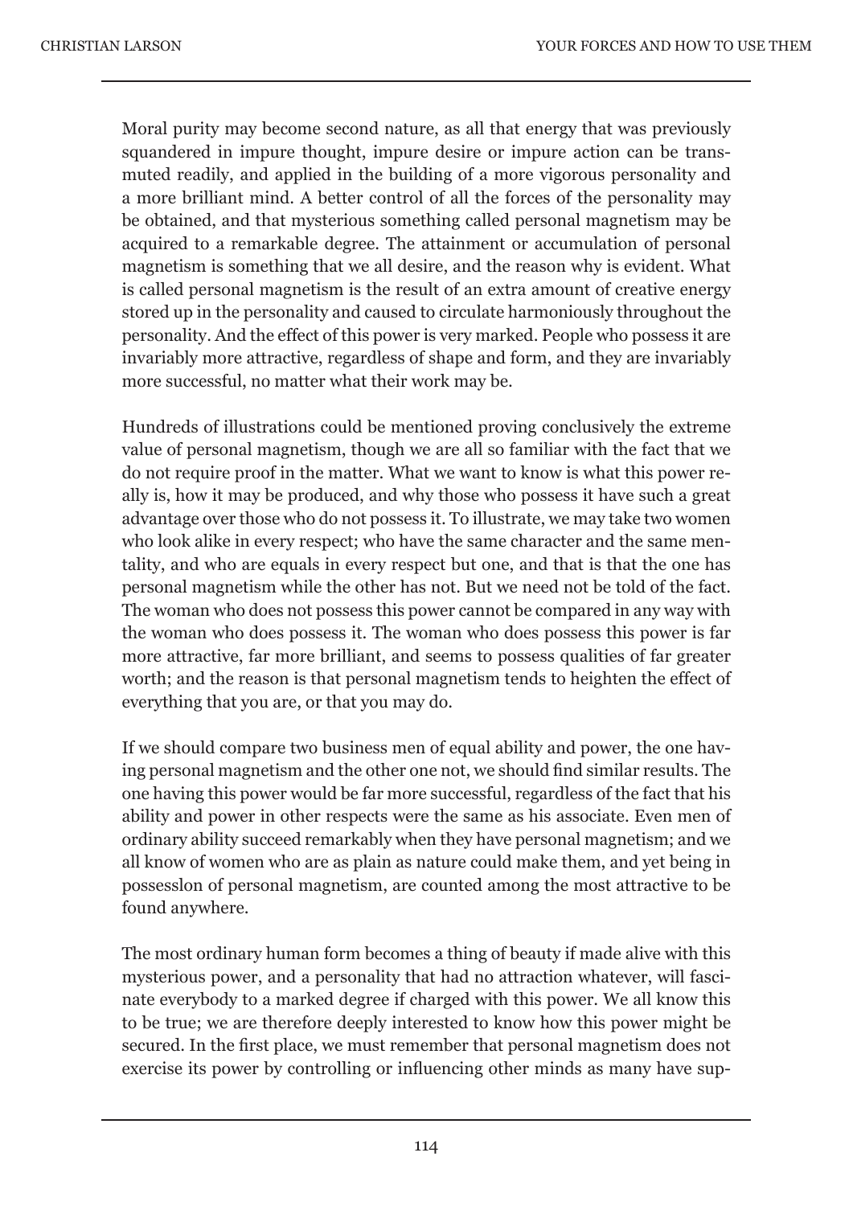Moral purity may become second nature, as all that energy that was previously squandered in impure thought, impure desire or impure action can be transmuted readily, and applied in the building of a more vigorous personality and a more brilliant mind. A better control of all the forces of the personality may be obtained, and that mysterious something called personal magnetism may be acquired to a remarkable degree. The attainment or accumulation of personal magnetism is something that we all desire, and the reason why is evident. What is called personal magnetism is the result of an extra amount of creative energy stored up in the personality and caused to circulate harmoniously throughout the personality. And the effect of this power is very marked. People who possess it are invariably more attractive, regardless of shape and form, and they are invariably more successful, no matter what their work may be.

Hundreds of illustrations could be mentioned proving conclusively the extreme value of personal magnetism, though we are all so familiar with the fact that we do not require proof in the matter. What we want to know is what this power really is, how it may be produced, and why those who possess it have such a great advantage over those who do not possess it. To illustrate, we may take two women who look alike in every respect; who have the same character and the same mentality, and who are equals in every respect but one, and that is that the one has personal magnetism while the other has not. But we need not be told of the fact. The woman who does not possess this power cannot be compared in any way with the woman who does possess it. The woman who does possess this power is far more attractive, far more brilliant, and seems to possess qualities of far greater worth; and the reason is that personal magnetism tends to heighten the effect of everything that you are, or that you may do.

If we should compare two business men of equal ability and power, the one having personal magnetism and the other one not, we should find similar results. The one having this power would be far more successful, regardless of the fact that his ability and power in other respects were the same as his associate. Even men of ordinary ability succeed remarkably when they have personal magnetism; and we all know of women who are as plain as nature could make them, and yet being in possesslon of personal magnetism, are counted among the most attractive to be found anywhere.

The most ordinary human form becomes a thing of beauty if made alive with this mysterious power, and a personality that had no attraction whatever, will fascinate everybody to a marked degree if charged with this power. We all know this to be true; we are therefore deeply interested to know how this power might be secured. In the first place, we must remember that personal magnetism does not exercise its power by controlling or influencing other minds as many have sup-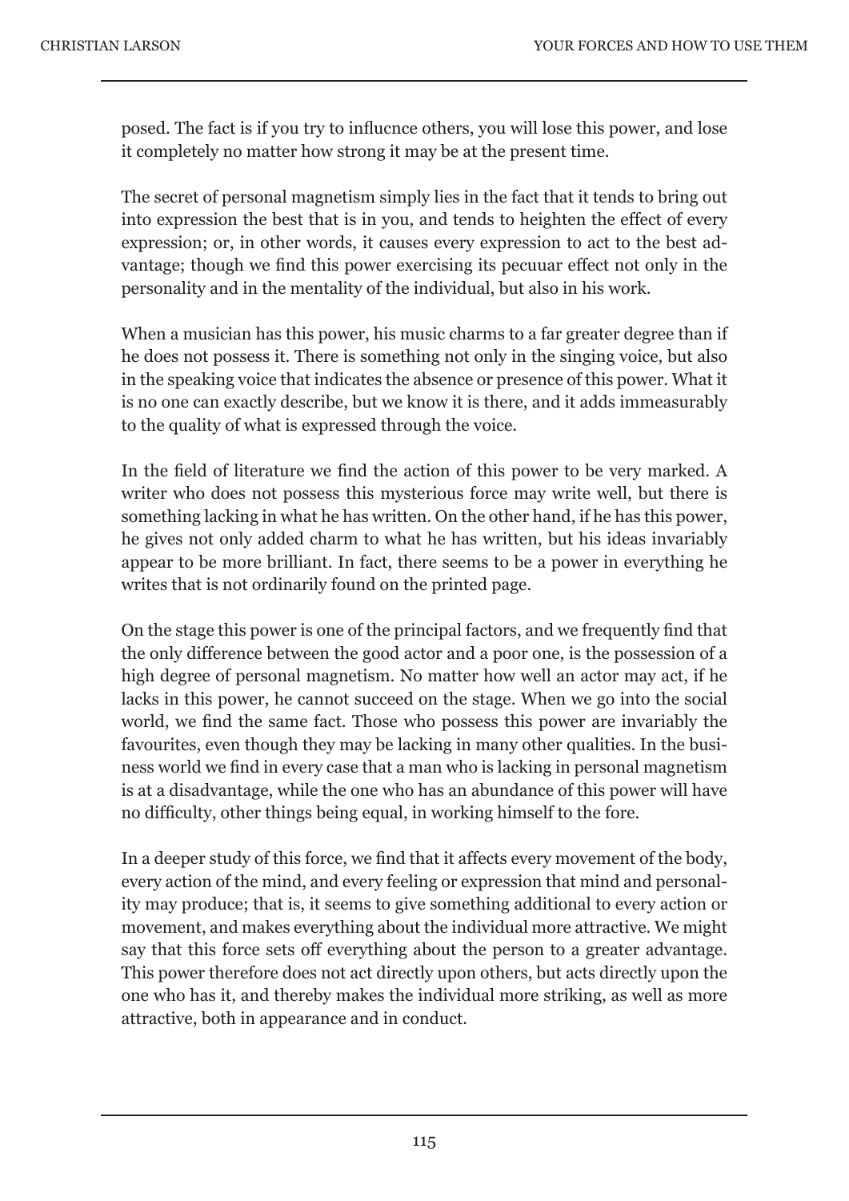posed. The fact is if you try to influcnce others, you will lose this power, and lose it completely no matter how strong it may be at the present time.

The secret of personal magnetism simply lies in the fact that it tends to bring out into expression the best that is in you, and tends to heighten the effect of every expression; or, in other words, it causes every expression to act to the best advantage; though we find this power exercising its pecuuar effect not only in the personality and in the mentality of the individual, but also in his work.

When a musician has this power, his music charms to a far greater degree than if he does not possess it. There is something not only in the singing voice, but also in the speaking voice that indicates the absence or presence of this power. What it is no one can exactly describe, but we know it is there, and it adds immeasurably to the quality of what is expressed through the voice.

In the field of literature we find the action of this power to be very marked. A writer who does not possess this mysterious force may write well, but there is something lacking in what he has written. On the other hand, if he has this power, he gives not only added charm to what he has written, but his ideas invariably appear to be more brilliant. In fact, there seems to be a power in everything he writes that is not ordinarily found on the printed page.

On the stage this power is one of the principal factors, and we frequently find that the only difference between the good actor and a poor one, is the possession of a high degree of personal magnetism. No matter how well an actor may act, if he lacks in this power, he cannot succeed on the stage. When we go into the social world, we find the same fact. Those who possess this power are invariably the favourites, even though they may be lacking in many other qualities. In the business world we find in every case that a man who is lacking in personal magnetism is at a disadvantage, while the one who has an abundance of this power will have no difficulty, other things being equal, in working himself to the fore.

In a deeper study of this force, we find that it affects every movement of the body, every action of the mind, and every feeling or expression that mind and personality may produce; that is, it seems to give something additional to every action or movement, and makes everything about the individual more attractive. We might say that this force sets off everything about the person to a greater advantage. This power therefore does not act directly upon others, but acts directly upon the one who has it, and thereby makes the individual more striking, as well as more attractive, both in appearance and in conduct.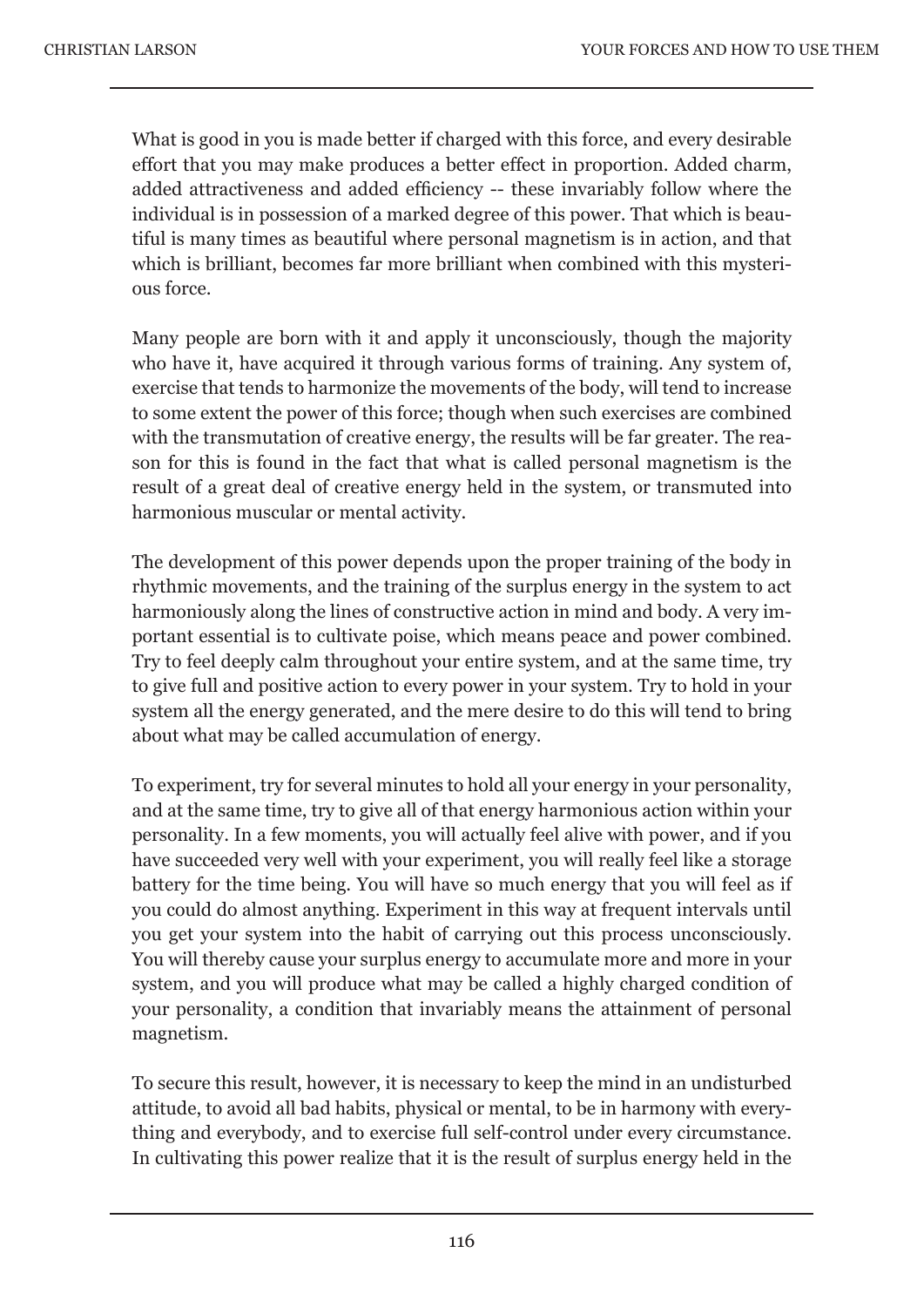What is good in you is made better if charged with this force, and every desirable effort that you may make produces a better effect in proportion. Added charm, added attractiveness and added efficiency -- these invariably follow where the individual is in possession of a marked degree of this power. That which is beautiful is many times as beautiful where personal magnetism is in action, and that which is brilliant, becomes far more brilliant when combined with this mysterious force.

Many people are born with it and apply it unconsciously, though the majority who have it, have acquired it through various forms of training. Any system of, exercise that tends to harmonize the movements of the body, will tend to increase to some extent the power of this force; though when such exercises are combined with the transmutation of creative energy, the results will be far greater. The reason for this is found in the fact that what is called personal magnetism is the result of a great deal of creative energy held in the system, or transmuted into harmonious muscular or mental activity.

The development of this power depends upon the proper training of the body in rhythmic movements, and the training of the surplus energy in the system to act harmoniously along the lines of constructive action in mind and body. A very important essential is to cultivate poise, which means peace and power combined. Try to feel deeply calm throughout your entire system, and at the same time, try to give full and positive action to every power in your system. Try to hold in your system all the energy generated, and the mere desire to do this will tend to bring about what may be called accumulation of energy.

To experiment, try for several minutes to hold all your energy in your personality, and at the same time, try to give all of that energy harmonious action within your personality. In a few moments, you will actually feel alive with power, and if you have succeeded very well with your experiment, you will really feel like a storage battery for the time being. You will have so much energy that you will feel as if you could do almost anything. Experiment in this way at frequent intervals until you get your system into the habit of carrying out this process unconsciously. You will thereby cause your surplus energy to accumulate more and more in your system, and you will produce what may be called a highly charged condition of your personality, a condition that invariably means the attainment of personal magnetism.

To secure this result, however, it is necessary to keep the mind in an undisturbed attitude, to avoid all bad habits, physical or mental, to be in harmony with everything and everybody, and to exercise full self-control under every circumstance. In cultivating this power realize that it is the result of surplus energy held in the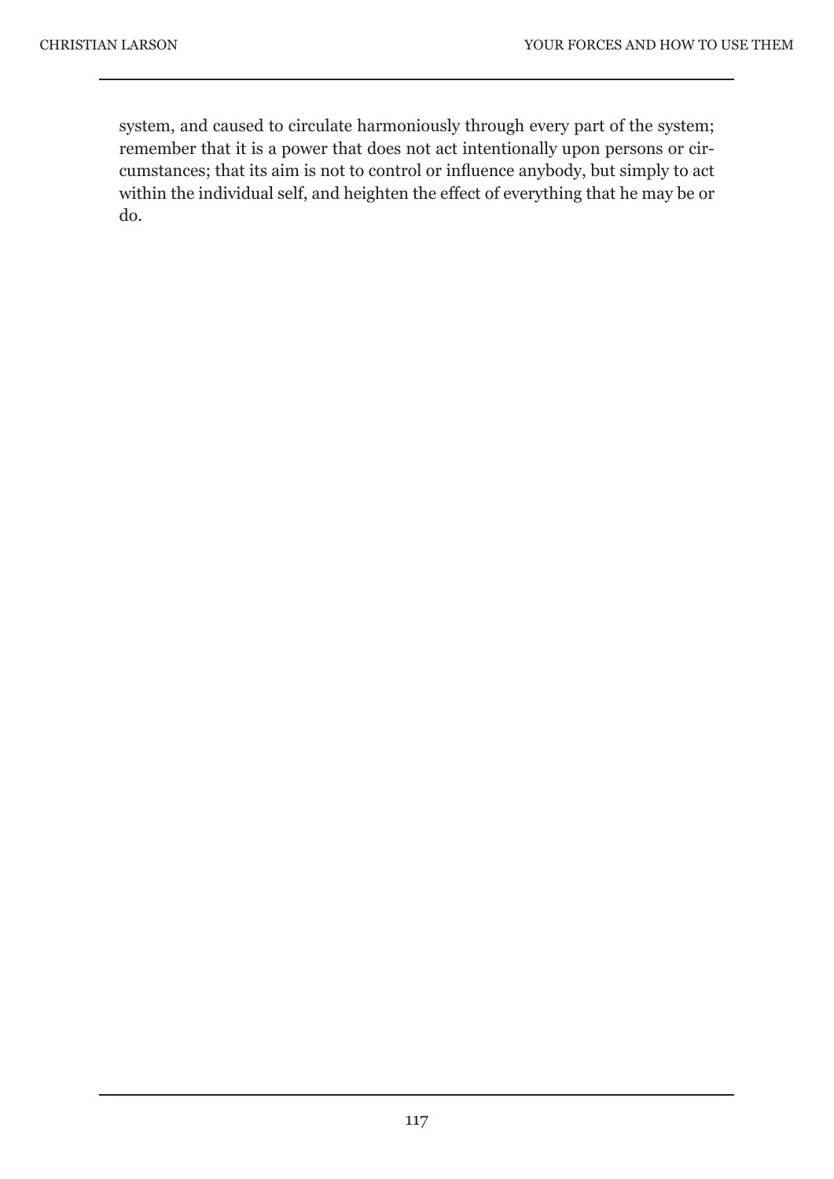system, and caused to circulate harmoniously through every part of the system; remember that it is a power that does not act intentionally upon persons or circumstances; that its aim is not to control or influence anybody, but simply to act within the individual self, and heighten the effect of everything that he may be or do.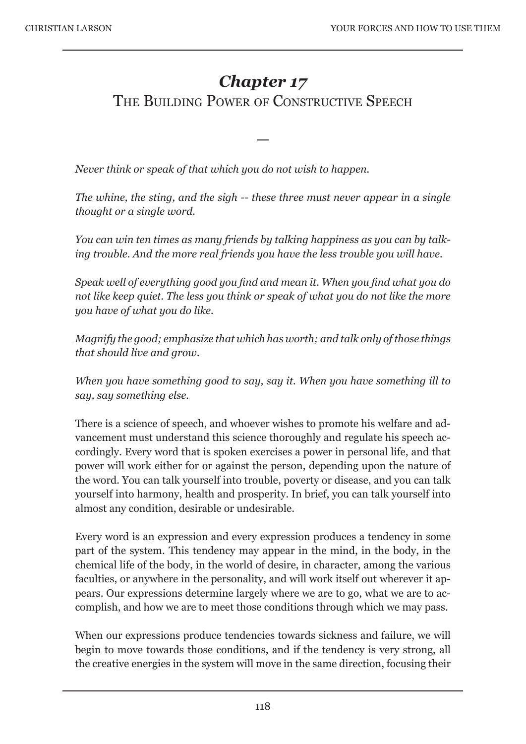# *Chapter 17*
## The Building Power of Constructive Speech

—

*Never think or speak of that which you do not wish to happen.*

*The whine, the sting, and the sigh -- these three must never appear in a single thought or a single word.*

*You can win ten times as many friends by talking happiness as you can by talking trouble. And the more real friends you have the less trouble you will have.*

*Speak well of everything good you find and mean it. When you find what you do not like keep quiet. The less you think or speak of what you do not like the more you have of what you do like.*

*Magnify the good; emphasize that which has worth; and talk only of those things that should live and grow.*

*When you have something good to say, say it. When you have something ill to say, say something else.*

There is a science of speech, and whoever wishes to promote his welfare and advancement must understand this science thoroughly and regulate his speech accordingly. Every word that is spoken exercises a power in personal life, and that power will work either for or against the person, depending upon the nature of the word. You can talk yourself into trouble, poverty or disease, and you can talk yourself into harmony, health and prosperity. In brief, you can talk yourself into almost any condition, desirable or undesirable.

Every word is an expression and every expression produces a tendency in some part of the system. This tendency may appear in the mind, in the body, in the chemical life of the body, in the world of desire, in character, among the various faculties, or anywhere in the personality, and will work itself out wherever it appears. Our expressions determine largely where we are to go, what we are to accomplish, and how we are to meet those conditions through which we may pass.

When our expressions produce tendencies towards sickness and failure, we will begin to move towards those conditions, and if the tendency is very strong, all the creative energies in the system will move in the same direction, focusing their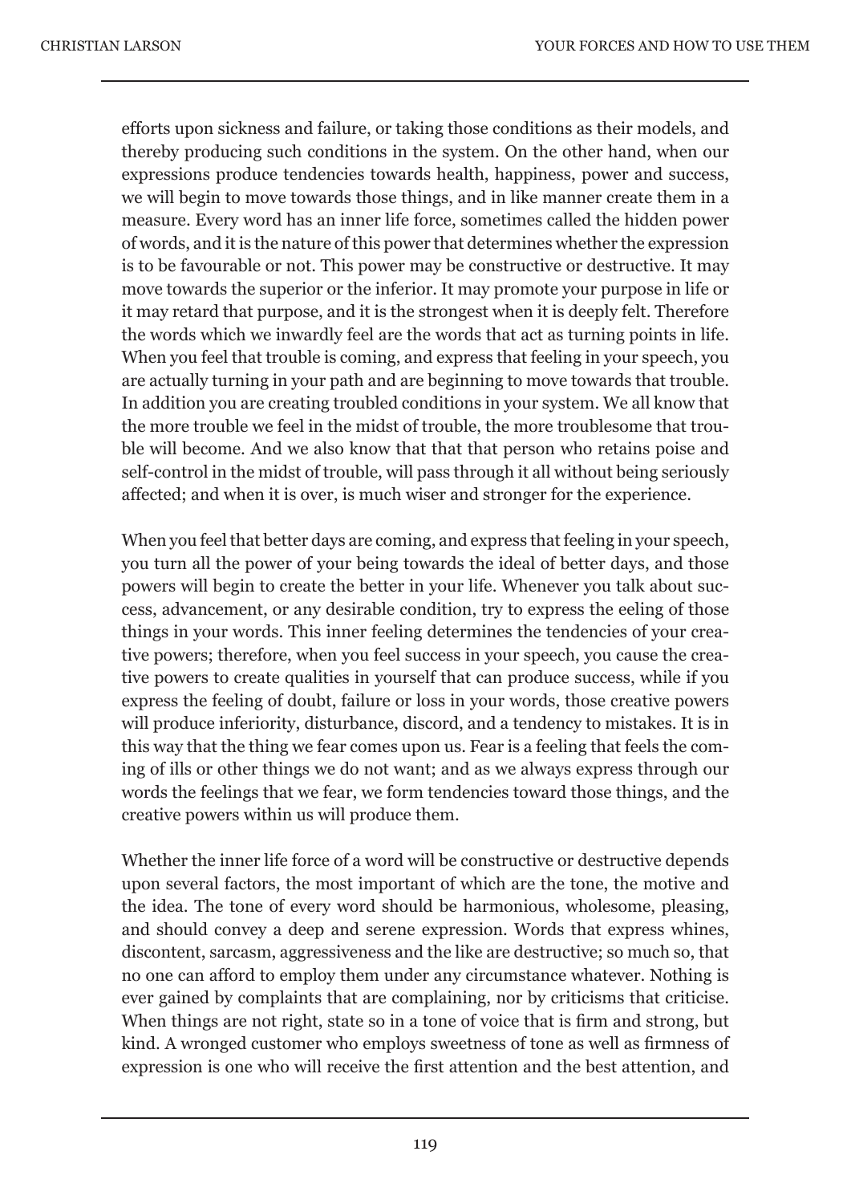efforts upon sickness and failure, or taking those conditions as their models, and thereby producing such conditions in the system. On the other hand, when our expressions produce tendencies towards health, happiness, power and success, we will begin to move towards those things, and in like manner create them in a measure. Every word has an inner life force, sometimes called the hidden power of words, and it is the nature of this power that determines whether the expression is to be favourable or not. This power may be constructive or destructive. It may move towards the superior or the inferior. It may promote your purpose in life or it may retard that purpose, and it is the strongest when it is deeply felt. Therefore the words which we inwardly feel are the words that act as turning points in life. When you feel that trouble is coming, and express that feeling in your speech, you are actually turning in your path and are beginning to move towards that trouble. In addition you are creating troubled conditions in your system. We all know that the more trouble we feel in the midst of trouble, the more troublesome that trouble will become. And we also know that that that person who retains poise and self-control in the midst of trouble, will pass through it all without being seriously affected; and when it is over, is much wiser and stronger for the experience.

When you feel that better days are coming, and express that feeling in your speech, you turn all the power of your being towards the ideal of better days, and those powers will begin to create the better in your life. Whenever you talk about success, advancement, or any desirable condition, try to express the eeling of those things in your words. This inner feeling determines the tendencies of your creative powers; therefore, when you feel success in your speech, you cause the creative powers to create qualities in yourself that can produce success, while if you express the feeling of doubt, failure or loss in your words, those creative powers will produce inferiority, disturbance, discord, and a tendency to mistakes. It is in this way that the thing we fear comes upon us. Fear is a feeling that feels the coming of ills or other things we do not want; and as we always express through our words the feelings that we fear, we form tendencies toward those things, and the creative powers within us will produce them.

Whether the inner life force of a word will be constructive or destructive depends upon several factors, the most important of which are the tone, the motive and the idea. The tone of every word should be harmonious, wholesome, pleasing, and should convey a deep and serene expression. Words that express whines, discontent, sarcasm, aggressiveness and the like are destructive; so much so, that no one can afford to employ them under any circumstance whatever. Nothing is ever gained by complaints that are complaining, nor by criticisms that criticise. When things are not right, state so in a tone of voice that is firm and strong, but kind. A wronged customer who employs sweetness of tone as well as firmness of expression is one who will receive the first attention and the best attention, and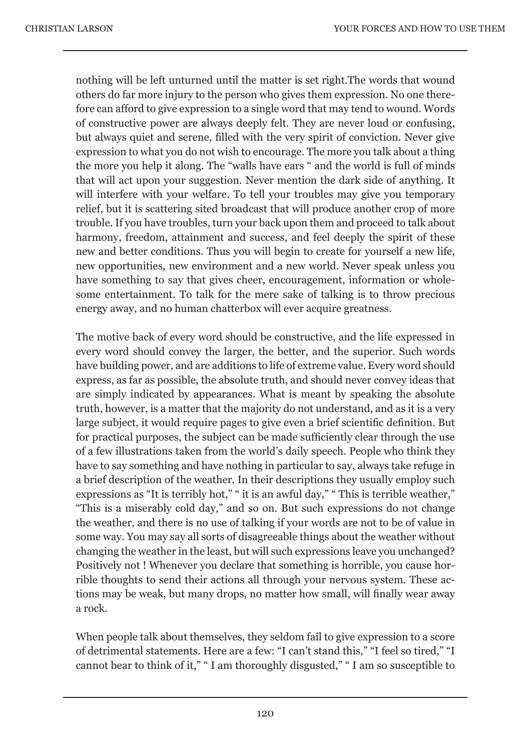nothing will be left unturned until the matter is set right.The words that wound others do far more injury to the person who gives them expression. No one therefore can afford to give expression to a single word that may tend to wound. Words of constructive power are always deeply felt. They are never loud or confusing, but always quiet and serene, filled with the very spirit of conviction. Never give expression to what you do not wish to encourage. The more you talk about a thing the more you help it along. The "walls have ears " and the world is full of minds that will act upon your suggestion. Never mention the dark side of anything. It will interfere with your welfare. To tell your troubles may give you temporary relief, but it is scattering sited broadcast that will produce another crop of more trouble. If you have troubles, turn your back upon them and proceed to talk about harmony, freedom, attainment and success, and feel deeply the spirit of these new and better conditions. Thus you will begin to create for yourself a new life, new opportunities, new environment and a new world. Never speak unless you have something to say that gives cheer, encouragement, information or wholesome entertainment. To talk for the mere sake of talking is to throw precious energy away, and no human chatterbox will ever acquire greatness.

The motive back of every word should be constructive, and the life expressed in every word should convey the larger, the better, and the superior. Such words have building power, and are additions to life of extreme value. Every word should express, as far as possible, the absolute truth, and should never convey ideas that are simply indicated by appearances. What is meant by speaking the absolute truth, however, is a matter that the majority do not understand, and as it is a very large subject, it would require pages to give even a brief scientific definition. But for practical purposes, the subject can be made sufficiently clear through the use of a few illustrations taken from the world's daily speech. People who think they have to say something and have nothing in particular to say, always take refuge in a brief description of the weather. In their descriptions they usually employ such expressions as "It is terribly hot," " it is an awful day," " This is terrible weather," "This is a miserably cold day," and so on. But such expressions do not change the weather, and there is no use of talking if your words are not to be of value in some way. You may say all sorts of disagreeable things about the weather without changing the weather in the least, but will such expressions leave you unchanged? Positively not ! Whenever you declare that something is horrible, you cause horrible thoughts to send their actions all through your nervous system. These actions may be weak, but many drops, no matter how small, will finally wear away a rock.

When people talk about themselves, they seldom fail to give expression to a score of detrimental statements. Here are a few: "I can't stand this," "I feel so tired," "I cannot bear to think of it," " I am thoroughly disgusted," " I am so susceptible to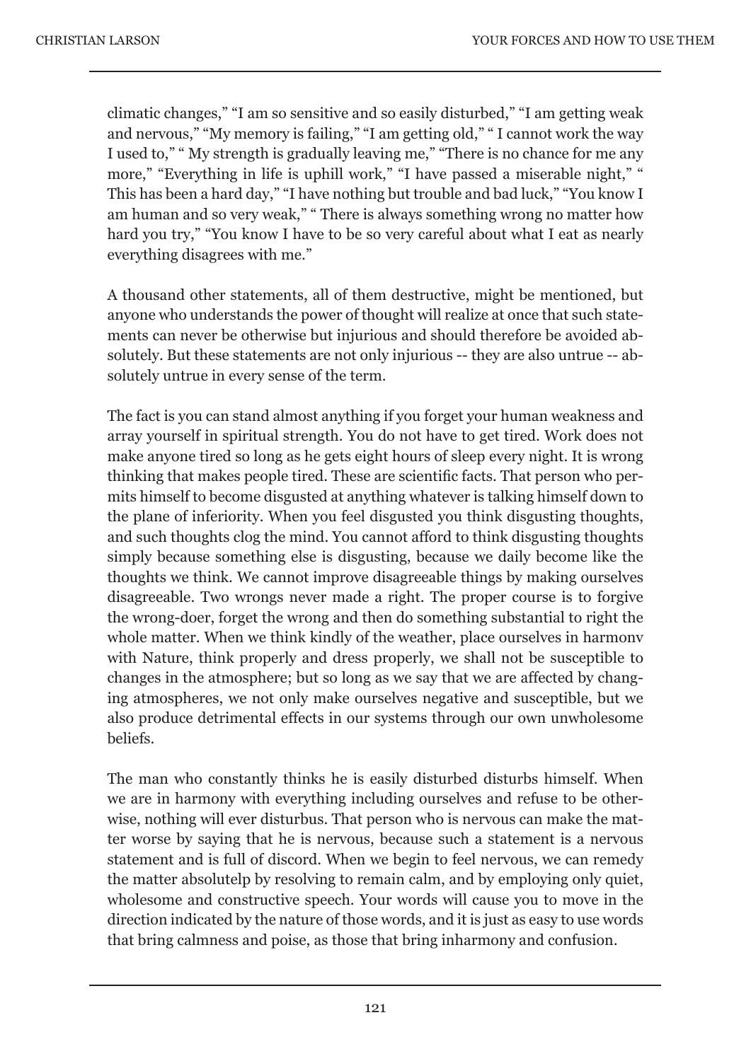climatic changes," "I am so sensitive and so easily disturbed," "I am getting weak and nervous," "My memory is failing," "I am getting old," " I cannot work the way I used to," " My strength is gradually leaving me," "There is no chance for me any more," "Everything in life is uphill work," "I have passed a miserable night," " This has been a hard day," "I have nothing but trouble and bad luck," "You know I am human and so very weak," " There is always something wrong no matter how hard you try," "You know I have to be so very careful about what I eat as nearly everything disagrees with me."

A thousand other statements, all of them destructive, might be mentioned, but anyone who understands the power of thought will realize at once that such statements can never be otherwise but injurious and should therefore be avoided absolutely. But these statements are not only injurious -- they are also untrue -- absolutely untrue in every sense of the term.

The fact is you can stand almost anything if you forget your human weakness and array yourself in spiritual strength. You do not have to get tired. Work does not make anyone tired so long as he gets eight hours of sleep every night. It is wrong thinking that makes people tired. These are scientific facts. That person who permits himself to become disgusted at anything whatever is talking himself down to the plane of inferiority. When you feel disgusted you think disgusting thoughts, and such thoughts clog the mind. You cannot afford to think disgusting thoughts simply because something else is disgusting, because we daily become like the thoughts we think. We cannot improve disagreeable things by making ourselves disagreeable. Two wrongs never made a right. The proper course is to forgive the wrong-doer, forget the wrong and then do something substantial to right the whole matter. When we think kindly of the weather, place ourselves in harmonv with Nature, think properly and dress properly, we shall not be susceptible to changes in the atmosphere; but so long as we say that we are affected by changing atmospheres, we not only make ourselves negative and susceptible, but we also produce detrimental effects in our systems through our own unwholesome beliefs.

The man who constantly thinks he is easily disturbed disturbs himself. When we are in harmony with everything including ourselves and refuse to be otherwise, nothing will ever disturbus. That person who is nervous can make the matter worse by saying that he is nervous, because such a statement is a nervous statement and is full of discord. When we begin to feel nervous, we can remedy the matter absolutelp by resolving to remain calm, and by employing only quiet, wholesome and constructive speech. Your words will cause you to move in the direction indicated by the nature of those words, and it is just as easy to use words that bring calmness and poise, as those that bring inharmony and confusion.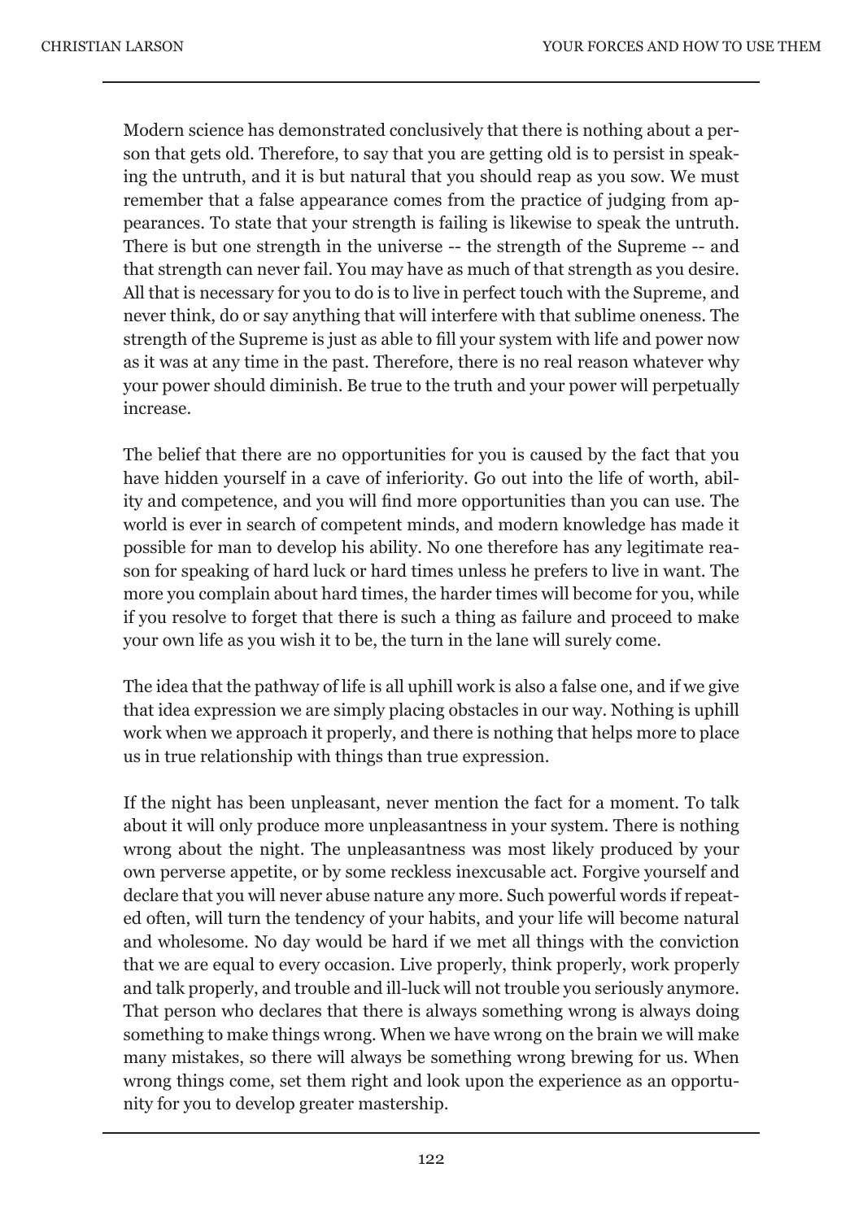Modern science has demonstrated conclusively that there is nothing about a person that gets old. Therefore, to say that you are getting old is to persist in speaking the untruth, and it is but natural that you should reap as you sow. We must remember that a false appearance comes from the practice of judging from appearances. To state that your strength is failing is likewise to speak the untruth. There is but one strength in the universe -- the strength of the Supreme -- and that strength can never fail. You may have as much of that strength as you desire. All that is necessary for you to do is to live in perfect touch with the Supreme, and never think, do or say anything that will interfere with that sublime oneness. The strength of the Supreme is just as able to fill your system with life and power now as it was at any time in the past. Therefore, there is no real reason whatever why your power should diminish. Be true to the truth and your power will perpetually increase.

The belief that there are no opportunities for you is caused by the fact that you have hidden yourself in a cave of inferiority. Go out into the life of worth, ability and competence, and you will find more opportunities than you can use. The world is ever in search of competent minds, and modern knowledge has made it possible for man to develop his ability. No one therefore has any legitimate reason for speaking of hard luck or hard times unless he prefers to live in want. The more you complain about hard times, the harder times will become for you, while if you resolve to forget that there is such a thing as failure and proceed to make your own life as you wish it to be, the turn in the lane will surely come.

The idea that the pathway of life is all uphill work is also a false one, and if we give that idea expression we are simply placing obstacles in our way. Nothing is uphill work when we approach it properly, and there is nothing that helps more to place us in true relationship with things than true expression.

If the night has been unpleasant, never mention the fact for a moment. To talk about it will only produce more unpleasantness in your system. There is nothing wrong about the night. The unpleasantness was most likely produced by your own perverse appetite, or by some reckless inexcusable act. Forgive yourself and declare that you will never abuse nature any more. Such powerful words if repeated often, will turn the tendency of your habits, and your life will become natural and wholesome. No day would be hard if we met all things with the conviction that we are equal to every occasion. Live properly, think properly, work properly and talk properly, and trouble and ill-luck will not trouble you seriously anymore. That person who declares that there is always something wrong is always doing something to make things wrong. When we have wrong on the brain we will make many mistakes, so there will always be something wrong brewing for us. When wrong things come, set them right and look upon the experience as an opportunity for you to develop greater mastership.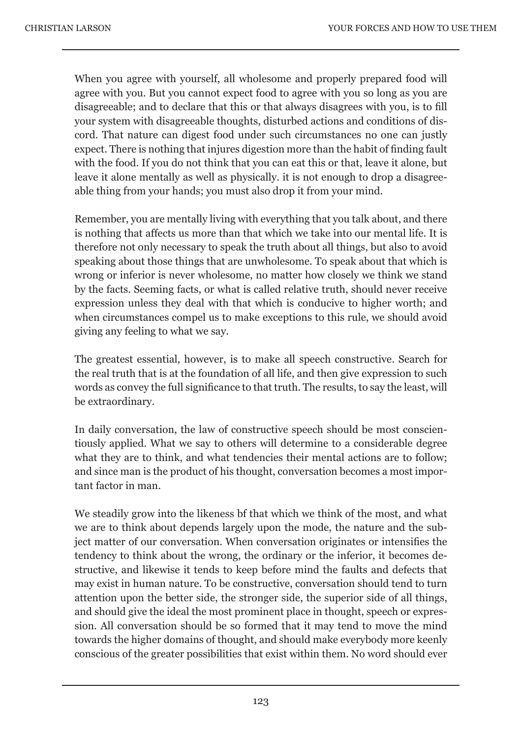When you agree with yourself, all wholesome and properly prepared food will agree with you. But you cannot expect food to agree with you so long as you are disagreeable; and to declare that this or that always disagrees with you, is to fill your system with disagreeable thoughts, disturbed actions and conditions of discord. That nature can digest food under such circumstances no one can justly expect. There is nothing that injures digestion more than the habit of finding fault with the food. If you do not think that you can eat this or that, leave it alone, but leave it alone mentally as well as physically. it is not enough to drop a disagreeable thing from your hands; you must also drop it from your mind.

Remember, you are mentally living with everything that you talk about, and there is nothing that affects us more than that which we take into our mental life. It is therefore not only necessary to speak the truth about all things, but also to avoid speaking about those things that are unwholesome. To speak about that which is wrong or inferior is never wholesome, no matter how closely we think we stand by the facts. Seeming facts, or what is called relative truth, should never receive expression unless they deal with that which is conducive to higher worth; and when circumstances compel us to make exceptions to this rule, we should avoid giving any feeling to what we say.

The greatest essential, however, is to make all speech constructive. Search for the real truth that is at the foundation of all life, and then give expression to such words as convey the full significance to that truth. The results, to say the least, will be extraordinary.

In daily conversation, the law of constructive speech should be most conscientiously applied. What we say to others will determine to a considerable degree what they are to think, and what tendencies their mental actions are to follow; and since man is the product of his thought, conversation becomes a most important factor in man.

We steadily grow into the likeness bf that which we think of the most, and what we are to think about depends largely upon the mode, the nature and the subject matter of our conversation. When conversation originates or intensifies the tendency to think about the wrong, the ordinary or the inferior, it becomes destructive, and likewise it tends to keep before mind the faults and defects that may exist in human nature. To be constructive, conversation should tend to turn attention upon the better side, the stronger side, the superior side of all things, and should give the ideal the most prominent place in thought, speech or expression. All conversation should be so formed that it may tend to move the mind towards the higher domains of thought, and should make everybody more keenly conscious of the greater possibilities that exist within them. No word should ever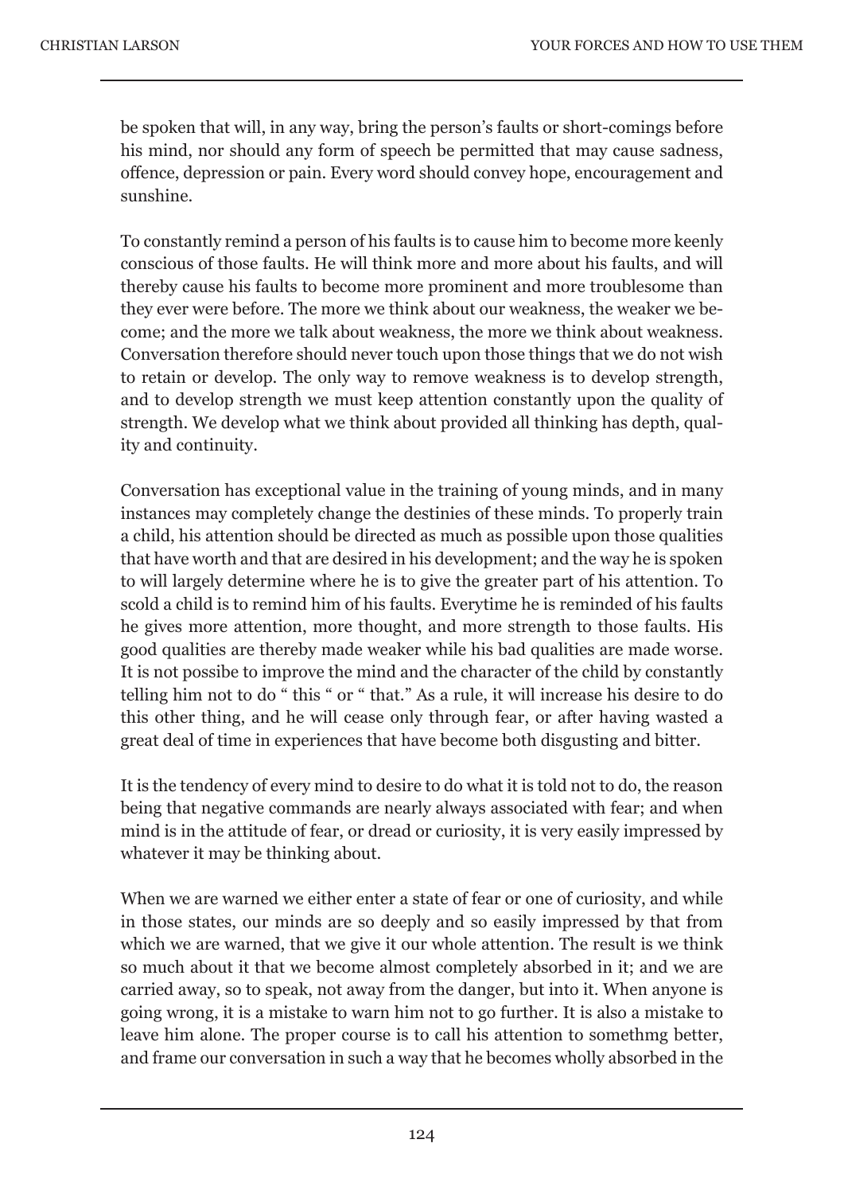be spoken that will, in any way, bring the person's faults or short-comings before his mind, nor should any form of speech be permitted that may cause sadness, offence, depression or pain. Every word should convey hope, encouragement and sunshine.

To constantly remind a person of his faults is to cause him to become more keenly conscious of those faults. He will think more and more about his faults, and will thereby cause his faults to become more prominent and more troublesome than they ever were before. The more we think about our weakness, the weaker we become; and the more we talk about weakness, the more we think about weakness. Conversation therefore should never touch upon those things that we do not wish to retain or develop. The only way to remove weakness is to develop strength, and to develop strength we must keep attention constantly upon the quality of strength. We develop what we think about provided all thinking has depth, quality and continuity.

Conversation has exceptional value in the training of young minds, and in many instances may completely change the destinies of these minds. To properly train a child, his attention should be directed as much as possible upon those qualities that have worth and that are desired in his development; and the way he is spoken to will largely determine where he is to give the greater part of his attention. To scold a child is to remind him of his faults. Everytime he is reminded of his faults he gives more attention, more thought, and more strength to those faults. His good qualities are thereby made weaker while his bad qualities are made worse. It is not possibe to improve the mind and the character of the child by constantly telling him not to do " this " or " that." As a rule, it will increase his desire to do this other thing, and he will cease only through fear, or after having wasted a great deal of time in experiences that have become both disgusting and bitter.

It is the tendency of every mind to desire to do what it is told not to do, the reason being that negative commands are nearly always associated with fear; and when mind is in the attitude of fear, or dread or curiosity, it is very easily impressed by whatever it may be thinking about.

When we are warned we either enter a state of fear or one of curiosity, and while in those states, our minds are so deeply and so easily impressed by that from which we are warned, that we give it our whole attention. The result is we think so much about it that we become almost completely absorbed in it; and we are carried away, so to speak, not away from the danger, but into it. When anyone is going wrong, it is a mistake to warn him not to go further. It is also a mistake to leave him alone. The proper course is to call his attention to somethmg better, and frame our conversation in such a way that he becomes wholly absorbed in the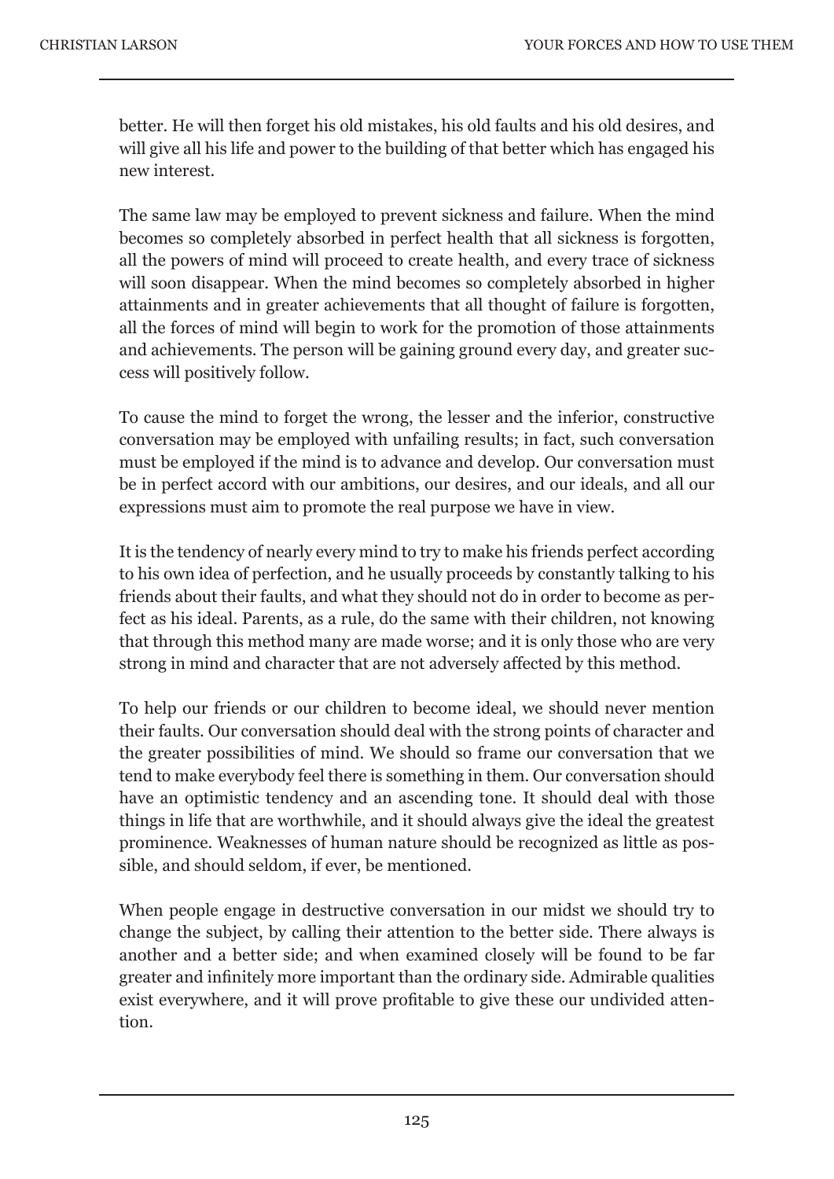better. He will then forget his old mistakes, his old faults and his old desires, and will give all his life and power to the building of that better which has engaged his new interest.

The same law may be employed to prevent sickness and failure. When the mind becomes so completely absorbed in perfect health that all sickness is forgotten, all the powers of mind will proceed to create health, and every trace of sickness will soon disappear. When the mind becomes so completely absorbed in higher attainments and in greater achievements that all thought of failure is forgotten, all the forces of mind will begin to work for the promotion of those attainments and achievements. The person will be gaining ground every day, and greater success will positively follow.

To cause the mind to forget the wrong, the lesser and the inferior, constructive conversation may be employed with unfailing results; in fact, such conversation must be employed if the mind is to advance and develop. Our conversation must be in perfect accord with our ambitions, our desires, and our ideals, and all our expressions must aim to promote the real purpose we have in view.

It is the tendency of nearly every mind to try to make his friends perfect according to his own idea of perfection, and he usually proceeds by constantly talking to his friends about their faults, and what they should not do in order to become as perfect as his ideal. Parents, as a rule, do the same with their children, not knowing that through this method many are made worse; and it is only those who are very strong in mind and character that are not adversely affected by this method.

To help our friends or our children to become ideal, we should never mention their faults. Our conversation should deal with the strong points of character and the greater possibilities of mind. We should so frame our conversation that we tend to make everybody feel there is something in them. Our conversation should have an optimistic tendency and an ascending tone. It should deal with those things in life that are worthwhile, and it should always give the ideal the greatest prominence. Weaknesses of human nature should be recognized as little as possible, and should seldom, if ever, be mentioned.

When people engage in destructive conversation in our midst we should try to change the subject, by calling their attention to the better side. There always is another and a better side; and when examined closely will be found to be far greater and infinitely more important than the ordinary side. Admirable qualities exist everywhere, and it will prove profitable to give these our undivided attention.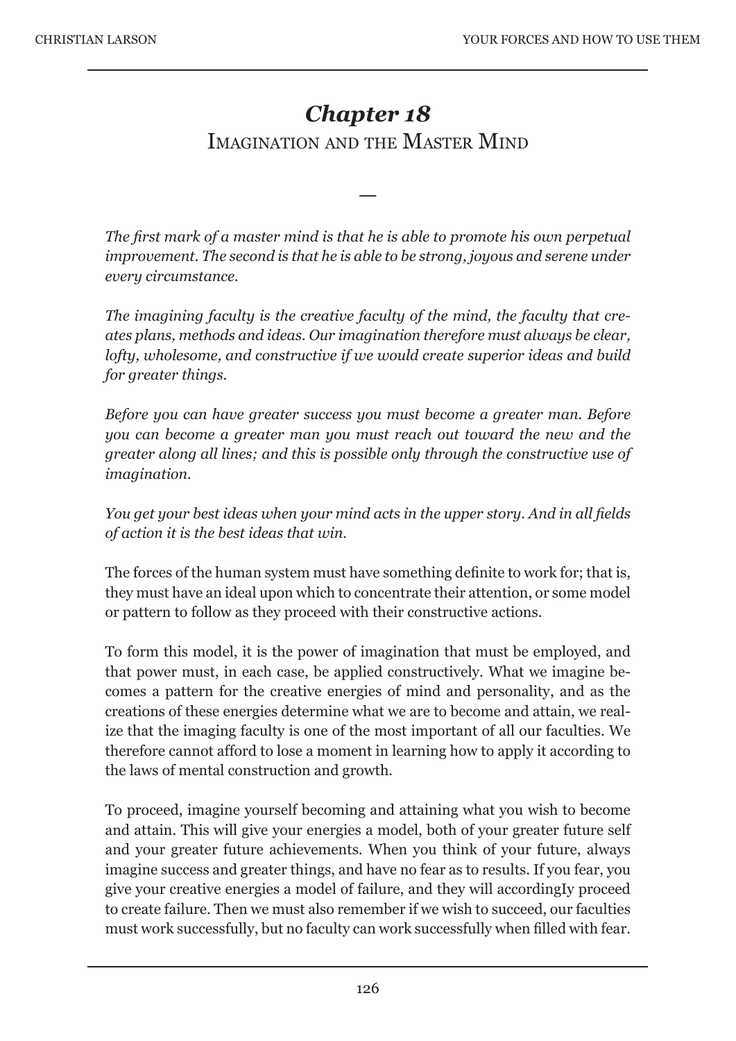# *Chapter 18*
## Imagination and the Master Mind

—

*The first mark of a master mind is that he is able to promote his own perpetual improvement. The second is that he is able to be strong, joyous and serene under every circumstance.*

*The imagining faculty is the creative faculty of the mind, the faculty that creates plans, methods and ideas. Our imagination therefore must always be clear, lofty, wholesome, and constructive if we would create superior ideas and build for greater things.*

*Before you can have greater success you must become a greater man. Before you can become a greater man you must reach out toward the new and the greater along all lines; and this is possible only through the constructive use of imagination.*

*You get your best ideas when your mind acts in the upper story. And in all fields of action it is the best ideas that win.*

The forces of the human system must have something definite to work for; that is, they must have an ideal upon which to concentrate their attention, or some model or pattern to follow as they proceed with their constructive actions.

To form this model, it is the power of imagination that must be employed, and that power must, in each case, be applied constructively. What we imagine becomes a pattern for the creative energies of mind and personality, and as the creations of these energies determine what we are to become and attain, we realize that the imaging faculty is one of the most important of all our faculties. We therefore cannot afford to lose a moment in learning how to apply it according to the laws of mental construction and growth.

To proceed, imagine yourself becoming and attaining what you wish to become and attain. This will give your energies a model, both of your greater future self and your greater future achievements. When you think of your future, always imagine success and greater things, and have no fear as to results. If you fear, you give your creative energies a model of failure, and they will accordingly proceed to create failure. Then we must also remember if we wish to succeed, our faculties must work successfully, but no faculty can work successfully when filled with fear.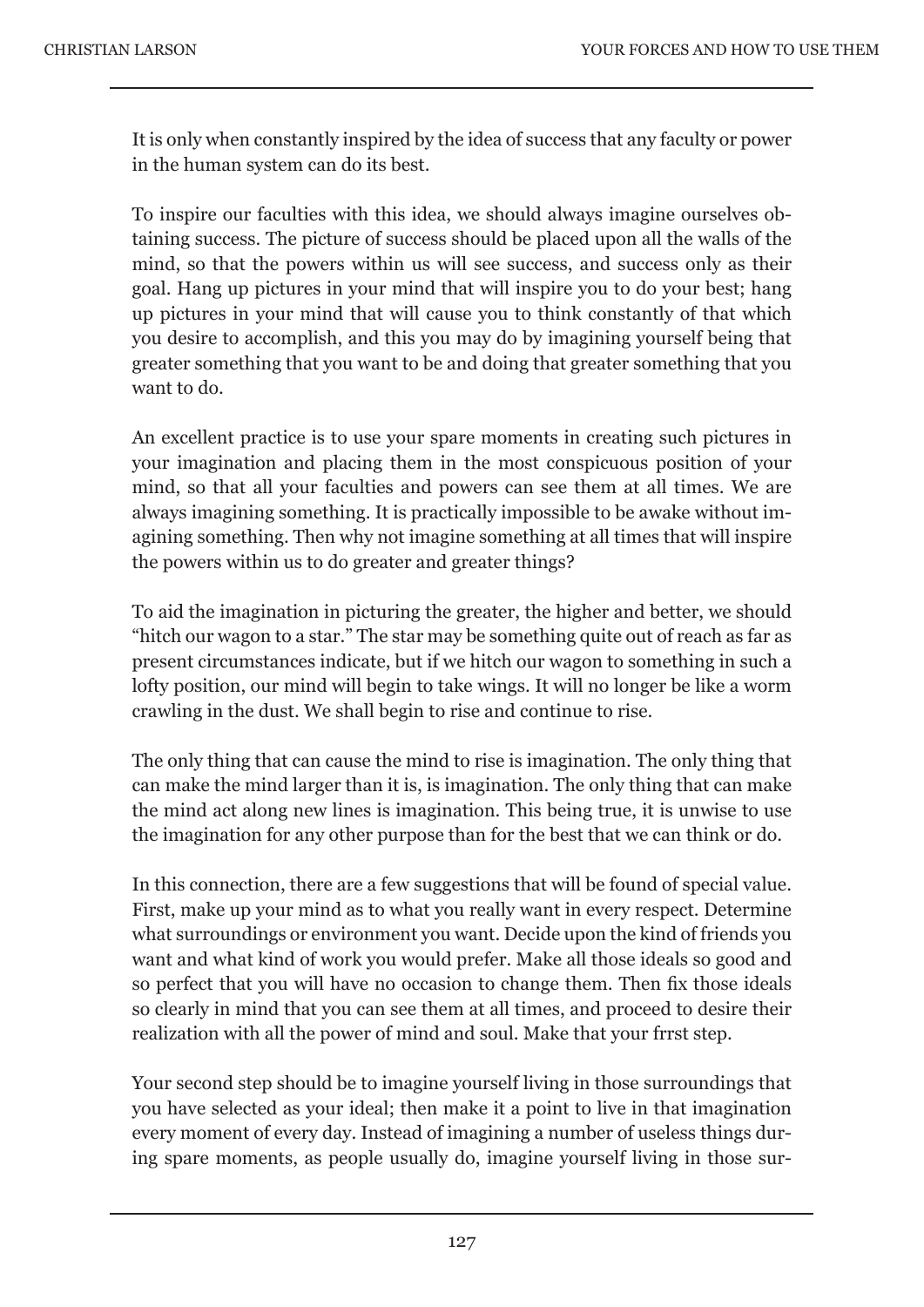It is only when constantly inspired by the idea of success that any faculty or power in the human system can do its best.

To inspire our faculties with this idea, we should always imagine ourselves obtaining success. The picture of success should be placed upon all the walls of the mind, so that the powers within us will see success, and success only as their goal. Hang up pictures in your mind that will inspire you to do your best; hang up pictures in your mind that will cause you to think constantly of that which you desire to accomplish, and this you may do by imagining yourself being that greater something that you want to be and doing that greater something that you want to do.

An excellent practice is to use your spare moments in creating such pictures in your imagination and placing them in the most conspicuous position of your mind, so that all your faculties and powers can see them at all times. We are always imagining something. It is practically impossible to be awake without imagining something. Then why not imagine something at all times that will inspire the powers within us to do greater and greater things?

To aid the imagination in picturing the greater, the higher and better, we should "hitch our wagon to a star." The star may be something quite out of reach as far as present circumstances indicate, but if we hitch our wagon to something in such a lofty position, our mind will begin to take wings. It will no longer be like a worm crawling in the dust. We shall begin to rise and continue to rise.

The only thing that can cause the mind to rise is imagination. The only thing that can make the mind larger than it is, is imagination. The only thing that can make the mind act along new lines is imagination. This being true, it is unwise to use the imagination for any other purpose than for the best that we can think or do.

In this connection, there are a few suggestions that will be found of special value. First, make up your mind as to what you really want in every respect. Determine what surroundings or environment you want. Decide upon the kind of friends you want and what kind of work you would prefer. Make all those ideals so good and so perfect that you will have no occasion to change them. Then fix those ideals so clearly in mind that you can see them at all times, and proceed to desire their realization with all the power of mind and soul. Make that your frrst step.

Your second step should be to imagine yourself living in those surroundings that you have selected as your ideal; then make it a point to live in that imagination every moment of every day. Instead of imagining a number of useless things during spare moments, as people usually do, imagine yourself living in those sur-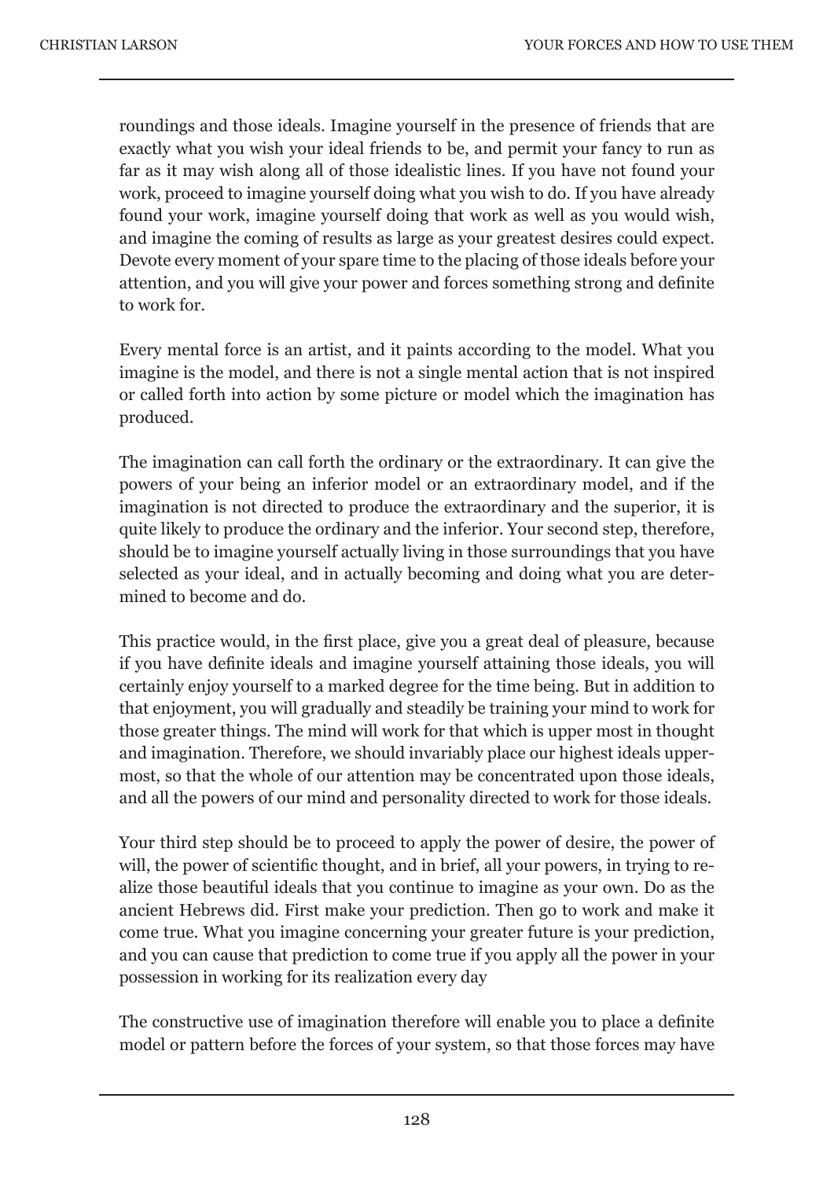roundings and those ideals. Imagine yourself in the presence of friends that are exactly what you wish your ideal friends to be, and permit your fancy to run as far as it may wish along all of those idealistic lines. If you have not found your work, proceed to imagine yourself doing what you wish to do. If you have already found your work, imagine yourself doing that work as well as you would wish, and imagine the coming of results as large as your greatest desires could expect. Devote every moment of your spare time to the placing of those ideals before your attention, and you will give your power and forces something strong and definite to work for.

Every mental force is an artist, and it paints according to the model. What you imagine is the model, and there is not a single mental action that is not inspired or called forth into action by some picture or model which the imagination has produced.

The imagination can call forth the ordinary or the extraordinary. It can give the powers of your being an inferior model or an extraordinary model, and if the imagination is not directed to produce the extraordinary and the superior, it is quite likely to produce the ordinary and the inferior. Your second step, therefore, should be to imagine yourself actually living in those surroundings that you have selected as your ideal, and in actually becoming and doing what you are determined to become and do.

This practice would, in the first place, give you a great deal of pleasure, because if you have definite ideals and imagine yourself attaining those ideals, you will certainly enjoy yourself to a marked degree for the time being. But in addition to that enjoyment, you will gradually and steadily be training your mind to work for those greater things. The mind will work for that which is upper most in thought and imagination. Therefore, we should invariably place our highest ideals uppermost, so that the whole of our attention may be concentrated upon those ideals, and all the powers of our mind and personality directed to work for those ideals.

Your third step should be to proceed to apply the power of desire, the power of will, the power of scientific thought, and in brief, all your powers, in trying to realize those beautiful ideals that you continue to imagine as your own. Do as the ancient Hebrews did. First make your prediction. Then go to work and make it come true. What you imagine concerning your greater future is your prediction, and you can cause that prediction to come true if you apply all the power in your possession in working for its realization every day

The constructive use of imagination therefore will enable you to place a definite model or pattern before the forces of your system, so that those forces may have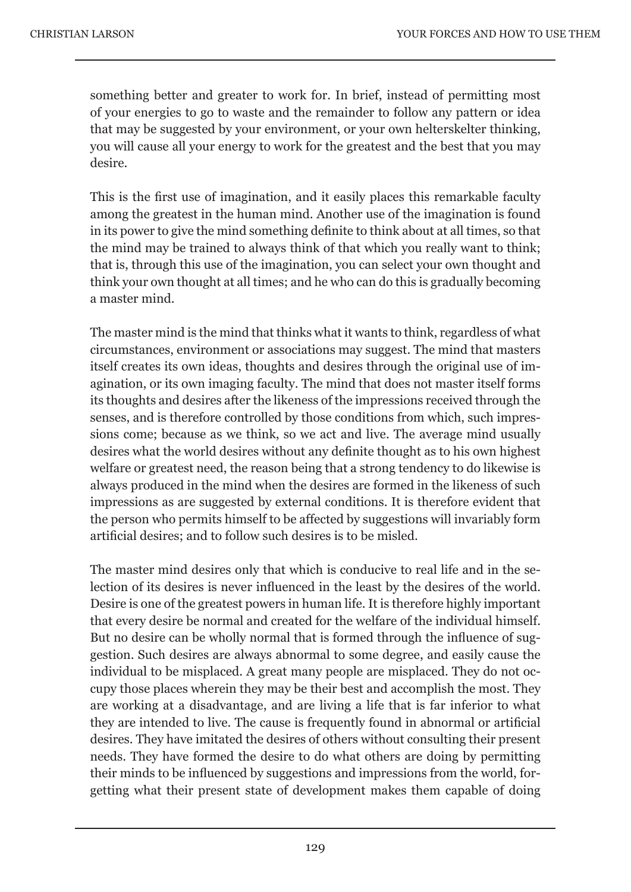something better and greater to work for. In brief, instead of permitting most of your energies to go to waste and the remainder to follow any pattern or idea that may be suggested by your environment, or your own helterskelter thinking, you will cause all your energy to work for the greatest and the best that you may desire.

This is the first use of imagination, and it easily places this remarkable faculty among the greatest in the human mind. Another use of the imagination is found in its power to give the mind something definite to think about at all times, so that the mind may be trained to always think of that which you really want to think; that is, through this use of the imagination, you can select your own thought and think your own thought at all times; and he who can do this is gradually becoming a master mind.

The master mind is the mind that thinks what it wants to think, regardless of what circumstances, environment or associations may suggest. The mind that masters itself creates its own ideas, thoughts and desires through the original use of imagination, or its own imaging faculty. The mind that does not master itself forms its thoughts and desires after the likeness of the impressions received through the senses, and is therefore controlled by those conditions from which, such impressions come; because as we think, so we act and live. The average mind usually desires what the world desires without any definite thought as to his own highest welfare or greatest need, the reason being that a strong tendency to do likewise is always produced in the mind when the desires are formed in the likeness of such impressions as are suggested by external conditions. It is therefore evident that the person who permits himself to be affected by suggestions will invariably form artificial desires; and to follow such desires is to be misled.

The master mind desires only that which is conducive to real life and in the selection of its desires is never influenced in the least by the desires of the world. Desire is one of the greatest powers in human life. It is therefore highly important that every desire be normal and created for the welfare of the individual himself. But no desire can be wholly normal that is formed through the influence of suggestion. Such desires are always abnormal to some degree, and easily cause the individual to be misplaced. A great many people are misplaced. They do not occupy those places wherein they may be their best and accomplish the most. They are working at a disadvantage, and are living a life that is far inferior to what they are intended to live. The cause is frequently found in abnormal or artificial desires. They have imitated the desires of others without consulting their present needs. They have formed the desire to do what others are doing by permitting their minds to be influenced by suggestions and impressions from the world, forgetting what their present state of development makes them capable of doing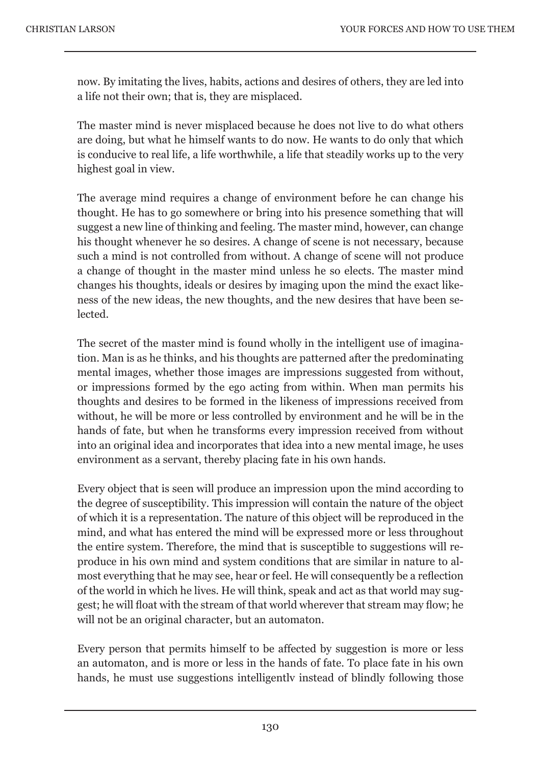now. By imitating the lives, habits, actions and desires of others, they are led into a life not their own; that is, they are misplaced.

The master mind is never misplaced because he does not live to do what others are doing, but what he himself wants to do now. He wants to do only that which is conducive to real life, a life worthwhile, a life that steadily works up to the very highest goal in view.

The average mind requires a change of environment before he can change his thought. He has to go somewhere or bring into his presence something that will suggest a new line of thinking and feeling. The master mind, however, can change his thought whenever he so desires. A change of scene is not necessary, because such a mind is not controlled from without. A change of scene will not produce a change of thought in the master mind unless he so elects. The master mind changes his thoughts, ideals or desires by imaging upon the mind the exact likeness of the new ideas, the new thoughts, and the new desires that have been selected.

The secret of the master mind is found wholly in the intelligent use of imagination. Man is as he thinks, and his thoughts are patterned after the predominating mental images, whether those images are impressions suggested from without, or impressions formed by the ego acting from within. When man permits his thoughts and desires to be formed in the likeness of impressions received from without, he will be more or less controlled by environment and he will be in the hands of fate, but when he transforms every impression received from without into an original idea and incorporates that idea into a new mental image, he uses environment as a servant, thereby placing fate in his own hands.

Every object that is seen will produce an impression upon the mind according to the degree of susceptibility. This impression will contain the nature of the object of which it is a representation. The nature of this object will be reproduced in the mind, and what has entered the mind will be expressed more or less throughout the entire system. Therefore, the mind that is susceptible to suggestions will reproduce in his own mind and system conditions that are similar in nature to almost everything that he may see, hear or feel. He will consequently be a reflection of the world in which he lives. He will think, speak and act as that world may suggest; he will float with the stream of that world wherever that stream may flow; he will not be an original character, but an automaton.

Every person that permits himself to be affected by suggestion is more or less an automaton, and is more or less in the hands of fate. To place fate in his own hands, he must use suggestions intelligentlv instead of blindly following those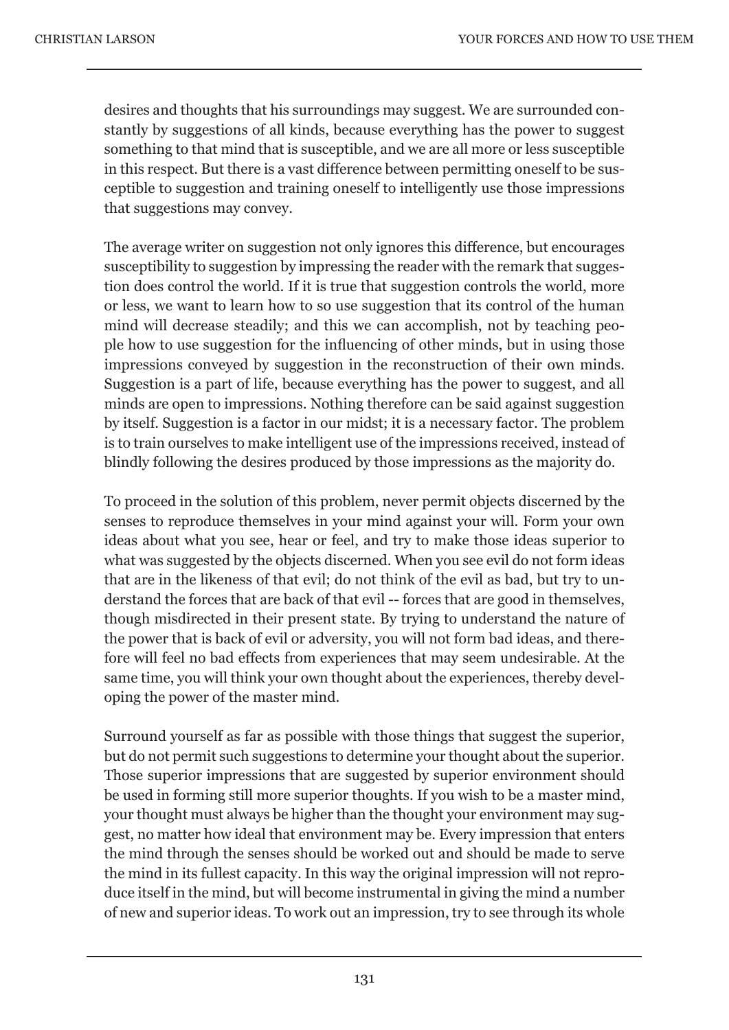desires and thoughts that his surroundings may suggest. We are surrounded constantly by suggestions of all kinds, because everything has the power to suggest something to that mind that is susceptible, and we are all more or less susceptible in this respect. But there is a vast difference between permitting oneself to be susceptible to suggestion and training oneself to intelligently use those impressions that suggestions may convey.

The average writer on suggestion not only ignores this difference, but encourages susceptibility to suggestion by impressing the reader with the remark that suggestion does control the world. If it is true that suggestion controls the world, more or less, we want to learn how to so use suggestion that its control of the human mind will decrease steadily; and this we can accomplish, not by teaching people how to use suggestion for the influencing of other minds, but in using those impressions conveyed by suggestion in the reconstruction of their own minds. Suggestion is a part of life, because everything has the power to suggest, and all minds are open to impressions. Nothing therefore can be said against suggestion by itself. Suggestion is a factor in our midst; it is a necessary factor. The problem is to train ourselves to make intelligent use of the impressions received, instead of blindly following the desires produced by those impressions as the majority do.

To proceed in the solution of this problem, never permit objects discerned by the senses to reproduce themselves in your mind against your will. Form your own ideas about what you see, hear or feel, and try to make those ideas superior to what was suggested by the objects discerned. When you see evil do not form ideas that are in the likeness of that evil; do not think of the evil as bad, but try to understand the forces that are back of that evil -- forces that are good in themselves, though misdirected in their present state. By trying to understand the nature of the power that is back of evil or adversity, you will not form bad ideas, and therefore will feel no bad effects from experiences that may seem undesirable. At the same time, you will think your own thought about the experiences, thereby developing the power of the master mind.

Surround yourself as far as possible with those things that suggest the superior, but do not permit such suggestions to determine your thought about the superior. Those superior impressions that are suggested by superior environment should be used in forming still more superior thoughts. If you wish to be a master mind, your thought must always be higher than the thought your environment may suggest, no matter how ideal that environment may be. Every impression that enters the mind through the senses should be worked out and should be made to serve the mind in its fullest capacity. In this way the original impression will not reproduce itself in the mind, but will become instrumental in giving the mind a number of new and superior ideas. To work out an impression, try to see through its whole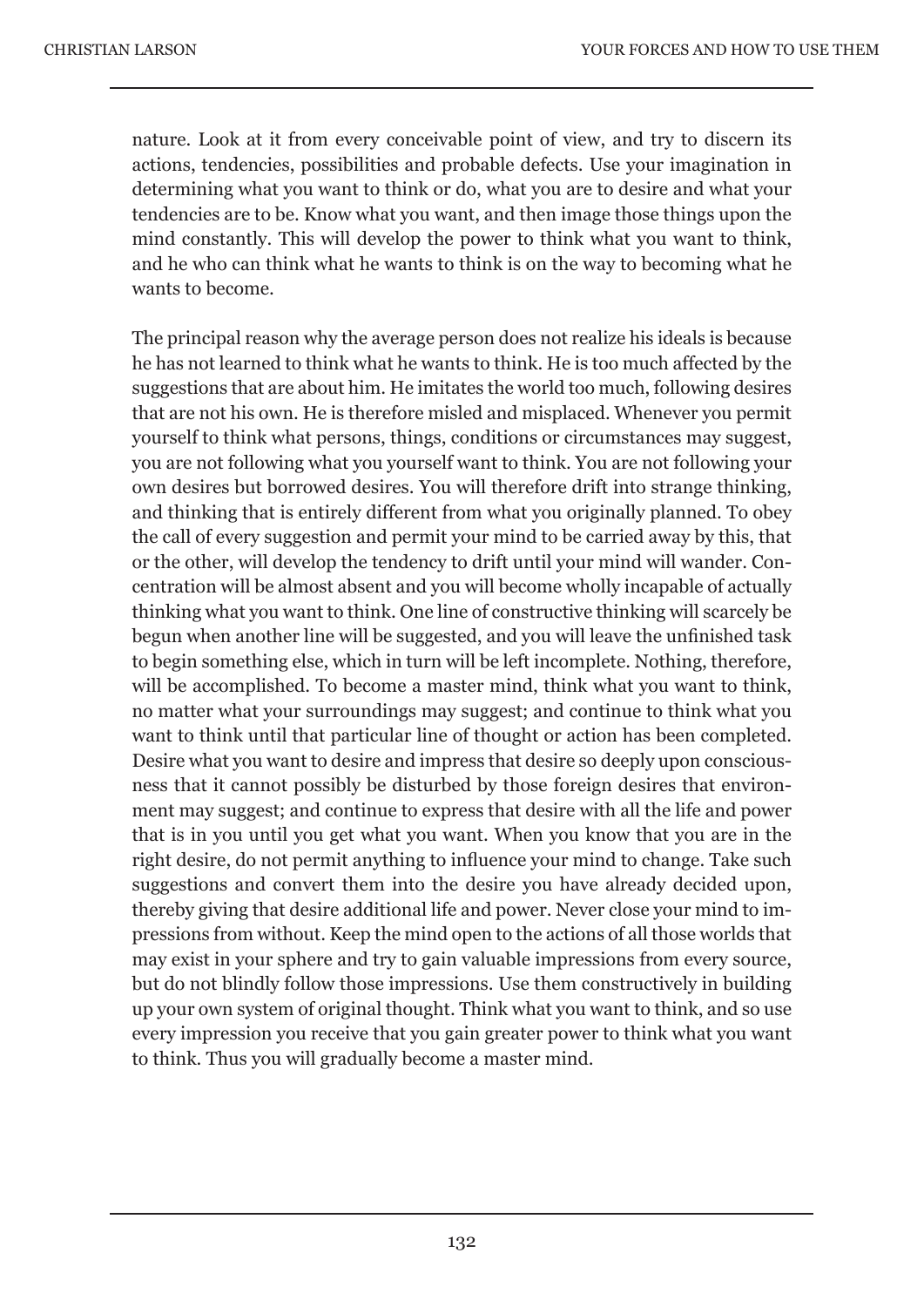nature. Look at it from every conceivable point of view, and try to discern its actions, tendencies, possibilities and probable defects. Use your imagination in determining what you want to think or do, what you are to desire and what your tendencies are to be. Know what you want, and then image those things upon the mind constantly. This will develop the power to think what you want to think, and he who can think what he wants to think is on the way to becoming what he wants to become.

The principal reason why the average person does not realize his ideals is because he has not learned to think what he wants to think. He is too much affected by the suggestions that are about him. He imitates the world too much, following desires that are not his own. He is therefore misled and misplaced. Whenever you permit yourself to think what persons, things, conditions or circumstances may suggest, you are not following what you yourself want to think. You are not following your own desires but borrowed desires. You will therefore drift into strange thinking, and thinking that is entirely different from what you originally planned. To obey the call of every suggestion and permit your mind to be carried away by this, that or the other, will develop the tendency to drift until your mind will wander. Concentration will be almost absent and you will become wholly incapable of actually thinking what you want to think. One line of constructive thinking will scarcely be begun when another line will be suggested, and you will leave the unfinished task to begin something else, which in turn will be left incomplete. Nothing, therefore, will be accomplished. To become a master mind, think what you want to think, no matter what your surroundings may suggest; and continue to think what you want to think until that particular line of thought or action has been completed. Desire what you want to desire and impress that desire so deeply upon consciousness that it cannot possibly be disturbed by those foreign desires that environment may suggest; and continue to express that desire with all the life and power that is in you until you get what you want. When you know that you are in the right desire, do not permit anything to influence your mind to change. Take such suggestions and convert them into the desire you have already decided upon, thereby giving that desire additional life and power. Never close your mind to impressions from without. Keep the mind open to the actions of all those worlds that may exist in your sphere and try to gain valuable impressions from every source, but do not blindly follow those impressions. Use them constructively in building up your own system of original thought. Think what you want to think, and so use every impression you receive that you gain greater power to think what you want to think. Thus you will gradually become a master mind.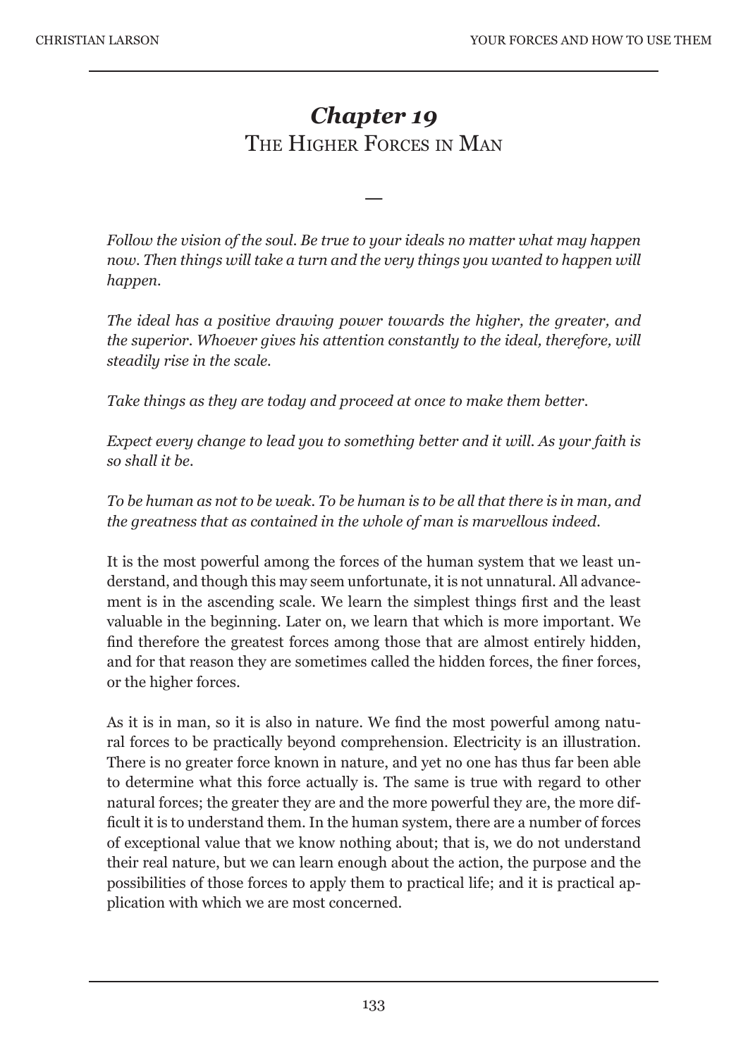# *Chapter 19*
## The Higher Forces in Man

—

*Follow the vision of the soul. Be true to your ideals no matter what may happen now. Then things will take a turn and the very things you wanted to happen will happen.*

*The ideal has a positive drawing power towards the higher, the greater, and the superior. Whoever gives his attention constantly to the ideal, therefore, will steadily rise in the scale.*

*Take things as they are today and proceed at once to make them better.*

*Expect every change to lead you to something better and it will. As your faith is so shall it be.*

*To be human as not to be weak. To be human is to be all that there is in man, and the greatness that as contained in the whole of man is marvellous indeed.*

It is the most powerful among the forces of the human system that we least understand, and though this may seem unfortunate, it is not unnatural. All advancement is in the ascending scale. We learn the simplest things first and the least valuable in the beginning. Later on, we learn that which is more important. We find therefore the greatest forces among those that are almost entirely hidden, and for that reason they are sometimes called the hidden forces, the finer forces, or the higher forces.

As it is in man, so it is also in nature. We find the most powerful among natural forces to be practically beyond comprehension. Electricity is an illustration. There is no greater force known in nature, and yet no one has thus far been able to determine what this force actually is. The same is true with regard to other natural forces; the greater they are and the more powerful they are, the more difficult it is to understand them. In the human system, there are a number of forces of exceptional value that we know nothing about; that is, we do not understand their real nature, but we can learn enough about the action, the purpose and the possibilities of those forces to apply them to practical life; and it is practical application with which we are most concerned.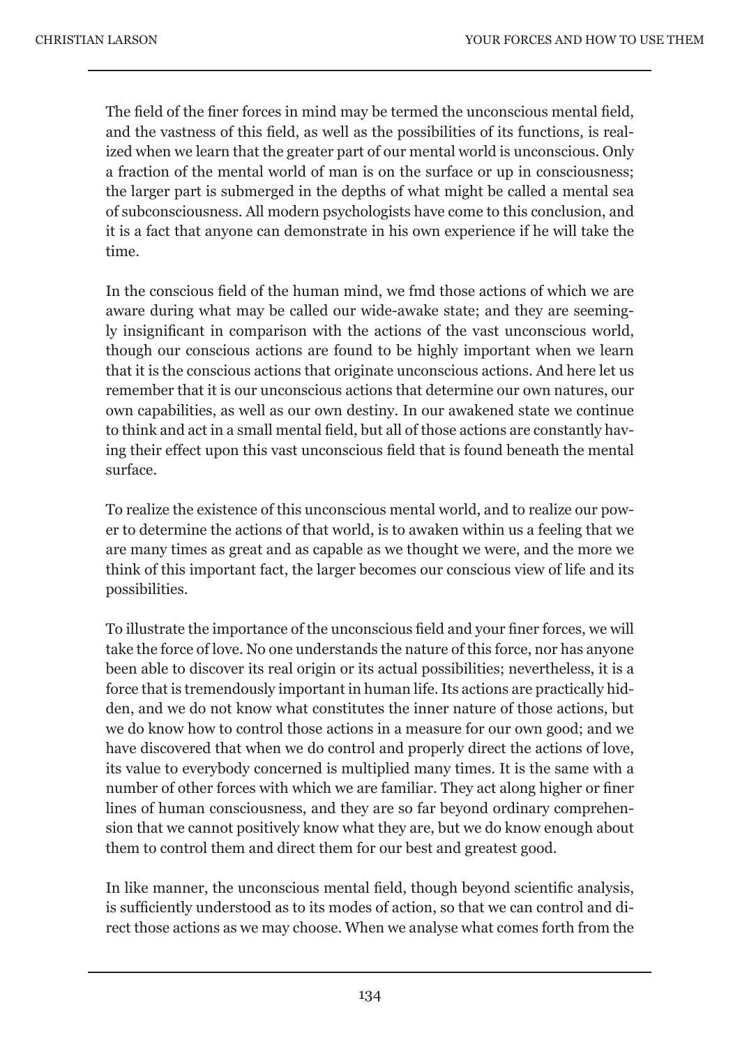The field of the finer forces in mind may be termed the unconscious mental field, and the vastness of this field, as well as the possibilities of its functions, is realized when we learn that the greater part of our mental world is unconscious. Only a fraction of the mental world of man is on the surface or up in consciousness; the larger part is submerged in the depths of what might be called a mental sea of subconsciousness. All modern psychologists have come to this conclusion, and it is a fact that anyone can demonstrate in his own experience if he will take the time.

In the conscious field of the human mind, we fmd those actions of which we are aware during what may be called our wide-awake state; and they are seemingly insignificant in comparison with the actions of the vast unconscious world, though our conscious actions are found to be highly important when we learn that it is the conscious actions that originate unconscious actions. And here let us remember that it is our unconscious actions that determine our own natures, our own capabilities, as well as our own destiny. In our awakened state we continue to think and act in a small mental field, but all of those actions are constantly having their effect upon this vast unconscious field that is found beneath the mental surface.

To realize the existence of this unconscious mental world, and to realize our power to determine the actions of that world, is to awaken within us a feeling that we are many times as great and as capable as we thought we were, and the more we think of this important fact, the larger becomes our conscious view of life and its possibilities.

To illustrate the importance of the unconscious field and your finer forces, we will take the force of love. No one understands the nature of this force, nor has anyone been able to discover its real origin or its actual possibilities; nevertheless, it is a force that is tremendously important in human life. Its actions are practically hidden, and we do not know what constitutes the inner nature of those actions, but we do know how to control those actions in a measure for our own good; and we have discovered that when we do control and properly direct the actions of love, its value to everybody concerned is multiplied many times. It is the same with a number of other forces with which we are familiar. They act along higher or finer lines of human consciousness, and they are so far beyond ordinary comprehension that we cannot positively know what they are, but we do know enough about them to control them and direct them for our best and greatest good.

In like manner, the unconscious mental field, though beyond scientific analysis, is sufficiently understood as to its modes of action, so that we can control and direct those actions as we may choose. When we analyse what comes forth from the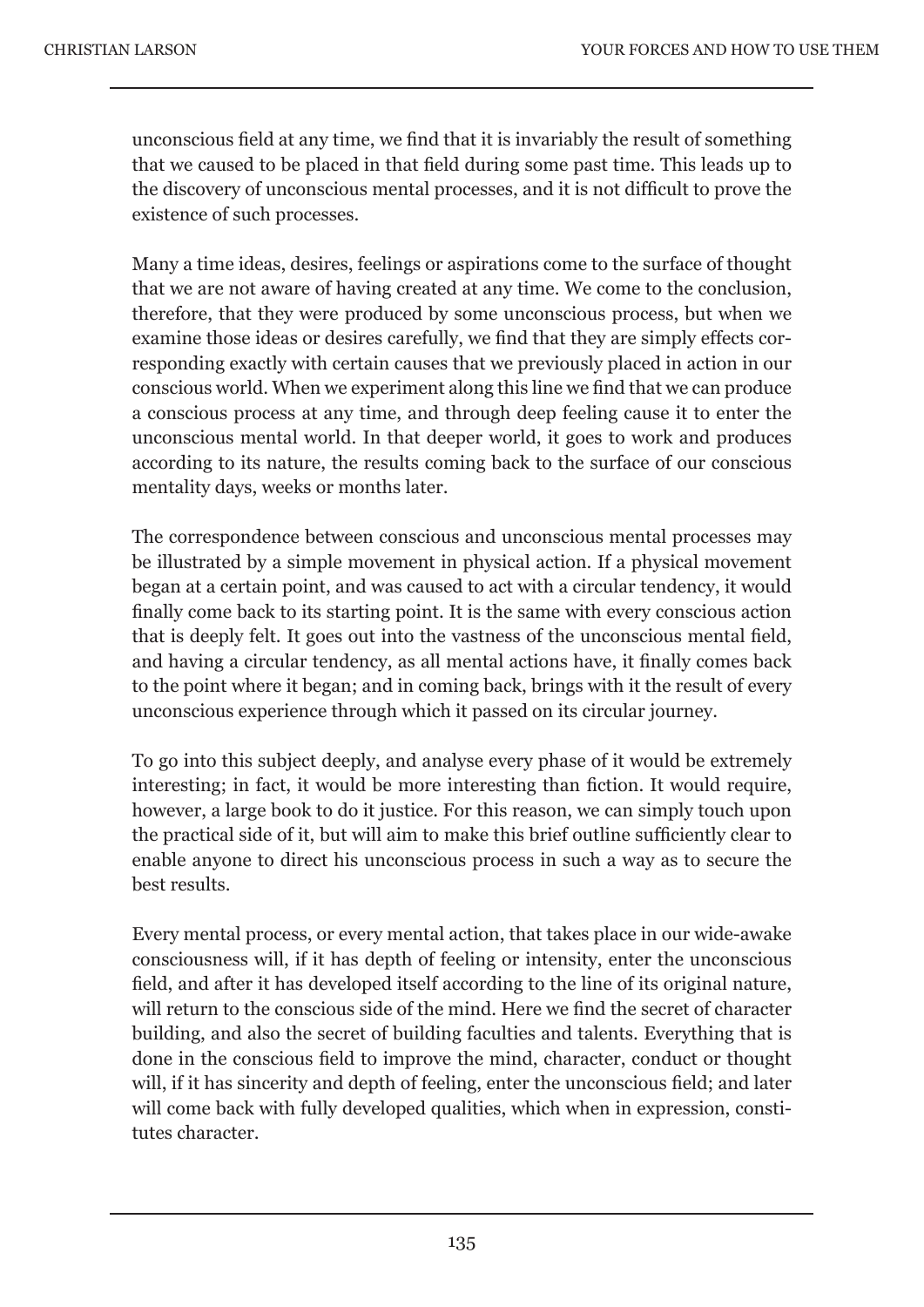unconscious field at any time, we find that it is invariably the result of something that we caused to be placed in that field during some past time. This leads up to the discovery of unconscious mental processes, and it is not difficult to prove the existence of such processes.

Many a time ideas, desires, feelings or aspirations come to the surface of thought that we are not aware of having created at any time. We come to the conclusion, therefore, that they were produced by some unconscious process, but when we examine those ideas or desires carefully, we find that they are simply effects corresponding exactly with certain causes that we previously placed in action in our conscious world. When we experiment along this line we find that we can produce a conscious process at any time, and through deep feeling cause it to enter the unconscious mental world. In that deeper world, it goes to work and produces according to its nature, the results coming back to the surface of our conscious mentality days, weeks or months later.

The correspondence between conscious and unconscious mental processes may be illustrated by a simple movement in physical action. If a physical movement began at a certain point, and was caused to act with a circular tendency, it would finally come back to its starting point. It is the same with every conscious action that is deeply felt. It goes out into the vastness of the unconscious mental field, and having a circular tendency, as all mental actions have, it finally comes back to the point where it began; and in coming back, brings with it the result of every unconscious experience through which it passed on its circular journey.

To go into this subject deeply, and analyse every phase of it would be extremely interesting; in fact, it would be more interesting than fiction. It would require, however, a large book to do it justice. For this reason, we can simply touch upon the practical side of it, but will aim to make this brief outline sufficiently clear to enable anyone to direct his unconscious process in such a way as to secure the best results.

Every mental process, or every mental action, that takes place in our wide-awake consciousness will, if it has depth of feeling or intensity, enter the unconscious field, and after it has developed itself according to the line of its original nature, will return to the conscious side of the mind. Here we find the secret of character building, and also the secret of building faculties and talents. Everything that is done in the conscious field to improve the mind, character, conduct or thought will, if it has sincerity and depth of feeling, enter the unconscious field; and later will come back with fully developed qualities, which when in expression, constitutes character.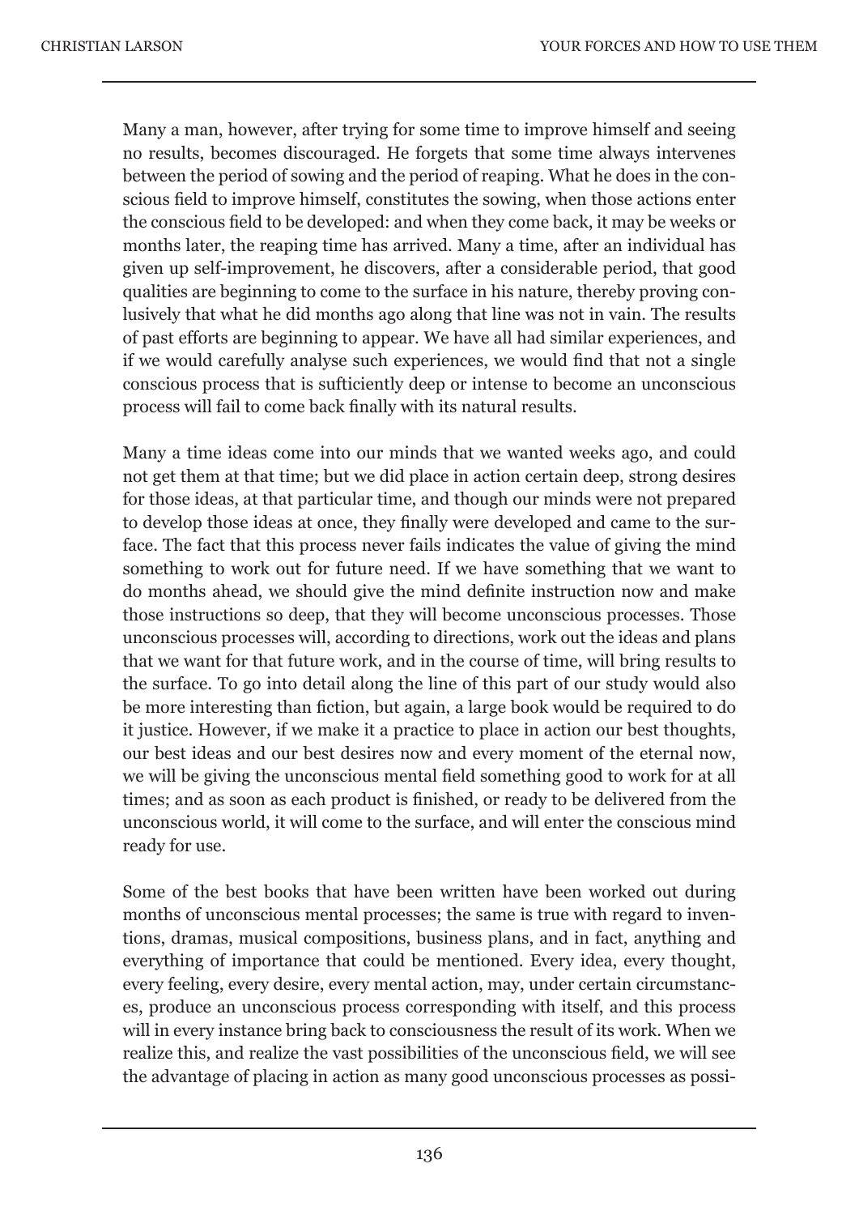Many a man, however, after trying for some time to improve himself and seeing no results, becomes discouraged. He forgets that some time always intervenes between the period of sowing and the period of reaping. What he does in the conscious field to improve himself, constitutes the sowing, when those actions enter the conscious field to be developed: and when they come back, it may be weeks or months later, the reaping time has arrived. Many a time, after an individual has given up self-improvement, he discovers, after a considerable period, that good qualities are beginning to come to the surface in his nature, thereby proving conlusively that what he did months ago along that line was not in vain. The results of past efforts are beginning to appear. We have all had similar experiences, and if we would carefully analyse such experiences, we would find that not a single conscious process that is sufticiently deep or intense to become an unconscious process will fail to come back finally with its natural results.

Many a time ideas come into our minds that we wanted weeks ago, and could not get them at that time; but we did place in action certain deep, strong desires for those ideas, at that particular time, and though our minds were not prepared to develop those ideas at once, they finally were developed and came to the surface. The fact that this process never fails indicates the value of giving the mind something to work out for future need. If we have something that we want to do months ahead, we should give the mind definite instruction now and make those instructions so deep, that they will become unconscious processes. Those unconscious processes will, according to directions, work out the ideas and plans that we want for that future work, and in the course of time, will bring results to the surface. To go into detail along the line of this part of our study would also be more interesting than fiction, but again, a large book would be required to do it justice. However, if we make it a practice to place in action our best thoughts, our best ideas and our best desires now and every moment of the eternal now, we will be giving the unconscious mental field something good to work for at all times; and as soon as each product is finished, or ready to be delivered from the unconscious world, it will come to the surface, and will enter the conscious mind ready for use.

Some of the best books that have been written have been worked out during months of unconscious mental processes; the same is true with regard to inventions, dramas, musical compositions, business plans, and in fact, anything and everything of importance that could be mentioned. Every idea, every thought, every feeling, every desire, every mental action, may, under certain circumstances, produce an unconscious process corresponding with itself, and this process will in every instance bring back to consciousness the result of its work. When we realize this, and realize the vast possibilities of the unconscious field, we will see the advantage of placing in action as many good unconscious processes as possi-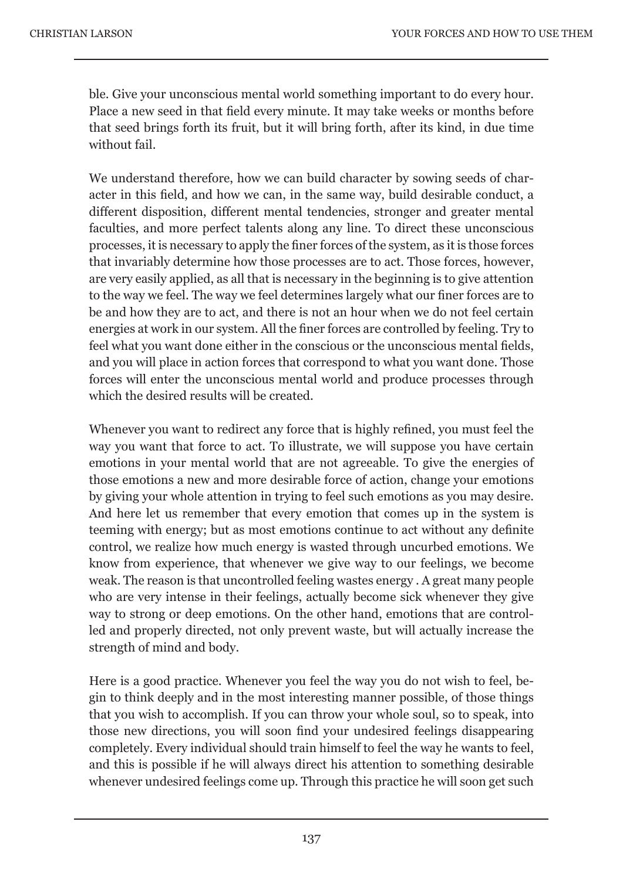ble. Give your unconscious mental world something important to do every hour. Place a new seed in that field every minute. It may take weeks or months before that seed brings forth its fruit, but it will bring forth, after its kind, in due time without fail.

We understand therefore, how we can build character by sowing seeds of character in this field, and how we can, in the same way, build desirable conduct, a different disposition, different mental tendencies, stronger and greater mental faculties, and more perfect talents along any line. To direct these unconscious processes, it is necessary to apply the finer forces of the system, as it is those forces that invariably determine how those processes are to act. Those forces, however, are very easily applied, as all that is necessary in the beginning is to give attention to the way we feel. The way we feel determines largely what our finer forces are to be and how they are to act, and there is not an hour when we do not feel certain energies at work in our system. All the finer forces are controlled by feeling. Try to feel what you want done either in the conscious or the unconscious mental fields, and you will place in action forces that correspond to what you want done. Those forces will enter the unconscious mental world and produce processes through which the desired results will be created.

Whenever you want to redirect any force that is highly refined, you must feel the way you want that force to act. To illustrate, we will suppose you have certain emotions in your mental world that are not agreeable. To give the energies of those emotions a new and more desirable force of action, change your emotions by giving your whole attention in trying to feel such emotions as you may desire. And here let us remember that every emotion that comes up in the system is teeming with energy; but as most emotions continue to act without any definite control, we realize how much energy is wasted through uncurbed emotions. We know from experience, that whenever we give way to our feelings, we become weak. The reason is that uncontrolled feeling wastes energy . A great many people who are very intense in their feelings, actually become sick whenever they give way to strong or deep emotions. On the other hand, emotions that are controlled and properly directed, not only prevent waste, but will actually increase the strength of mind and body.

Here is a good practice. Whenever you feel the way you do not wish to feel, begin to think deeply and in the most interesting manner possible, of those things that you wish to accomplish. If you can throw your whole soul, so to speak, into those new directions, you will soon find your undesired feelings disappearing completely. Every individual should train himself to feel the way he wants to feel, and this is possible if he will always direct his attention to something desirable whenever undesired feelings come up. Through this practice he will soon get such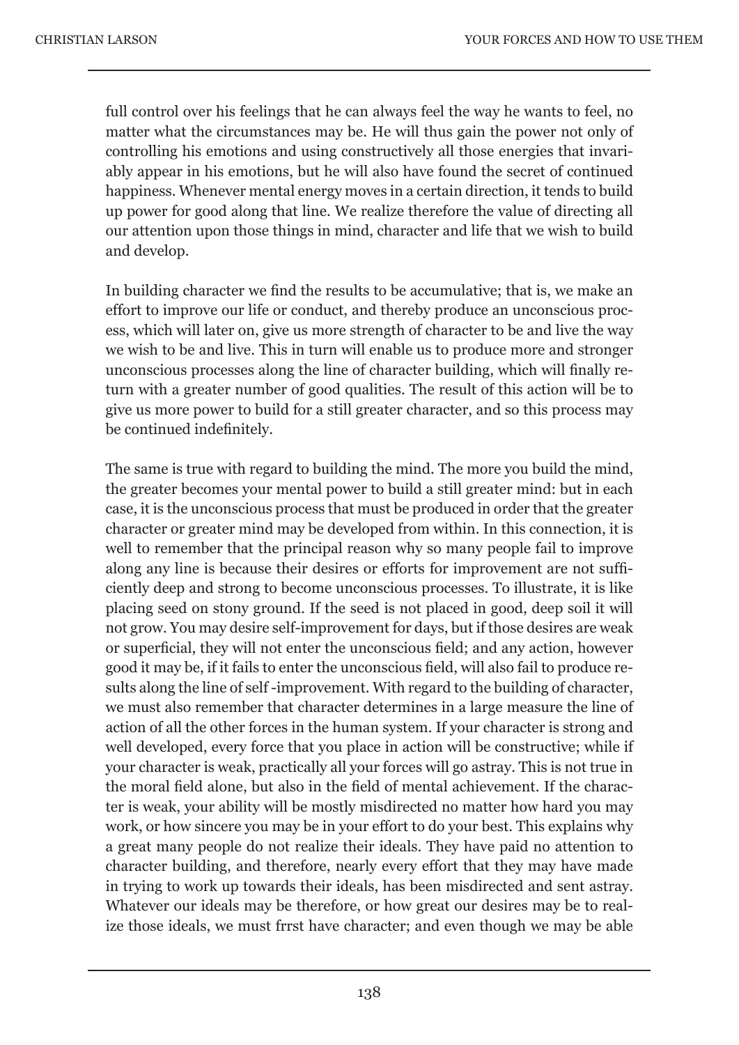full control over his feelings that he can always feel the way he wants to feel, no matter what the circumstances may be. He will thus gain the power not only of controlling his emotions and using constructively all those energies that invariably appear in his emotions, but he will also have found the secret of continued happiness. Whenever mental energy moves in a certain direction, it tends to build up power for good along that line. We realize therefore the value of directing all our attention upon those things in mind, character and life that we wish to build and develop.

In building character we find the results to be accumulative; that is, we make an effort to improve our life or conduct, and thereby produce an unconscious process, which will later on, give us more strength of character to be and live the way we wish to be and live. This in turn will enable us to produce more and stronger unconscious processes along the line of character building, which will finally return with a greater number of good qualities. The result of this action will be to give us more power to build for a still greater character, and so this process may be continued indefinitely.

The same is true with regard to building the mind. The more you build the mind, the greater becomes your mental power to build a still greater mind: but in each case, it is the unconscious process that must be produced in order that the greater character or greater mind may be developed from within. In this connection, it is well to remember that the principal reason why so many people fail to improve along any line is because their desires or efforts for improvement are not sufficiently deep and strong to become unconscious processes. To illustrate, it is like placing seed on stony ground. If the seed is not placed in good, deep soil it will not grow. You may desire self-improvement for days, but if those desires are weak or superficial, they will not enter the unconscious field; and any action, however good it may be, if it fails to enter the unconscious field, will also fail to produce results along the line of self -improvement. With regard to the building of character, we must also remember that character determines in a large measure the line of action of all the other forces in the human system. If your character is strong and well developed, every force that you place in action will be constructive; while if your character is weak, practically all your forces will go astray. This is not true in the moral field alone, but also in the field of mental achievement. If the character is weak, your ability will be mostly misdirected no matter how hard you may work, or how sincere you may be in your effort to do your best. This explains why a great many people do not realize their ideals. They have paid no attention to character building, and therefore, nearly every effort that they may have made in trying to work up towards their ideals, has been misdirected and sent astray. Whatever our ideals may be therefore, or how great our desires may be to realize those ideals, we must frrst have character; and even though we may be able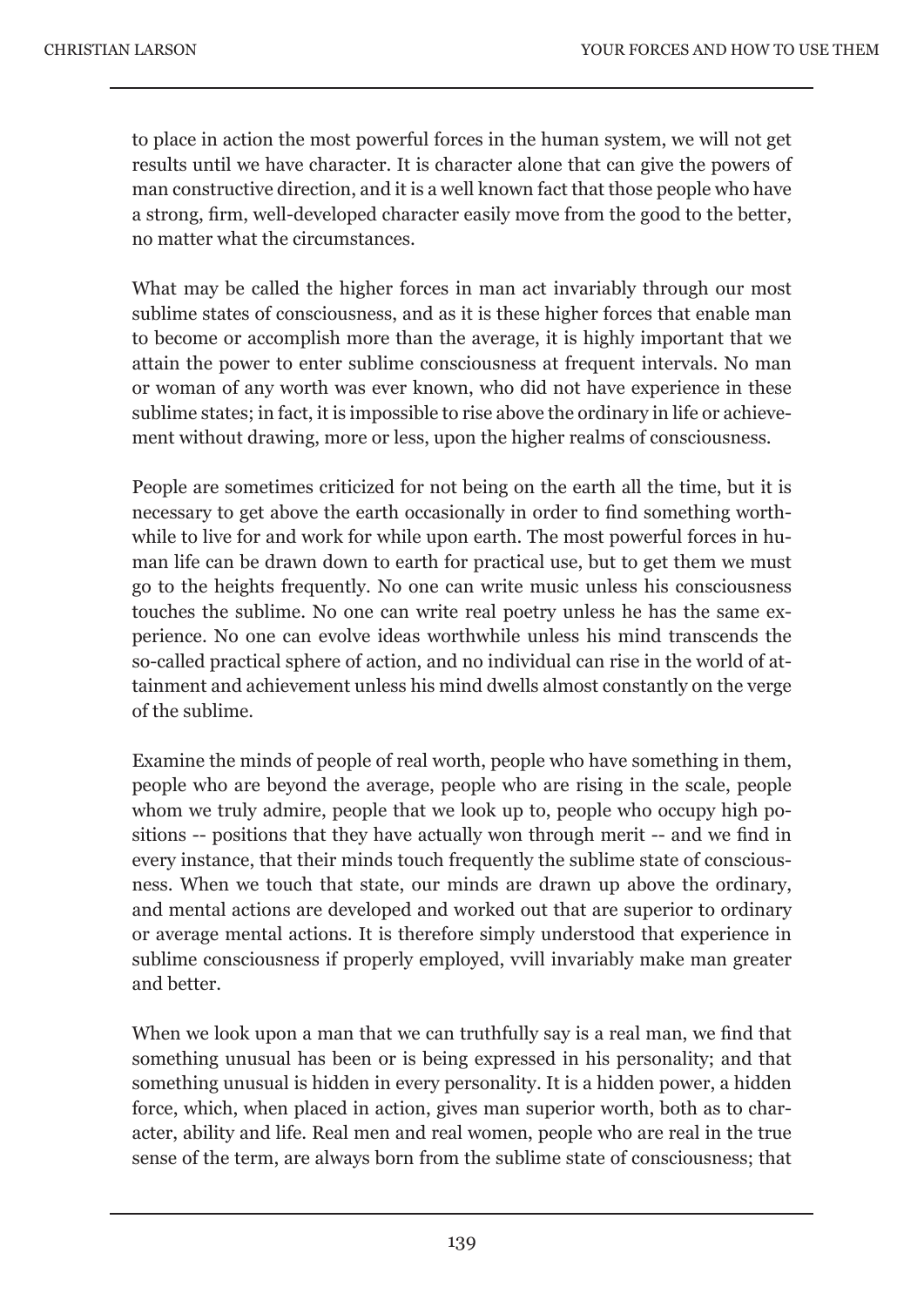to place in action the most powerful forces in the human system, we will not get results until we have character. It is character alone that can give the powers of man constructive direction, and it is a well known fact that those people who have a strong, firm, well-developed character easily move from the good to the better, no matter what the circumstances.

What may be called the higher forces in man act invariably through our most sublime states of consciousness, and as it is these higher forces that enable man to become or accomplish more than the average, it is highly important that we attain the power to enter sublime consciousness at frequent intervals. No man or woman of any worth was ever known, who did not have experience in these sublime states; in fact, it is impossible to rise above the ordinary in life or achievement without drawing, more or less, upon the higher realms of consciousness.

People are sometimes criticized for not being on the earth all the time, but it is necessary to get above the earth occasionally in order to find something worthwhile to live for and work for while upon earth. The most powerful forces in human life can be drawn down to earth for practical use, but to get them we must go to the heights frequently. No one can write music unless his consciousness touches the sublime. No one can write real poetry unless he has the same experience. No one can evolve ideas worthwhile unless his mind transcends the so-called practical sphere of action, and no individual can rise in the world of attainment and achievement unless his mind dwells almost constantly on the verge of the sublime.

Examine the minds of people of real worth, people who have something in them, people who are beyond the average, people who are rising in the scale, people whom we truly admire, people that we look up to, people who occupy high positions -- positions that they have actually won through merit -- and we find in every instance, that their minds touch frequently the sublime state of consciousness. When we touch that state, our minds are drawn up above the ordinary, and mental actions are developed and worked out that are superior to ordinary or average mental actions. It is therefore simply understood that experience in sublime consciousness if properly employed, vvill invariably make man greater and better.

When we look upon a man that we can truthfully say is a real man, we find that something unusual has been or is being expressed in his personality; and that something unusual is hidden in every personality. It is a hidden power, a hidden force, which, when placed in action, gives man superior worth, both as to character, ability and life. Real men and real women, people who are real in the true sense of the term, are always born from the sublime state of consciousness; that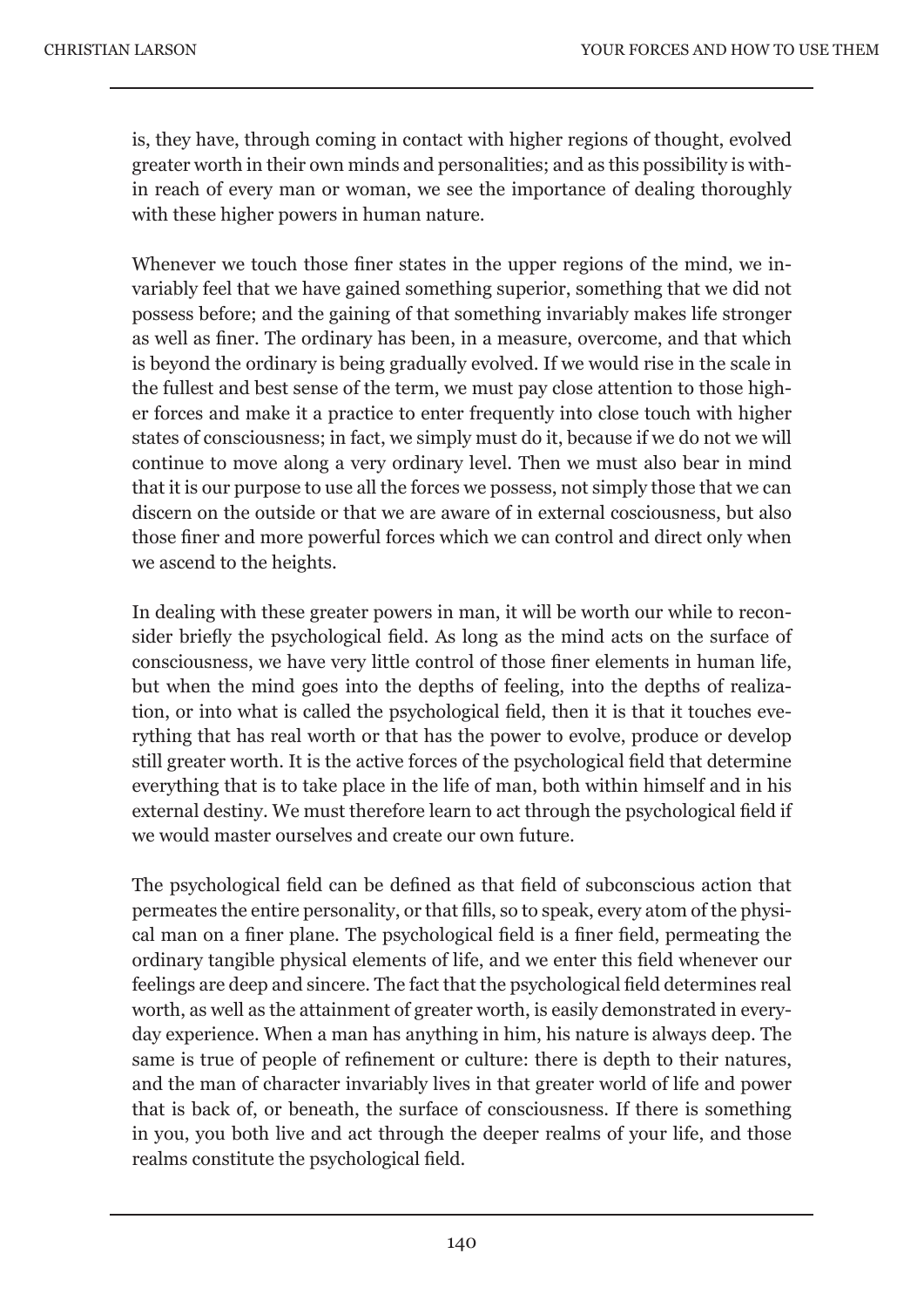is, they have, through coming in contact with higher regions of thought, evolved greater worth in their own minds and personalities; and as this possibility is within reach of every man or woman, we see the importance of dealing thoroughly with these higher powers in human nature.

Whenever we touch those finer states in the upper regions of the mind, we invariably feel that we have gained something superior, something that we did not possess before; and the gaining of that something invariably makes life stronger as well as finer. The ordinary has been, in a measure, overcome, and that which is beyond the ordinary is being gradually evolved. If we would rise in the scale in the fullest and best sense of the term, we must pay close attention to those higher forces and make it a practice to enter frequently into close touch with higher states of consciousness; in fact, we simply must do it, because if we do not we will continue to move along a very ordinary level. Then we must also bear in mind that it is our purpose to use all the forces we possess, not simply those that we can discern on the outside or that we are aware of in external cosciousness, but also those finer and more powerful forces which we can control and direct only when we ascend to the heights.

In dealing with these greater powers in man, it will be worth our while to reconsider briefly the psychological field. As long as the mind acts on the surface of consciousness, we have very little control of those finer elements in human life, but when the mind goes into the depths of feeling, into the depths of realization, or into what is called the psychological field, then it is that it touches everything that has real worth or that has the power to evolve, produce or develop still greater worth. It is the active forces of the psychological field that determine everything that is to take place in the life of man, both within himself and in his external destiny. We must therefore learn to act through the psychological field if we would master ourselves and create our own future.

The psychological field can be defined as that field of subconscious action that permeates the entire personality, or that fills, so to speak, every atom of the physical man on a finer plane. The psychological field is a finer field, permeating the ordinary tangible physical elements of life, and we enter this field whenever our feelings are deep and sincere. The fact that the psychological field determines real worth, as well as the attainment of greater worth, is easily demonstrated in everyday experience. When a man has anything in him, his nature is always deep. The same is true of people of refinement or culture: there is depth to their natures, and the man of character invariably lives in that greater world of life and power that is back of, or beneath, the surface of consciousness. If there is something in you, you both live and act through the deeper realms of your life, and those realms constitute the psychological field.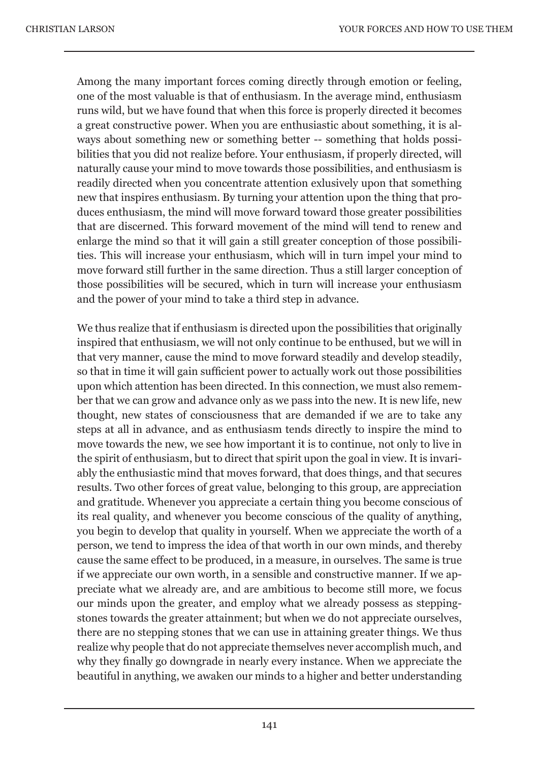Among the many important forces coming directly through emotion or feeling, one of the most valuable is that of enthusiasm. In the average mind, enthusiasm runs wild, but we have found that when this force is properly directed it becomes a great constructive power. When you are enthusiastic about something, it is always about something new or something better -- something that holds possibilities that you did not realize before. Your enthusiasm, if properly directed, will naturally cause your mind to move towards those possibilities, and enthusiasm is readily directed when you concentrate attention exlusively upon that something new that inspires enthusiasm. By turning your attention upon the thing that produces enthusiasm, the mind will move forward toward those greater possibilities that are discerned. This forward movement of the mind will tend to renew and enlarge the mind so that it will gain a still greater conception of those possibilities. This will increase your enthusiasm, which will in turn impel your mind to move forward still further in the same direction. Thus a still larger conception of those possibilities will be secured, which in turn will increase your enthusiasm and the power of your mind to take a third step in advance.

We thus realize that if enthusiasm is directed upon the possibilities that originally inspired that enthusiasm, we will not only continue to be enthused, but we will in that very manner, cause the mind to move forward steadily and develop steadily, so that in time it will gain sufficient power to actually work out those possibilities upon which attention has been directed. In this connection, we must also remember that we can grow and advance only as we pass into the new. It is new life, new thought, new states of consciousness that are demanded if we are to take any steps at all in advance, and as enthusiasm tends directly to inspire the mind to move towards the new, we see how important it is to continue, not only to live in the spirit of enthusiasm, but to direct that spirit upon the goal in view. It is invariably the enthusiastic mind that moves forward, that does things, and that secures results. Two other forces of great value, belonging to this group, are appreciation and gratitude. Whenever you appreciate a certain thing you become conscious of its real quality, and whenever you become conscious of the quality of anything, you begin to develop that quality in yourself. When we appreciate the worth of a person, we tend to impress the idea of that worth in our own minds, and thereby cause the same effect to be produced, in a measure, in ourselves. The same is true if we appreciate our own worth, in a sensible and constructive manner. If we appreciate what we already are, and are ambitious to become still more, we focus our minds upon the greater, and employ what we already possess as stepping-stones towards the greater attainment; but when we do not appreciate ourselves, there are no stepping stones that we can use in attaining greater things. We thus realize why people that do not appreciate themselves never accomplish much, and why they finally go downgrade in nearly every instance. When we appreciate the beautiful in anything, we awaken our minds to a higher and better understanding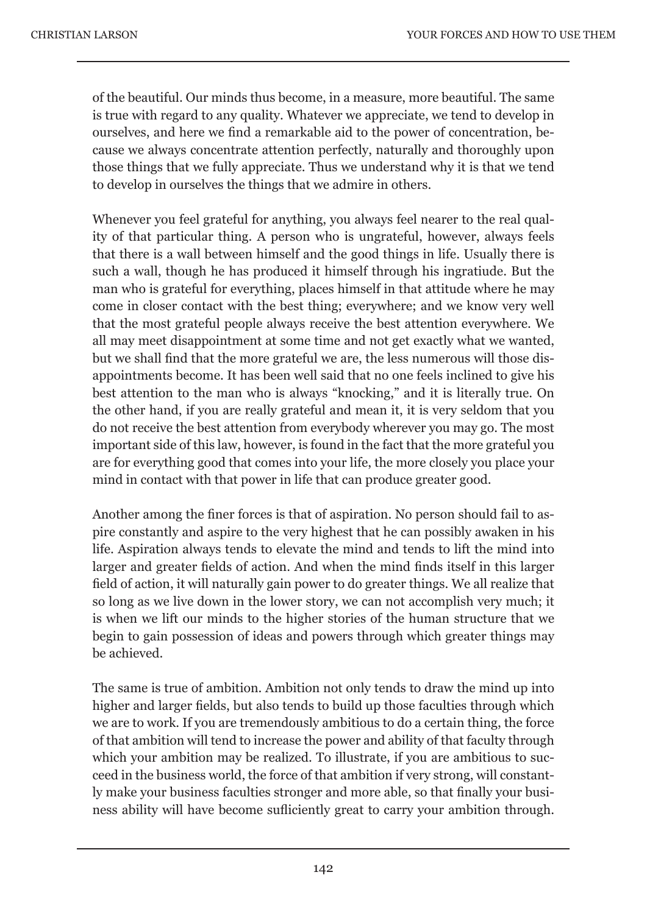of the beautiful. Our minds thus become, in a measure, more beautiful. The same is true with regard to any quality. Whatever we appreciate, we tend to develop in ourselves, and here we find a remarkable aid to the power of concentration, because we always concentrate attention perfectly, naturally and thoroughly upon those things that we fully appreciate. Thus we understand why it is that we tend to develop in ourselves the things that we admire in others.

Whenever you feel grateful for anything, you always feel nearer to the real quality of that particular thing. A person who is ungrateful, however, always feels that there is a wall between himself and the good things in life. Usually there is such a wall, though he has produced it himself through his ingratiude. But the man who is grateful for everything, places himself in that attitude where he may come in closer contact with the best thing; everywhere; and we know very well that the most grateful people always receive the best attention everywhere. We all may meet disappointment at some time and not get exactly what we wanted, but we shall find that the more grateful we are, the less numerous will those disappointments become. It has been well said that no one feels inclined to give his best attention to the man who is always "knocking," and it is literally true. On the other hand, if you are really grateful and mean it, it is very seldom that you do not receive the best attention from everybody wherever you may go. The most important side of this law, however, is found in the fact that the more grateful you are for everything good that comes into your life, the more closely you place your mind in contact with that power in life that can produce greater good.

Another among the finer forces is that of aspiration. No person should fail to aspire constantly and aspire to the very highest that he can possibly awaken in his life. Aspiration always tends to elevate the mind and tends to lift the mind into larger and greater fields of action. And when the mind finds itself in this larger field of action, it will naturally gain power to do greater things. We all realize that so long as we live down in the lower story, we can not accomplish very much; it is when we lift our minds to the higher stories of the human structure that we begin to gain possession of ideas and powers through which greater things may be achieved.

The same is true of ambition. Ambition not only tends to draw the mind up into higher and larger fields, but also tends to build up those faculties through which we are to work. If you are tremendously ambitious to do a certain thing, the force of that ambition will tend to increase the power and ability of that faculty through which your ambition may be realized. To illustrate, if you are ambitious to succeed in the business world, the force of that ambition if very strong, will constantly make your business faculties stronger and more able, so that finally your business ability will have become suficiently great to carry your ambition through.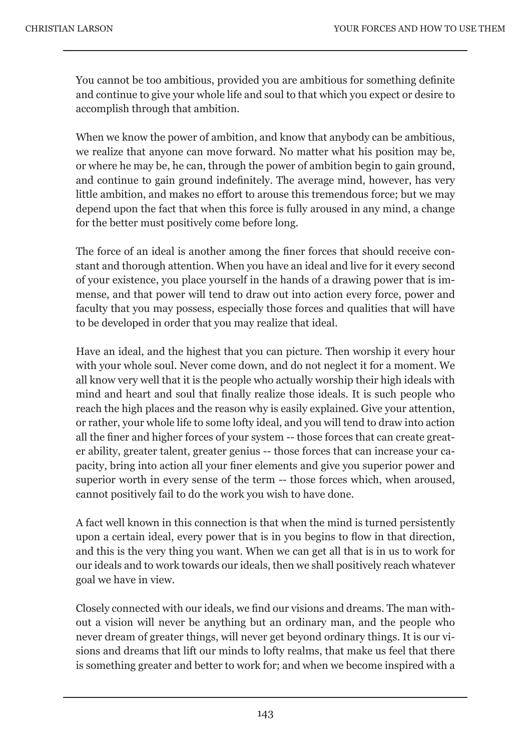You cannot be too ambitious, provided you are ambitious for something definite and continue to give your whole life and soul to that which you expect or desire to accomplish through that ambition.

When we know the power of ambition, and know that anybody can be ambitious, we realize that anyone can move forward. No matter what his position may be, or where he may be, he can, through the power of ambition begin to gain ground, and continue to gain ground indefinitely. The average mind, however, has very little ambition, and makes no effort to arouse this tremendous force; but we may depend upon the fact that when this force is fully aroused in any mind, a change for the better must positively come before long.

The force of an ideal is another among the finer forces that should receive constant and thorough attention. When you have an ideal and live for it every second of your existence, you place yourself in the hands of a drawing power that is immense, and that power will tend to draw out into action every force, power and faculty that you may possess, especially those forces and qualities that will have to be developed in order that you may realize that ideal.

Have an ideal, and the highest that you can picture. Then worship it every hour with your whole soul. Never come down, and do not neglect it for a moment. We all know very well that it is the people who actually worship their high ideals with mind and heart and soul that finally realize those ideals. It is such people who reach the high places and the reason why is easily explained. Give your attention, or rather, your whole life to some lofty ideal, and you will tend to draw into action all the finer and higher forces of your system -- those forces that can create greater ability, greater talent, greater genius -- those forces that can increase your capacity, bring into action all your finer elements and give you superior power and superior worth in every sense of the term -- those forces which, when aroused, cannot positively fail to do the work you wish to have done.

A fact well known in this connection is that when the mind is turned persistently upon a certain ideal, every power that is in you begins to flow in that direction, and this is the very thing you want. When we can get all that is in us to work for our ideals and to work towards our ideals, then we shall positively reach whatever goal we have in view.

Closely connected with our ideals, we find our visions and dreams. The man without a vision will never be anything but an ordinary man, and the people who never dream of greater things, will never get beyond ordinary things. It is our visions and dreams that lift our minds to lofty realms, that make us feel that there is something greater and better to work for; and when we become inspired with a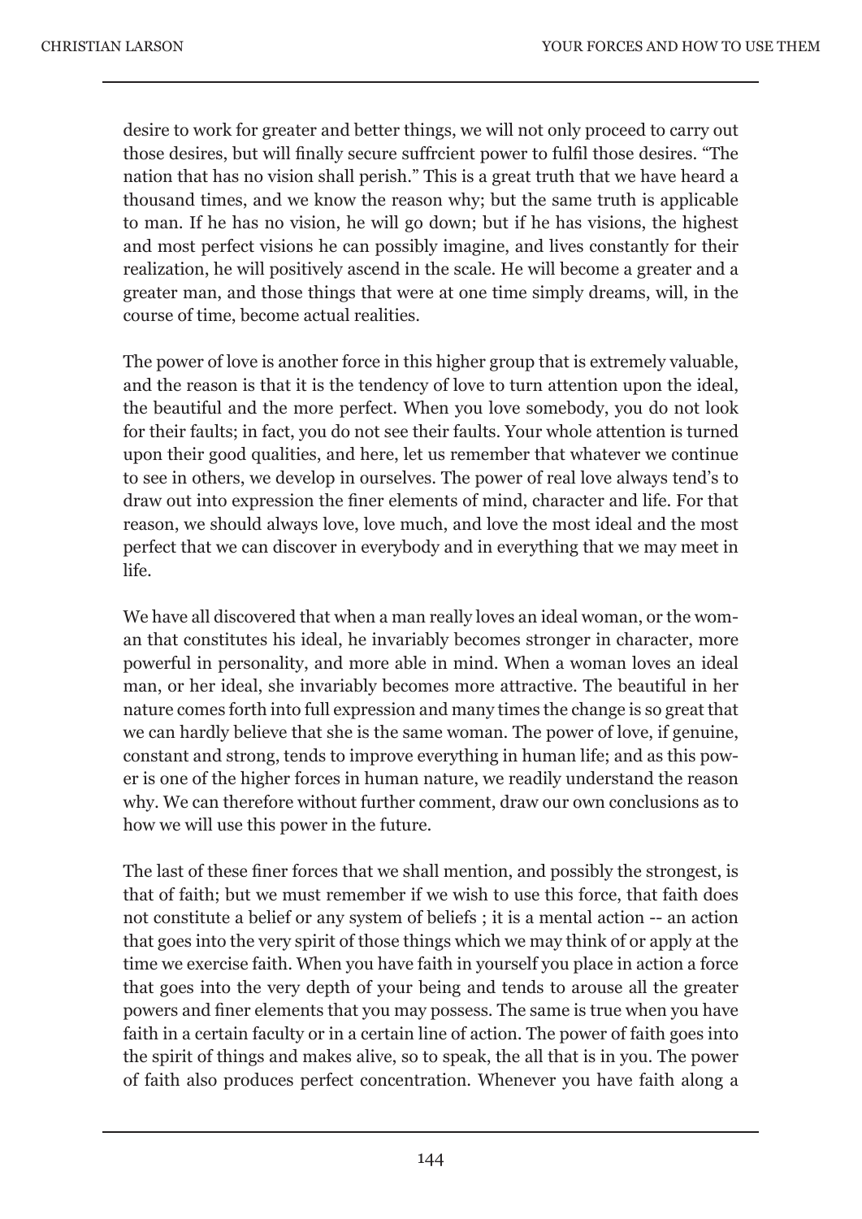desire to work for greater and better things, we will not only proceed to carry out those desires, but will finally secure suffrcient power to fulfil those desires. “The nation that has no vision shall perish.” This is a great truth that we have heard a thousand times, and we know the reason why; but the same truth is applicable to man. If he has no vision, he will go down; but if he has visions, the highest and most perfect visions he can possibly imagine, and lives constantly for their realization, he will positively ascend in the scale. He will become a greater and a greater man, and those things that were at one time simply dreams, will, in the course of time, become actual realities.

The power of love is another force in this higher group that is extremely valuable, and the reason is that it is the tendency of love to turn attention upon the ideal, the beautiful and the more perfect. When you love somebody, you do not look for their faults; in fact, you do not see their faults. Your whole attention is turned upon their good qualities, and here, let us remember that whatever we continue to see in others, we develop in ourselves. The power of real love always tend’s to draw out into expression the finer elements of mind, character and life. For that reason, we should always love, love much, and love the most ideal and the most perfect that we can discover in everybody and in everything that we may meet in life.

We have all discovered that when a man really loves an ideal woman, or the woman that constitutes his ideal, he invariably becomes stronger in character, more powerful in personality, and more able in mind. When a woman loves an ideal man, or her ideal, she invariably becomes more attractive. The beautiful in her nature comes forth into full expression and many times the change is so great that we can hardly believe that she is the same woman. The power of love, if genuine, constant and strong, tends to improve everything in human life; and as this power is one of the higher forces in human nature, we readily understand the reason why. We can therefore without further comment, draw our own conclusions as to how we will use this power in the future.

The last of these finer forces that we shall mention, and possibly the strongest, is that of faith; but we must remember if we wish to use this force, that faith does not constitute a belief or any system of beliefs ; it is a mental action -- an action that goes into the very spirit of those things which we may think of or apply at the time we exercise faith. When you have faith in yourself you place in action a force that goes into the very depth of your being and tends to arouse all the greater powers and finer elements that you may possess. The same is true when you have faith in a certain faculty or in a certain line of action. The power of faith goes into the spirit of things and makes alive, so to speak, the all that is in you. The power of faith also produces perfect concentration. Whenever you have faith along a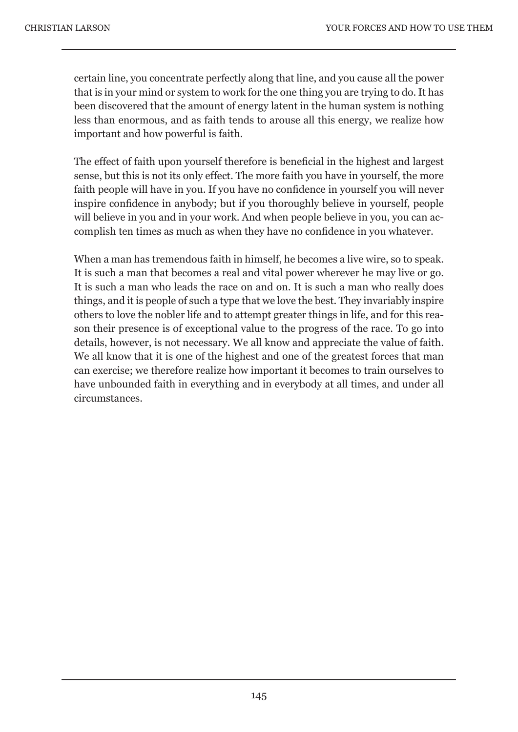certain line, you concentrate perfectly along that line, and you cause all the power that is in your mind or system to work for the one thing you are trying to do. It has been discovered that the amount of energy latent in the human system is nothing less than enormous, and as faith tends to arouse all this energy, we realize how important and how powerful is faith.

The effect of faith upon yourself therefore is beneficial in the highest and largest sense, but this is not its only effect. The more faith you have in yourself, the more faith people will have in you. If you have no confidence in yourself you will never inspire confidence in anybody; but if you thoroughly believe in yourself, people will believe in you and in your work. And when people believe in you, you can accomplish ten times as much as when they have no confidence in you whatever.

When a man has tremendous faith in himself, he becomes a live wire, so to speak. It is such a man that becomes a real and vital power wherever he may live or go. It is such a man who leads the race on and on. It is such a man who really does things, and it is people of such a type that we love the best. They invariably inspire others to love the nobler life and to attempt greater things in life, and for this reason their presence is of exceptional value to the progress of the race. To go into details, however, is not necessary. We all know and appreciate the value of faith. We all know that it is one of the highest and one of the greatest forces that man can exercise; we therefore realize how important it becomes to train ourselves to have unbounded faith in everything and in everybody at all times, and under all circumstances.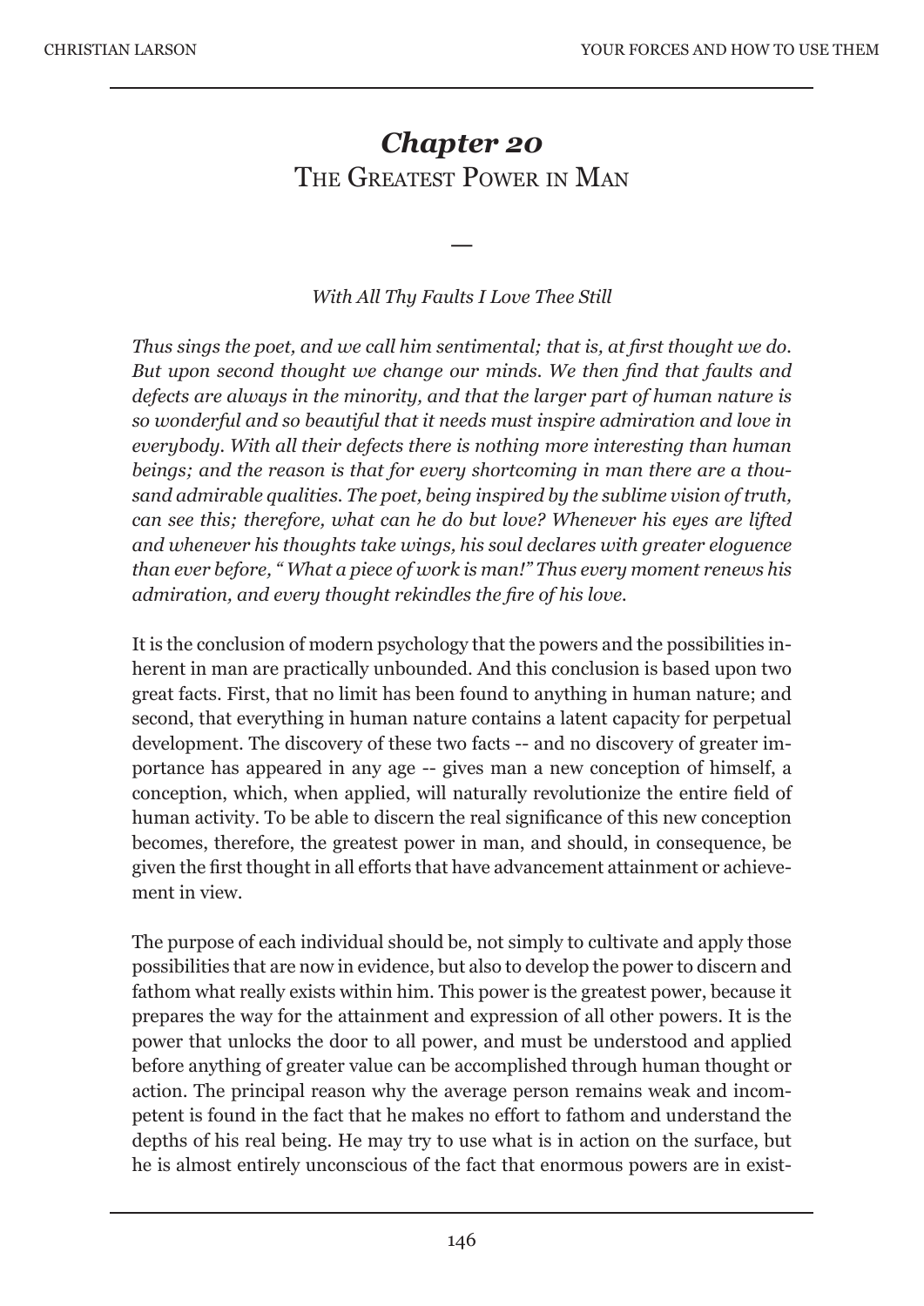# *Chapter 20*
## The Greatest Power in Man

—

*With All Thy Faults I Love Thee Still*

*Thus sings the poet, and we call him sentimental; that is, at first thought we do. But upon second thought we change our minds. We then find that faults and defects are always in the minority, and that the larger part of human nature is so wonderful and so beautiful that it needs must inspire admiration and love in everybody. With all their defects there is nothing more interesting than human beings; and the reason is that for every shortcoming in man there are a thousand admirable qualities. The poet, being inspired by the sublime vision of truth, can see this; therefore, what can he do but love? Whenever his eyes are lifted and whenever his thoughts take wings, his soul declares with greater eloquence than ever before, " What a piece of work is man!" Thus every moment renews his admiration, and every thought rekindles the fire of his love.*

It is the conclusion of modern psychology that the powers and the possibilities inherent in man are practically unbounded. And this conclusion is based upon two great facts. First, that no limit has been found to anything in human nature; and second, that everything in human nature contains a latent capacity for perpetual development. The discovery of these two facts -- and no discovery of greater importance has appeared in any age -- gives man a new conception of himself, a conception, which, when applied, will naturally revolutionize the entire field of human activity. To be able to discern the real significance of this new conception becomes, therefore, the greatest power in man, and should, in consequence, be given the first thought in all efforts that have advancement attainment or achievement in view.

The purpose of each individual should be, not simply to cultivate and apply those possibilities that are now in evidence, but also to develop the power to discern and fathom what really exists within him. This power is the greatest power, because it prepares the way for the attainment and expression of all other powers. It is the power that unlocks the door to all power, and must be understood and applied before anything of greater value can be accomplished through human thought or action. The principal reason why the average person remains weak and incompetent is found in the fact that he makes no effort to fathom and understand the depths of his real being. He may try to use what is in action on the surface, but he is almost entirely unconscious of the fact that enormous powers are in exist-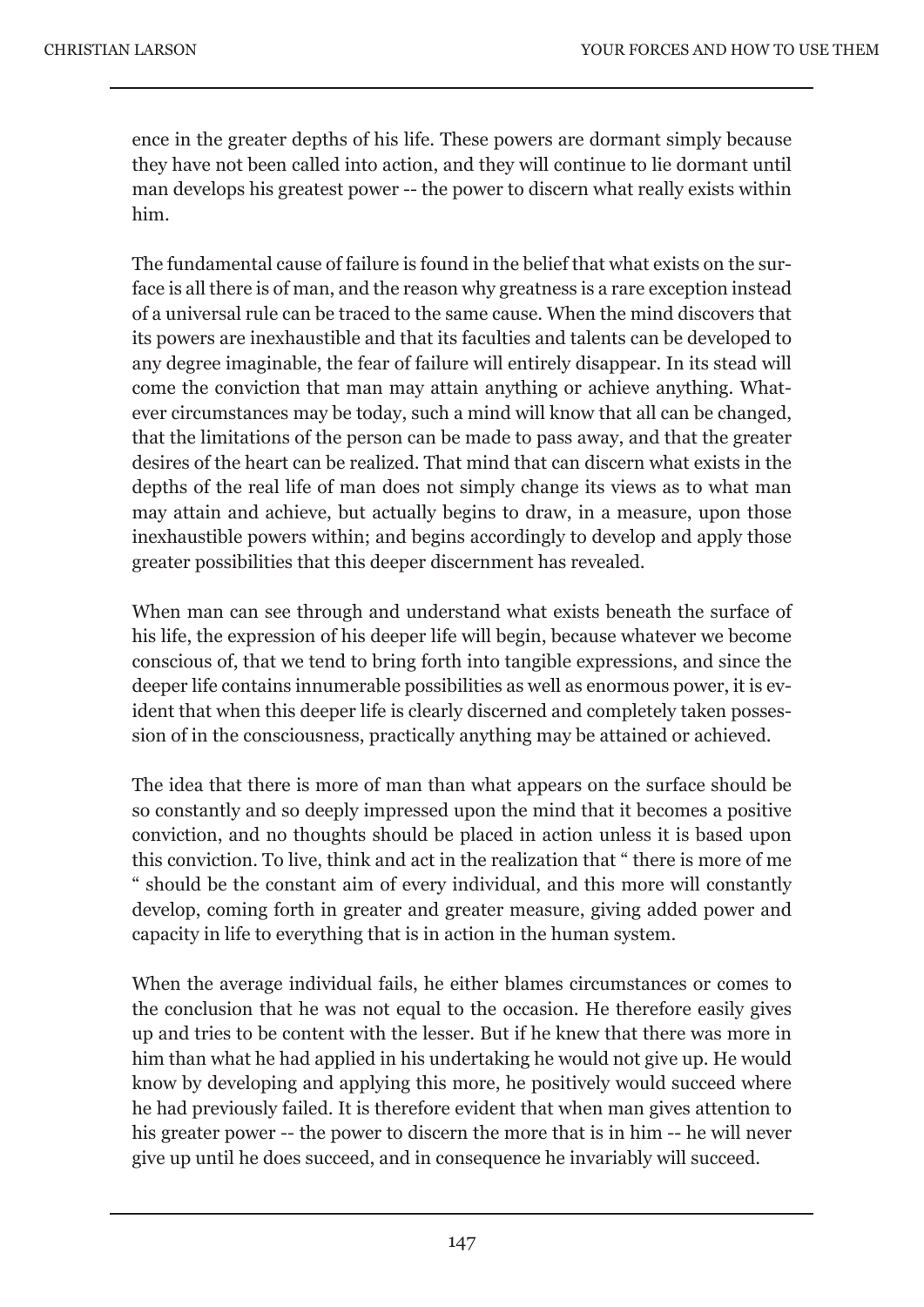ence in the greater depths of his life. These powers are dormant simply because they have not been called into action, and they will continue to lie dormant until man develops his greatest power -- the power to discern what really exists within him.

The fundamental cause of failure is found in the belief that what exists on the surface is all there is of man, and the reason why greatness is a rare exception instead of a universal rule can be traced to the same cause. When the mind discovers that its powers are inexhaustible and that its faculties and talents can be developed to any degree imaginable, the fear of failure will entirely disappear. In its stead will come the conviction that man may attain anything or achieve anything. Whatever circumstances may be today, such a mind will know that all can be changed, that the limitations of the person can be made to pass away, and that the greater desires of the heart can be realized. That mind that can discern what exists in the depths of the real life of man does not simply change its views as to what man may attain and achieve, but actually begins to draw, in a measure, upon those inexhaustible powers within; and begins accordingly to develop and apply those greater possibilities that this deeper discernment has revealed.

When man can see through and understand what exists beneath the surface of his life, the expression of his deeper life will begin, because whatever we become conscious of, that we tend to bring forth into tangible expressions, and since the deeper life contains innumerable possibilities as well as enormous power, it is evident that when this deeper life is clearly discerned and completely taken possession of in the consciousness, practically anything may be attained or achieved.

The idea that there is more of man than what appears on the surface should be so constantly and so deeply impressed upon the mind that it becomes a positive conviction, and no thoughts should be placed in action unless it is based upon this conviction. To live, think and act in the realization that " there is more of me " should be the constant aim of every individual, and this more will constantly develop, coming forth in greater and greater measure, giving added power and capacity in life to everything that is in action in the human system.

When the average individual fails, he either blames circumstances or comes to the conclusion that he was not equal to the occasion. He therefore easily gives up and tries to be content with the lesser. But if he knew that there was more in him than what he had applied in his undertaking he would not give up. He would know by developing and applying this more, he positively would succeed where he had previously failed. It is therefore evident that when man gives attention to his greater power -- the power to discern the more that is in him -- he will never give up until he does succeed, and in consequence he invariably will succeed.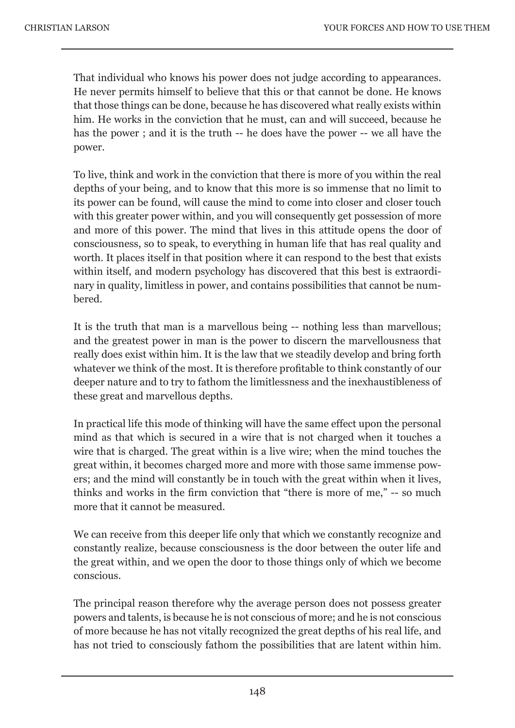That individual who knows his power does not judge according to appearances. He never permits himself to believe that this or that cannot be done. He knows that those things can be done, because he has discovered what really exists within him. He works in the conviction that he must, can and will succeed, because he has the power ; and it is the truth -- he does have the power -- we all have the power.

To live, think and work in the conviction that there is more of you within the real depths of your being, and to know that this more is so immense that no limit to its power can be found, will cause the mind to come into closer and closer touch with this greater power within, and you will consequently get possession of more and more of this power. The mind that lives in this attitude opens the door of consciousness, so to speak, to everything in human life that has real quality and worth. It places itself in that position where it can respond to the best that exists within itself, and modern psychology has discovered that this best is extraordinary in quality, limitless in power, and contains possibilities that cannot be numbered.

It is the truth that man is a marvellous being -- nothing less than marvellous; and the greatest power in man is the power to discern the marvellousness that really does exist within him. It is the law that we steadily develop and bring forth whatever we think of the most. It is therefore profitable to think constantly of our deeper nature and to try to fathom the limitlessness and the inexhaustibleness of these great and marvellous depths.

In practical life this mode of thinking will have the same effect upon the personal mind as that which is secured in a wire that is not charged when it touches a wire that is charged. The great within is a live wire; when the mind touches the great within, it becomes charged more and more with those same immense powers; and the mind will constantly be in touch with the great within when it lives, thinks and works in the firm conviction that "there is more of me," -- so much more that it cannot be measured.

We can receive from this deeper life only that which we constantly recognize and constantly realize, because consciousness is the door between the outer life and the great within, and we open the door to those things only of which we become conscious.

The principal reason therefore why the average person does not possess greater powers and talents, is because he is not conscious of more; and he is not conscious of more because he has not vitally recognized the great depths of his real life, and has not tried to consciously fathom the possibilities that are latent within him.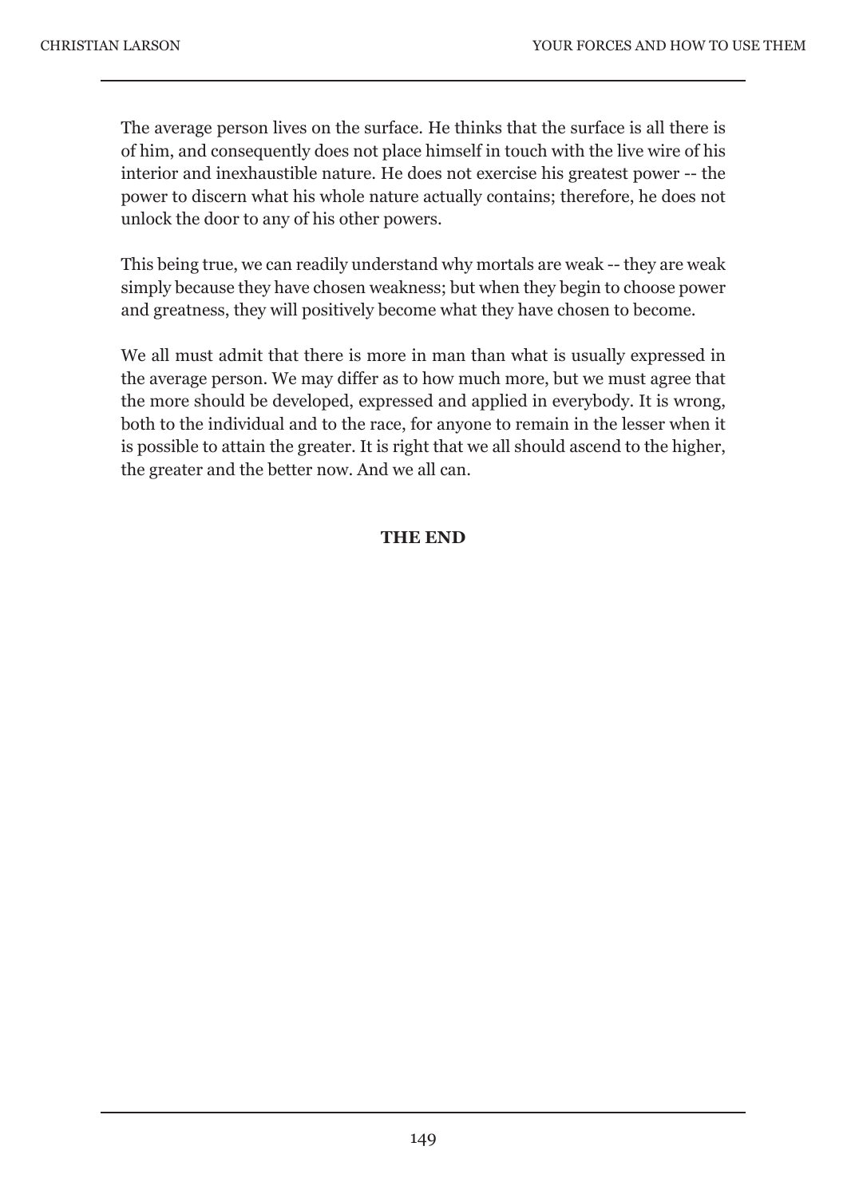The average person lives on the surface. He thinks that the surface is all there is of him, and consequently does not place himself in touch with the live wire of his interior and inexhaustible nature. He does not exercise his greatest power -- the power to discern what his whole nature actually contains; therefore, he does not unlock the door to any of his other powers.

This being true, we can readily understand why mortals are weak -- they are weak simply because they have chosen weakness; but when they begin to choose power and greatness, they will positively become what they have chosen to become.

We all must admit that there is more in man than what is usually expressed in the average person. We may differ as to how much more, but we must agree that the more should be developed, expressed and applied in everybody. It is wrong, both to the individual and to the race, for anyone to remain in the lesser when it is possible to attain the greater. It is right that we all should ascend to the higher, the greater and the better now. And we all can.

**THE END**